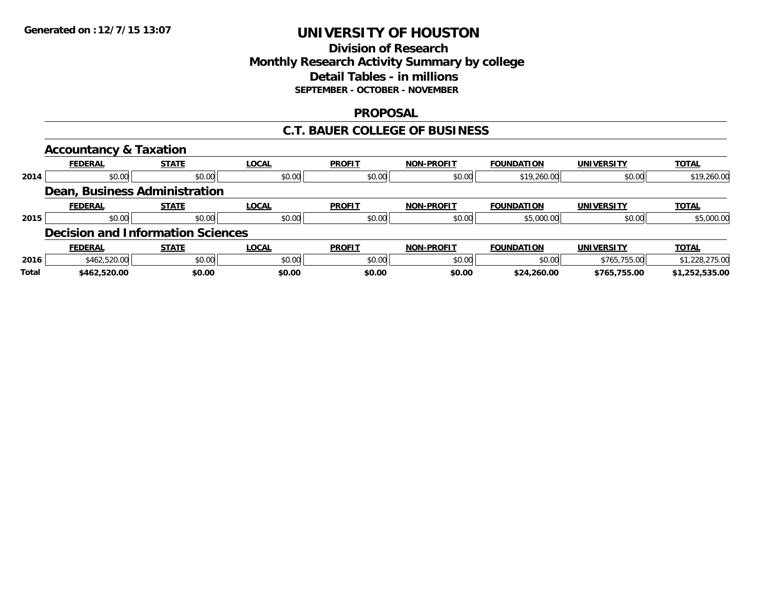Generated on :12/7/15 13:07

# UNIVERSITY OF HOUSTON

## Division of Research
## Monthly Research Activity Summary by college
## Detail Tables - in millions
### SEPTEMBER - OCTOBER - NOVEMBER

## PROPOSAL

## C.T. BAUER COLLEGE OF BUSINESS

### Accountancy & Taxation

| | FEDERAL | STATE | LOCAL | PROFIT | NON-PROFIT | FOUNDATION | UNIVERSITY | TOTAL |
|---|---|---|---|---|---|---|---|---|
| 2014 | $0.00 | $0.00 | $0.00 | $0.00 | $0.00 | $19,260.00 | $0.00 | $19,260.00 |

### Dean, Business Administration

| | FEDERAL | STATE | LOCAL | PROFIT | NON-PROFIT | FOUNDATION | UNIVERSITY | TOTAL |
|---|---|---|---|---|---|---|---|---|
| 2015 | $0.00 | $0.00 | $0.00 | $0.00 | $0.00 | $5,000.00 | $0.00 | $5,000.00 |

### Decision and Information Sciences

| | FEDERAL | STATE | LOCAL | PROFIT | NON-PROFIT | FOUNDATION | UNIVERSITY | TOTAL |
|---|---|---|---|---|---|---|---|---|
| 2016 | $462,520.00 | $0.00 | $0.00 | $0.00 | $0.00 | $0.00 | $765,755.00 | $1,228,275.00 |
| **Total** | **$462,520.00** | **$0.00** | **$0.00** | **$0.00** | **$0.00** | **$24,260.00** | **$765,755.00** | **$1,252,535.00** |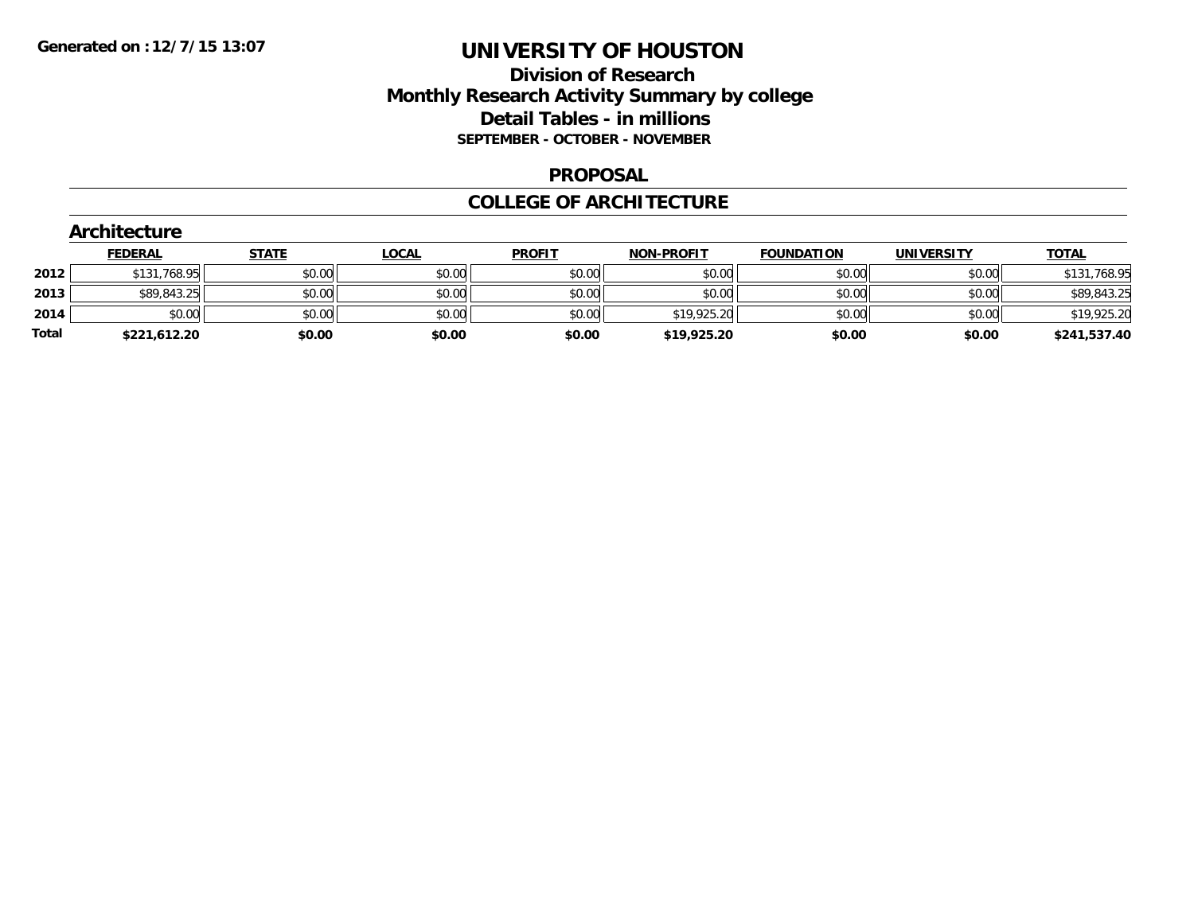Generated on :12/7/15 13:07

# UNIVERSITY OF HOUSTON

## Division of Research
## Monthly Research Activity Summary by college
## Detail Tables - in millions
### SEPTEMBER - OCTOBER - NOVEMBER

### PROPOSAL

### COLLEGE OF ARCHITECTURE

#### Architecture

| | FEDERAL | STATE | LOCAL | PROFIT | NON-PROFIT | FOUNDATION | UNIVERSITY | TOTAL |
|---|---|---|---|---|---|---|---|---|
| 2012 | $131,768.95 | $0.00 | $0.00 | $0.00 | $0.00 | $0.00 | $0.00 | $131,768.95 |
| 2013 | $89,843.25 | $0.00 | $0.00 | $0.00 | $0.00 | $0.00 | $0.00 | $89,843.25 |
| 2014 | $0.00 | $0.00 | $0.00 | $0.00 | $19,925.20 | $0.00 | $0.00 | $19,925.20 |
| **Total** | **$221,612.20** | **$0.00** | **$0.00** | **$0.00** | **$19,925.20** | **$0.00** | **$0.00** | **$241,537.40** |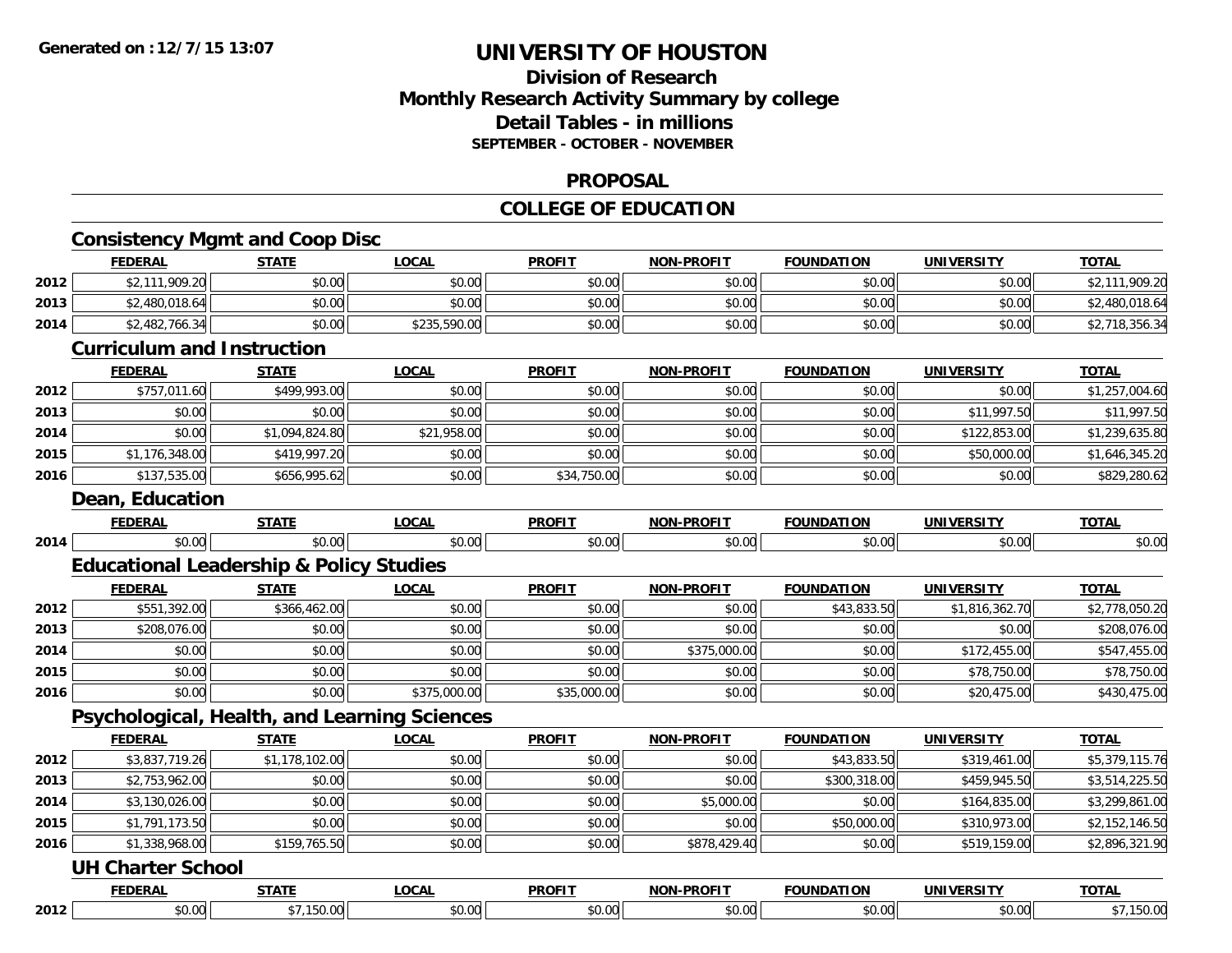# UNIVERSITY OF HOUSTON

## Division of Research
## Monthly Research Activity Summary by college
## Detail Tables - in millions
### SEPTEMBER - OCTOBER - NOVEMBER

## PROPOSAL

## COLLEGE OF EDUCATION

### Consistency Mgmt and Coop Disc

| | FEDERAL | STATE | LOCAL | PROFIT | NON-PROFIT | FOUNDATION | UNIVERSITY | TOTAL |
|---|---|---|---|---|---|---|---|---|
| 2012 | $2,111,909.20 | $0.00 | $0.00 | $0.00 | $0.00 | $0.00 | $0.00 | $2,111,909.20 |
| 2013 | $2,480,018.64 | $0.00 | $0.00 | $0.00 | $0.00 | $0.00 | $0.00 | $2,480,018.64 |
| 2014 | $2,482,766.34 | $0.00 | $235,590.00 | $0.00 | $0.00 | $0.00 | $0.00 | $2,718,356.34 |

### Curriculum and Instruction

| | FEDERAL | STATE | LOCAL | PROFIT | NON-PROFIT | FOUNDATION | UNIVERSITY | TOTAL |
|---|---|---|---|---|---|---|---|---|
| 2012 | $757,011.60 | $499,993.00 | $0.00 | $0.00 | $0.00 | $0.00 | $0.00 | $1,257,004.60 |
| 2013 | $0.00 | $0.00 | $0.00 | $0.00 | $0.00 | $0.00 | $11,997.50 | $11,997.50 |
| 2014 | $0.00 | $1,094,824.80 | $21,958.00 | $0.00 | $0.00 | $0.00 | $122,853.00 | $1,239,635.80 |
| 2015 | $1,176,348.00 | $419,997.20 | $0.00 | $0.00 | $0.00 | $0.00 | $50,000.00 | $1,646,345.20 |
| 2016 | $137,535.00 | $656,995.62 | $0.00 | $34,750.00 | $0.00 | $0.00 | $0.00 | $829,280.62 |

### Dean, Education

| | FEDERAL | STATE | LOCAL | PROFIT | NON-PROFIT | FOUNDATION | UNIVERSITY | TOTAL |
|---|---|---|---|---|---|---|---|---|
| 2014 | $0.00 | $0.00 | $0.00 | $0.00 | $0.00 | $0.00 | $0.00 | $0.00 |

### Educational Leadership & Policy Studies

| | FEDERAL | STATE | LOCAL | PROFIT | NON-PROFIT | FOUNDATION | UNIVERSITY | TOTAL |
|---|---|---|---|---|---|---|---|---|
| 2012 | $551,392.00 | $366,462.00 | $0.00 | $0.00 | $0.00 | $43,833.50 | $1,816,362.70 | $2,778,050.20 |
| 2013 | $208,076.00 | $0.00 | $0.00 | $0.00 | $0.00 | $0.00 | $0.00 | $208,076.00 |
| 2014 | $0.00 | $0.00 | $0.00 | $0.00 | $375,000.00 | $0.00 | $172,455.00 | $547,455.00 |
| 2015 | $0.00 | $0.00 | $0.00 | $0.00 | $0.00 | $0.00 | $78,750.00 | $78,750.00 |
| 2016 | $0.00 | $0.00 | $375,000.00 | $35,000.00 | $0.00 | $0.00 | $20,475.00 | $430,475.00 |

### Psychological, Health, and Learning Sciences

| | FEDERAL | STATE | LOCAL | PROFIT | NON-PROFIT | FOUNDATION | UNIVERSITY | TOTAL |
|---|---|---|---|---|---|---|---|---|
| 2012 | $3,837,719.26 | $1,178,102.00 | $0.00 | $0.00 | $0.00 | $43,833.50 | $319,461.00 | $5,379,115.76 |
| 2013 | $2,753,962.00 | $0.00 | $0.00 | $0.00 | $0.00 | $300,318.00 | $459,945.50 | $3,514,225.50 |
| 2014 | $3,130,026.00 | $0.00 | $0.00 | $0.00 | $5,000.00 | $0.00 | $164,835.00 | $3,299,861.00 |
| 2015 | $1,791,173.50 | $0.00 | $0.00 | $0.00 | $0.00 | $50,000.00 | $310,973.00 | $2,152,146.50 |
| 2016 | $1,338,968.00 | $159,765.50 | $0.00 | $0.00 | $878,429.40 | $0.00 | $519,159.00 | $2,896,321.90 |

### UH Charter School

| | FEDERAL | STATE | LOCAL | PROFIT | NON-PROFIT | FOUNDATION | UNIVERSITY | TOTAL |
|---|---|---|---|---|---|---|---|---|
| 2012 | $0.00 | $7,150.00 | $0.00 | $0.00 | $0.00 | $0.00 | $0.00 | $7,150.00 |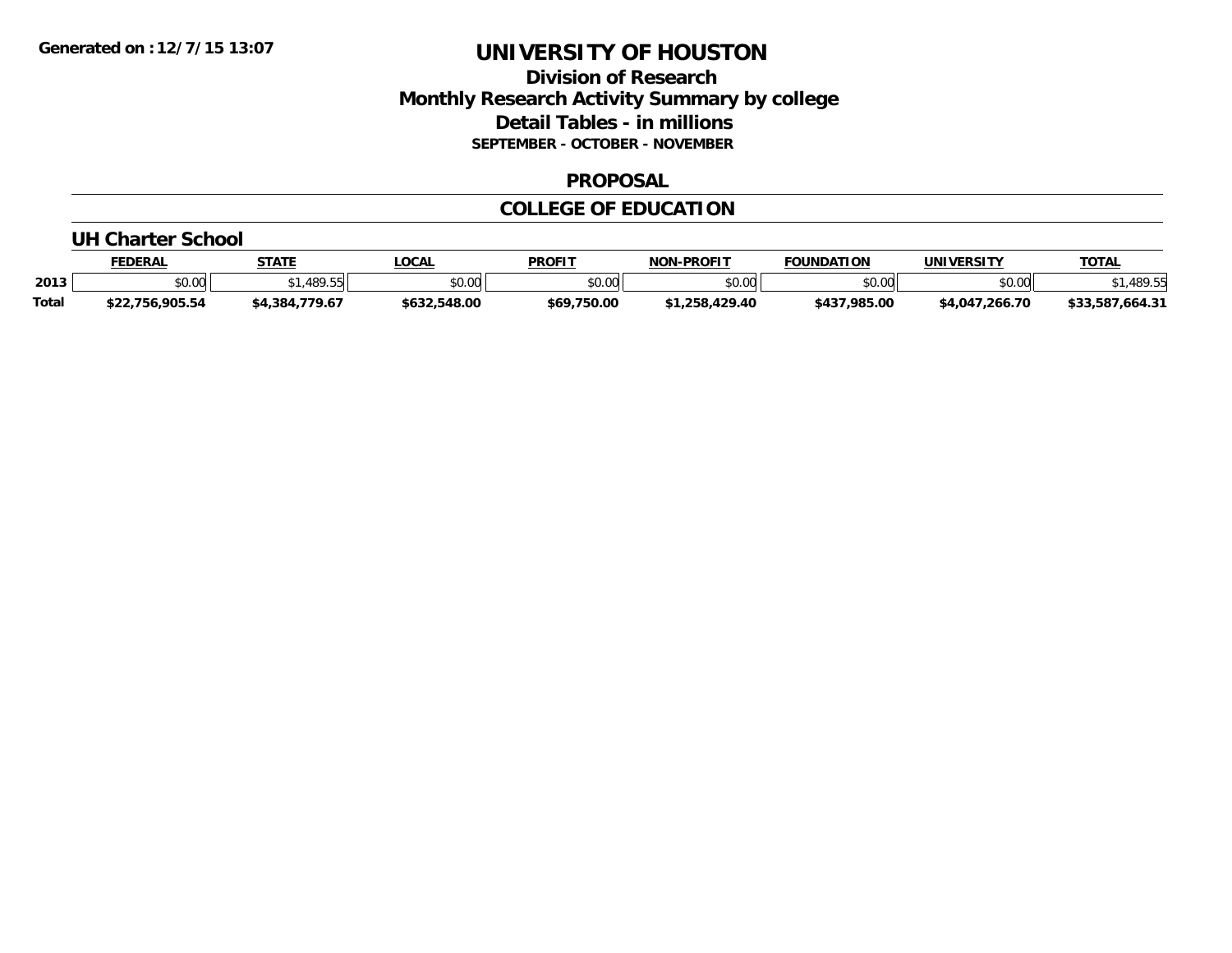Generated on :12/7/15 13:07

# UNIVERSITY OF HOUSTON

## Division of Research
## Monthly Research Activity Summary by college
## Detail Tables - in millions
### SEPTEMBER - OCTOBER - NOVEMBER

## PROPOSAL

## COLLEGE OF EDUCATION

### UH Charter School

| | FEDERAL | STATE | LOCAL | PROFIT | NON-PROFIT | FOUNDATION | UNIVERSITY | TOTAL |
|---|---|---|---|---|---|---|---|---|
| 2013 | $0.00 | $1,489.55 | $0.00 | $0.00 | $0.00 | $0.00 | $0.00 | $1,489.55 |
| **Total** | **$22,756,905.54** | **$4,384,779.67** | **$632,548.00** | **$69,750.00** | **$1,258,429.40** | **$437,985.00** | **$4,047,266.70** | **$33,587,664.31** |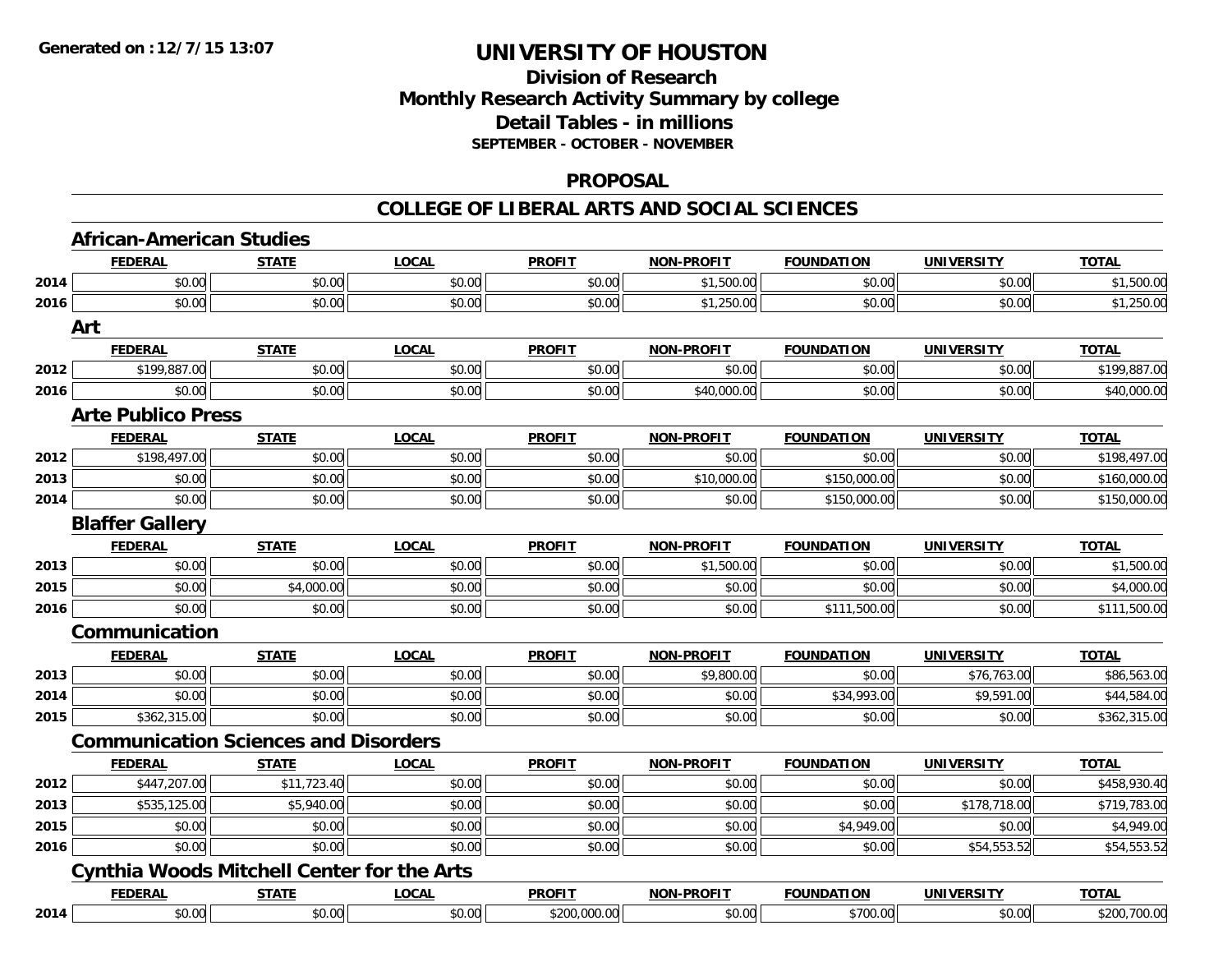**Generated on :12/7/15 13:07**

# UNIVERSITY OF HOUSTON

## Division of Research
## Monthly Research Activity Summary by college
## Detail Tables - in millions
### SEPTEMBER - OCTOBER - NOVEMBER

## PROPOSAL

## COLLEGE OF LIBERAL ARTS AND SOCIAL SCIENCES

### African-American Studies

| | FEDERAL | STATE | LOCAL | PROFIT | NON-PROFIT | FOUNDATION | UNIVERSITY | TOTAL |
|---|---|---|---|---|---|---|---|---|
| 2014 | $0.00 | $0.00 | $0.00 | $0.00 | $1,500.00 | $0.00 | $0.00 | $1,500.00 |
| 2016 | $0.00 | $0.00 | $0.00 | $0.00 | $1,250.00 | $0.00 | $0.00 | $1,250.00 |

### Art

| | FEDERAL | STATE | LOCAL | PROFIT | NON-PROFIT | FOUNDATION | UNIVERSITY | TOTAL |
|---|---|---|---|---|---|---|---|---|
| 2012 | $199,887.00 | $0.00 | $0.00 | $0.00 | $0.00 | $0.00 | $0.00 | $199,887.00 |
| 2016 | $0.00 | $0.00 | $0.00 | $0.00 | $40,000.00 | $0.00 | $0.00 | $40,000.00 |

### Arte Publico Press

| | FEDERAL | STATE | LOCAL | PROFIT | NON-PROFIT | FOUNDATION | UNIVERSITY | TOTAL |
|---|---|---|---|---|---|---|---|---|
| 2012 | $198,497.00 | $0.00 | $0.00 | $0.00 | $0.00 | $0.00 | $0.00 | $198,497.00 |
| 2013 | $0.00 | $0.00 | $0.00 | $0.00 | $10,000.00 | $150,000.00 | $0.00 | $160,000.00 |
| 2014 | $0.00 | $0.00 | $0.00 | $0.00 | $0.00 | $150,000.00 | $0.00 | $150,000.00 |

### Blaffer Gallery

| | FEDERAL | STATE | LOCAL | PROFIT | NON-PROFIT | FOUNDATION | UNIVERSITY | TOTAL |
|---|---|---|---|---|---|---|---|---|
| 2013 | $0.00 | $0.00 | $0.00 | $0.00 | $1,500.00 | $0.00 | $0.00 | $1,500.00 |
| 2015 | $0.00 | $4,000.00 | $0.00 | $0.00 | $0.00 | $0.00 | $0.00 | $4,000.00 |
| 2016 | $0.00 | $0.00 | $0.00 | $0.00 | $0.00 | $111,500.00 | $0.00 | $111,500.00 |

### Communication

| | FEDERAL | STATE | LOCAL | PROFIT | NON-PROFIT | FOUNDATION | UNIVERSITY | TOTAL |
|---|---|---|---|---|---|---|---|---|
| 2013 | $0.00 | $0.00 | $0.00 | $0.00 | $9,800.00 | $0.00 | $76,763.00 | $86,563.00 |
| 2014 | $0.00 | $0.00 | $0.00 | $0.00 | $0.00 | $34,993.00 | $9,591.00 | $44,584.00 |
| 2015 | $362,315.00 | $0.00 | $0.00 | $0.00 | $0.00 | $0.00 | $0.00 | $362,315.00 |

### Communication Sciences and Disorders

| | FEDERAL | STATE | LOCAL | PROFIT | NON-PROFIT | FOUNDATION | UNIVERSITY | TOTAL |
|---|---|---|---|---|---|---|---|---|
| 2012 | $447,207.00 | $11,723.40 | $0.00 | $0.00 | $0.00 | $0.00 | $0.00 | $458,930.40 |
| 2013 | $535,125.00 | $5,940.00 | $0.00 | $0.00 | $0.00 | $0.00 | $178,718.00 | $719,783.00 |
| 2015 | $0.00 | $0.00 | $0.00 | $0.00 | $0.00 | $4,949.00 | $0.00 | $4,949.00 |
| 2016 | $0.00 | $0.00 | $0.00 | $0.00 | $0.00 | $0.00 | $54,553.52 | $54,553.52 |

### Cynthia Woods Mitchell Center for the Arts

| | FEDERAL | STATE | LOCAL | PROFIT | NON-PROFIT | FOUNDATION | UNIVERSITY | TOTAL |
|---|---|---|---|---|---|---|---|---|
| 2014 | $0.00 | $0.00 | $0.00 | $200,000.00 | $0.00 | $700.00 | $0.00 | $200,700.00 |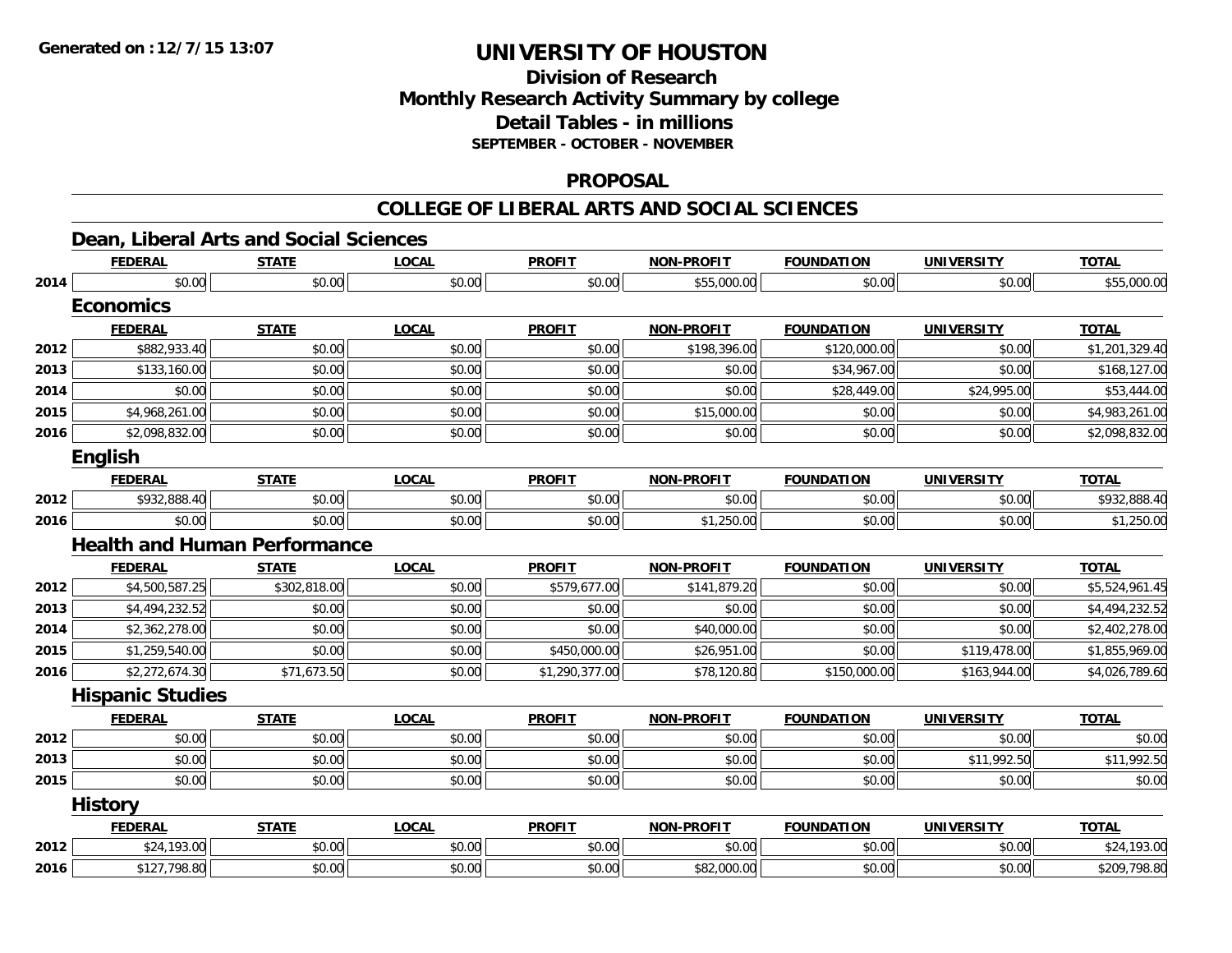# UNIVERSITY OF HOUSTON

## Division of Research
## Monthly Research Activity Summary by college
## Detail Tables - in millions
### SEPTEMBER - OCTOBER - NOVEMBER

**Generated on : 12/7/15 13:07**

## PROPOSAL

## COLLEGE OF LIBERAL ARTS AND SOCIAL SCIENCES

### Dean, Liberal Arts and Social Sciences

| | FEDERAL | STATE | LOCAL | PROFIT | NON-PROFIT | FOUNDATION | UNIVERSITY | TOTAL |
|---|---|---|---|---|---|---|---|---|
| 2014 | $0.00 | $0.00 | $0.00 | $0.00 | $55,000.00 | $0.00 | $0.00 | $55,000.00 |

### Economics

| | FEDERAL | STATE | LOCAL | PROFIT | NON-PROFIT | FOUNDATION | UNIVERSITY | TOTAL |
|---|---|---|---|---|---|---|---|---|
| 2012 | $882,933.40 | $0.00 | $0.00 | $0.00 | $198,396.00 | $120,000.00 | $0.00 | $1,201,329.40 |
| 2013 | $133,160.00 | $0.00 | $0.00 | $0.00 | $0.00 | $34,967.00 | $0.00 | $168,127.00 |
| 2014 | $0.00 | $0.00 | $0.00 | $0.00 | $0.00 | $28,449.00 | $24,995.00 | $53,444.00 |
| 2015 | $4,968,261.00 | $0.00 | $0.00 | $0.00 | $15,000.00 | $0.00 | $0.00 | $4,983,261.00 |
| 2016 | $2,098,832.00 | $0.00 | $0.00 | $0.00 | $0.00 | $0.00 | $0.00 | $2,098,832.00 |

### English

| | FEDERAL | STATE | LOCAL | PROFIT | NON-PROFIT | FOUNDATION | UNIVERSITY | TOTAL |
|---|---|---|---|---|---|---|---|---|
| 2012 | $932,888.40 | $0.00 | $0.00 | $0.00 | $0.00 | $0.00 | $0.00 | $932,888.40 |
| 2016 | $0.00 | $0.00 | $0.00 | $0.00 | $1,250.00 | $0.00 | $0.00 | $1,250.00 |

### Health and Human Performance

| | FEDERAL | STATE | LOCAL | PROFIT | NON-PROFIT | FOUNDATION | UNIVERSITY | TOTAL |
|---|---|---|---|---|---|---|---|---|
| 2012 | $4,500,587.25 | $302,818.00 | $0.00 | $579,677.00 | $141,879.20 | $0.00 | $0.00 | $5,524,961.45 |
| 2013 | $4,494,232.52 | $0.00 | $0.00 | $0.00 | $0.00 | $0.00 | $0.00 | $4,494,232.52 |
| 2014 | $2,362,278.00 | $0.00 | $0.00 | $0.00 | $40,000.00 | $0.00 | $0.00 | $2,402,278.00 |
| 2015 | $1,259,540.00 | $0.00 | $0.00 | $450,000.00 | $26,951.00 | $0.00 | $119,478.00 | $1,855,969.00 |
| 2016 | $2,272,674.30 | $71,673.50 | $0.00 | $1,290,377.00 | $78,120.80 | $150,000.00 | $163,944.00 | $4,026,789.60 |

### Hispanic Studies

| | FEDERAL | STATE | LOCAL | PROFIT | NON-PROFIT | FOUNDATION | UNIVERSITY | TOTAL |
|---|---|---|---|---|---|---|---|---|
| 2012 | $0.00 | $0.00 | $0.00 | $0.00 | $0.00 | $0.00 | $0.00 | $0.00 |
| 2013 | $0.00 | $0.00 | $0.00 | $0.00 | $0.00 | $0.00 | $11,992.50 | $11,992.50 |
| 2015 | $0.00 | $0.00 | $0.00 | $0.00 | $0.00 | $0.00 | $0.00 | $0.00 |

### History

| | FEDERAL | STATE | LOCAL | PROFIT | NON-PROFIT | FOUNDATION | UNIVERSITY | TOTAL |
|---|---|---|---|---|---|---|---|---|
| 2012 | $24,193.00 | $0.00 | $0.00 | $0.00 | $0.00 | $0.00 | $0.00 | $24,193.00 |
| 2016 | $127,798.80 | $0.00 | $0.00 | $0.00 | $82,000.00 | $0.00 | $0.00 | $209,798.80 |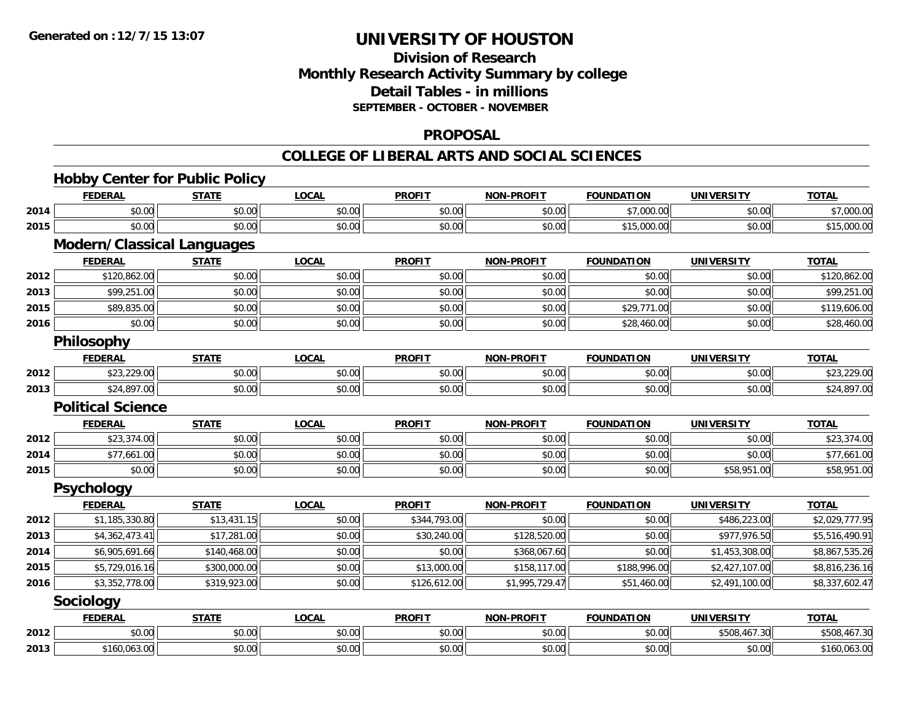**Generated on :12/7/15 13:07**

# UNIVERSITY OF HOUSTON

## Division of Research
## Monthly Research Activity Summary by college
## Detail Tables - in millions
### SEPTEMBER - OCTOBER - NOVEMBER

## PROPOSAL

## COLLEGE OF LIBERAL ARTS AND SOCIAL SCIENCES

### Hobby Center for Public Policy

| | FEDERAL | STATE | LOCAL | PROFIT | NON-PROFIT | FOUNDATION | UNIVERSITY | TOTAL |
|---|---|---|---|---|---|---|---|---|
| 2014 | $0.00 | $0.00 | $0.00 | $0.00 | $0.00 | $7,000.00 | $0.00 | $7,000.00 |
| 2015 | $0.00 | $0.00 | $0.00 | $0.00 | $0.00 | $15,000.00 | $0.00 | $15,000.00 |

### Modern/Classical Languages

| | FEDERAL | STATE | LOCAL | PROFIT | NON-PROFIT | FOUNDATION | UNIVERSITY | TOTAL |
|---|---|---|---|---|---|---|---|---|
| 2012 | $120,862.00 | $0.00 | $0.00 | $0.00 | $0.00 | $0.00 | $0.00 | $120,862.00 |
| 2013 | $99,251.00 | $0.00 | $0.00 | $0.00 | $0.00 | $0.00 | $0.00 | $99,251.00 |
| 2015 | $89,835.00 | $0.00 | $0.00 | $0.00 | $0.00 | $29,771.00 | $0.00 | $119,606.00 |
| 2016 | $0.00 | $0.00 | $0.00 | $0.00 | $0.00 | $28,460.00 | $0.00 | $28,460.00 |

### Philosophy

| | FEDERAL | STATE | LOCAL | PROFIT | NON-PROFIT | FOUNDATION | UNIVERSITY | TOTAL |
|---|---|---|---|---|---|---|---|---|
| 2012 | $23,229.00 | $0.00 | $0.00 | $0.00 | $0.00 | $0.00 | $0.00 | $23,229.00 |
| 2013 | $24,897.00 | $0.00 | $0.00 | $0.00 | $0.00 | $0.00 | $0.00 | $24,897.00 |

### Political Science

| | FEDERAL | STATE | LOCAL | PROFIT | NON-PROFIT | FOUNDATION | UNIVERSITY | TOTAL |
|---|---|---|---|---|---|---|---|---|
| 2012 | $23,374.00 | $0.00 | $0.00 | $0.00 | $0.00 | $0.00 | $0.00 | $23,374.00 |
| 2014 | $77,661.00 | $0.00 | $0.00 | $0.00 | $0.00 | $0.00 | $0.00 | $77,661.00 |
| 2015 | $0.00 | $0.00 | $0.00 | $0.00 | $0.00 | $0.00 | $58,951.00 | $58,951.00 |

### Psychology

| | FEDERAL | STATE | LOCAL | PROFIT | NON-PROFIT | FOUNDATION | UNIVERSITY | TOTAL |
|---|---|---|---|---|---|---|---|---|
| 2012 | $1,185,330.80 | $13,431.15 | $0.00 | $344,793.00 | $0.00 | $0.00 | $486,223.00 | $2,029,777.95 |
| 2013 | $4,362,473.41 | $17,281.00 | $0.00 | $30,240.00 | $128,520.00 | $0.00 | $977,976.50 | $5,516,490.91 |
| 2014 | $6,905,691.66 | $140,468.00 | $0.00 | $0.00 | $368,067.60 | $0.00 | $1,453,308.00 | $8,867,535.26 |
| 2015 | $5,729,016.16 | $300,000.00 | $0.00 | $13,000.00 | $158,117.00 | $188,996.00 | $2,427,107.00 | $8,816,236.16 |
| 2016 | $3,352,778.00 | $319,923.00 | $0.00 | $126,612.00 | $1,995,729.47 | $51,460.00 | $2,491,100.00 | $8,337,602.47 |

### Sociology

| | FEDERAL | STATE | LOCAL | PROFIT | NON-PROFIT | FOUNDATION | UNIVERSITY | TOTAL |
|---|---|---|---|---|---|---|---|---|
| 2012 | $0.00 | $0.00 | $0.00 | $0.00 | $0.00 | $0.00 | $508,467.30 | $508,467.30 |
| 2013 | $160,063.00 | $0.00 | $0.00 | $0.00 | $0.00 | $0.00 | $0.00 | $160,063.00 |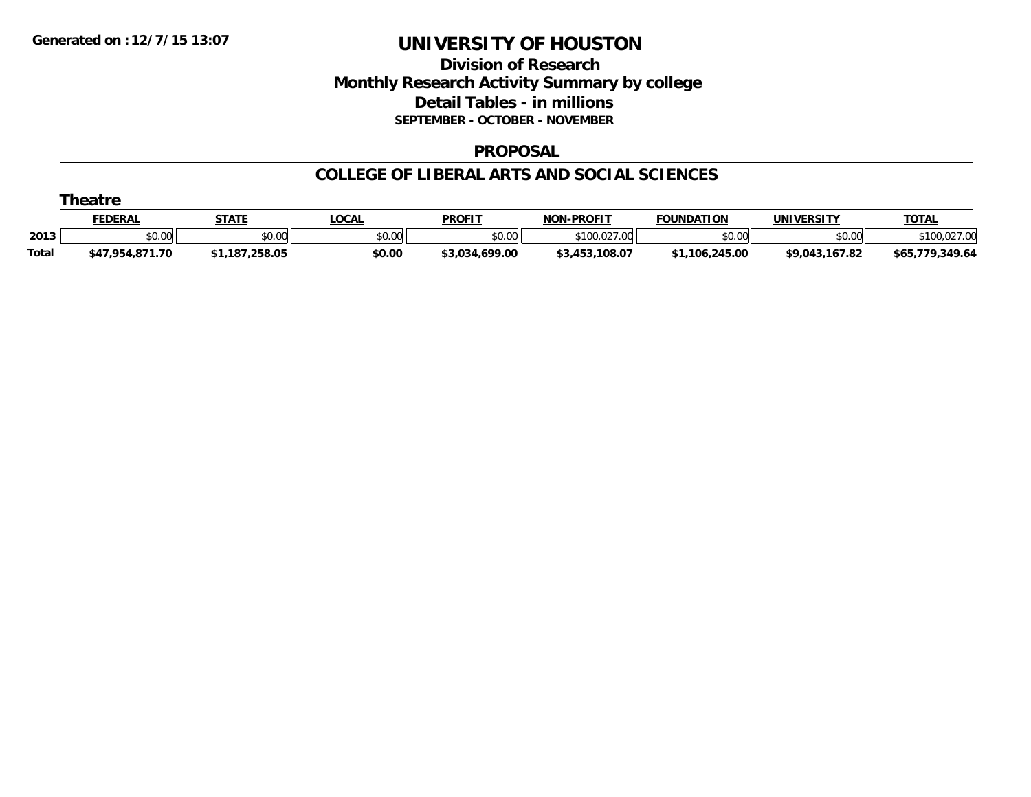**Generated on :12/7/15 13:07**

# UNIVERSITY OF HOUSTON

## Division of Research
## Monthly Research Activity Summary by college
## Detail Tables - in millions
### SEPTEMBER - OCTOBER - NOVEMBER

## PROPOSAL

## COLLEGE OF LIBERAL ARTS AND SOCIAL SCIENCES

### Theatre

| | FEDERAL | STATE | LOCAL | PROFIT | NON-PROFIT | FOUNDATION | UNIVERSITY | TOTAL |
|---|---|---|---|---|---|---|---|---|
| 2013 | $0.00 | $0.00 | $0.00 | $0.00 | $100,027.00 | $0.00 | $0.00 | $100,027.00 |
| **Total** | **$47,954,871.70** | **$1,187,258.05** | **$0.00** | **$3,034,699.00** | **$3,453,108.07** | **$1,106,245.00** | **$9,043,167.82** | **$65,779,349.64** |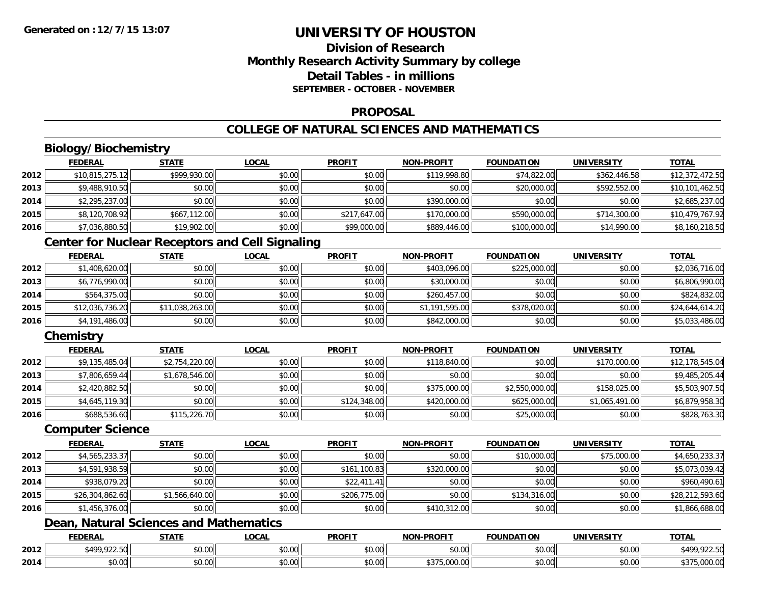# UNIVERSITY OF HOUSTON

## Division of Research
## Monthly Research Activity Summary by college
## Detail Tables - in millions
### SEPTEMBER - OCTOBER - NOVEMBER

## PROPOSAL

## COLLEGE OF NATURAL SCIENCES AND MATHEMATICS

### Biology/Biochemistry

| | FEDERAL | STATE | LOCAL | PROFIT | NON-PROFIT | FOUNDATION | UNIVERSITY | TOTAL |
|---|---|---|---|---|---|---|---|---|
| 2012 | $10,815,275.12 | $999,930.00 | $0.00 | $0.00 | $119,998.80 | $74,822.00 | $362,446.58 | $12,372,472.50 |
| 2013 | $9,488,910.50 | $0.00 | $0.00 | $0.00 | $0.00 | $20,000.00 | $592,552.00 | $10,101,462.50 |
| 2014 | $2,295,237.00 | $0.00 | $0.00 | $0.00 | $390,000.00 | $0.00 | $0.00 | $2,685,237.00 |
| 2015 | $8,120,708.92 | $667,112.00 | $0.00 | $217,647.00 | $170,000.00 | $590,000.00 | $714,300.00 | $10,479,767.92 |
| 2016 | $7,036,880.50 | $19,902.00 | $0.00 | $99,000.00 | $889,446.00 | $100,000.00 | $14,990.00 | $8,160,218.50 |

### Center for Nuclear Receptors and Cell Signaling

| | FEDERAL | STATE | LOCAL | PROFIT | NON-PROFIT | FOUNDATION | UNIVERSITY | TOTAL |
|---|---|---|---|---|---|---|---|---|
| 2012 | $1,408,620.00 | $0.00 | $0.00 | $0.00 | $403,096.00 | $225,000.00 | $0.00 | $2,036,716.00 |
| 2013 | $6,776,990.00 | $0.00 | $0.00 | $0.00 | $30,000.00 | $0.00 | $0.00 | $6,806,990.00 |
| 2014 | $564,375.00 | $0.00 | $0.00 | $0.00 | $260,457.00 | $0.00 | $0.00 | $824,832.00 |
| 2015 | $12,036,736.20 | $11,038,263.00 | $0.00 | $0.00 | $1,191,595.00 | $378,020.00 | $0.00 | $24,644,614.20 |
| 2016 | $4,191,486.00 | $0.00 | $0.00 | $0.00 | $842,000.00 | $0.00 | $0.00 | $5,033,486.00 |

### Chemistry

| | FEDERAL | STATE | LOCAL | PROFIT | NON-PROFIT | FOUNDATION | UNIVERSITY | TOTAL |
|---|---|---|---|---|---|---|---|---|
| 2012 | $9,135,485.04 | $2,754,220.00 | $0.00 | $0.00 | $118,840.00 | $0.00 | $170,000.00 | $12,178,545.04 |
| 2013 | $7,806,659.44 | $1,678,546.00 | $0.00 | $0.00 | $0.00 | $0.00 | $0.00 | $9,485,205.44 |
| 2014 | $2,420,882.50 | $0.00 | $0.00 | $0.00 | $375,000.00 | $2,550,000.00 | $158,025.00 | $5,503,907.50 |
| 2015 | $4,645,119.30 | $0.00 | $0.00 | $124,348.00 | $420,000.00 | $625,000.00 | $1,065,491.00 | $6,879,958.30 |
| 2016 | $688,536.60 | $115,226.70 | $0.00 | $0.00 | $0.00 | $25,000.00 | $0.00 | $828,763.30 |

### Computer Science

| | FEDERAL | STATE | LOCAL | PROFIT | NON-PROFIT | FOUNDATION | UNIVERSITY | TOTAL |
|---|---|---|---|---|---|---|---|---|
| 2012 | $4,565,233.37 | $0.00 | $0.00 | $0.00 | $0.00 | $10,000.00 | $75,000.00 | $4,650,233.37 |
| 2013 | $4,591,938.59 | $0.00 | $0.00 | $161,100.83 | $320,000.00 | $0.00 | $0.00 | $5,073,039.42 |
| 2014 | $938,079.20 | $0.00 | $0.00 | $22,411.41 | $0.00 | $0.00 | $0.00 | $960,490.61 |
| 2015 | $26,304,862.60 | $1,566,640.00 | $0.00 | $206,775.00 | $0.00 | $134,316.00 | $0.00 | $28,212,593.60 |
| 2016 | $1,456,376.00 | $0.00 | $0.00 | $0.00 | $410,312.00 | $0.00 | $0.00 | $1,866,688.00 |

### Dean, Natural Sciences and Mathematics

| | FEDERAL | STATE | LOCAL | PROFIT | NON-PROFIT | FOUNDATION | UNIVERSITY | TOTAL |
|---|---|---|---|---|---|---|---|---|
| 2012 | $499,922.50 | $0.00 | $0.00 | $0.00 | $0.00 | $0.00 | $0.00 | $499,922.50 |
| 2014 | $0.00 | $0.00 | $0.00 | $0.00 | $375,000.00 | $0.00 | $0.00 | $375,000.00 |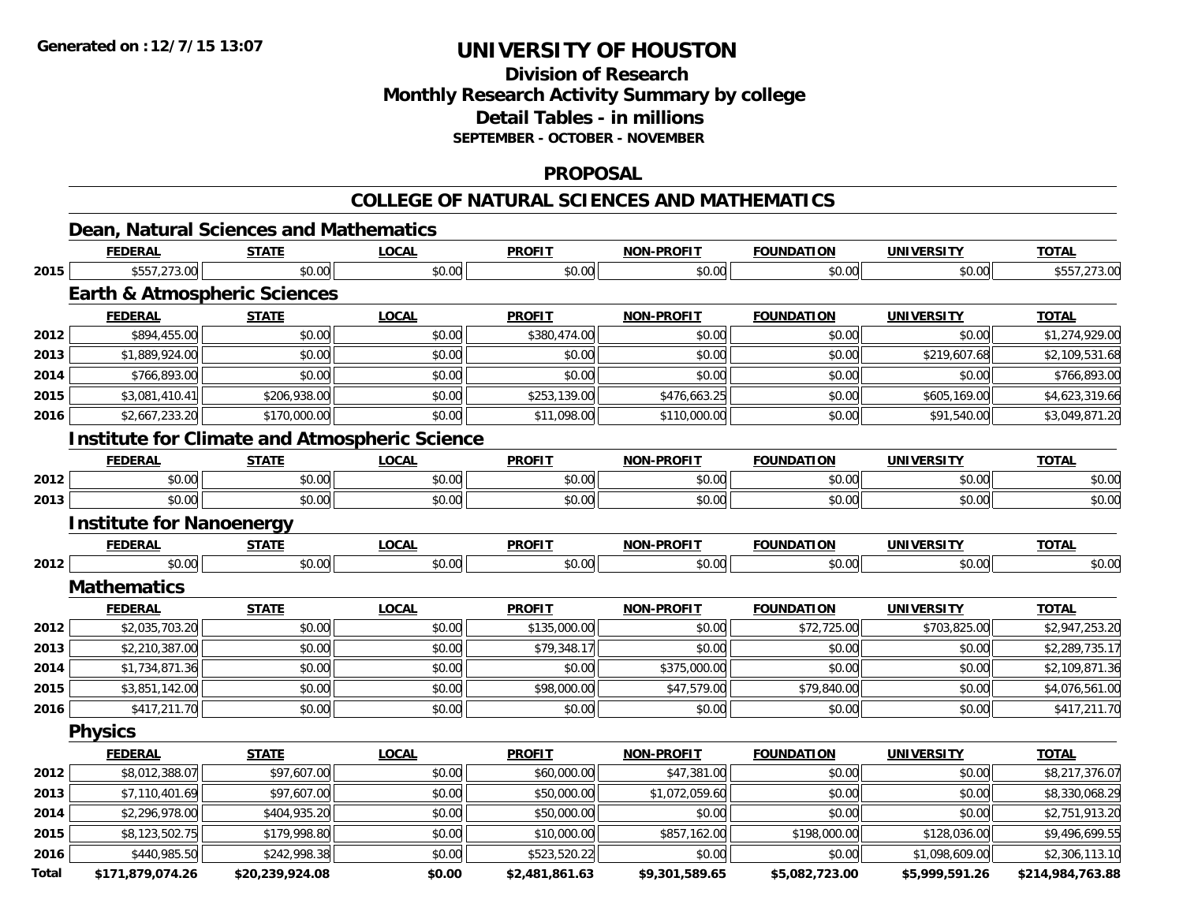# UNIVERSITY OF HOUSTON

## Division of Research
## Monthly Research Activity Summary by college
## Detail Tables - in millions
### SEPTEMBER - OCTOBER - NOVEMBER

## PROPOSAL

## COLLEGE OF NATURAL SCIENCES AND MATHEMATICS

### Dean, Natural Sciences and Mathematics

| | FEDERAL | STATE | LOCAL | PROFIT | NON-PROFIT | FOUNDATION | UNIVERSITY | TOTAL |
|---|---|---|---|---|---|---|---|---|
| 2015 | $557,273.00 | $0.00 | $0.00 | $0.00 | $0.00 | $0.00 | $0.00 | $557,273.00 |

### Earth & Atmospheric Sciences

| | FEDERAL | STATE | LOCAL | PROFIT | NON-PROFIT | FOUNDATION | UNIVERSITY | TOTAL |
|---|---|---|---|---|---|---|---|---|
| 2012 | $894,455.00 | $0.00 | $0.00 | $380,474.00 | $0.00 | $0.00 | $0.00 | $1,274,929.00 |
| 2013 | $1,889,924.00 | $0.00 | $0.00 | $0.00 | $0.00 | $0.00 | $219,607.68 | $2,109,531.68 |
| 2014 | $766,893.00 | $0.00 | $0.00 | $0.00 | $0.00 | $0.00 | $0.00 | $766,893.00 |
| 2015 | $3,081,410.41 | $206,938.00 | $0.00 | $253,139.00 | $476,663.25 | $0.00 | $605,169.00 | $4,623,319.66 |
| 2016 | $2,667,233.20 | $170,000.00 | $0.00 | $11,098.00 | $110,000.00 | $0.00 | $91,540.00 | $3,049,871.20 |

### Institute for Climate and Atmospheric Science

| | FEDERAL | STATE | LOCAL | PROFIT | NON-PROFIT | FOUNDATION | UNIVERSITY | TOTAL |
|---|---|---|---|---|---|---|---|---|
| 2012 | $0.00 | $0.00 | $0.00 | $0.00 | $0.00 | $0.00 | $0.00 | $0.00 |
| 2013 | $0.00 | $0.00 | $0.00 | $0.00 | $0.00 | $0.00 | $0.00 | $0.00 |

### Institute for Nanoenergy

| | FEDERAL | STATE | LOCAL | PROFIT | NON-PROFIT | FOUNDATION | UNIVERSITY | TOTAL |
|---|---|---|---|---|---|---|---|---|
| 2012 | $0.00 | $0.00 | $0.00 | $0.00 | $0.00 | $0.00 | $0.00 | $0.00 |

### Mathematics

| | FEDERAL | STATE | LOCAL | PROFIT | NON-PROFIT | FOUNDATION | UNIVERSITY | TOTAL |
|---|---|---|---|---|---|---|---|---|
| 2012 | $2,035,703.20 | $0.00 | $0.00 | $135,000.00 | $0.00 | $72,725.00 | $703,825.00 | $2,947,253.20 |
| 2013 | $2,210,387.00 | $0.00 | $0.00 | $79,348.17 | $0.00 | $0.00 | $0.00 | $2,289,735.17 |
| 2014 | $1,734,871.36 | $0.00 | $0.00 | $0.00 | $375,000.00 | $0.00 | $0.00 | $2,109,871.36 |
| 2015 | $3,851,142.00 | $0.00 | $0.00 | $98,000.00 | $47,579.00 | $79,840.00 | $0.00 | $4,076,561.00 |
| 2016 | $417,211.70 | $0.00 | $0.00 | $0.00 | $0.00 | $0.00 | $0.00 | $417,211.70 |

### Physics

| | FEDERAL | STATE | LOCAL | PROFIT | NON-PROFIT | FOUNDATION | UNIVERSITY | TOTAL |
|---|---|---|---|---|---|---|---|---|
| 2012 | $8,012,388.07 | $97,607.00 | $0.00 | $60,000.00 | $47,381.00 | $0.00 | $0.00 | $8,217,376.07 |
| 2013 | $7,110,401.69 | $97,607.00 | $0.00 | $50,000.00 | $1,072,059.60 | $0.00 | $0.00 | $8,330,068.29 |
| 2014 | $2,296,978.00 | $404,935.20 | $0.00 | $50,000.00 | $0.00 | $0.00 | $0.00 | $2,751,913.20 |
| 2015 | $8,123,502.75 | $179,998.80 | $0.00 | $10,000.00 | $857,162.00 | $198,000.00 | $128,036.00 | $9,496,699.55 |
| 2016 | $440,985.50 | $242,998.38 | $0.00 | $523,520.22 | $0.00 | $0.00 | $1,098,609.00 | $2,306,113.10 |
| **Total** | **$171,879,074.26** | **$20,239,924.08** | **$0.00** | **$2,481,861.63** | **$9,301,589.65** | **$5,082,723.00** | **$5,999,591.26** | **$214,984,763.88** |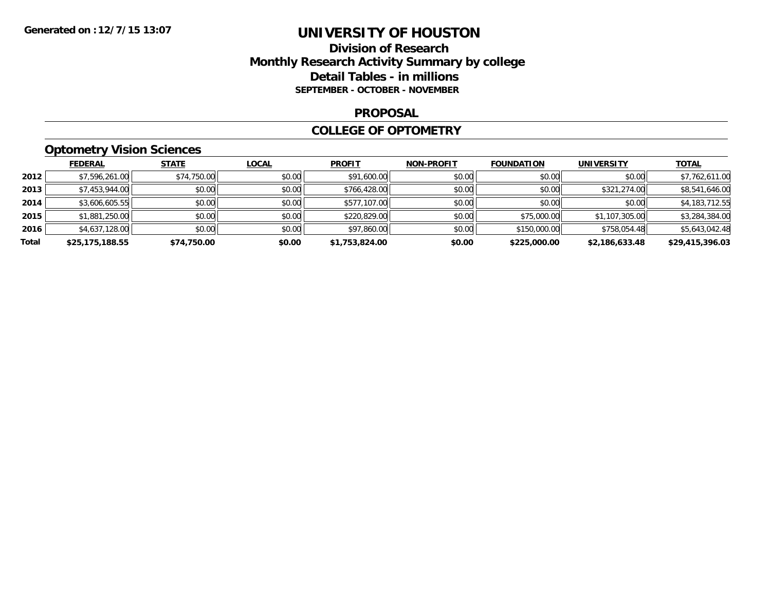**Generated on :12/7/15 13:07**

# UNIVERSITY OF HOUSTON

## Division of Research
## Monthly Research Activity Summary by college
## Detail Tables - in millions
### SEPTEMBER - OCTOBER - NOVEMBER

## PROPOSAL

## COLLEGE OF OPTOMETRY

### Optometry Vision Sciences

| | FEDERAL | STATE | LOCAL | PROFIT | NON-PROFIT | FOUNDATION | UNIVERSITY | TOTAL |
|---|---|---|---|---|---|---|---|---|
| 2012 | $7,596,261.00 | $74,750.00 | $0.00 | $91,600.00 | $0.00 | $0.00 | $0.00 | $7,762,611.00 |
| 2013 | $7,453,944.00 | $0.00 | $0.00 | $766,428.00 | $0.00 | $0.00 | $321,274.00 | $8,541,646.00 |
| 2014 | $3,606,605.55 | $0.00 | $0.00 | $577,107.00 | $0.00 | $0.00 | $0.00 | $4,183,712.55 |
| 2015 | $1,881,250.00 | $0.00 | $0.00 | $220,829.00 | $0.00 | $75,000.00 | $1,107,305.00 | $3,284,384.00 |
| 2016 | $4,637,128.00 | $0.00 | $0.00 | $97,860.00 | $0.00 | $150,000.00 | $758,054.48 | $5,643,042.48 |
| **Total** | **$25,175,188.55** | **$74,750.00** | **$0.00** | **$1,753,824.00** | **$0.00** | **$225,000.00** | **$2,186,633.48** | **$29,415,396.03** |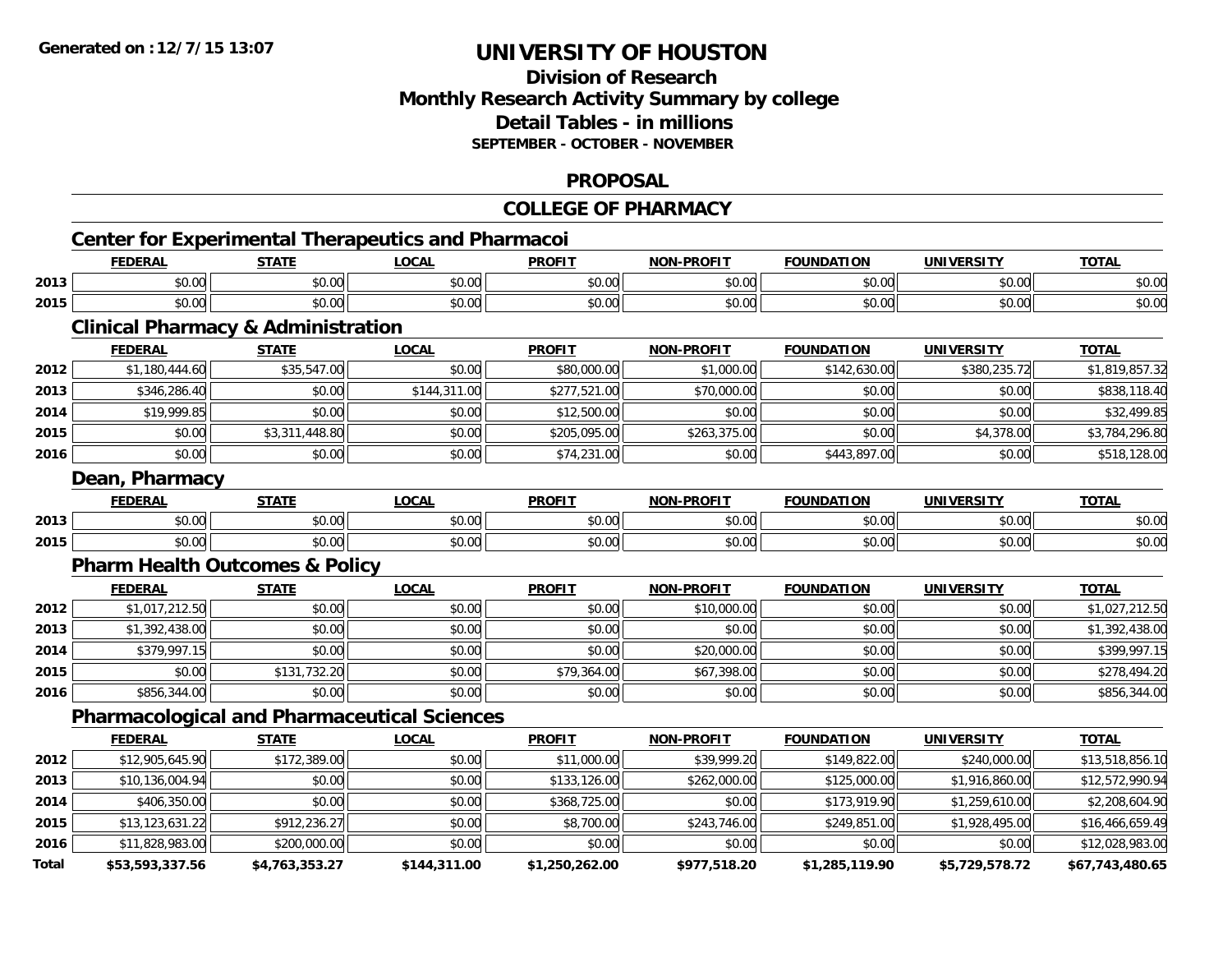**Generated on :12/7/15 13:07**

# UNIVERSITY OF HOUSTON

## Division of Research
## Monthly Research Activity Summary by college
## Detail Tables - in millions
### SEPTEMBER - OCTOBER - NOVEMBER

## PROPOSAL

## COLLEGE OF PHARMACY

### Center for Experimental Therapeutics and Pharmacoi

| | FEDERAL | STATE | LOCAL | PROFIT | NON-PROFIT | FOUNDATION | UNIVERSITY | TOTAL |
|---|---|---|---|---|---|---|---|---|
| 2013 | $0.00 | $0.00 | $0.00 | $0.00 | $0.00 | $0.00 | $0.00 | $0.00 |
| 2015 | $0.00 | $0.00 | $0.00 | $0.00 | $0.00 | $0.00 | $0.00 | $0.00 |

### Clinical Pharmacy & Administration

| | FEDERAL | STATE | LOCAL | PROFIT | NON-PROFIT | FOUNDATION | UNIVERSITY | TOTAL |
|---|---|---|---|---|---|---|---|---|
| 2012 | $1,180,444.60 | $35,547.00 | $0.00 | $80,000.00 | $1,000.00 | $142,630.00 | $380,235.72 | $1,819,857.32 |
| 2013 | $346,286.40 | $0.00 | $144,311.00 | $277,521.00 | $70,000.00 | $0.00 | $0.00 | $838,118.40 |
| 2014 | $19,999.85 | $0.00 | $0.00 | $12,500.00 | $0.00 | $0.00 | $0.00 | $32,499.85 |
| 2015 | $0.00 | $3,311,448.80 | $0.00 | $205,095.00 | $263,375.00 | $0.00 | $4,378.00 | $3,784,296.80 |
| 2016 | $0.00 | $0.00 | $0.00 | $74,231.00 | $0.00 | $443,897.00 | $0.00 | $518,128.00 |

### Dean, Pharmacy

| | FEDERAL | STATE | LOCAL | PROFIT | NON-PROFIT | FOUNDATION | UNIVERSITY | TOTAL |
|---|---|---|---|---|---|---|---|---|
| 2013 | $0.00 | $0.00 | $0.00 | $0.00 | $0.00 | $0.00 | $0.00 | $0.00 |
| 2015 | $0.00 | $0.00 | $0.00 | $0.00 | $0.00 | $0.00 | $0.00 | $0.00 |

### Pharm Health Outcomes & Policy

| | FEDERAL | STATE | LOCAL | PROFIT | NON-PROFIT | FOUNDATION | UNIVERSITY | TOTAL |
|---|---|---|---|---|---|---|---|---|
| 2012 | $1,017,212.50 | $0.00 | $0.00 | $0.00 | $10,000.00 | $0.00 | $0.00 | $1,027,212.50 |
| 2013 | $1,392,438.00 | $0.00 | $0.00 | $0.00 | $0.00 | $0.00 | $0.00 | $1,392,438.00 |
| 2014 | $379,997.15 | $0.00 | $0.00 | $0.00 | $20,000.00 | $0.00 | $0.00 | $399,997.15 |
| 2015 | $0.00 | $131,732.20 | $0.00 | $79,364.00 | $67,398.00 | $0.00 | $0.00 | $278,494.20 |
| 2016 | $856,344.00 | $0.00 | $0.00 | $0.00 | $0.00 | $0.00 | $0.00 | $856,344.00 |

### Pharmacological and Pharmaceutical Sciences

| | FEDERAL | STATE | LOCAL | PROFIT | NON-PROFIT | FOUNDATION | UNIVERSITY | TOTAL |
|---|---|---|---|---|---|---|---|---|
| 2012 | $12,905,645.90 | $172,389.00 | $0.00 | $11,000.00 | $39,999.20 | $149,822.00 | $240,000.00 | $13,518,856.10 |
| 2013 | $10,136,004.94 | $0.00 | $0.00 | $133,126.00 | $262,000.00 | $125,000.00 | $1,916,860.00 | $12,572,990.94 |
| 2014 | $406,350.00 | $0.00 | $0.00 | $368,725.00 | $0.00 | $173,919.90 | $1,259,610.00 | $2,208,604.90 |
| 2015 | $13,123,631.22 | $912,236.27 | $0.00 | $8,700.00 | $243,746.00 | $249,851.00 | $1,928,495.00 | $16,466,659.49 |
| 2016 | $11,828,983.00 | $200,000.00 | $0.00 | $0.00 | $0.00 | $0.00 | $0.00 | $12,028,983.00 |
| **Total** | **$53,593,337.56** | **$4,763,353.27** | **$144,311.00** | **$1,250,262.00** | **$977,518.20** | **$1,285,119.90** | **$5,729,578.72** | **$67,743,480.65** |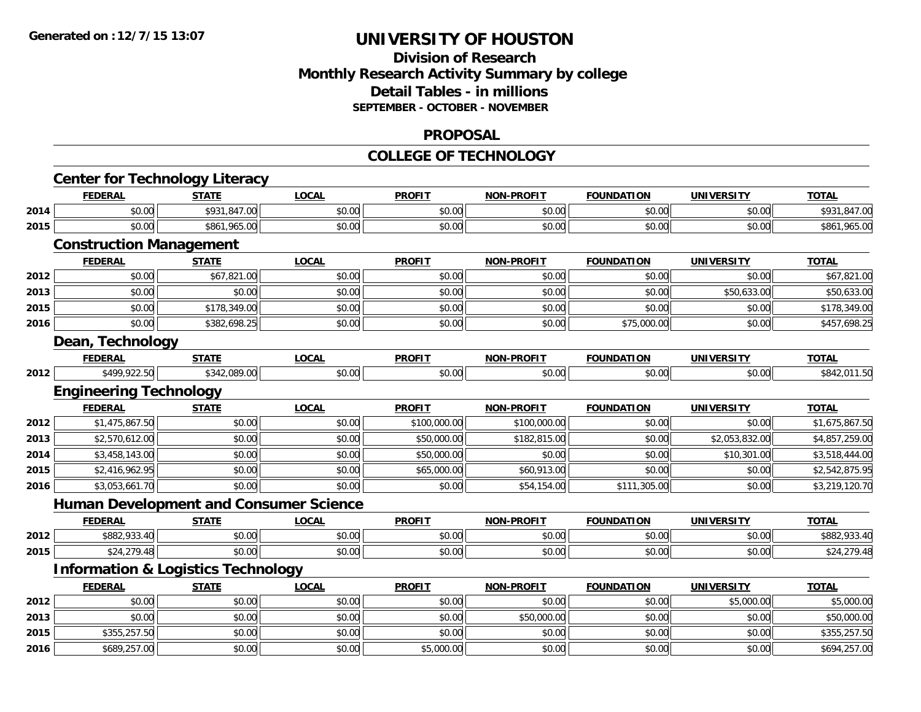**Generated on :12/7/15 13:07**

# UNIVERSITY OF HOUSTON

## Division of Research
## Monthly Research Activity Summary by college
## Detail Tables - in millions
### SEPTEMBER - OCTOBER - NOVEMBER

## PROPOSAL

## COLLEGE OF TECHNOLOGY

### Center for Technology Literacy

| | FEDERAL | STATE | LOCAL | PROFIT | NON-PROFIT | FOUNDATION | UNIVERSITY | TOTAL |
|---|---|---|---|---|---|---|---|---|
| 2014 | $0.00 | $931,847.00 | $0.00 | $0.00 | $0.00 | $0.00 | $0.00 | $931,847.00 |
| 2015 | $0.00 | $861,965.00 | $0.00 | $0.00 | $0.00 | $0.00 | $0.00 | $861,965.00 |

### Construction Management

| | FEDERAL | STATE | LOCAL | PROFIT | NON-PROFIT | FOUNDATION | UNIVERSITY | TOTAL |
|---|---|---|---|---|---|---|---|---|
| 2012 | $0.00 | $67,821.00 | $0.00 | $0.00 | $0.00 | $0.00 | $0.00 | $67,821.00 |
| 2013 | $0.00 | $0.00 | $0.00 | $0.00 | $0.00 | $0.00 | $50,633.00 | $50,633.00 |
| 2015 | $0.00 | $178,349.00 | $0.00 | $0.00 | $0.00 | $0.00 | $0.00 | $178,349.00 |
| 2016 | $0.00 | $382,698.25 | $0.00 | $0.00 | $0.00 | $75,000.00 | $0.00 | $457,698.25 |

### Dean, Technology

| | FEDERAL | STATE | LOCAL | PROFIT | NON-PROFIT | FOUNDATION | UNIVERSITY | TOTAL |
|---|---|---|---|---|---|---|---|---|
| 2012 | $499,922.50 | $342,089.00 | $0.00 | $0.00 | $0.00 | $0.00 | $0.00 | $842,011.50 |

### Engineering Technology

| | FEDERAL | STATE | LOCAL | PROFIT | NON-PROFIT | FOUNDATION | UNIVERSITY | TOTAL |
|---|---|---|---|---|---|---|---|---|
| 2012 | $1,475,867.50 | $0.00 | $0.00 | $100,000.00 | $100,000.00 | $0.00 | $0.00 | $1,675,867.50 |
| 2013 | $2,570,612.00 | $0.00 | $0.00 | $50,000.00 | $182,815.00 | $0.00 | $2,053,832.00 | $4,857,259.00 |
| 2014 | $3,458,143.00 | $0.00 | $0.00 | $50,000.00 | $0.00 | $0.00 | $10,301.00 | $3,518,444.00 |
| 2015 | $2,416,962.95 | $0.00 | $0.00 | $65,000.00 | $60,913.00 | $0.00 | $0.00 | $2,542,875.95 |
| 2016 | $3,053,661.70 | $0.00 | $0.00 | $0.00 | $54,154.00 | $111,305.00 | $0.00 | $3,219,120.70 |

### Human Development and Consumer Science

| | FEDERAL | STATE | LOCAL | PROFIT | NON-PROFIT | FOUNDATION | UNIVERSITY | TOTAL |
|---|---|---|---|---|---|---|---|---|
| 2012 | $882,933.40 | $0.00 | $0.00 | $0.00 | $0.00 | $0.00 | $0.00 | $882,933.40 |
| 2015 | $24,279.48 | $0.00 | $0.00 | $0.00 | $0.00 | $0.00 | $0.00 | $24,279.48 |

### Information & Logistics Technology

| | FEDERAL | STATE | LOCAL | PROFIT | NON-PROFIT | FOUNDATION | UNIVERSITY | TOTAL |
|---|---|---|---|---|---|---|---|---|
| 2012 | $0.00 | $0.00 | $0.00 | $0.00 | $0.00 | $0.00 | $5,000.00 | $5,000.00 |
| 2013 | $0.00 | $0.00 | $0.00 | $0.00 | $50,000.00 | $0.00 | $0.00 | $50,000.00 |
| 2015 | $355,257.50 | $0.00 | $0.00 | $0.00 | $0.00 | $0.00 | $0.00 | $355,257.50 |
| 2016 | $689,257.00 | $0.00 | $0.00 | $5,000.00 | $0.00 | $0.00 | $0.00 | $694,257.00 |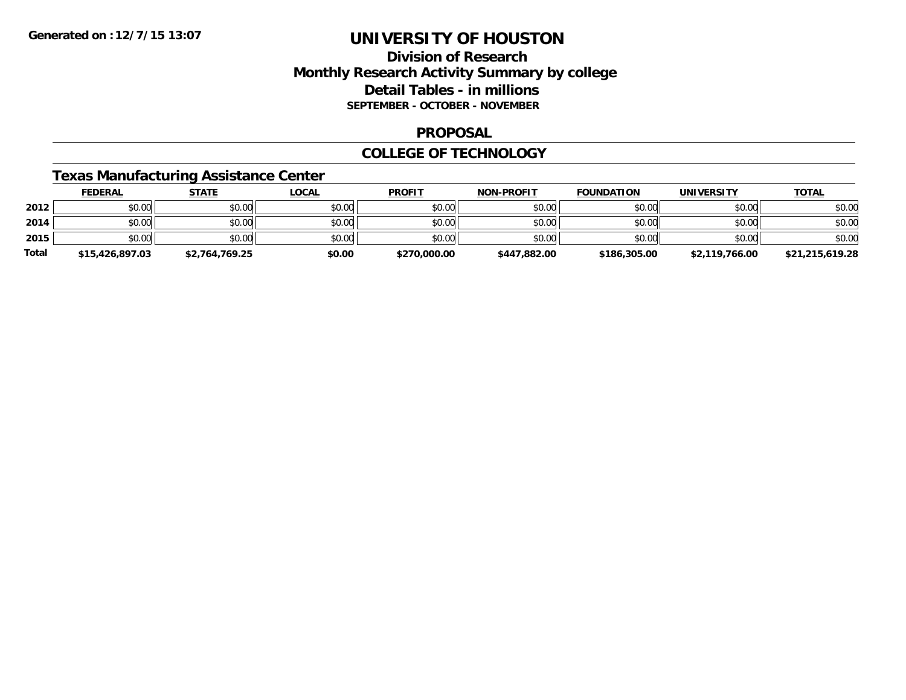# UNIVERSITY OF HOUSTON

## Division of Research
## Monthly Research Activity Summary by college
## Detail Tables - in millions
**SEPTEMBER - OCTOBER - NOVEMBER**

## PROPOSAL

## COLLEGE OF TECHNOLOGY

### Texas Manufacturing Assistance Center

| | FEDERAL | STATE | LOCAL | PROFIT | NON-PROFIT | FOUNDATION | UNIVERSITY | TOTAL |
|---|---|---|---|---|---|---|---|---|
| 2012 | $0.00 | $0.00 | $0.00 | $0.00 | $0.00 | $0.00 | $0.00 | $0.00 |
| 2014 | $0.00 | $0.00 | $0.00 | $0.00 | $0.00 | $0.00 | $0.00 | $0.00 |
| 2015 | $0.00 | $0.00 | $0.00 | $0.00 | $0.00 | $0.00 | $0.00 | $0.00 |
| **Total** | **$15,426,897.03** | **$2,764,769.25** | **$0.00** | **$270,000.00** | **$447,882.00** | **$186,305.00** | **$2,119,766.00** | **$21,215,619.28** |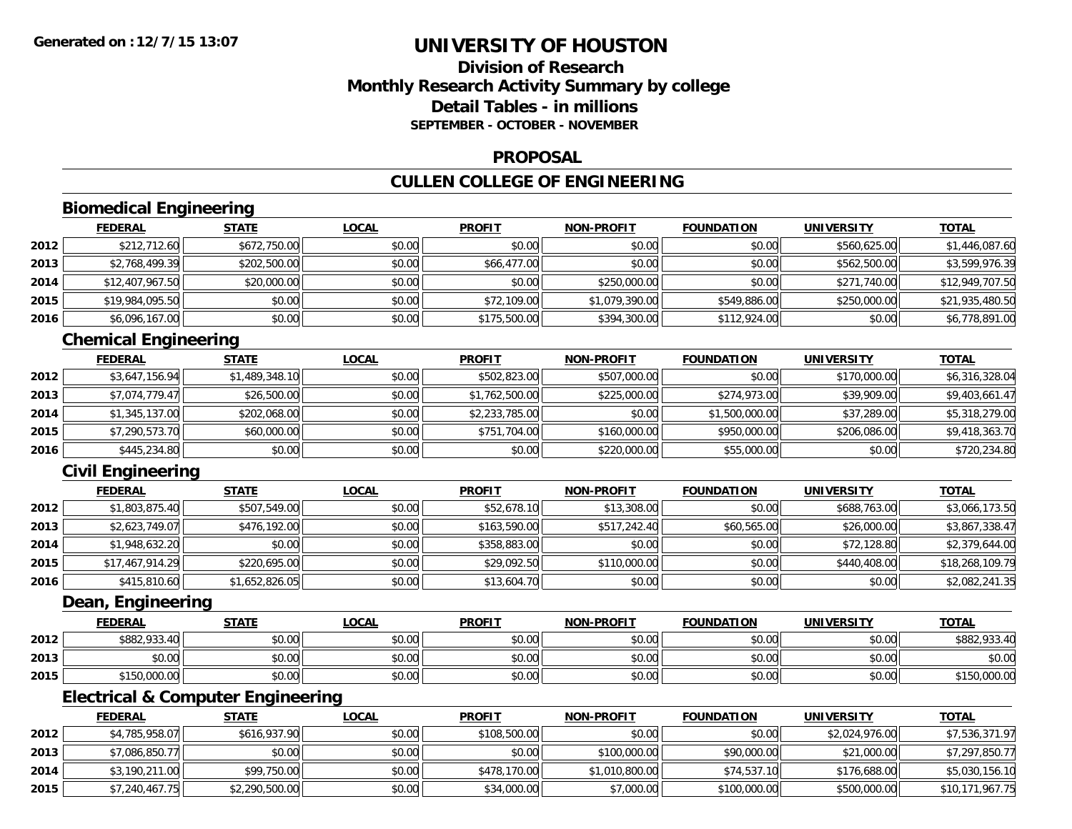Generated on :12/7/15 13:07

# UNIVERSITY OF HOUSTON

## Division of Research
## Monthly Research Activity Summary by college
## Detail Tables - in millions
### SEPTEMBER - OCTOBER - NOVEMBER

## PROPOSAL

## CULLEN COLLEGE OF ENGINEERING

### Biomedical Engineering

| | FEDERAL | STATE | LOCAL | PROFIT | NON-PROFIT | FOUNDATION | UNIVERSITY | TOTAL |
|---|---|---|---|---|---|---|---|---|
| 2012 | $212,712.60 | $672,750.00 | $0.00 | $0.00 | $0.00 | $0.00 | $560,625.00 | $1,446,087.60 |
| 2013 | $2,768,499.39 | $202,500.00 | $0.00 | $66,477.00 | $0.00 | $0.00 | $562,500.00 | $3,599,976.39 |
| 2014 | $12,407,967.50 | $20,000.00 | $0.00 | $0.00 | $250,000.00 | $0.00 | $271,740.00 | $12,949,707.50 |
| 2015 | $19,984,095.50 | $0.00 | $0.00 | $72,109.00 | $1,079,390.00 | $549,886.00 | $250,000.00 | $21,935,480.50 |
| 2016 | $6,096,167.00 | $0.00 | $0.00 | $175,500.00 | $394,300.00 | $112,924.00 | $0.00 | $6,778,891.00 |

### Chemical Engineering

| | FEDERAL | STATE | LOCAL | PROFIT | NON-PROFIT | FOUNDATION | UNIVERSITY | TOTAL |
|---|---|---|---|---|---|---|---|---|
| 2012 | $3,647,156.94 | $1,489,348.10 | $0.00 | $502,823.00 | $507,000.00 | $0.00 | $170,000.00 | $6,316,328.04 |
| 2013 | $7,074,779.47 | $26,500.00 | $0.00 | $1,762,500.00 | $225,000.00 | $274,973.00 | $39,909.00 | $9,403,661.47 |
| 2014 | $1,345,137.00 | $202,068.00 | $0.00 | $2,233,785.00 | $0.00 | $1,500,000.00 | $37,289.00 | $5,318,279.00 |
| 2015 | $7,290,573.70 | $60,000.00 | $0.00 | $751,704.00 | $160,000.00 | $950,000.00 | $206,086.00 | $9,418,363.70 |
| 2016 | $445,234.80 | $0.00 | $0.00 | $0.00 | $220,000.00 | $55,000.00 | $0.00 | $720,234.80 |

### Civil Engineering

| | FEDERAL | STATE | LOCAL | PROFIT | NON-PROFIT | FOUNDATION | UNIVERSITY | TOTAL |
|---|---|---|---|---|---|---|---|---|
| 2012 | $1,803,875.40 | $507,549.00 | $0.00 | $52,678.10 | $13,308.00 | $0.00 | $688,763.00 | $3,066,173.50 |
| 2013 | $2,623,749.07 | $476,192.00 | $0.00 | $163,590.00 | $517,242.40 | $60,565.00 | $26,000.00 | $3,867,338.47 |
| 2014 | $1,948,632.20 | $0.00 | $0.00 | $358,883.00 | $0.00 | $0.00 | $72,128.80 | $2,379,644.00 |
| 2015 | $17,467,914.29 | $220,695.00 | $0.00 | $29,092.50 | $110,000.00 | $0.00 | $440,408.00 | $18,268,109.79 |
| 2016 | $415,810.60 | $1,652,826.05 | $0.00 | $13,604.70 | $0.00 | $0.00 | $0.00 | $2,082,241.35 |

### Dean, Engineering

| | FEDERAL | STATE | LOCAL | PROFIT | NON-PROFIT | FOUNDATION | UNIVERSITY | TOTAL |
|---|---|---|---|---|---|---|---|---|
| 2012 | $882,933.40 | $0.00 | $0.00 | $0.00 | $0.00 | $0.00 | $0.00 | $882,933.40 |
| 2013 | $0.00 | $0.00 | $0.00 | $0.00 | $0.00 | $0.00 | $0.00 | $0.00 |
| 2015 | $150,000.00 | $0.00 | $0.00 | $0.00 | $0.00 | $0.00 | $0.00 | $150,000.00 |

### Electrical & Computer Engineering

| | FEDERAL | STATE | LOCAL | PROFIT | NON-PROFIT | FOUNDATION | UNIVERSITY | TOTAL |
|---|---|---|---|---|---|---|---|---|
| 2012 | $4,785,958.07 | $616,937.90 | $0.00 | $108,500.00 | $0.00 | $0.00 | $2,024,976.00 | $7,536,371.97 |
| 2013 | $7,086,850.77 | $0.00 | $0.00 | $0.00 | $100,000.00 | $90,000.00 | $21,000.00 | $7,297,850.77 |
| 2014 | $3,190,211.00 | $99,750.00 | $0.00 | $478,170.00 | $1,010,800.00 | $74,537.10 | $176,688.00 | $5,030,156.10 |
| 2015 | $7,240,467.75 | $2,290,500.00 | $0.00 | $34,000.00 | $7,000.00 | $100,000.00 | $500,000.00 | $10,171,967.75 |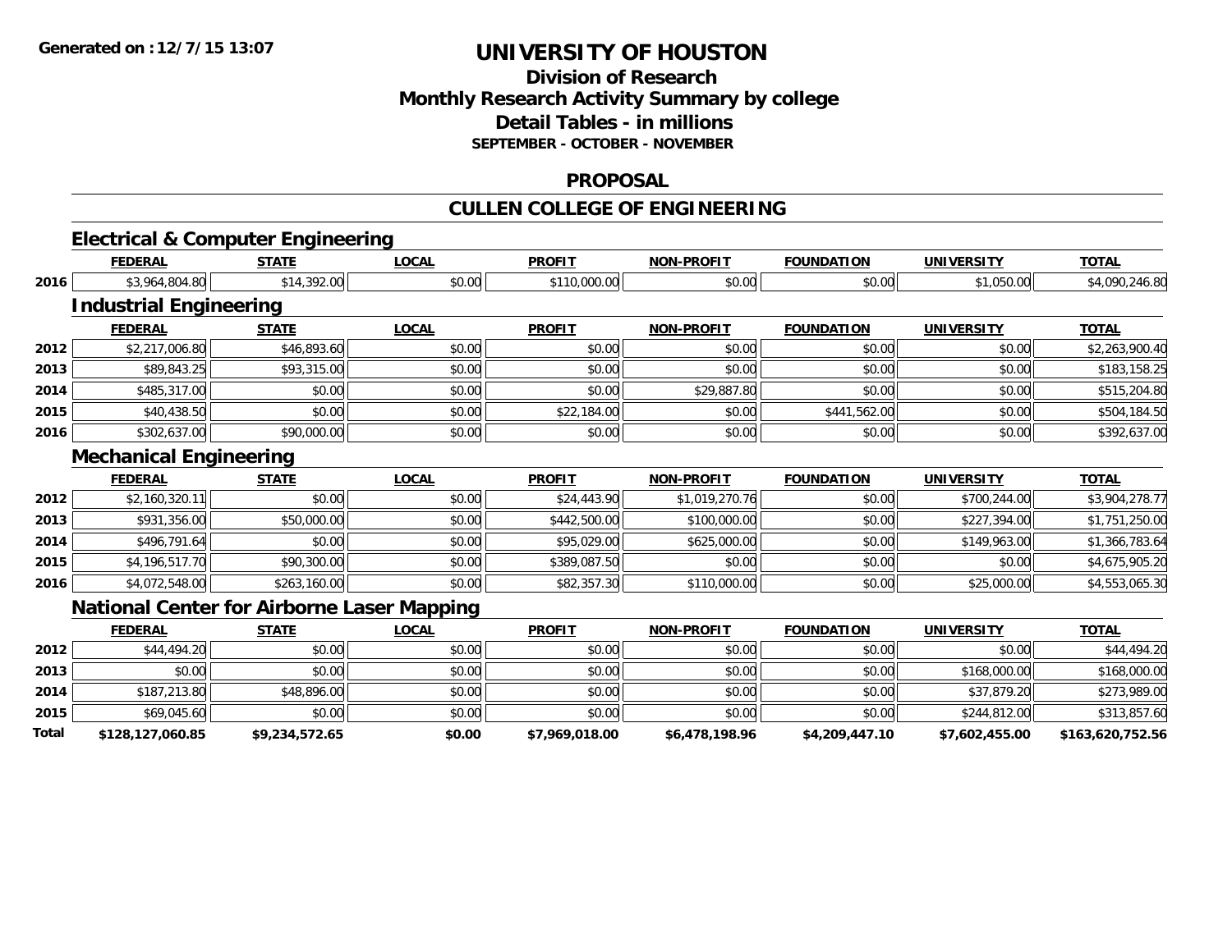# UNIVERSITY OF HOUSTON

## Division of Research
## Monthly Research Activity Summary by college
## Detail Tables - in millions
**SEPTEMBER - OCTOBER - NOVEMBER**

## PROPOSAL

## CULLEN COLLEGE OF ENGINEERING

### Electrical & Computer Engineering

| | FEDERAL | STATE | LOCAL | PROFIT | NON-PROFIT | FOUNDATION | UNIVERSITY | TOTAL |
|---|---|---|---|---|---|---|---|---|
| 2016 | $3,964,804.80 | $14,392.00 | $0.00 | $110,000.00 | $0.00 | $0.00 | $1,050.00 | $4,090,246.80 |

### Industrial Engineering

| | FEDERAL | STATE | LOCAL | PROFIT | NON-PROFIT | FOUNDATION | UNIVERSITY | TOTAL |
|---|---|---|---|---|---|---|---|---|
| 2012 | $2,217,006.80 | $46,893.60 | $0.00 | $0.00 | $0.00 | $0.00 | $0.00 | $2,263,900.40 |
| 2013 | $89,843.25 | $93,315.00 | $0.00 | $0.00 | $0.00 | $0.00 | $0.00 | $183,158.25 |
| 2014 | $485,317.00 | $0.00 | $0.00 | $0.00 | $29,887.80 | $0.00 | $0.00 | $515,204.80 |
| 2015 | $40,438.50 | $0.00 | $0.00 | $22,184.00 | $0.00 | $441,562.00 | $0.00 | $504,184.50 |
| 2016 | $302,637.00 | $90,000.00 | $0.00 | $0.00 | $0.00 | $0.00 | $0.00 | $392,637.00 |

### Mechanical Engineering

| | FEDERAL | STATE | LOCAL | PROFIT | NON-PROFIT | FOUNDATION | UNIVERSITY | TOTAL |
|---|---|---|---|---|---|---|---|---|
| 2012 | $2,160,320.11 | $0.00 | $0.00 | $24,443.90 | $1,019,270.76 | $0.00 | $700,244.00 | $3,904,278.77 |
| 2013 | $931,356.00 | $50,000.00 | $0.00 | $442,500.00 | $100,000.00 | $0.00 | $227,394.00 | $1,751,250.00 |
| 2014 | $496,791.64 | $0.00 | $0.00 | $95,029.00 | $625,000.00 | $0.00 | $149,963.00 | $1,366,783.64 |
| 2015 | $4,196,517.70 | $90,300.00 | $0.00 | $389,087.50 | $0.00 | $0.00 | $0.00 | $4,675,905.20 |
| 2016 | $4,072,548.00 | $263,160.00 | $0.00 | $82,357.30 | $110,000.00 | $0.00 | $25,000.00 | $4,553,065.30 |

### National Center for Airborne Laser Mapping

| | FEDERAL | STATE | LOCAL | PROFIT | NON-PROFIT | FOUNDATION | UNIVERSITY | TOTAL |
|---|---|---|---|---|---|---|---|---|
| 2012 | $44,494.20 | $0.00 | $0.00 | $0.00 | $0.00 | $0.00 | $0.00 | $44,494.20 |
| 2013 | $0.00 | $0.00 | $0.00 | $0.00 | $0.00 | $0.00 | $168,000.00 | $168,000.00 |
| 2014 | $187,213.80 | $48,896.00 | $0.00 | $0.00 | $0.00 | $0.00 | $37,879.20 | $273,989.00 |
| 2015 | $69,045.60 | $0.00 | $0.00 | $0.00 | $0.00 | $0.00 | $244,812.00 | $313,857.60 |
| **Total** | **$128,127,060.85** | **$9,234,572.65** | **$0.00** | **$7,969,018.00** | **$6,478,198.96** | **$4,209,447.10** | **$7,602,455.00** | **$163,620,752.56** |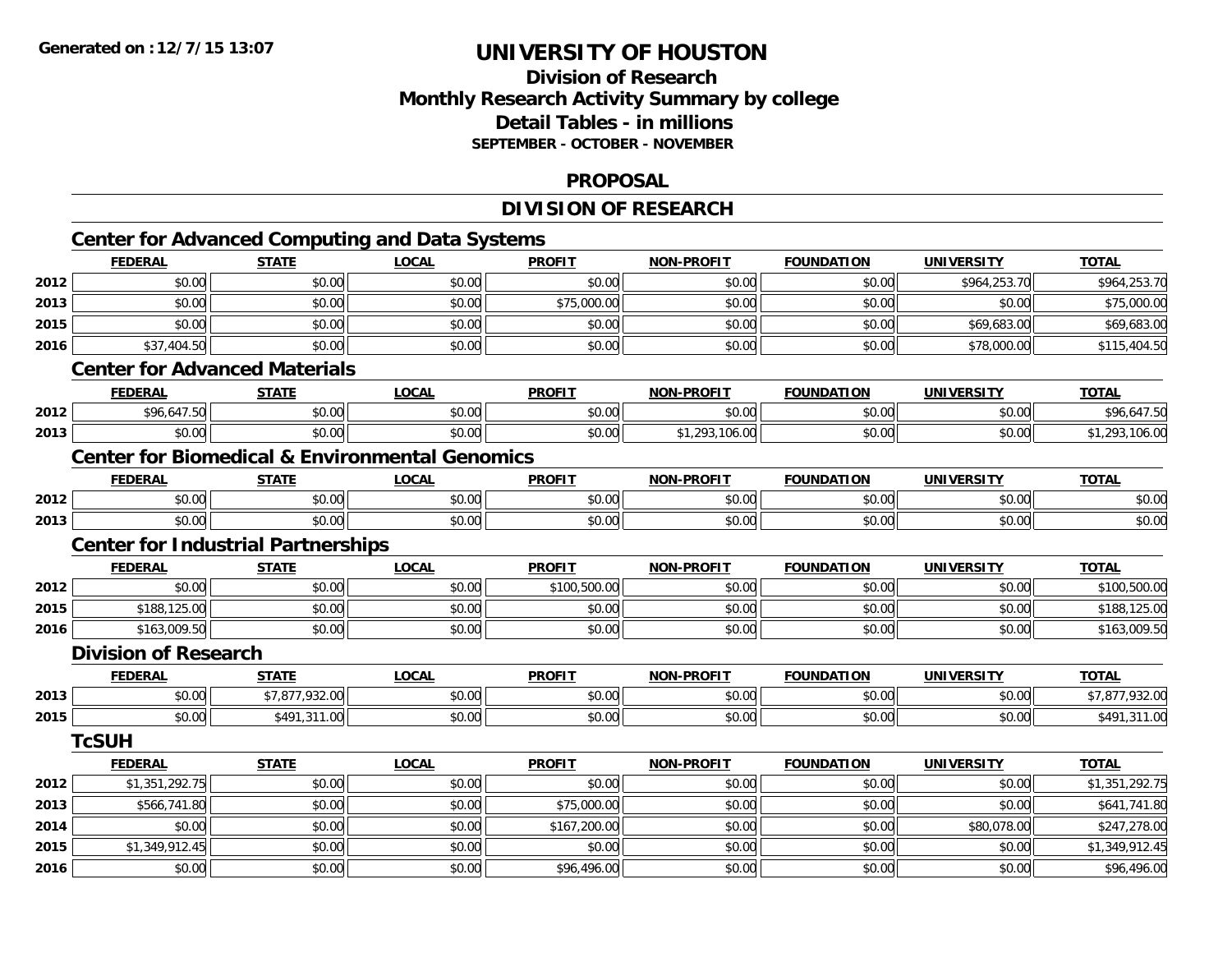**Generated on :12/7/15 13:07**

# UNIVERSITY OF HOUSTON

## Division of Research
## Monthly Research Activity Summary by college
## Detail Tables - in millions
**SEPTEMBER - OCTOBER - NOVEMBER**

## PROPOSAL

## DIVISION OF RESEARCH

### Center for Advanced Computing and Data Systems

| | FEDERAL | STATE | LOCAL | PROFIT | NON-PROFIT | FOUNDATION | UNIVERSITY | TOTAL |
|---|---|---|---|---|---|---|---|---|
| 2012 | $0.00 | $0.00 | $0.00 | $0.00 | $0.00 | $0.00 | $964,253.70 | $964,253.70 |
| 2013 | $0.00 | $0.00 | $0.00 | $75,000.00 | $0.00 | $0.00 | $0.00 | $75,000.00 |
| 2015 | $0.00 | $0.00 | $0.00 | $0.00 | $0.00 | $0.00 | $69,683.00 | $69,683.00 |
| 2016 | $37,404.50 | $0.00 | $0.00 | $0.00 | $0.00 | $0.00 | $78,000.00 | $115,404.50 |

### Center for Advanced Materials

| | FEDERAL | STATE | LOCAL | PROFIT | NON-PROFIT | FOUNDATION | UNIVERSITY | TOTAL |
|---|---|---|---|---|---|---|---|---|
| 2012 | $96,647.50 | $0.00 | $0.00 | $0.00 | $0.00 | $0.00 | $0.00 | $96,647.50 |
| 2013 | $0.00 | $0.00 | $0.00 | $0.00 | $1,293,106.00 | $0.00 | $0.00 | $1,293,106.00 |

### Center for Biomedical & Environmental Genomics

| | FEDERAL | STATE | LOCAL | PROFIT | NON-PROFIT | FOUNDATION | UNIVERSITY | TOTAL |
|---|---|---|---|---|---|---|---|---|
| 2012 | $0.00 | $0.00 | $0.00 | $0.00 | $0.00 | $0.00 | $0.00 | $0.00 |
| 2013 | $0.00 | $0.00 | $0.00 | $0.00 | $0.00 | $0.00 | $0.00 | $0.00 |

### Center for Industrial Partnerships

| | FEDERAL | STATE | LOCAL | PROFIT | NON-PROFIT | FOUNDATION | UNIVERSITY | TOTAL |
|---|---|---|---|---|---|---|---|---|
| 2012 | $0.00 | $0.00 | $0.00 | $100,500.00 | $0.00 | $0.00 | $0.00 | $100,500.00 |
| 2015 | $188,125.00 | $0.00 | $0.00 | $0.00 | $0.00 | $0.00 | $0.00 | $188,125.00 |
| 2016 | $163,009.50 | $0.00 | $0.00 | $0.00 | $0.00 | $0.00 | $0.00 | $163,009.50 |

### Division of Research

| | FEDERAL | STATE | LOCAL | PROFIT | NON-PROFIT | FOUNDATION | UNIVERSITY | TOTAL |
|---|---|---|---|---|---|---|---|---|
| 2013 | $0.00 | $7,877,932.00 | $0.00 | $0.00 | $0.00 | $0.00 | $0.00 | $7,877,932.00 |
| 2015 | $0.00 | $491,311.00 | $0.00 | $0.00 | $0.00 | $0.00 | $0.00 | $491,311.00 |

### TcSUH

| | FEDERAL | STATE | LOCAL | PROFIT | NON-PROFIT | FOUNDATION | UNIVERSITY | TOTAL |
|---|---|---|---|---|---|---|---|---|
| 2012 | $1,351,292.75 | $0.00 | $0.00 | $0.00 | $0.00 | $0.00 | $0.00 | $1,351,292.75 |
| 2013 | $566,741.80 | $0.00 | $0.00 | $75,000.00 | $0.00 | $0.00 | $0.00 | $641,741.80 |
| 2014 | $0.00 | $0.00 | $0.00 | $167,200.00 | $0.00 | $0.00 | $80,078.00 | $247,278.00 |
| 2015 | $1,349,912.45 | $0.00 | $0.00 | $0.00 | $0.00 | $0.00 | $0.00 | $1,349,912.45 |
| 2016 | $0.00 | $0.00 | $0.00 | $96,496.00 | $0.00 | $0.00 | $0.00 | $96,496.00 |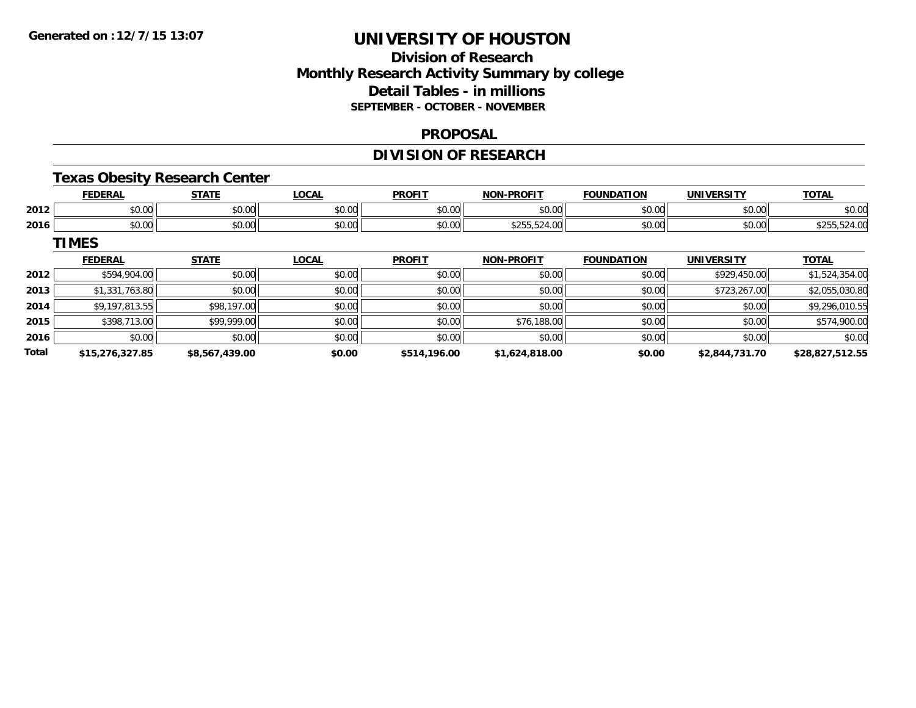**Generated on :12/7/15 13:07**

# UNIVERSITY OF HOUSTON

## Division of Research
## Monthly Research Activity Summary by college
## Detail Tables - in millions
### SEPTEMBER - OCTOBER - NOVEMBER

## PROPOSAL

## DIVISION OF RESEARCH

### Texas Obesity Research Center

| | FEDERAL | STATE | LOCAL | PROFIT | NON-PROFIT | FOUNDATION | UNIVERSITY | TOTAL |
|---|---|---|---|---|---|---|---|---|
| 2012 | $0.00 | $0.00 | $0.00 | $0.00 | $0.00 | $0.00 | $0.00 | $0.00 |
| 2016 | $0.00 | $0.00 | $0.00 | $0.00 | $255,524.00 | $0.00 | $0.00 | $255,524.00 |

### TIMES

| | FEDERAL | STATE | LOCAL | PROFIT | NON-PROFIT | FOUNDATION | UNIVERSITY | TOTAL |
|---|---|---|---|---|---|---|---|---|
| 2012 | $594,904.00 | $0.00 | $0.00 | $0.00 | $0.00 | $0.00 | $929,450.00 | $1,524,354.00 |
| 2013 | $1,331,763.80 | $0.00 | $0.00 | $0.00 | $0.00 | $0.00 | $723,267.00 | $2,055,030.80 |
| 2014 | $9,197,813.55 | $98,197.00 | $0.00 | $0.00 | $0.00 | $0.00 | $0.00 | $9,296,010.55 |
| 2015 | $398,713.00 | $99,999.00 | $0.00 | $0.00 | $76,188.00 | $0.00 | $0.00 | $574,900.00 |
| 2016 | $0.00 | $0.00 | $0.00 | $0.00 | $0.00 | $0.00 | $0.00 | $0.00 |
| **Total** | **$15,276,327.85** | **$8,567,439.00** | **$0.00** | **$514,196.00** | **$1,624,818.00** | **$0.00** | **$2,844,731.70** | **$28,827,512.55** |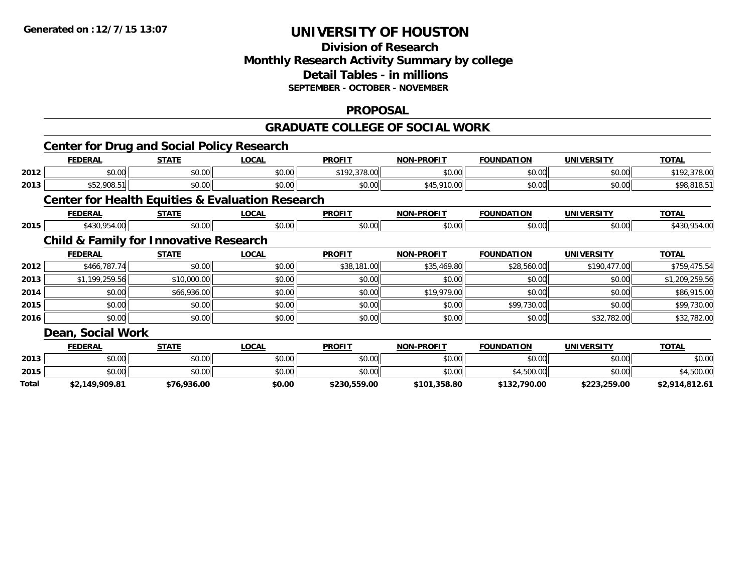**Generated on :12/7/15 13:07**

# UNIVERSITY OF HOUSTON

## Division of Research
## Monthly Research Activity Summary by college
## Detail Tables - in millions
### SEPTEMBER - OCTOBER - NOVEMBER

## PROPOSAL

## GRADUATE COLLEGE OF SOCIAL WORK

### Center for Drug and Social Policy Research

| | FEDERAL | STATE | LOCAL | PROFIT | NON-PROFIT | FOUNDATION | UNIVERSITY | TOTAL |
|---|---|---|---|---|---|---|---|---|
| 2012 | $0.00 | $0.00 | $0.00 | $192,378.00 | $0.00 | $0.00 | $0.00 | $192,378.00 |
| 2013 | $52,908.51 | $0.00 | $0.00 | $0.00 | $45,910.00 | $0.00 | $0.00 | $98,818.51 |

### Center for Health Equities & Evaluation Research

| | FEDERAL | STATE | LOCAL | PROFIT | NON-PROFIT | FOUNDATION | UNIVERSITY | TOTAL |
|---|---|---|---|---|---|---|---|---|
| 2015 | $430,954.00 | $0.00 | $0.00 | $0.00 | $0.00 | $0.00 | $0.00 | $430,954.00 |

### Child & Family for Innovative Research

| | FEDERAL | STATE | LOCAL | PROFIT | NON-PROFIT | FOUNDATION | UNIVERSITY | TOTAL |
|---|---|---|---|---|---|---|---|---|
| 2012 | $466,787.74 | $0.00 | $0.00 | $38,181.00 | $35,469.80 | $28,560.00 | $190,477.00 | $759,475.54 |
| 2013 | $1,199,259.56 | $10,000.00 | $0.00 | $0.00 | $0.00 | $0.00 | $0.00 | $1,209,259.56 |
| 2014 | $0.00 | $66,936.00 | $0.00 | $0.00 | $19,979.00 | $0.00 | $0.00 | $86,915.00 |
| 2015 | $0.00 | $0.00 | $0.00 | $0.00 | $0.00 | $99,730.00 | $0.00 | $99,730.00 |
| 2016 | $0.00 | $0.00 | $0.00 | $0.00 | $0.00 | $0.00 | $32,782.00 | $32,782.00 |

### Dean, Social Work

| | FEDERAL | STATE | LOCAL | PROFIT | NON-PROFIT | FOUNDATION | UNIVERSITY | TOTAL |
|---|---|---|---|---|---|---|---|---|
| 2013 | $0.00 | $0.00 | $0.00 | $0.00 | $0.00 | $0.00 | $0.00 | $0.00 |
| 2015 | $0.00 | $0.00 | $0.00 | $0.00 | $0.00 | $4,500.00 | $0.00 | $4,500.00 |
| **Total** | **$2,149,909.81** | **$76,936.00** | **$0.00** | **$230,559.00** | **$101,358.80** | **$132,790.00** | **$223,259.00** | **$2,914,812.61** |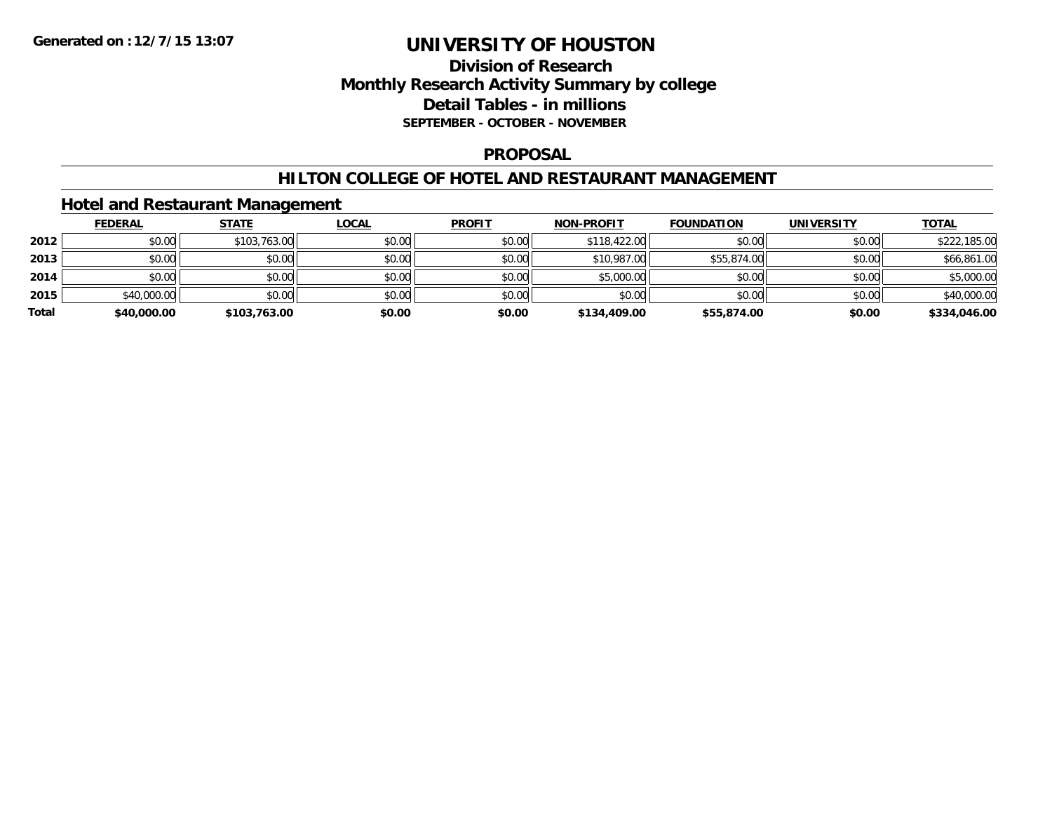# UNIVERSITY OF HOUSTON

## Division of Research
## Monthly Research Activity Summary by college
## Detail Tables - in millions
### SEPTEMBER - OCTOBER - NOVEMBER

## PROPOSAL

## HILTON COLLEGE OF HOTEL AND RESTAURANT MANAGEMENT

### Hotel and Restaurant Management

| | FEDERAL | STATE | LOCAL | PROFIT | NON-PROFIT | FOUNDATION | UNIVERSITY | TOTAL |
|---|---|---|---|---|---|---|---|---|
| 2012 | $0.00 | $103,763.00 | $0.00 | $0.00 | $118,422.00 | $0.00 | $0.00 | $222,185.00 |
| 2013 | $0.00 | $0.00 | $0.00 | $0.00 | $10,987.00 | $55,874.00 | $0.00 | $66,861.00 |
| 2014 | $0.00 | $0.00 | $0.00 | $0.00 | $5,000.00 | $0.00 | $0.00 | $5,000.00 |
| 2015 | $40,000.00 | $0.00 | $0.00 | $0.00 | $0.00 | $0.00 | $0.00 | $40,000.00 |
| **Total** | **$40,000.00** | **$103,763.00** | **$0.00** | **$0.00** | **$134,409.00** | **$55,874.00** | **$0.00** | **$334,046.00** |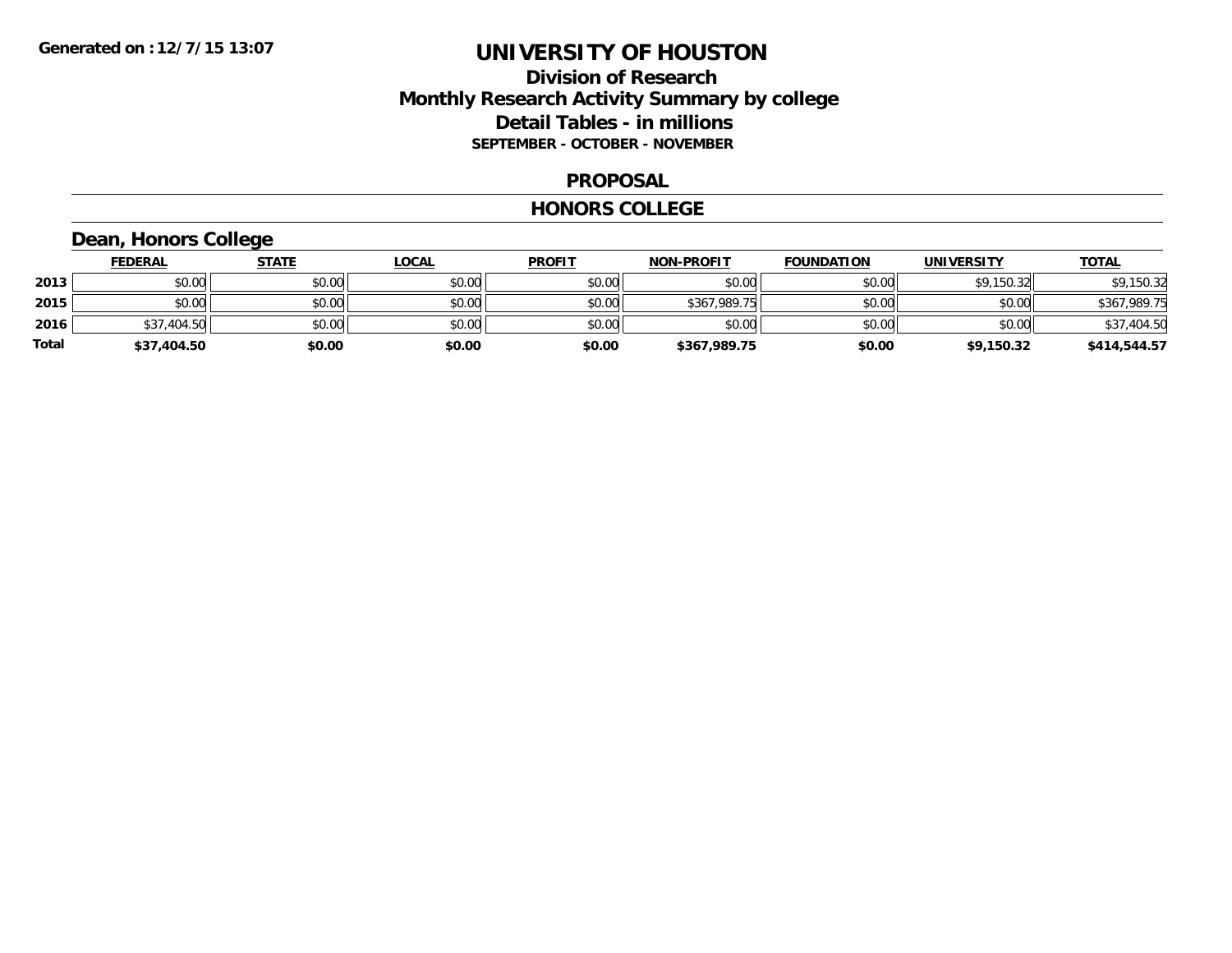**Generated on :12/7/15 13:07**

# UNIVERSITY OF HOUSTON

## Division of Research
## Monthly Research Activity Summary by college
## Detail Tables - in millions
### SEPTEMBER - OCTOBER - NOVEMBER

## PROPOSAL

## HONORS COLLEGE

### Dean, Honors College

| | FEDERAL | STATE | LOCAL | PROFIT | NON-PROFIT | FOUNDATION | UNIVERSITY | TOTAL |
|---|---|---|---|---|---|---|---|---|
| **2013** | $0.00 | $0.00 | $0.00 | $0.00 | $0.00 | $0.00 | $9,150.32 | $9,150.32 |
| **2015** | $0.00 | $0.00 | $0.00 | $0.00 | $367,989.75 | $0.00 | $0.00 | $367,989.75 |
| **2016** | $37,404.50 | $0.00 | $0.00 | $0.00 | $0.00 | $0.00 | $0.00 | $37,404.50 |
| **Total** | **$37,404.50** | **$0.00** | **$0.00** | **$0.00** | **$367,989.75** | **$0.00** | **$9,150.32** | **$414,544.57** |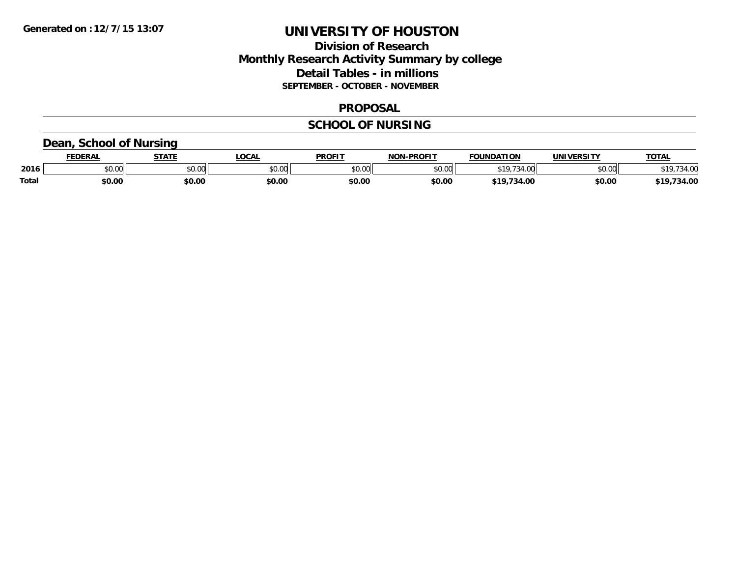Generated on :12/7/15 13:07

# UNIVERSITY OF HOUSTON

## Division of Research
## Monthly Research Activity Summary by college
## Detail Tables - in millions
### SEPTEMBER - OCTOBER - NOVEMBER

### PROPOSAL

### SCHOOL OF NURSING

### Dean, School of Nursing

| | FEDERAL | STATE | LOCAL | PROFIT | NON-PROFIT | FOUNDATION | UNIVERSITY | TOTAL |
|---|---|---|---|---|---|---|---|---|
| 2016 | $0.00 | $0.00 | $0.00 | $0.00 | $0.00 | $19,734.00 | $0.00 | $19,734.00 |
| **Total** | **$0.00** | **$0.00** | **$0.00** | **$0.00** | **$0.00** | **$19,734.00** | **$0.00** | **$19,734.00** |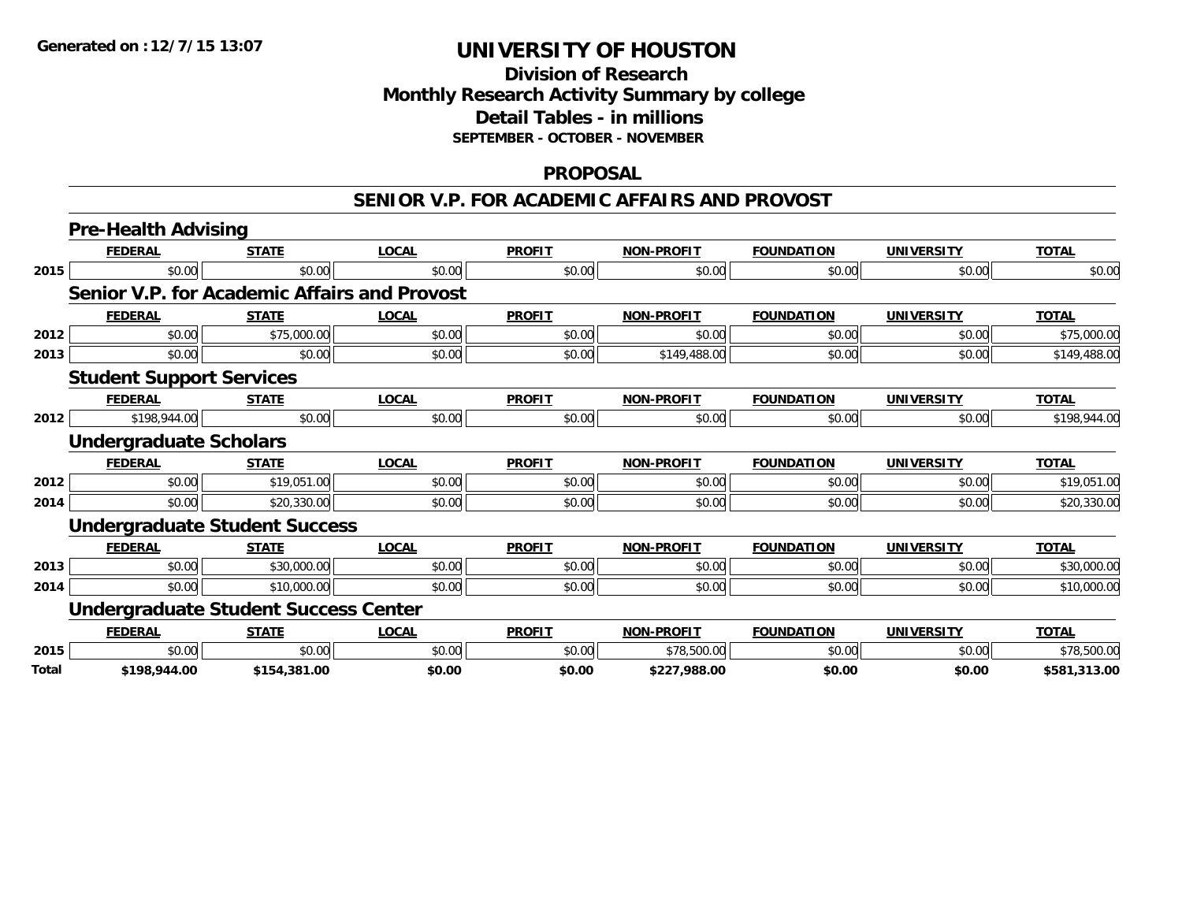**Generated on :12/7/15 13:07**

# UNIVERSITY OF HOUSTON

## Division of Research
## Monthly Research Activity Summary by college
## Detail Tables - in millions
### SEPTEMBER - OCTOBER - NOVEMBER

## PROPOSAL

## SENIOR V.P. FOR ACADEMIC AFFAIRS AND PROVOST

### Pre-Health Advising

| | FEDERAL | STATE | LOCAL | PROFIT | NON-PROFIT | FOUNDATION | UNIVERSITY | TOTAL |
|---|---|---|---|---|---|---|---|---|
| 2015 | $0.00 | $0.00 | $0.00 | $0.00 | $0.00 | $0.00 | $0.00 | $0.00 |

### Senior V.P. for Academic Affairs and Provost

| | FEDERAL | STATE | LOCAL | PROFIT | NON-PROFIT | FOUNDATION | UNIVERSITY | TOTAL |
|---|---|---|---|---|---|---|---|---|
| 2012 | $0.00 | $75,000.00 | $0.00 | $0.00 | $0.00 | $0.00 | $0.00 | $75,000.00 |
| 2013 | $0.00 | $0.00 | $0.00 | $0.00 | $149,488.00 | $0.00 | $0.00 | $149,488.00 |

### Student Support Services

| | FEDERAL | STATE | LOCAL | PROFIT | NON-PROFIT | FOUNDATION | UNIVERSITY | TOTAL |
|---|---|---|---|---|---|---|---|---|
| 2012 | $198,944.00 | $0.00 | $0.00 | $0.00 | $0.00 | $0.00 | $0.00 | $198,944.00 |

### Undergraduate Scholars

| | FEDERAL | STATE | LOCAL | PROFIT | NON-PROFIT | FOUNDATION | UNIVERSITY | TOTAL |
|---|---|---|---|---|---|---|---|---|
| 2012 | $0.00 | $19,051.00 | $0.00 | $0.00 | $0.00 | $0.00 | $0.00 | $19,051.00 |
| 2014 | $0.00 | $20,330.00 | $0.00 | $0.00 | $0.00 | $0.00 | $0.00 | $20,330.00 |

### Undergraduate Student Success

| | FEDERAL | STATE | LOCAL | PROFIT | NON-PROFIT | FOUNDATION | UNIVERSITY | TOTAL |
|---|---|---|---|---|---|---|---|---|
| 2013 | $0.00 | $30,000.00 | $0.00 | $0.00 | $0.00 | $0.00 | $0.00 | $30,000.00 |
| 2014 | $0.00 | $10,000.00 | $0.00 | $0.00 | $0.00 | $0.00 | $0.00 | $10,000.00 |

### Undergraduate Student Success Center

| | FEDERAL | STATE | LOCAL | PROFIT | NON-PROFIT | FOUNDATION | UNIVERSITY | TOTAL |
|---|---|---|---|---|---|---|---|---|
| 2015 | $0.00 | $0.00 | $0.00 | $0.00 | $78,500.00 | $0.00 | $0.00 | $78,500.00 |
| **Total** | **$198,944.00** | **$154,381.00** | **$0.00** | **$0.00** | **$227,988.00** | **$0.00** | **$0.00** | **$581,313.00** |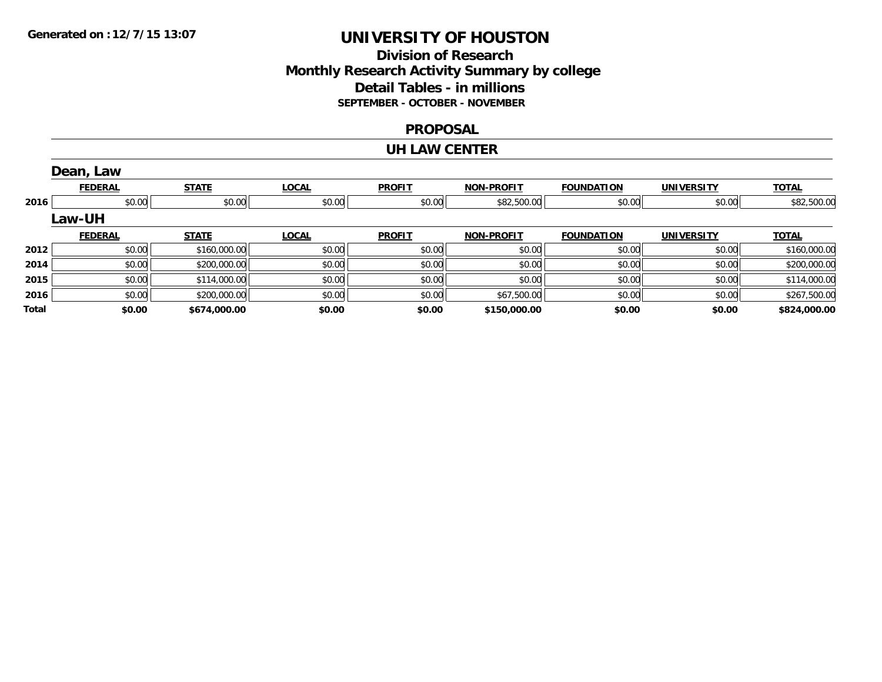**Generated on :12/7/15 13:07**

# UNIVERSITY OF HOUSTON

## Division of Research
## Monthly Research Activity Summary by college
## Detail Tables - in millions
### SEPTEMBER - OCTOBER - NOVEMBER

## PROPOSAL

## UH LAW CENTER

### Dean, Law

| | FEDERAL | STATE | LOCAL | PROFIT | NON-PROFIT | FOUNDATION | UNIVERSITY | TOTAL |
|---|---|---|---|---|---|---|---|---|
| 2016 | $0.00 | $0.00 | $0.00 | $0.00 | $82,500.00 | $0.00 | $0.00 | $82,500.00 |

### Law-UH

| | FEDERAL | STATE | LOCAL | PROFIT | NON-PROFIT | FOUNDATION | UNIVERSITY | TOTAL |
|---|---|---|---|---|---|---|---|---|
| 2012 | $0.00 | $160,000.00 | $0.00 | $0.00 | $0.00 | $0.00 | $0.00 | $160,000.00 |
| 2014 | $0.00 | $200,000.00 | $0.00 | $0.00 | $0.00 | $0.00 | $0.00 | $200,000.00 |
| 2015 | $0.00 | $114,000.00 | $0.00 | $0.00 | $0.00 | $0.00 | $0.00 | $114,000.00 |
| 2016 | $0.00 | $200,000.00 | $0.00 | $0.00 | $67,500.00 | $0.00 | $0.00 | $267,500.00 |
| **Total** | **$0.00** | **$674,000.00** | **$0.00** | **$0.00** | **$150,000.00** | **$0.00** | **$0.00** | **$824,000.00** |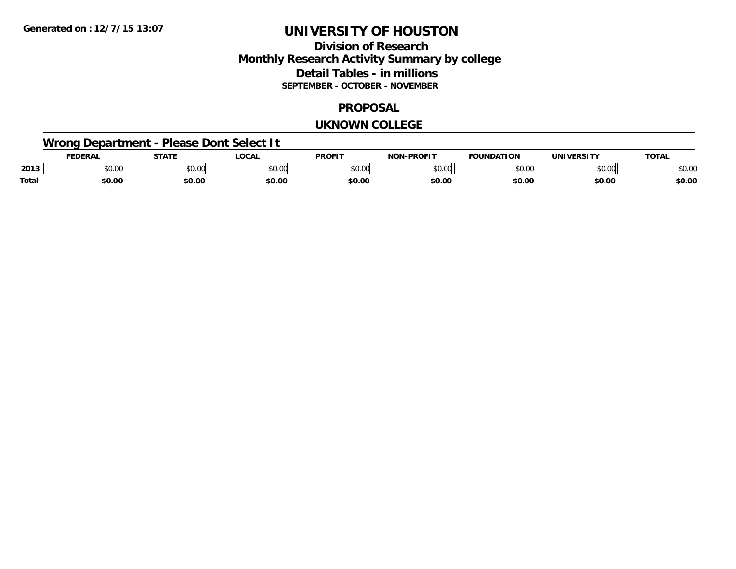Generated on :12/7/15 13:07

# UNIVERSITY OF HOUSTON

## Division of Research
## Monthly Research Activity Summary by college
## Detail Tables - in millions
### SEPTEMBER - OCTOBER - NOVEMBER

## PROPOSAL

## UKNOWN COLLEGE

### Wrong Department - Please Dont Select It

| | FEDERAL | STATE | LOCAL | PROFIT | NON-PROFIT | FOUNDATION | UNIVERSITY | TOTAL |
|---|---|---|---|---|---|---|---|---|
| 2013 | $0.00 | $0.00 | $0.00 | $0.00 | $0.00 | $0.00 | $0.00 | $0.00 |
| **Total** | **$0.00** | **$0.00** | **$0.00** | **$0.00** | **$0.00** | **$0.00** | **$0.00** | **$0.00** |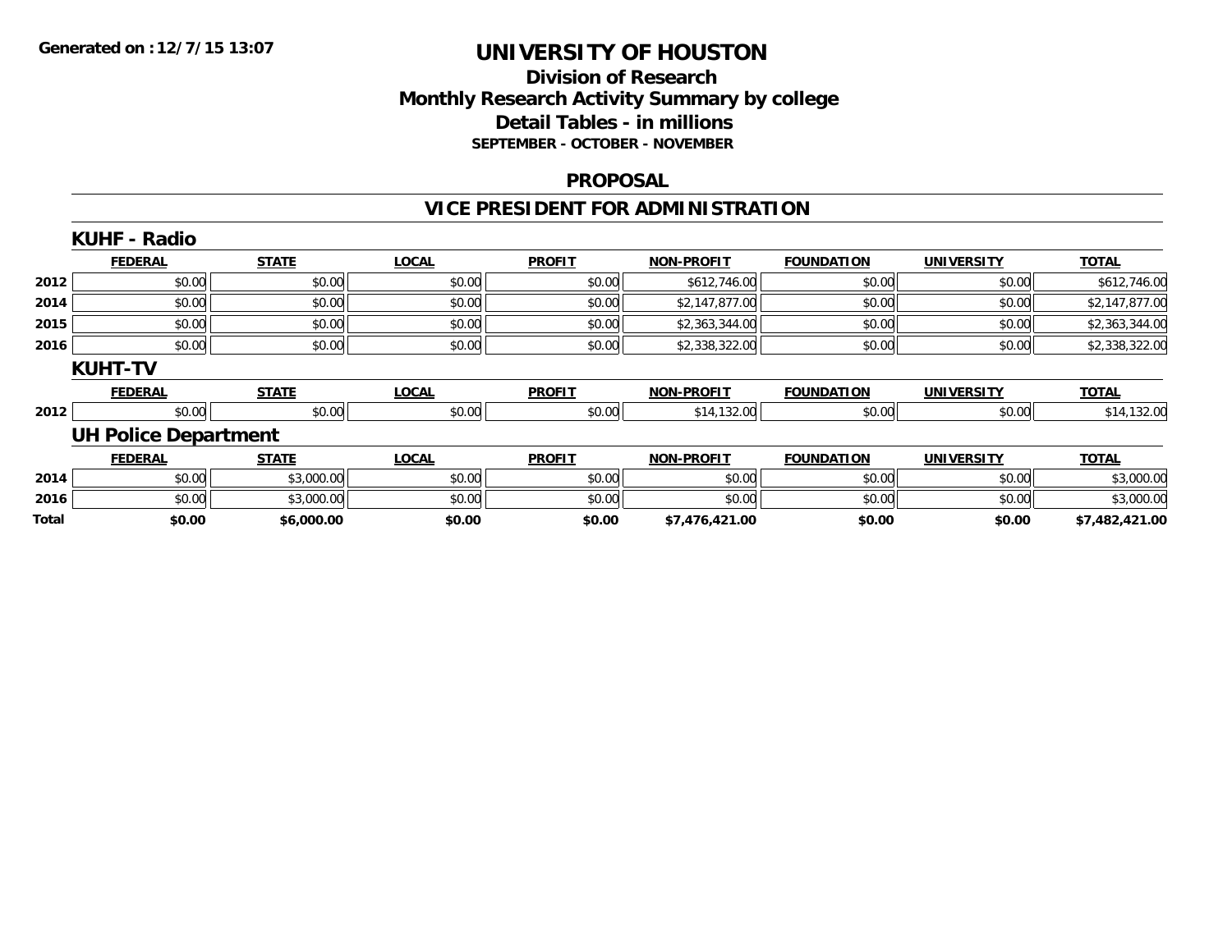**Generated on :12/7/15 13:07**

# UNIVERSITY OF HOUSTON

## Division of Research
## Monthly Research Activity Summary by college
## Detail Tables - in millions
### SEPTEMBER - OCTOBER - NOVEMBER

### PROPOSAL

### VICE PRESIDENT FOR ADMINISTRATION

#### KUHF - Radio

| | FEDERAL | STATE | LOCAL | PROFIT | NON-PROFIT | FOUNDATION | UNIVERSITY | TOTAL |
|---|---|---|---|---|---|---|---|---|
| 2012 | $0.00 | $0.00 | $0.00 | $0.00 | $612,746.00 | $0.00 | $0.00 | $612,746.00 |
| 2014 | $0.00 | $0.00 | $0.00 | $0.00 | $2,147,877.00 | $0.00 | $0.00 | $2,147,877.00 |
| 2015 | $0.00 | $0.00 | $0.00 | $0.00 | $2,363,344.00 | $0.00 | $0.00 | $2,363,344.00 |
| 2016 | $0.00 | $0.00 | $0.00 | $0.00 | $2,338,322.00 | $0.00 | $0.00 | $2,338,322.00 |

#### KUHT-TV

| | FEDERAL | STATE | LOCAL | PROFIT | NON-PROFIT | FOUNDATION | UNIVERSITY | TOTAL |
|---|---|---|---|---|---|---|---|---|
| 2012 | $0.00 | $0.00 | $0.00 | $0.00 | $14,132.00 | $0.00 | $0.00 | $14,132.00 |

#### UH Police Department

| | FEDERAL | STATE | LOCAL | PROFIT | NON-PROFIT | FOUNDATION | UNIVERSITY | TOTAL |
|---|---|---|---|---|---|---|---|---|
| 2014 | $0.00 | $3,000.00 | $0.00 | $0.00 | $0.00 | $0.00 | $0.00 | $3,000.00 |
| 2016 | $0.00 | $3,000.00 | $0.00 | $0.00 | $0.00 | $0.00 | $0.00 | $3,000.00 |
| **Total** | **$0.00** | **$6,000.00** | **$0.00** | **$0.00** | **$7,476,421.00** | **$0.00** | **$0.00** | **$7,482,421.00** |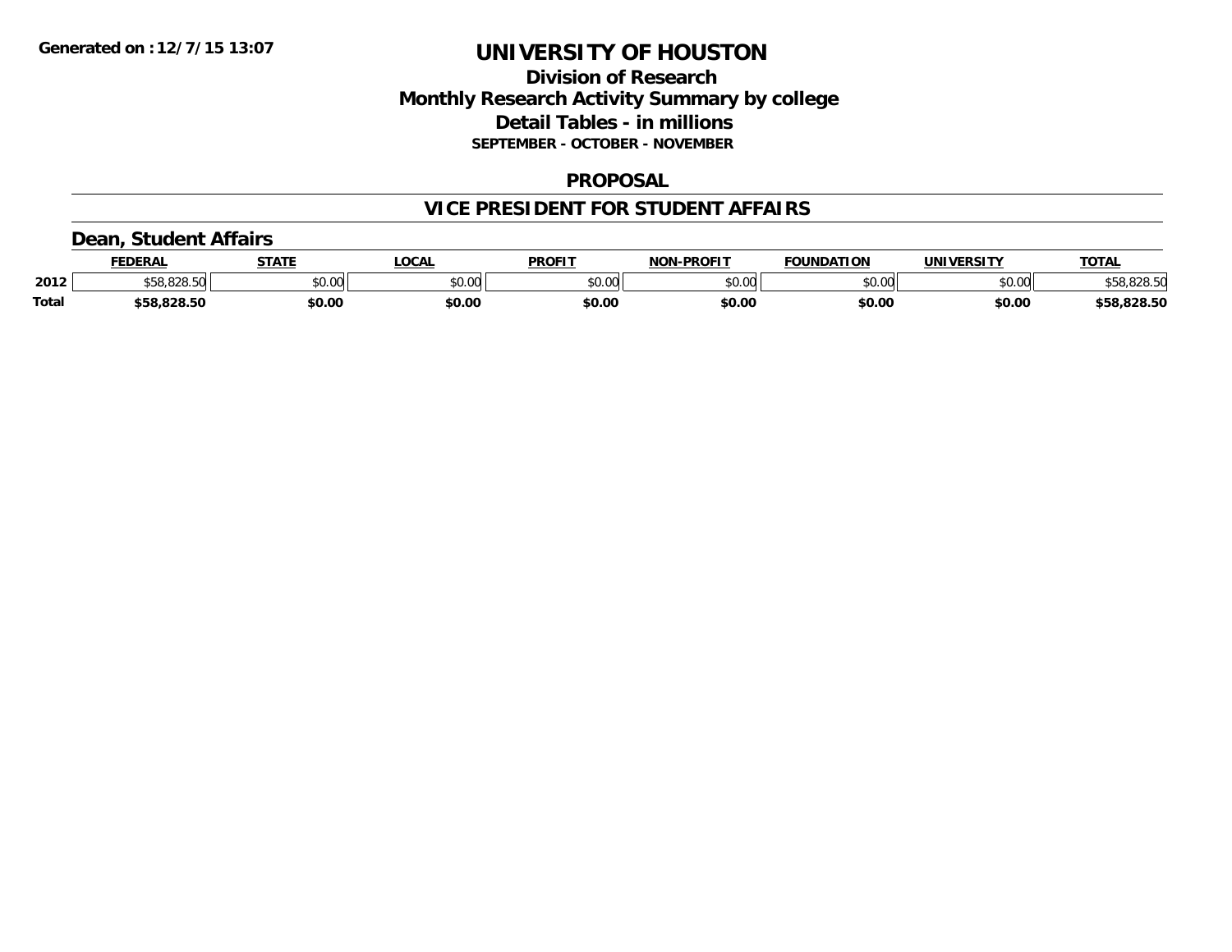Generated on :12/7/15 13:07

# UNIVERSITY OF HOUSTON

## Division of Research
## Monthly Research Activity Summary by college
## Detail Tables - in millions
### SEPTEMBER - OCTOBER - NOVEMBER

### PROPOSAL

### VICE PRESIDENT FOR STUDENT AFFAIRS

### Dean, Student Affairs

| | FEDERAL | STATE | LOCAL | PROFIT | NON-PROFIT | FOUNDATION | UNIVERSITY | TOTAL |
|---|---|---|---|---|---|---|---|---|
| 2012 | $58,828.50 | $0.00 | $0.00 | $0.00 | $0.00 | $0.00 | $0.00 | $58,828.50 |
| **Total** | **$58,828.50** | **$0.00** | **$0.00** | **$0.00** | **$0.00** | **$0.00** | **$0.00** | **$58,828.50** |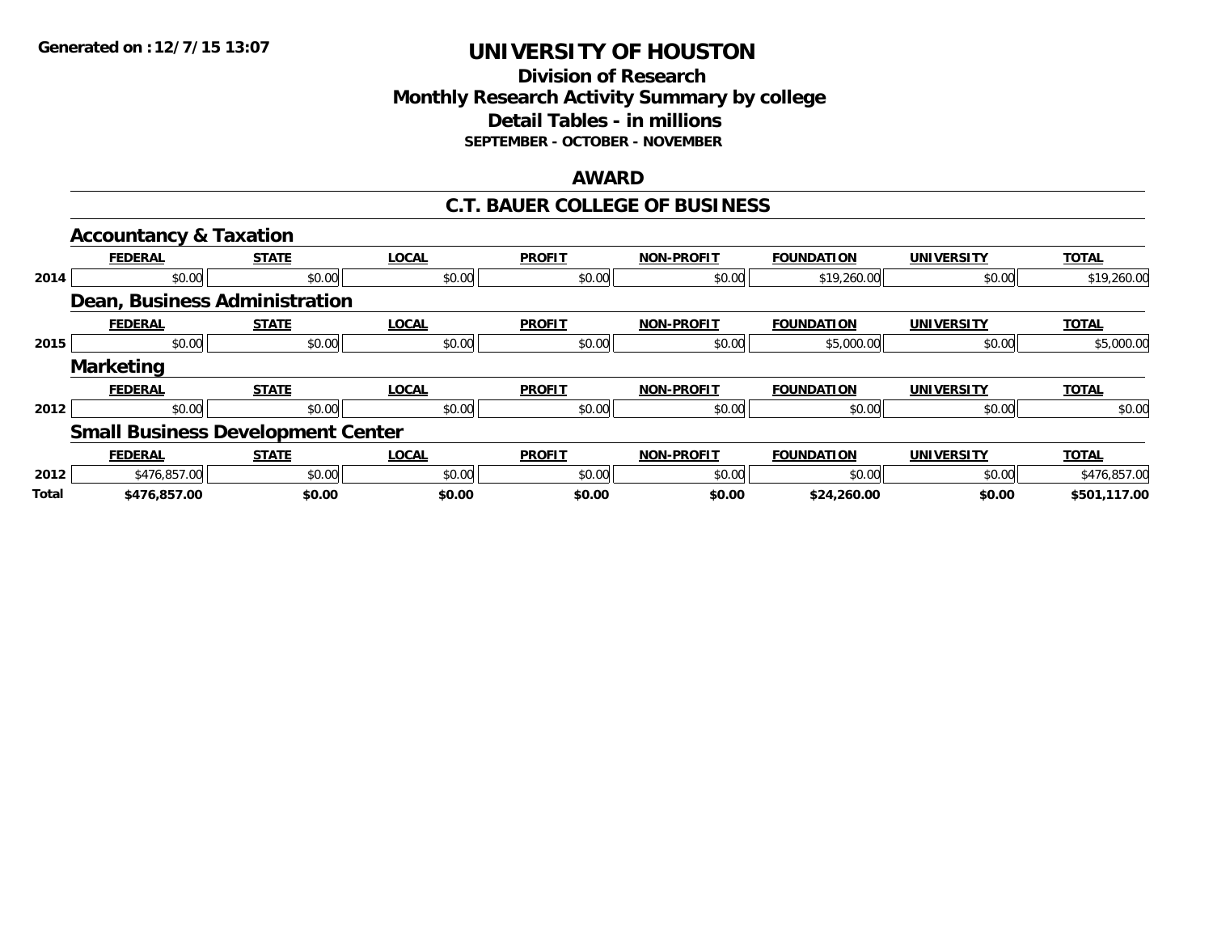Generated on :12/7/15 13:07

# UNIVERSITY OF HOUSTON

## Division of Research
## Monthly Research Activity Summary by college
## Detail Tables - in millions
### SEPTEMBER - OCTOBER - NOVEMBER

## AWARD

## C.T. BAUER COLLEGE OF BUSINESS

### Accountancy & Taxation

| | FEDERAL | STATE | LOCAL | PROFIT | NON-PROFIT | FOUNDATION | UNIVERSITY | TOTAL |
|---|---|---|---|---|---|---|---|---|
| 2014 | $0.00 | $0.00 | $0.00 | $0.00 | $0.00 | $19,260.00 | $0.00 | $19,260.00 |

### Dean, Business Administration

| | FEDERAL | STATE | LOCAL | PROFIT | NON-PROFIT | FOUNDATION | UNIVERSITY | TOTAL |
|---|---|---|---|---|---|---|---|---|
| 2015 | $0.00 | $0.00 | $0.00 | $0.00 | $0.00 | $5,000.00 | $0.00 | $5,000.00 |

### Marketing

| | FEDERAL | STATE | LOCAL | PROFIT | NON-PROFIT | FOUNDATION | UNIVERSITY | TOTAL |
|---|---|---|---|---|---|---|---|---|
| 2012 | $0.00 | $0.00 | $0.00 | $0.00 | $0.00 | $0.00 | $0.00 | $0.00 |

### Small Business Development Center

| | FEDERAL | STATE | LOCAL | PROFIT | NON-PROFIT | FOUNDATION | UNIVERSITY | TOTAL |
|---|---|---|---|---|---|---|---|---|
| 2012 | $476,857.00 | $0.00 | $0.00 | $0.00 | $0.00 | $0.00 | $0.00 | $476,857.00 |
| **Total** | **$476,857.00** | **$0.00** | **$0.00** | **$0.00** | **$0.00** | **$24,260.00** | **$0.00** | **$501,117.00** |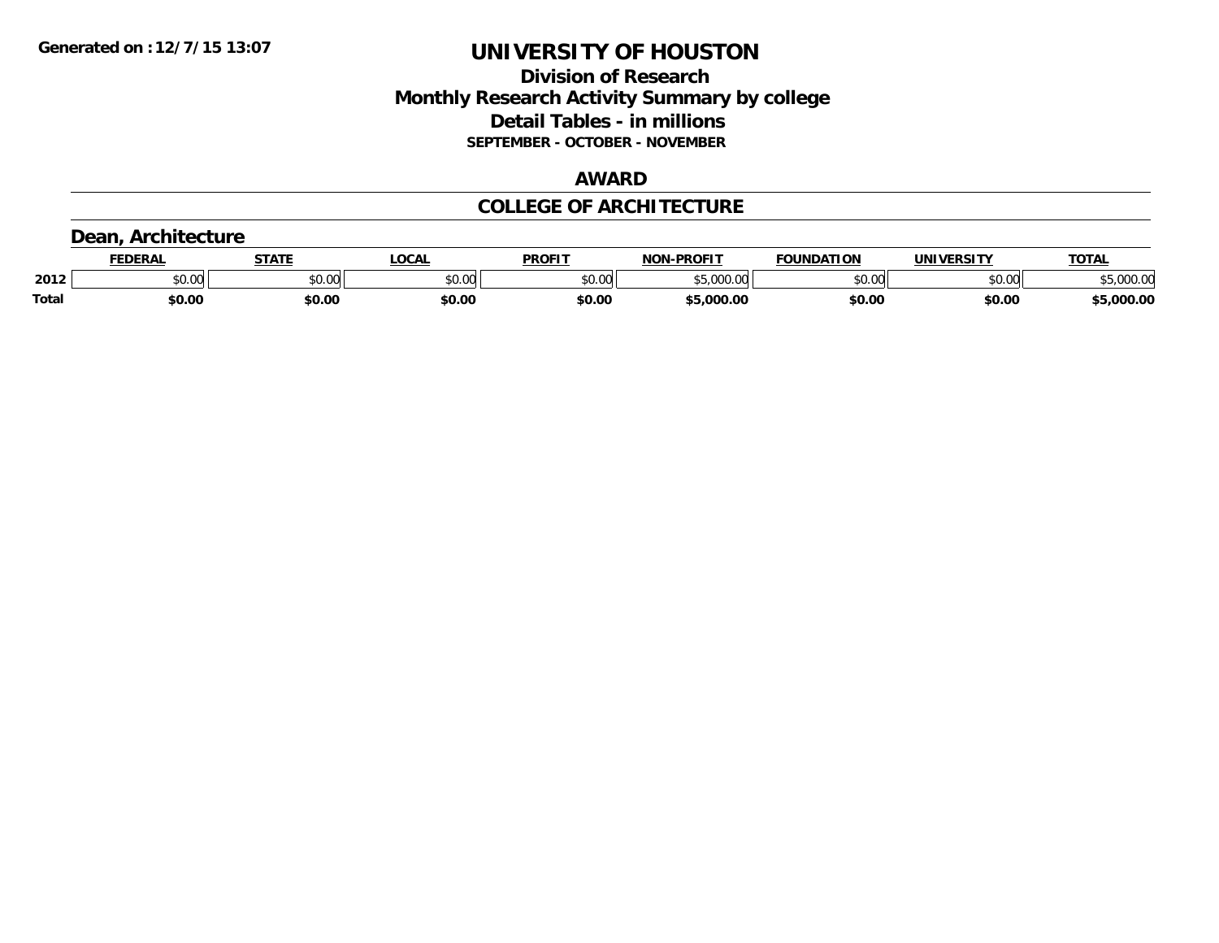# UNIVERSITY OF HOUSTON

## Division of Research
## Monthly Research Activity Summary by college
## Detail Tables - in millions
### SEPTEMBER - OCTOBER - NOVEMBER

## AWARD

## COLLEGE OF ARCHITECTURE

### Dean, Architecture

| | FEDERAL | STATE | LOCAL | PROFIT | NON-PROFIT | FOUNDATION | UNIVERSITY | TOTAL |
|---|---|---|---|---|---|---|---|---|
| 2012 | $0.00 | $0.00 | $0.00 | $0.00 | $5,000.00 | $0.00 | $0.00 | $5,000.00 |
| **Total** | **$0.00** | **$0.00** | **$0.00** | **$0.00** | **$5,000.00** | **$0.00** | **$0.00** | **$5,000.00** |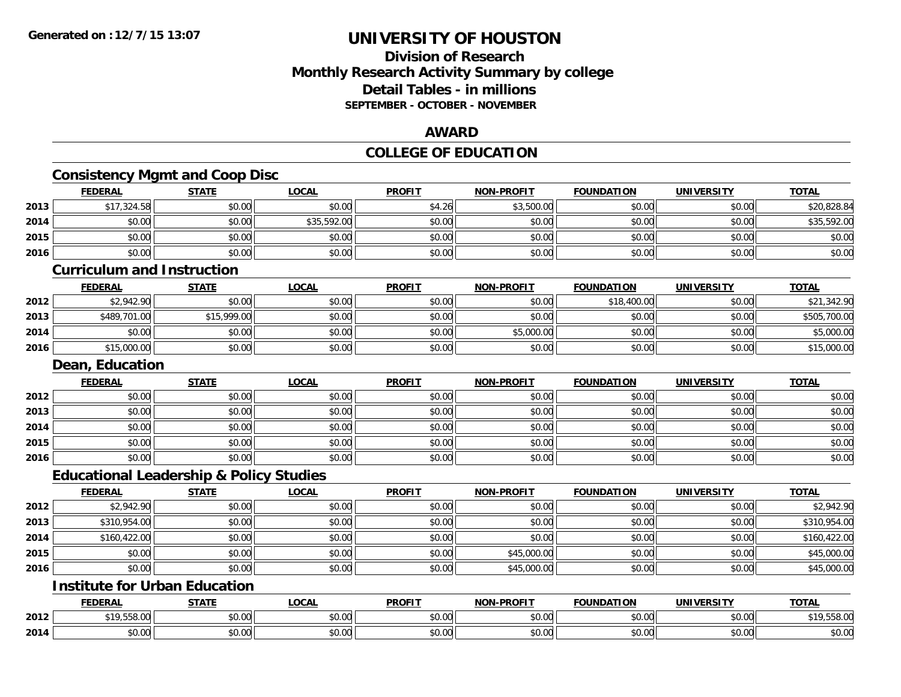# UNIVERSITY OF HOUSTON

## Division of Research
## Monthly Research Activity Summary by college
## Detail Tables - in millions
### SEPTEMBER - OCTOBER - NOVEMBER

## AWARD

## COLLEGE OF EDUCATION

### Consistency Mgmt and Coop Disc

| | FEDERAL | STATE | LOCAL | PROFIT | NON-PROFIT | FOUNDATION | UNIVERSITY | TOTAL |
|---|---|---|---|---|---|---|---|---|
| 2013 | $17,324.58 | $0.00 | $0.00 | $4.26 | $3,500.00 | $0.00 | $0.00 | $20,828.84 |
| 2014 | $0.00 | $0.00 | $35,592.00 | $0.00 | $0.00 | $0.00 | $0.00 | $35,592.00 |
| 2015 | $0.00 | $0.00 | $0.00 | $0.00 | $0.00 | $0.00 | $0.00 | $0.00 |
| 2016 | $0.00 | $0.00 | $0.00 | $0.00 | $0.00 | $0.00 | $0.00 | $0.00 |

### Curriculum and Instruction

| | FEDERAL | STATE | LOCAL | PROFIT | NON-PROFIT | FOUNDATION | UNIVERSITY | TOTAL |
|---|---|---|---|---|---|---|---|---|
| 2012 | $2,942.90 | $0.00 | $0.00 | $0.00 | $0.00 | $18,400.00 | $0.00 | $21,342.90 |
| 2013 | $489,701.00 | $15,999.00 | $0.00 | $0.00 | $0.00 | $0.00 | $0.00 | $505,700.00 |
| 2014 | $0.00 | $0.00 | $0.00 | $0.00 | $5,000.00 | $0.00 | $0.00 | $5,000.00 |
| 2016 | $15,000.00 | $0.00 | $0.00 | $0.00 | $0.00 | $0.00 | $0.00 | $15,000.00 |

### Dean, Education

| | FEDERAL | STATE | LOCAL | PROFIT | NON-PROFIT | FOUNDATION | UNIVERSITY | TOTAL |
|---|---|---|---|---|---|---|---|---|
| 2012 | $0.00 | $0.00 | $0.00 | $0.00 | $0.00 | $0.00 | $0.00 | $0.00 |
| 2013 | $0.00 | $0.00 | $0.00 | $0.00 | $0.00 | $0.00 | $0.00 | $0.00 |
| 2014 | $0.00 | $0.00 | $0.00 | $0.00 | $0.00 | $0.00 | $0.00 | $0.00 |
| 2015 | $0.00 | $0.00 | $0.00 | $0.00 | $0.00 | $0.00 | $0.00 | $0.00 |
| 2016 | $0.00 | $0.00 | $0.00 | $0.00 | $0.00 | $0.00 | $0.00 | $0.00 |

### Educational Leadership & Policy Studies

| | FEDERAL | STATE | LOCAL | PROFIT | NON-PROFIT | FOUNDATION | UNIVERSITY | TOTAL |
|---|---|---|---|---|---|---|---|---|
| 2012 | $2,942.90 | $0.00 | $0.00 | $0.00 | $0.00 | $0.00 | $0.00 | $2,942.90 |
| 2013 | $310,954.00 | $0.00 | $0.00 | $0.00 | $0.00 | $0.00 | $0.00 | $310,954.00 |
| 2014 | $160,422.00 | $0.00 | $0.00 | $0.00 | $0.00 | $0.00 | $0.00 | $160,422.00 |
| 2015 | $0.00 | $0.00 | $0.00 | $0.00 | $45,000.00 | $0.00 | $0.00 | $45,000.00 |
| 2016 | $0.00 | $0.00 | $0.00 | $0.00 | $45,000.00 | $0.00 | $0.00 | $45,000.00 |

### Institute for Urban Education

| | FEDERAL | STATE | LOCAL | PROFIT | NON-PROFIT | FOUNDATION | UNIVERSITY | TOTAL |
|---|---|---|---|---|---|---|---|---|
| 2012 | $19,558.00 | $0.00 | $0.00 | $0.00 | $0.00 | $0.00 | $0.00 | $19,558.00 |
| 2014 | $0.00 | $0.00 | $0.00 | $0.00 | $0.00 | $0.00 | $0.00 | $0.00 |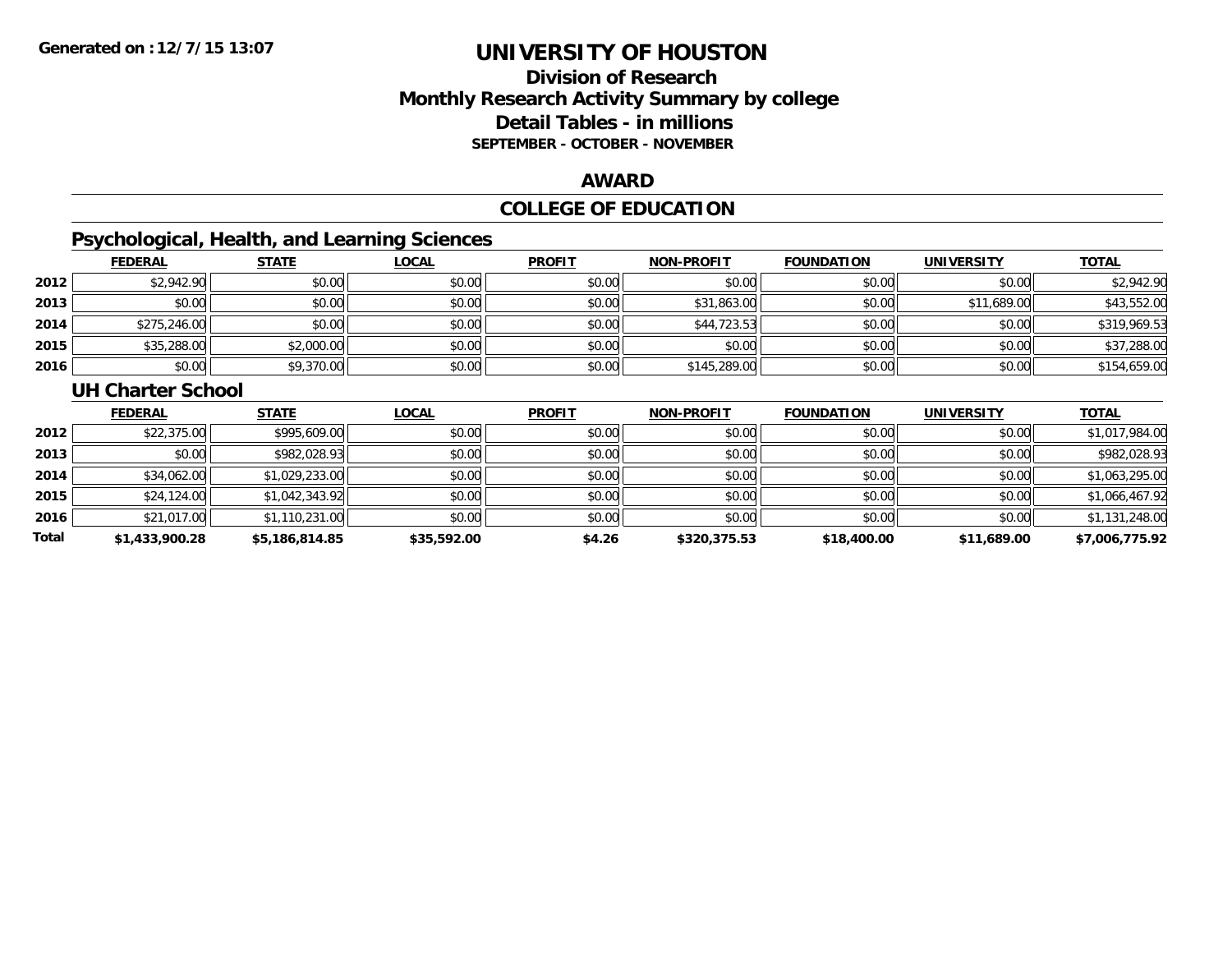Generated on :12/7/15 13:07

# UNIVERSITY OF HOUSTON

## Division of Research
## Monthly Research Activity Summary by college
## Detail Tables - in millions
### SEPTEMBER - OCTOBER - NOVEMBER

## AWARD

## COLLEGE OF EDUCATION

### Psychological, Health, and Learning Sciences

| | FEDERAL | STATE | LOCAL | PROFIT | NON-PROFIT | FOUNDATION | UNIVERSITY | TOTAL |
|---|---|---|---|---|---|---|---|---|
| 2012 | $2,942.90 | $0.00 | $0.00 | $0.00 | $0.00 | $0.00 | $0.00 | $2,942.90 |
| 2013 | $0.00 | $0.00 | $0.00 | $0.00 | $31,863.00 | $0.00 | $11,689.00 | $43,552.00 |
| 2014 | $275,246.00 | $0.00 | $0.00 | $0.00 | $44,723.53 | $0.00 | $0.00 | $319,969.53 |
| 2015 | $35,288.00 | $2,000.00 | $0.00 | $0.00 | $0.00 | $0.00 | $0.00 | $37,288.00 |
| 2016 | $0.00 | $9,370.00 | $0.00 | $0.00 | $145,289.00 | $0.00 | $0.00 | $154,659.00 |

### UH Charter School

| | FEDERAL | STATE | LOCAL | PROFIT | NON-PROFIT | FOUNDATION | UNIVERSITY | TOTAL |
|---|---|---|---|---|---|---|---|---|
| 2012 | $22,375.00 | $995,609.00 | $0.00 | $0.00 | $0.00 | $0.00 | $0.00 | $1,017,984.00 |
| 2013 | $0.00 | $982,028.93 | $0.00 | $0.00 | $0.00 | $0.00 | $0.00 | $982,028.93 |
| 2014 | $34,062.00 | $1,029,233.00 | $0.00 | $0.00 | $0.00 | $0.00 | $0.00 | $1,063,295.00 |
| 2015 | $24,124.00 | $1,042,343.92 | $0.00 | $0.00 | $0.00 | $0.00 | $0.00 | $1,066,467.92 |
| 2016 | $21,017.00 | $1,110,231.00 | $0.00 | $0.00 | $0.00 | $0.00 | $0.00 | $1,131,248.00 |
| **Total** | **$1,433,900.28** | **$5,186,814.85** | **$35,592.00** | **$4.26** | **$320,375.53** | **$18,400.00** | **$11,689.00** | **$7,006,775.92** |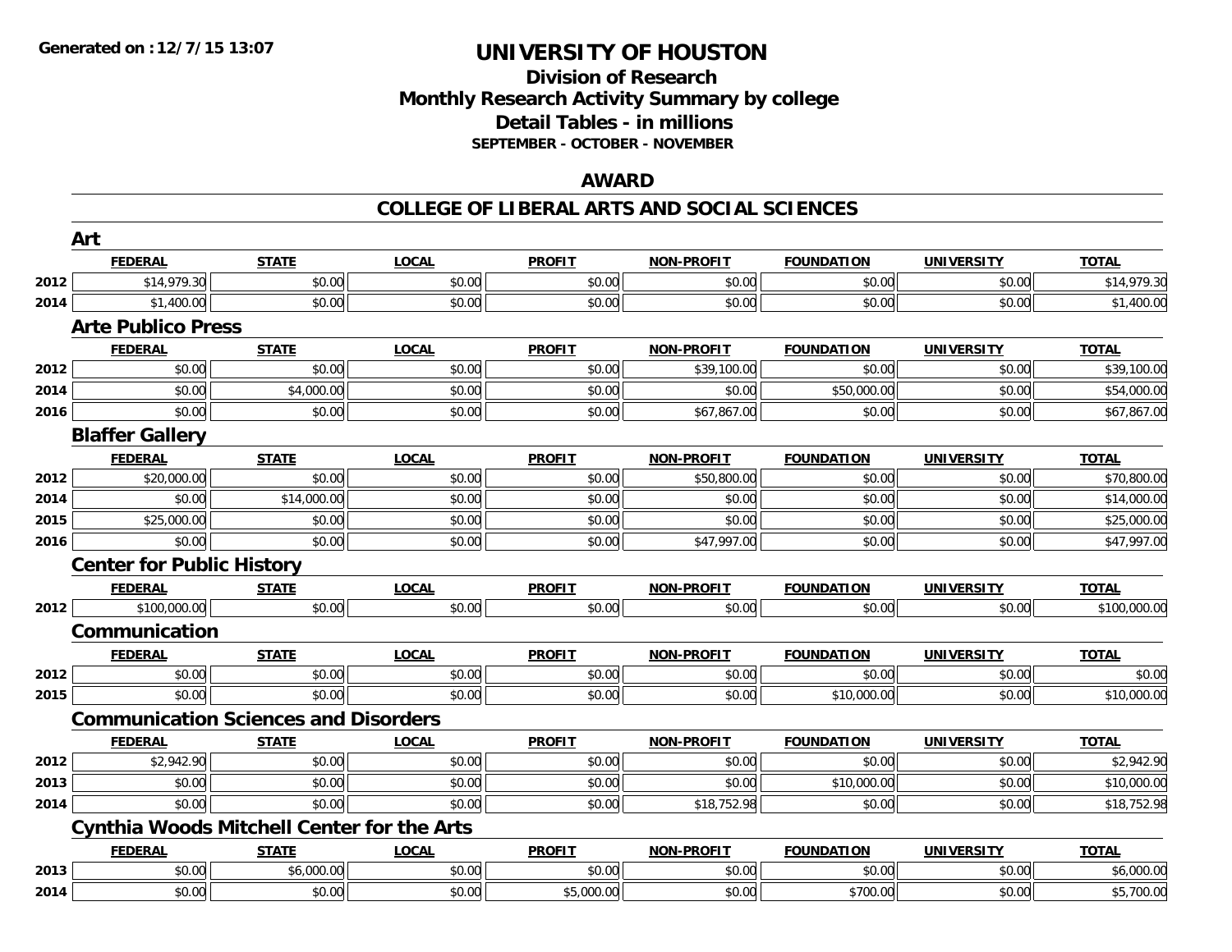# UNIVERSITY OF HOUSTON

## Division of Research
## Monthly Research Activity Summary by college
## Detail Tables - in millions
### SEPTEMBER - OCTOBER - NOVEMBER

Generated on : 12/7/15 13:07

## AWARD

## COLLEGE OF LIBERAL ARTS AND SOCIAL SCIENCES

### Art

| | FEDERAL | STATE | LOCAL | PROFIT | NON-PROFIT | FOUNDATION | UNIVERSITY | TOTAL |
|---|---|---|---|---|---|---|---|---|
| 2012 | $14,979.30 | $0.00 | $0.00 | $0.00 | $0.00 | $0.00 | $0.00 | $14,979.30 |
| 2014 | $1,400.00 | $0.00 | $0.00 | $0.00 | $0.00 | $0.00 | $0.00 | $1,400.00 |

### Arte Publico Press

| | FEDERAL | STATE | LOCAL | PROFIT | NON-PROFIT | FOUNDATION | UNIVERSITY | TOTAL |
|---|---|---|---|---|---|---|---|---|
| 2012 | $0.00 | $0.00 | $0.00 | $0.00 | $39,100.00 | $0.00 | $0.00 | $39,100.00 |
| 2014 | $0.00 | $4,000.00 | $0.00 | $0.00 | $0.00 | $50,000.00 | $0.00 | $54,000.00 |
| 2016 | $0.00 | $0.00 | $0.00 | $0.00 | $67,867.00 | $0.00 | $0.00 | $67,867.00 |

### Blaffer Gallery

| | FEDERAL | STATE | LOCAL | PROFIT | NON-PROFIT | FOUNDATION | UNIVERSITY | TOTAL |
|---|---|---|---|---|---|---|---|---|
| 2012 | $20,000.00 | $0.00 | $0.00 | $0.00 | $50,800.00 | $0.00 | $0.00 | $70,800.00 |
| 2014 | $0.00 | $14,000.00 | $0.00 | $0.00 | $0.00 | $0.00 | $0.00 | $14,000.00 |
| 2015 | $25,000.00 | $0.00 | $0.00 | $0.00 | $0.00 | $0.00 | $0.00 | $25,000.00 |
| 2016 | $0.00 | $0.00 | $0.00 | $0.00 | $47,997.00 | $0.00 | $0.00 | $47,997.00 |

### Center for Public History

| | FEDERAL | STATE | LOCAL | PROFIT | NON-PROFIT | FOUNDATION | UNIVERSITY | TOTAL |
|---|---|---|---|---|---|---|---|---|
| 2012 | $100,000.00 | $0.00 | $0.00 | $0.00 | $0.00 | $0.00 | $0.00 | $100,000.00 |

### Communication

| | FEDERAL | STATE | LOCAL | PROFIT | NON-PROFIT | FOUNDATION | UNIVERSITY | TOTAL |
|---|---|---|---|---|---|---|---|---|
| 2012 | $0.00 | $0.00 | $0.00 | $0.00 | $0.00 | $0.00 | $0.00 | $0.00 |
| 2015 | $0.00 | $0.00 | $0.00 | $0.00 | $0.00 | $10,000.00 | $0.00 | $10,000.00 |

### Communication Sciences and Disorders

| | FEDERAL | STATE | LOCAL | PROFIT | NON-PROFIT | FOUNDATION | UNIVERSITY | TOTAL |
|---|---|---|---|---|---|---|---|---|
| 2012 | $2,942.90 | $0.00 | $0.00 | $0.00 | $0.00 | $0.00 | $0.00 | $2,942.90 |
| 2013 | $0.00 | $0.00 | $0.00 | $0.00 | $0.00 | $10,000.00 | $0.00 | $10,000.00 |
| 2014 | $0.00 | $0.00 | $0.00 | $0.00 | $18,752.98 | $0.00 | $0.00 | $18,752.98 |

### Cynthia Woods Mitchell Center for the Arts

| | FEDERAL | STATE | LOCAL | PROFIT | NON-PROFIT | FOUNDATION | UNIVERSITY | TOTAL |
|---|---|---|---|---|---|---|---|---|
| 2013 | $0.00 | $6,000.00 | $0.00 | $0.00 | $0.00 | $0.00 | $0.00 | $6,000.00 |
| 2014 | $0.00 | $0.00 | $0.00 | $5,000.00 | $0.00 | $700.00 | $0.00 | $5,700.00 |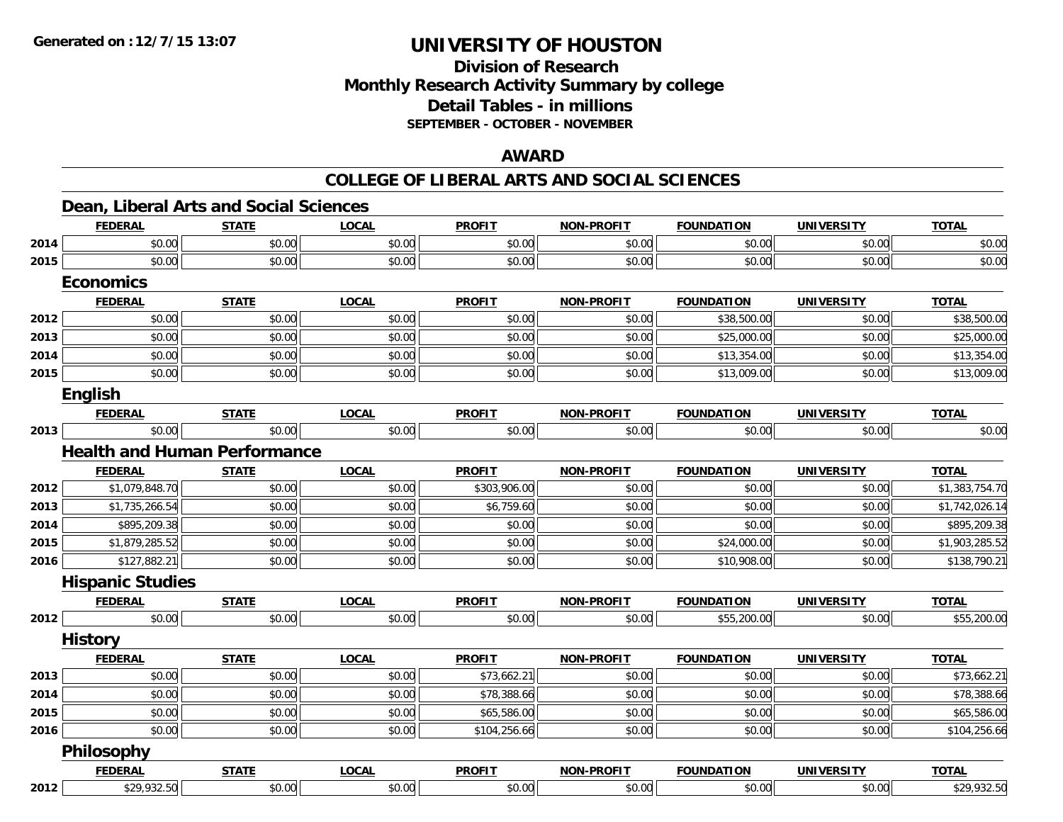# UNIVERSITY OF HOUSTON

## Division of Research
## Monthly Research Activity Summary by college
## Detail Tables - in millions
**SEPTEMBER - OCTOBER - NOVEMBER**

## AWARD

## COLLEGE OF LIBERAL ARTS AND SOCIAL SCIENCES

### Dean, Liberal Arts and Social Sciences

| | FEDERAL | STATE | LOCAL | PROFIT | NON-PROFIT | FOUNDATION | UNIVERSITY | TOTAL |
|---|---|---|---|---|---|---|---|---|
| 2014 | $0.00 | $0.00 | $0.00 | $0.00 | $0.00 | $0.00 | $0.00 | $0.00 |
| 2015 | $0.00 | $0.00 | $0.00 | $0.00 | $0.00 | $0.00 | $0.00 | $0.00 |

### Economics

| | FEDERAL | STATE | LOCAL | PROFIT | NON-PROFIT | FOUNDATION | UNIVERSITY | TOTAL |
|---|---|---|---|---|---|---|---|---|
| 2012 | $0.00 | $0.00 | $0.00 | $0.00 | $0.00 | $38,500.00 | $0.00 | $38,500.00 |
| 2013 | $0.00 | $0.00 | $0.00 | $0.00 | $0.00 | $25,000.00 | $0.00 | $25,000.00 |
| 2014 | $0.00 | $0.00 | $0.00 | $0.00 | $0.00 | $13,354.00 | $0.00 | $13,354.00 |
| 2015 | $0.00 | $0.00 | $0.00 | $0.00 | $0.00 | $13,009.00 | $0.00 | $13,009.00 |

### English

| | FEDERAL | STATE | LOCAL | PROFIT | NON-PROFIT | FOUNDATION | UNIVERSITY | TOTAL |
|---|---|---|---|---|---|---|---|---|
| 2013 | $0.00 | $0.00 | $0.00 | $0.00 | $0.00 | $0.00 | $0.00 | $0.00 |

### Health and Human Performance

| | FEDERAL | STATE | LOCAL | PROFIT | NON-PROFIT | FOUNDATION | UNIVERSITY | TOTAL |
|---|---|---|---|---|---|---|---|---|
| 2012 | $1,079,848.70 | $0.00 | $0.00 | $303,906.00 | $0.00 | $0.00 | $0.00 | $1,383,754.70 |
| 2013 | $1,735,266.54 | $0.00 | $0.00 | $6,759.60 | $0.00 | $0.00 | $0.00 | $1,742,026.14 |
| 2014 | $895,209.38 | $0.00 | $0.00 | $0.00 | $0.00 | $0.00 | $0.00 | $895,209.38 |
| 2015 | $1,879,285.52 | $0.00 | $0.00 | $0.00 | $0.00 | $24,000.00 | $0.00 | $1,903,285.52 |
| 2016 | $127,882.21 | $0.00 | $0.00 | $0.00 | $0.00 | $10,908.00 | $0.00 | $138,790.21 |

### Hispanic Studies

| | FEDERAL | STATE | LOCAL | PROFIT | NON-PROFIT | FOUNDATION | UNIVERSITY | TOTAL |
|---|---|---|---|---|---|---|---|---|
| 2012 | $0.00 | $0.00 | $0.00 | $0.00 | $0.00 | $55,200.00 | $0.00 | $55,200.00 |

### History

| | FEDERAL | STATE | LOCAL | PROFIT | NON-PROFIT | FOUNDATION | UNIVERSITY | TOTAL |
|---|---|---|---|---|---|---|---|---|
| 2013 | $0.00 | $0.00 | $0.00 | $73,662.21 | $0.00 | $0.00 | $0.00 | $73,662.21 |
| 2014 | $0.00 | $0.00 | $0.00 | $78,388.66 | $0.00 | $0.00 | $0.00 | $78,388.66 |
| 2015 | $0.00 | $0.00 | $0.00 | $65,586.00 | $0.00 | $0.00 | $0.00 | $65,586.00 |
| 2016 | $0.00 | $0.00 | $0.00 | $104,256.66 | $0.00 | $0.00 | $0.00 | $104,256.66 |

### Philosophy

| | FEDERAL | STATE | LOCAL | PROFIT | NON-PROFIT | FOUNDATION | UNIVERSITY | TOTAL |
|---|---|---|---|---|---|---|---|---|
| 2012 | $29,932.50 | $0.00 | $0.00 | $0.00 | $0.00 | $0.00 | $0.00 | $29,932.50 |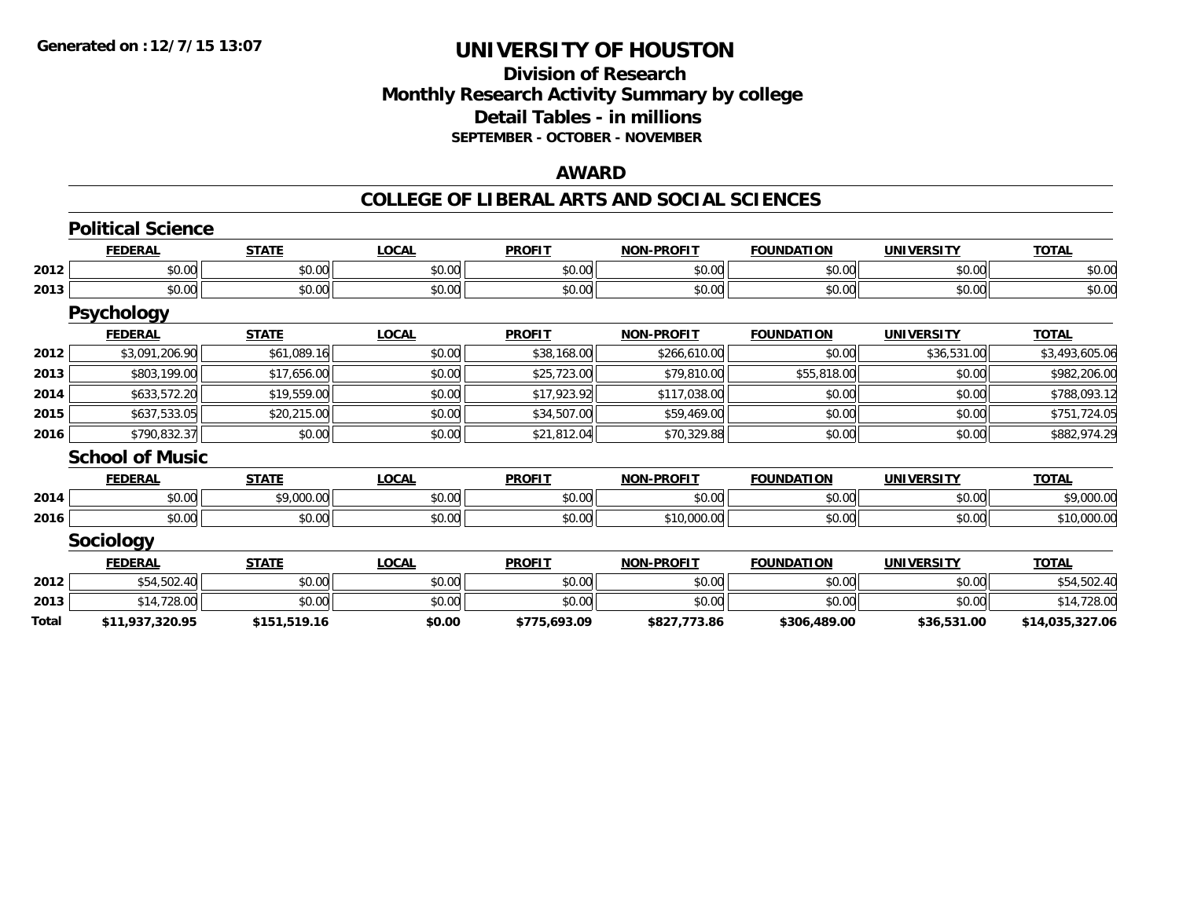# UNIVERSITY OF HOUSTON

## Division of Research
## Monthly Research Activity Summary by college
## Detail Tables - in millions
### SEPTEMBER - OCTOBER - NOVEMBER

## AWARD

## COLLEGE OF LIBERAL ARTS AND SOCIAL SCIENCES

### Political Science

| | FEDERAL | STATE | LOCAL | PROFIT | NON-PROFIT | FOUNDATION | UNIVERSITY | TOTAL |
|---|---|---|---|---|---|---|---|---|
| 2012 | $0.00 | $0.00 | $0.00 | $0.00 | $0.00 | $0.00 | $0.00 | $0.00 |
| 2013 | $0.00 | $0.00 | $0.00 | $0.00 | $0.00 | $0.00 | $0.00 | $0.00 |

### Psychology

| | FEDERAL | STATE | LOCAL | PROFIT | NON-PROFIT | FOUNDATION | UNIVERSITY | TOTAL |
|---|---|---|---|---|---|---|---|---|
| 2012 | $3,091,206.90 | $61,089.16 | $0.00 | $38,168.00 | $266,610.00 | $0.00 | $36,531.00 | $3,493,605.06 |
| 2013 | $803,199.00 | $17,656.00 | $0.00 | $25,723.00 | $79,810.00 | $55,818.00 | $0.00 | $982,206.00 |
| 2014 | $633,572.20 | $19,559.00 | $0.00 | $17,923.92 | $117,038.00 | $0.00 | $0.00 | $788,093.12 |
| 2015 | $637,533.05 | $20,215.00 | $0.00 | $34,507.00 | $59,469.00 | $0.00 | $0.00 | $751,724.05 |
| 2016 | $790,832.37 | $0.00 | $0.00 | $21,812.04 | $70,329.88 | $0.00 | $0.00 | $882,974.29 |

### School of Music

| | FEDERAL | STATE | LOCAL | PROFIT | NON-PROFIT | FOUNDATION | UNIVERSITY | TOTAL |
|---|---|---|---|---|---|---|---|---|
| 2014 | $0.00 | $9,000.00 | $0.00 | $0.00 | $0.00 | $0.00 | $0.00 | $9,000.00 |
| 2016 | $0.00 | $0.00 | $0.00 | $0.00 | $10,000.00 | $0.00 | $0.00 | $10,000.00 |

### Sociology

| | FEDERAL | STATE | LOCAL | PROFIT | NON-PROFIT | FOUNDATION | UNIVERSITY | TOTAL |
|---|---|---|---|---|---|---|---|---|
| 2012 | $54,502.40 | $0.00 | $0.00 | $0.00 | $0.00 | $0.00 | $0.00 | $54,502.40 |
| 2013 | $14,728.00 | $0.00 | $0.00 | $0.00 | $0.00 | $0.00 | $0.00 | $14,728.00 |
| **Total** | **$11,937,320.95** | **$151,519.16** | **$0.00** | **$775,693.09** | **$827,773.86** | **$306,489.00** | **$36,531.00** | **$14,035,327.06** |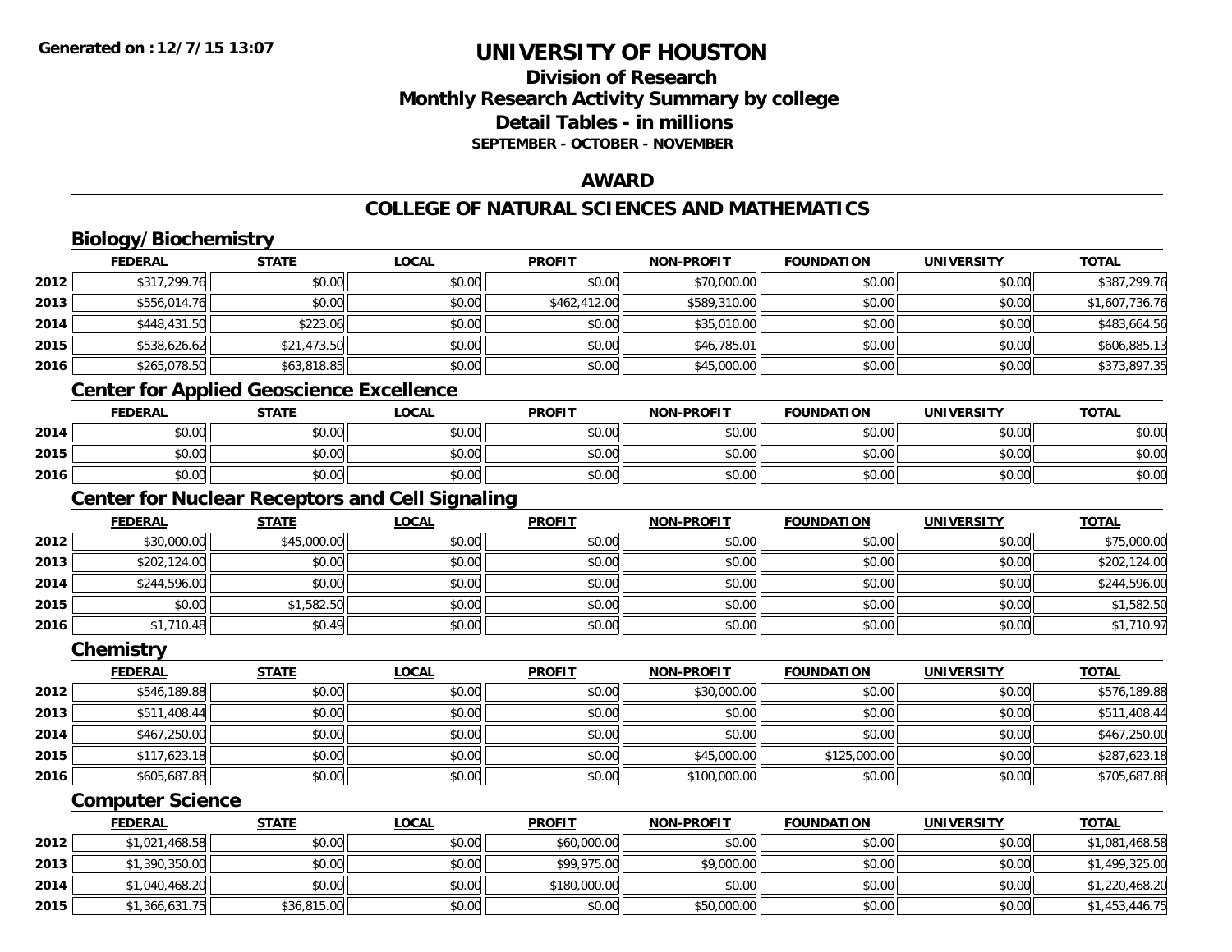Generated on :12/7/15 13:07

# UNIVERSITY OF HOUSTON

## Division of Research
## Monthly Research Activity Summary by college
## Detail Tables - in millions
### SEPTEMBER - OCTOBER - NOVEMBER

## AWARD

## COLLEGE OF NATURAL SCIENCES AND MATHEMATICS

### Biology/Biochemistry

| | FEDERAL | STATE | LOCAL | PROFIT | NON-PROFIT | FOUNDATION | UNIVERSITY | TOTAL |
|---|---|---|---|---|---|---|---|---|
| 2012 | $317,299.76 | $0.00 | $0.00 | $0.00 | $70,000.00 | $0.00 | $0.00 | $387,299.76 |
| 2013 | $556,014.76 | $0.00 | $0.00 | $462,412.00 | $589,310.00 | $0.00 | $0.00 | $1,607,736.76 |
| 2014 | $448,431.50 | $223.06 | $0.00 | $0.00 | $35,010.00 | $0.00 | $0.00 | $483,664.56 |
| 2015 | $538,626.62 | $21,473.50 | $0.00 | $0.00 | $46,785.01 | $0.00 | $0.00 | $606,885.13 |
| 2016 | $265,078.50 | $63,818.85 | $0.00 | $0.00 | $45,000.00 | $0.00 | $0.00 | $373,897.35 |

### Center for Applied Geoscience Excellence

| | FEDERAL | STATE | LOCAL | PROFIT | NON-PROFIT | FOUNDATION | UNIVERSITY | TOTAL |
|---|---|---|---|---|---|---|---|---|
| 2014 | $0.00 | $0.00 | $0.00 | $0.00 | $0.00 | $0.00 | $0.00 | $0.00 |
| 2015 | $0.00 | $0.00 | $0.00 | $0.00 | $0.00 | $0.00 | $0.00 | $0.00 |
| 2016 | $0.00 | $0.00 | $0.00 | $0.00 | $0.00 | $0.00 | $0.00 | $0.00 |

### Center for Nuclear Receptors and Cell Signaling

| | FEDERAL | STATE | LOCAL | PROFIT | NON-PROFIT | FOUNDATION | UNIVERSITY | TOTAL |
|---|---|---|---|---|---|---|---|---|
| 2012 | $30,000.00 | $45,000.00 | $0.00 | $0.00 | $0.00 | $0.00 | $0.00 | $75,000.00 |
| 2013 | $202,124.00 | $0.00 | $0.00 | $0.00 | $0.00 | $0.00 | $0.00 | $202,124.00 |
| 2014 | $244,596.00 | $0.00 | $0.00 | $0.00 | $0.00 | $0.00 | $0.00 | $244,596.00 |
| 2015 | $0.00 | $1,582.50 | $0.00 | $0.00 | $0.00 | $0.00 | $0.00 | $1,582.50 |
| 2016 | $1,710.48 | $0.49 | $0.00 | $0.00 | $0.00 | $0.00 | $0.00 | $1,710.97 |

### Chemistry

| | FEDERAL | STATE | LOCAL | PROFIT | NON-PROFIT | FOUNDATION | UNIVERSITY | TOTAL |
|---|---|---|---|---|---|---|---|---|
| 2012 | $546,189.88 | $0.00 | $0.00 | $0.00 | $30,000.00 | $0.00 | $0.00 | $576,189.88 |
| 2013 | $511,408.44 | $0.00 | $0.00 | $0.00 | $0.00 | $0.00 | $0.00 | $511,408.44 |
| 2014 | $467,250.00 | $0.00 | $0.00 | $0.00 | $0.00 | $0.00 | $0.00 | $467,250.00 |
| 2015 | $117,623.18 | $0.00 | $0.00 | $0.00 | $45,000.00 | $125,000.00 | $0.00 | $287,623.18 |
| 2016 | $605,687.88 | $0.00 | $0.00 | $0.00 | $100,000.00 | $0.00 | $0.00 | $705,687.88 |

### Computer Science

| | FEDERAL | STATE | LOCAL | PROFIT | NON-PROFIT | FOUNDATION | UNIVERSITY | TOTAL |
|---|---|---|---|---|---|---|---|---|
| 2012 | $1,021,468.58 | $0.00 | $0.00 | $60,000.00 | $0.00 | $0.00 | $0.00 | $1,081,468.58 |
| 2013 | $1,390,350.00 | $0.00 | $0.00 | $99,975.00 | $9,000.00 | $0.00 | $0.00 | $1,499,325.00 |
| 2014 | $1,040,468.20 | $0.00 | $0.00 | $180,000.00 | $0.00 | $0.00 | $0.00 | $1,220,468.20 |
| 2015 | $1,366,631.75 | $36,815.00 | $0.00 | $0.00 | $50,000.00 | $0.00 | $0.00 | $1,453,446.75 |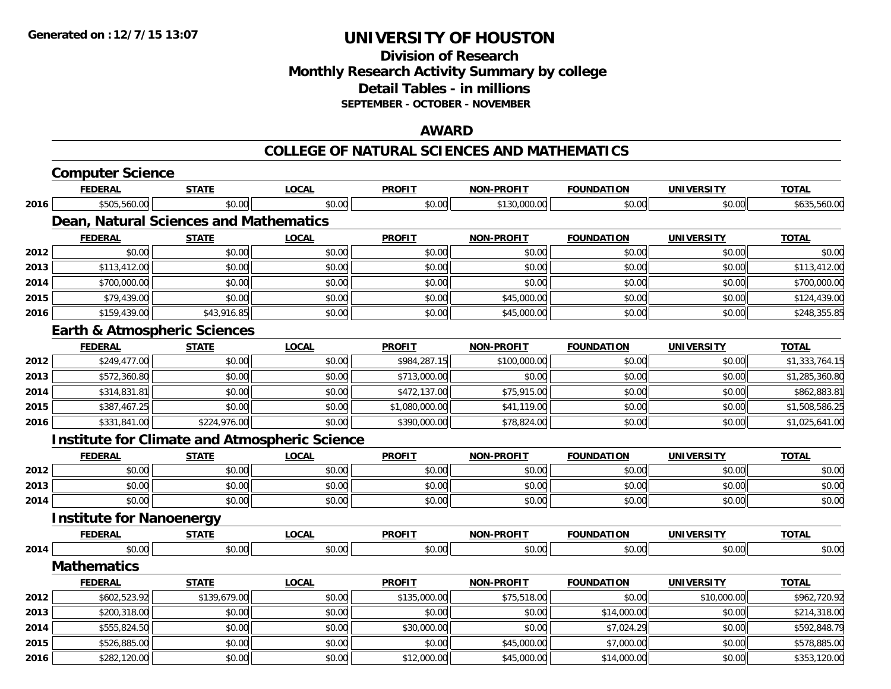**Generated on : 12/7/15 13:07**

# UNIVERSITY OF HOUSTON

## Division of Research
## Monthly Research Activity Summary by college
## Detail Tables - in millions
### SEPTEMBER - OCTOBER - NOVEMBER

## AWARD

## COLLEGE OF NATURAL SCIENCES AND MATHEMATICS

### Computer Science

| | FEDERAL | STATE | LOCAL | PROFIT | NON-PROFIT | FOUNDATION | UNIVERSITY | TOTAL |
|---|---|---|---|---|---|---|---|---|
| 2016 | $505,560.00 | $0.00 | $0.00 | $0.00 | $130,000.00 | $0.00 | $0.00 | $635,560.00 |

### Dean, Natural Sciences and Mathematics

| | FEDERAL | STATE | LOCAL | PROFIT | NON-PROFIT | FOUNDATION | UNIVERSITY | TOTAL |
|---|---|---|---|---|---|---|---|---|
| 2012 | $0.00 | $0.00 | $0.00 | $0.00 | $0.00 | $0.00 | $0.00 | $0.00 |
| 2013 | $113,412.00 | $0.00 | $0.00 | $0.00 | $0.00 | $0.00 | $0.00 | $113,412.00 |
| 2014 | $700,000.00 | $0.00 | $0.00 | $0.00 | $0.00 | $0.00 | $0.00 | $700,000.00 |
| 2015 | $79,439.00 | $0.00 | $0.00 | $0.00 | $45,000.00 | $0.00 | $0.00 | $124,439.00 |
| 2016 | $159,439.00 | $43,916.85 | $0.00 | $0.00 | $45,000.00 | $0.00 | $0.00 | $248,355.85 |

### Earth & Atmospheric Sciences

| | FEDERAL | STATE | LOCAL | PROFIT | NON-PROFIT | FOUNDATION | UNIVERSITY | TOTAL |
|---|---|---|---|---|---|---|---|---|
| 2012 | $249,477.00 | $0.00 | $0.00 | $984,287.15 | $100,000.00 | $0.00 | $0.00 | $1,333,764.15 |
| 2013 | $572,360.80 | $0.00 | $0.00 | $713,000.00 | $0.00 | $0.00 | $0.00 | $1,285,360.80 |
| 2014 | $314,831.81 | $0.00 | $0.00 | $472,137.00 | $75,915.00 | $0.00 | $0.00 | $862,883.81 |
| 2015 | $387,467.25 | $0.00 | $0.00 | $1,080,000.00 | $41,119.00 | $0.00 | $0.00 | $1,508,586.25 |
| 2016 | $331,841.00 | $224,976.00 | $0.00 | $390,000.00 | $78,824.00 | $0.00 | $0.00 | $1,025,641.00 |

### Institute for Climate and Atmospheric Science

| | FEDERAL | STATE | LOCAL | PROFIT | NON-PROFIT | FOUNDATION | UNIVERSITY | TOTAL |
|---|---|---|---|---|---|---|---|---|
| 2012 | $0.00 | $0.00 | $0.00 | $0.00 | $0.00 | $0.00 | $0.00 | $0.00 |
| 2013 | $0.00 | $0.00 | $0.00 | $0.00 | $0.00 | $0.00 | $0.00 | $0.00 |
| 2014 | $0.00 | $0.00 | $0.00 | $0.00 | $0.00 | $0.00 | $0.00 | $0.00 |

### Institute for Nanoenergy

| | FEDERAL | STATE | LOCAL | PROFIT | NON-PROFIT | FOUNDATION | UNIVERSITY | TOTAL |
|---|---|---|---|---|---|---|---|---|
| 2014 | $0.00 | $0.00 | $0.00 | $0.00 | $0.00 | $0.00 | $0.00 | $0.00 |

### Mathematics

| | FEDERAL | STATE | LOCAL | PROFIT | NON-PROFIT | FOUNDATION | UNIVERSITY | TOTAL |
|---|---|---|---|---|---|---|---|---|
| 2012 | $602,523.92 | $139,679.00 | $0.00 | $135,000.00 | $75,518.00 | $0.00 | $10,000.00 | $962,720.92 |
| 2013 | $200,318.00 | $0.00 | $0.00 | $0.00 | $0.00 | $14,000.00 | $0.00 | $214,318.00 |
| 2014 | $555,824.50 | $0.00 | $0.00 | $30,000.00 | $0.00 | $7,024.29 | $0.00 | $592,848.79 |
| 2015 | $526,885.00 | $0.00 | $0.00 | $0.00 | $45,000.00 | $7,000.00 | $0.00 | $578,885.00 |
| 2016 | $282,120.00 | $0.00 | $0.00 | $12,000.00 | $45,000.00 | $14,000.00 | $0.00 | $353,120.00 |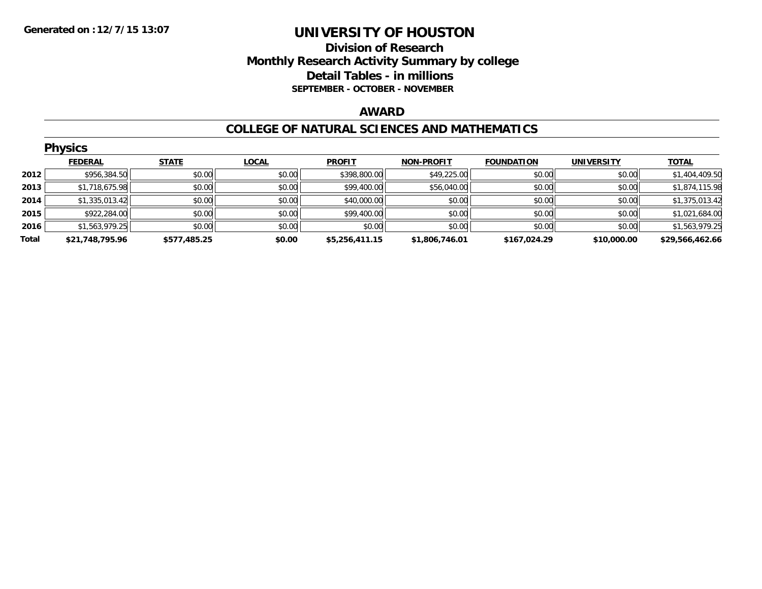**Generated on :12/7/15 13:07**

# UNIVERSITY OF HOUSTON

## Division of Research
## Monthly Research Activity Summary by college
## Detail Tables - in millions
### SEPTEMBER - OCTOBER - NOVEMBER

## AWARD

## COLLEGE OF NATURAL SCIENCES AND MATHEMATICS

### Physics

| | FEDERAL | STATE | LOCAL | PROFIT | NON-PROFIT | FOUNDATION | UNIVERSITY | TOTAL |
|---|---|---|---|---|---|---|---|---|
| 2012 | $956,384.50 | $0.00 | $0.00 | $398,800.00 | $49,225.00 | $0.00 | $0.00 | $1,404,409.50 |
| 2013 | $1,718,675.98 | $0.00 | $0.00 | $99,400.00 | $56,040.00 | $0.00 | $0.00 | $1,874,115.98 |
| 2014 | $1,335,013.42 | $0.00 | $0.00 | $40,000.00 | $0.00 | $0.00 | $0.00 | $1,375,013.42 |
| 2015 | $922,284.00 | $0.00 | $0.00 | $99,400.00 | $0.00 | $0.00 | $0.00 | $1,021,684.00 |
| 2016 | $1,563,979.25 | $0.00 | $0.00 | $0.00 | $0.00 | $0.00 | $0.00 | $1,563,979.25 |
| **Total** | **$21,748,795.96** | **$577,485.25** | **$0.00** | **$5,256,411.15** | **$1,806,746.01** | **$167,024.29** | **$10,000.00** | **$29,566,462.66** |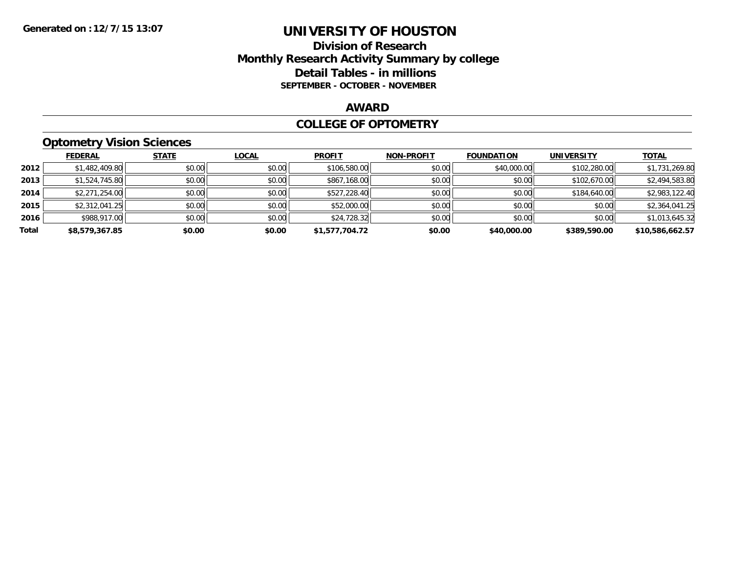Generated on :12/7/15 13:07

# UNIVERSITY OF HOUSTON

## Division of Research
## Monthly Research Activity Summary by college
## Detail Tables - in millions
**SEPTEMBER - OCTOBER - NOVEMBER**

## AWARD

## COLLEGE OF OPTOMETRY

### Optometry Vision Sciences

| | FEDERAL | STATE | LOCAL | PROFIT | NON-PROFIT | FOUNDATION | UNIVERSITY | TOTAL |
|---|---|---|---|---|---|---|---|---|
| 2012 | $1,482,409.80 | $0.00 | $0.00 | $106,580.00 | $0.00 | $40,000.00 | $102,280.00 | $1,731,269.80 |
| 2013 | $1,524,745.80 | $0.00 | $0.00 | $867,168.00 | $0.00 | $0.00 | $102,670.00 | $2,494,583.80 |
| 2014 | $2,271,254.00 | $0.00 | $0.00 | $527,228.40 | $0.00 | $0.00 | $184,640.00 | $2,983,122.40 |
| 2015 | $2,312,041.25 | $0.00 | $0.00 | $52,000.00 | $0.00 | $0.00 | $0.00 | $2,364,041.25 |
| 2016 | $988,917.00 | $0.00 | $0.00 | $24,728.32 | $0.00 | $0.00 | $0.00 | $1,013,645.32 |
| **Total** | **$8,579,367.85** | **$0.00** | **$0.00** | **$1,577,704.72** | **$0.00** | **$40,000.00** | **$389,590.00** | **$10,586,662.57** |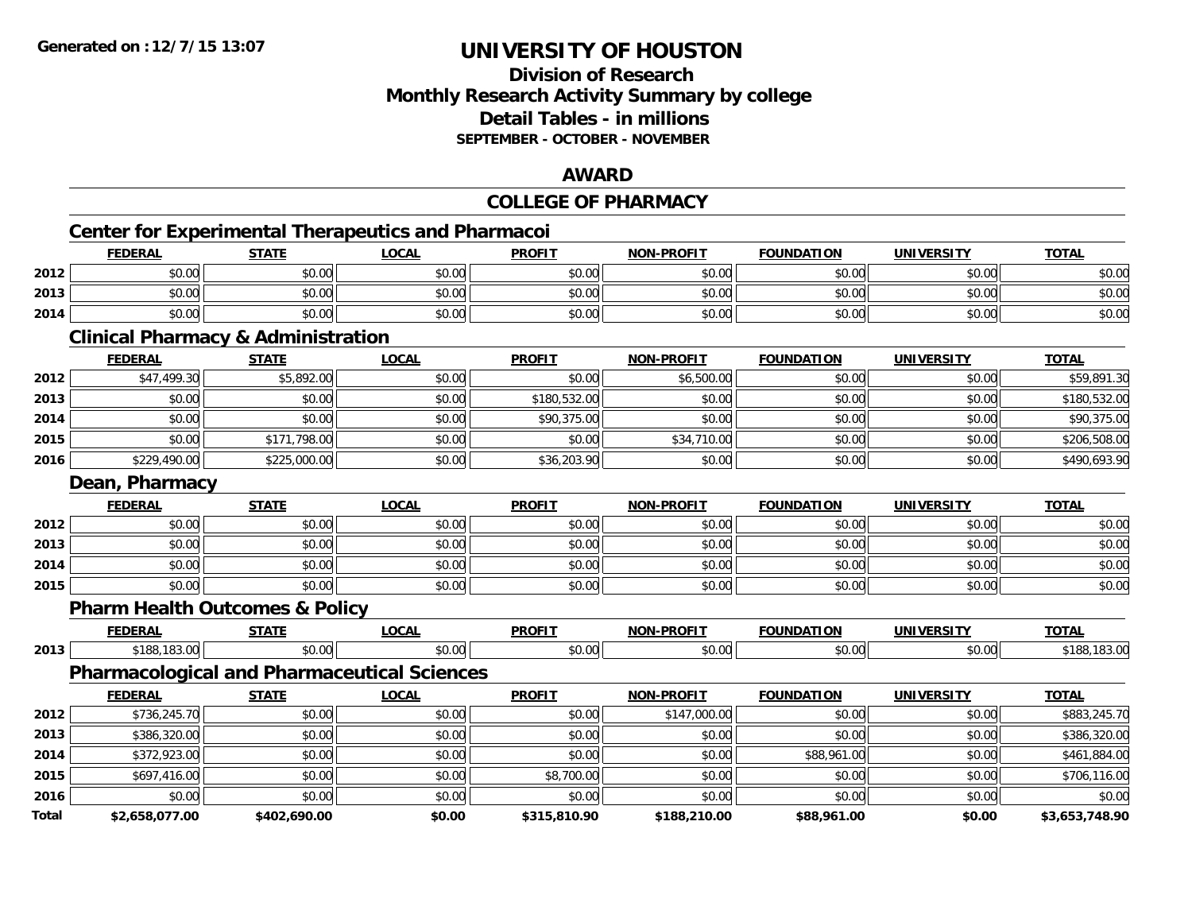**Generated on :12/7/15 13:07**

# UNIVERSITY OF HOUSTON

## Division of Research
## Monthly Research Activity Summary by college
## Detail Tables - in millions
### SEPTEMBER - OCTOBER - NOVEMBER

## AWARD

## COLLEGE OF PHARMACY

### Center for Experimental Therapeutics and Pharmacoi

| | FEDERAL | STATE | LOCAL | PROFIT | NON-PROFIT | FOUNDATION | UNIVERSITY | TOTAL |
|---|---|---|---|---|---|---|---|---|
| 2012 | $0.00 | $0.00 | $0.00 | $0.00 | $0.00 | $0.00 | $0.00 | $0.00 |
| 2013 | $0.00 | $0.00 | $0.00 | $0.00 | $0.00 | $0.00 | $0.00 | $0.00 |
| 2014 | $0.00 | $0.00 | $0.00 | $0.00 | $0.00 | $0.00 | $0.00 | $0.00 |

### Clinical Pharmacy & Administration

| | FEDERAL | STATE | LOCAL | PROFIT | NON-PROFIT | FOUNDATION | UNIVERSITY | TOTAL |
|---|---|---|---|---|---|---|---|---|
| 2012 | $47,499.30 | $5,892.00 | $0.00 | $0.00 | $6,500.00 | $0.00 | $0.00 | $59,891.30 |
| 2013 | $0.00 | $0.00 | $0.00 | $180,532.00 | $0.00 | $0.00 | $0.00 | $180,532.00 |
| 2014 | $0.00 | $0.00 | $0.00 | $90,375.00 | $0.00 | $0.00 | $0.00 | $90,375.00 |
| 2015 | $0.00 | $171,798.00 | $0.00 | $0.00 | $34,710.00 | $0.00 | $0.00 | $206,508.00 |
| 2016 | $229,490.00 | $225,000.00 | $0.00 | $36,203.90 | $0.00 | $0.00 | $0.00 | $490,693.90 |

### Dean, Pharmacy

| | FEDERAL | STATE | LOCAL | PROFIT | NON-PROFIT | FOUNDATION | UNIVERSITY | TOTAL |
|---|---|---|---|---|---|---|---|---|
| 2012 | $0.00 | $0.00 | $0.00 | $0.00 | $0.00 | $0.00 | $0.00 | $0.00 |
| 2013 | $0.00 | $0.00 | $0.00 | $0.00 | $0.00 | $0.00 | $0.00 | $0.00 |
| 2014 | $0.00 | $0.00 | $0.00 | $0.00 | $0.00 | $0.00 | $0.00 | $0.00 |
| 2015 | $0.00 | $0.00 | $0.00 | $0.00 | $0.00 | $0.00 | $0.00 | $0.00 |

### Pharm Health Outcomes & Policy

| | FEDERAL | STATE | LOCAL | PROFIT | NON-PROFIT | FOUNDATION | UNIVERSITY | TOTAL |
|---|---|---|---|---|---|---|---|---|
| 2013 | $188,183.00 | $0.00 | $0.00 | $0.00 | $0.00 | $0.00 | $0.00 | $188,183.00 |

### Pharmacological and Pharmaceutical Sciences

| | FEDERAL | STATE | LOCAL | PROFIT | NON-PROFIT | FOUNDATION | UNIVERSITY | TOTAL |
|---|---|---|---|---|---|---|---|---|
| 2012 | $736,245.70 | $0.00 | $0.00 | $0.00 | $147,000.00 | $0.00 | $0.00 | $883,245.70 |
| 2013 | $386,320.00 | $0.00 | $0.00 | $0.00 | $0.00 | $0.00 | $0.00 | $386,320.00 |
| 2014 | $372,923.00 | $0.00 | $0.00 | $0.00 | $0.00 | $88,961.00 | $0.00 | $461,884.00 |
| 2015 | $697,416.00 | $0.00 | $0.00 | $8,700.00 | $0.00 | $0.00 | $0.00 | $706,116.00 |
| 2016 | $0.00 | $0.00 | $0.00 | $0.00 | $0.00 | $0.00 | $0.00 | $0.00 |
| **Total** | **$2,658,077.00** | **$402,690.00** | **$0.00** | **$315,810.90** | **$188,210.00** | **$88,961.00** | **$0.00** | **$3,653,748.90** |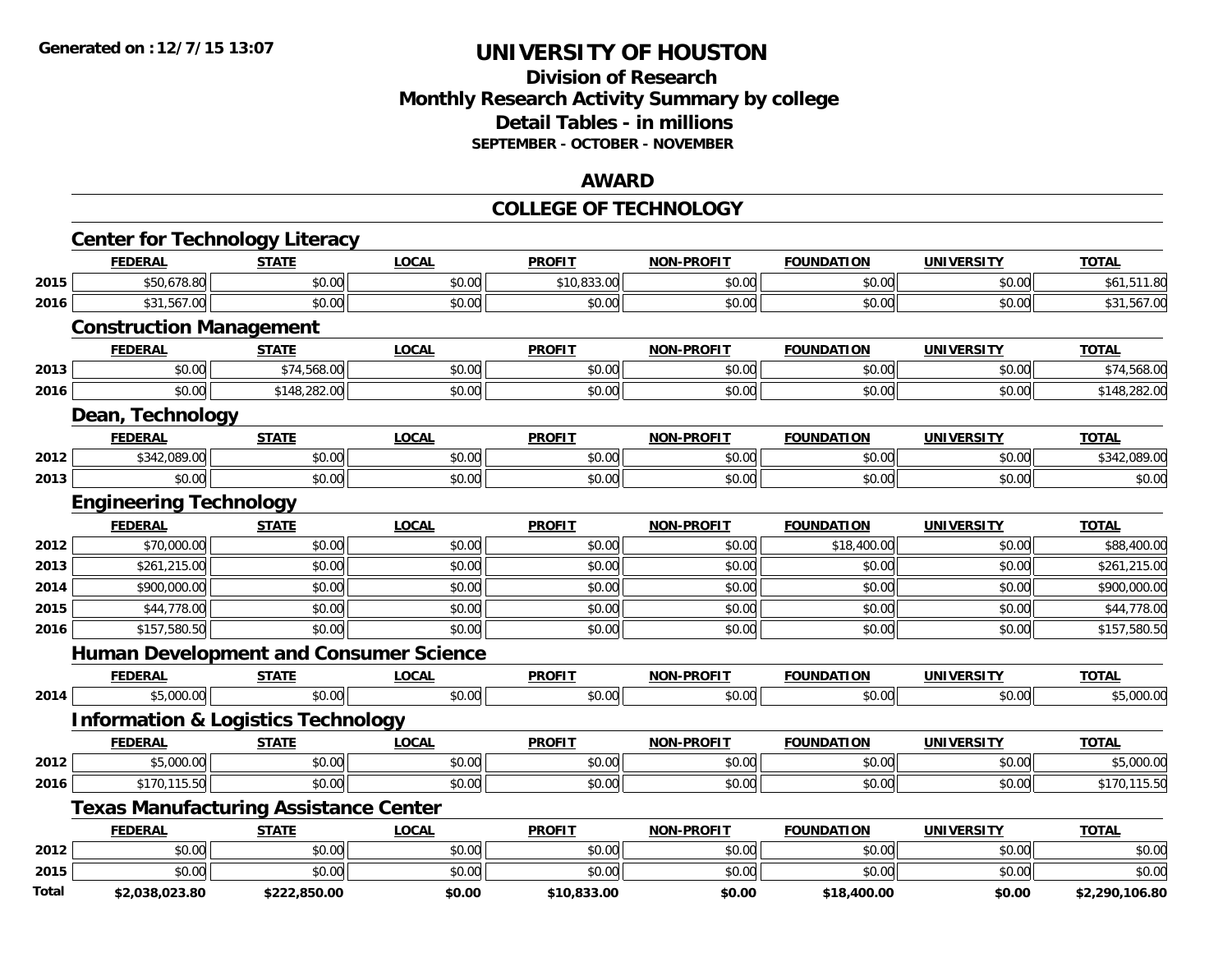**Generated on :12/7/15 13:07**

# UNIVERSITY OF HOUSTON

## Division of Research
## Monthly Research Activity Summary by college
## Detail Tables - in millions
**SEPTEMBER - OCTOBER - NOVEMBER**

## AWARD

## COLLEGE OF TECHNOLOGY

### Center for Technology Literacy

| | FEDERAL | STATE | LOCAL | PROFIT | NON-PROFIT | FOUNDATION | UNIVERSITY | TOTAL |
|---|---|---|---|---|---|---|---|---|
| 2015 | $50,678.80 | $0.00 | $0.00 | $10,833.00 | $0.00 | $0.00 | $0.00 | $61,511.80 |
| 2016 | $31,567.00 | $0.00 | $0.00 | $0.00 | $0.00 | $0.00 | $0.00 | $31,567.00 |

### Construction Management

| | FEDERAL | STATE | LOCAL | PROFIT | NON-PROFIT | FOUNDATION | UNIVERSITY | TOTAL |
|---|---|---|---|---|---|---|---|---|
| 2013 | $0.00 | $74,568.00 | $0.00 | $0.00 | $0.00 | $0.00 | $0.00 | $74,568.00 |
| 2016 | $0.00 | $148,282.00 | $0.00 | $0.00 | $0.00 | $0.00 | $0.00 | $148,282.00 |

### Dean, Technology

| | FEDERAL | STATE | LOCAL | PROFIT | NON-PROFIT | FOUNDATION | UNIVERSITY | TOTAL |
|---|---|---|---|---|---|---|---|---|
| 2012 | $342,089.00 | $0.00 | $0.00 | $0.00 | $0.00 | $0.00 | $0.00 | $342,089.00 |
| 2013 | $0.00 | $0.00 | $0.00 | $0.00 | $0.00 | $0.00 | $0.00 | $0.00 |

### Engineering Technology

| | FEDERAL | STATE | LOCAL | PROFIT | NON-PROFIT | FOUNDATION | UNIVERSITY | TOTAL |
|---|---|---|---|---|---|---|---|---|
| 2012 | $70,000.00 | $0.00 | $0.00 | $0.00 | $0.00 | $18,400.00 | $0.00 | $88,400.00 |
| 2013 | $261,215.00 | $0.00 | $0.00 | $0.00 | $0.00 | $0.00 | $0.00 | $261,215.00 |
| 2014 | $900,000.00 | $0.00 | $0.00 | $0.00 | $0.00 | $0.00 | $0.00 | $900,000.00 |
| 2015 | $44,778.00 | $0.00 | $0.00 | $0.00 | $0.00 | $0.00 | $0.00 | $44,778.00 |
| 2016 | $157,580.50 | $0.00 | $0.00 | $0.00 | $0.00 | $0.00 | $0.00 | $157,580.50 |

### Human Development and Consumer Science

| | FEDERAL | STATE | LOCAL | PROFIT | NON-PROFIT | FOUNDATION | UNIVERSITY | TOTAL |
|---|---|---|---|---|---|---|---|---|
| 2014 | $5,000.00 | $0.00 | $0.00 | $0.00 | $0.00 | $0.00 | $0.00 | $5,000.00 |

### Information & Logistics Technology

| | FEDERAL | STATE | LOCAL | PROFIT | NON-PROFIT | FOUNDATION | UNIVERSITY | TOTAL |
|---|---|---|---|---|---|---|---|---|
| 2012 | $5,000.00 | $0.00 | $0.00 | $0.00 | $0.00 | $0.00 | $0.00 | $5,000.00 |
| 2016 | $170,115.50 | $0.00 | $0.00 | $0.00 | $0.00 | $0.00 | $0.00 | $170,115.50 |

### Texas Manufacturing Assistance Center

| | FEDERAL | STATE | LOCAL | PROFIT | NON-PROFIT | FOUNDATION | UNIVERSITY | TOTAL |
|---|---|---|---|---|---|---|---|---|
| 2012 | $0.00 | $0.00 | $0.00 | $0.00 | $0.00 | $0.00 | $0.00 | $0.00 |
| 2015 | $0.00 | $0.00 | $0.00 | $0.00 | $0.00 | $0.00 | $0.00 | $0.00 |
| **Total** | **$2,038,023.80** | **$222,850.00** | **$0.00** | **$10,833.00** | **$0.00** | **$18,400.00** | **$0.00** | **$2,290,106.80** |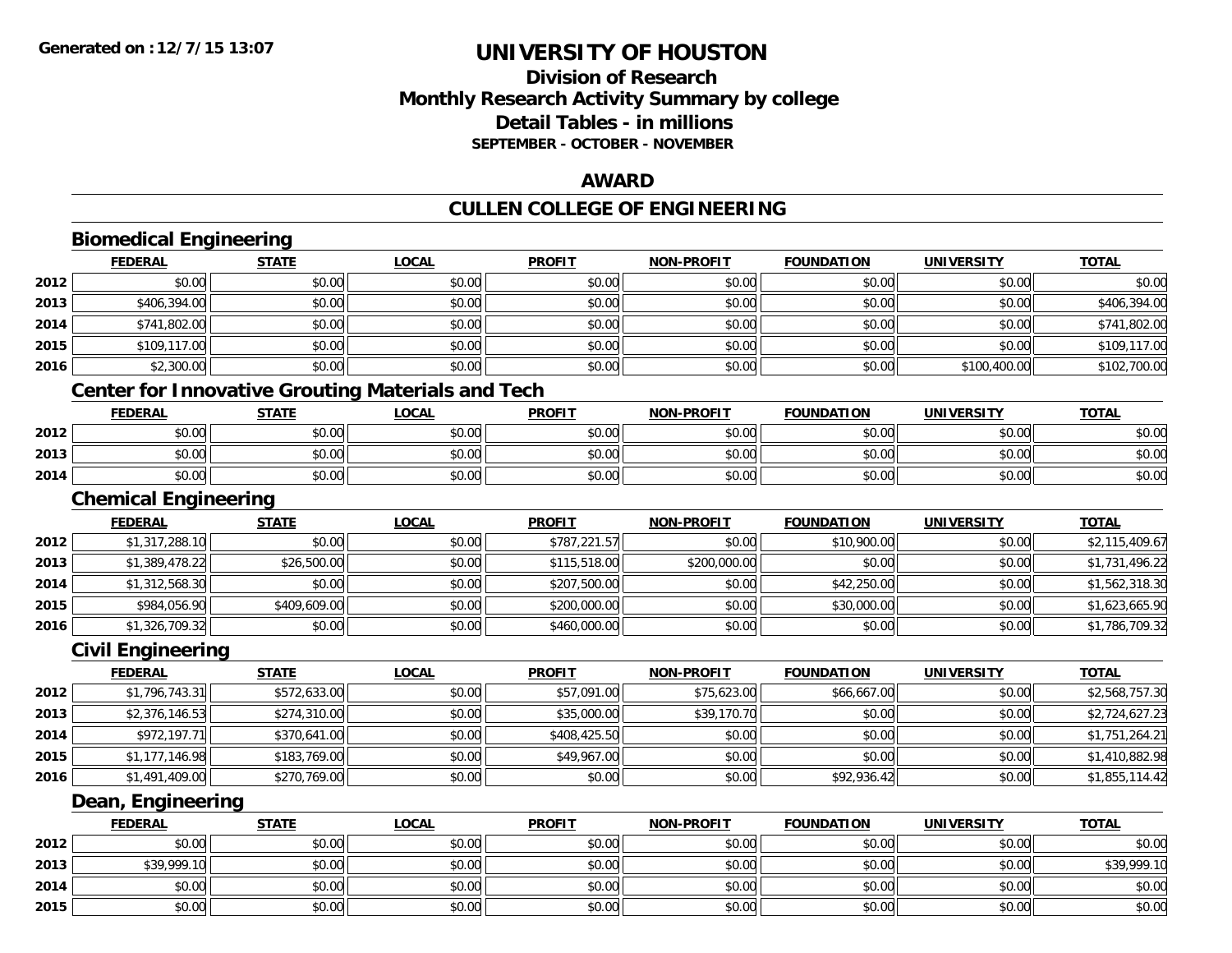**Generated on :12/7/15 13:07**

# UNIVERSITY OF HOUSTON

## Division of Research
## Monthly Research Activity Summary by college
## Detail Tables - in millions
### SEPTEMBER - OCTOBER - NOVEMBER

## AWARD

## CULLEN COLLEGE OF ENGINEERING

### Biomedical Engineering

| | FEDERAL | STATE | LOCAL | PROFIT | NON-PROFIT | FOUNDATION | UNIVERSITY | TOTAL |
|---|---|---|---|---|---|---|---|---|
| 2012 | $0.00 | $0.00 | $0.00 | $0.00 | $0.00 | $0.00 | $0.00 | $0.00 |
| 2013 | $406,394.00 | $0.00 | $0.00 | $0.00 | $0.00 | $0.00 | $0.00 | $406,394.00 |
| 2014 | $741,802.00 | $0.00 | $0.00 | $0.00 | $0.00 | $0.00 | $0.00 | $741,802.00 |
| 2015 | $109,117.00 | $0.00 | $0.00 | $0.00 | $0.00 | $0.00 | $0.00 | $109,117.00 |
| 2016 | $2,300.00 | $0.00 | $0.00 | $0.00 | $0.00 | $0.00 | $100,400.00 | $102,700.00 |

### Center for Innovative Grouting Materials and Tech

| | FEDERAL | STATE | LOCAL | PROFIT | NON-PROFIT | FOUNDATION | UNIVERSITY | TOTAL |
|---|---|---|---|---|---|---|---|---|
| 2012 | $0.00 | $0.00 | $0.00 | $0.00 | $0.00 | $0.00 | $0.00 | $0.00 |
| 2013 | $0.00 | $0.00 | $0.00 | $0.00 | $0.00 | $0.00 | $0.00 | $0.00 |
| 2014 | $0.00 | $0.00 | $0.00 | $0.00 | $0.00 | $0.00 | $0.00 | $0.00 |

### Chemical Engineering

| | FEDERAL | STATE | LOCAL | PROFIT | NON-PROFIT | FOUNDATION | UNIVERSITY | TOTAL |
|---|---|---|---|---|---|---|---|---|
| 2012 | $1,317,288.10 | $0.00 | $0.00 | $787,221.57 | $0.00 | $10,900.00 | $0.00 | $2,115,409.67 |
| 2013 | $1,389,478.22 | $26,500.00 | $0.00 | $115,518.00 | $200,000.00 | $0.00 | $0.00 | $1,731,496.22 |
| 2014 | $1,312,568.30 | $0.00 | $0.00 | $207,500.00 | $0.00 | $42,250.00 | $0.00 | $1,562,318.30 |
| 2015 | $984,056.90 | $409,609.00 | $0.00 | $200,000.00 | $0.00 | $30,000.00 | $0.00 | $1,623,665.90 |
| 2016 | $1,326,709.32 | $0.00 | $0.00 | $460,000.00 | $0.00 | $0.00 | $0.00 | $1,786,709.32 |

### Civil Engineering

| | FEDERAL | STATE | LOCAL | PROFIT | NON-PROFIT | FOUNDATION | UNIVERSITY | TOTAL |
|---|---|---|---|---|---|---|---|---|
| 2012 | $1,796,743.31 | $572,633.00 | $0.00 | $57,091.00 | $75,623.00 | $66,667.00 | $0.00 | $2,568,757.30 |
| 2013 | $2,376,146.53 | $274,310.00 | $0.00 | $35,000.00 | $39,170.70 | $0.00 | $0.00 | $2,724,627.23 |
| 2014 | $972,197.71 | $370,641.00 | $0.00 | $408,425.50 | $0.00 | $0.00 | $0.00 | $1,751,264.21 |
| 2015 | $1,177,146.98 | $183,769.00 | $0.00 | $49,967.00 | $0.00 | $0.00 | $0.00 | $1,410,882.98 |
| 2016 | $1,491,409.00 | $270,769.00 | $0.00 | $0.00 | $0.00 | $92,936.42 | $0.00 | $1,855,114.42 |

### Dean, Engineering

| | FEDERAL | STATE | LOCAL | PROFIT | NON-PROFIT | FOUNDATION | UNIVERSITY | TOTAL |
|---|---|---|---|---|---|---|---|---|
| 2012 | $0.00 | $0.00 | $0.00 | $0.00 | $0.00 | $0.00 | $0.00 | $0.00 |
| 2013 | $39,999.10 | $0.00 | $0.00 | $0.00 | $0.00 | $0.00 | $0.00 | $39,999.10 |
| 2014 | $0.00 | $0.00 | $0.00 | $0.00 | $0.00 | $0.00 | $0.00 | $0.00 |
| 2015 | $0.00 | $0.00 | $0.00 | $0.00 | $0.00 | $0.00 | $0.00 | $0.00 |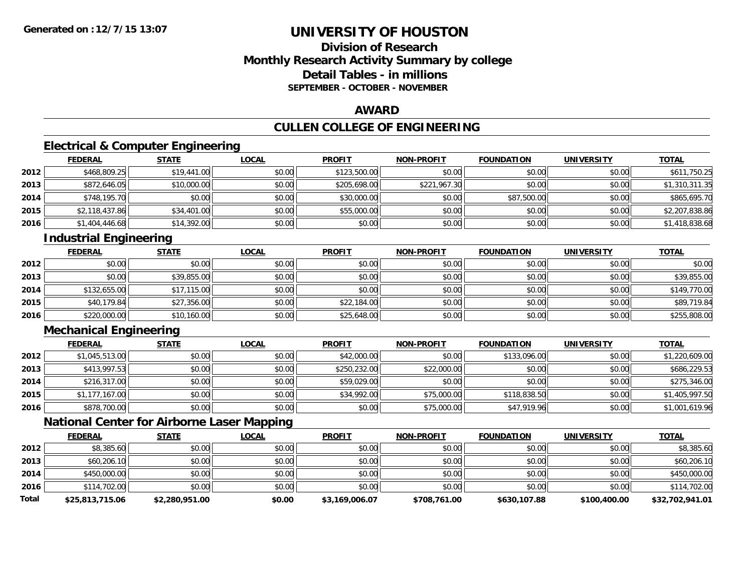# UNIVERSITY OF HOUSTON

## Division of Research
## Monthly Research Activity Summary by college
## Detail Tables - in millions
**SEPTEMBER - OCTOBER - NOVEMBER**

## AWARD

## CULLEN COLLEGE OF ENGINEERING

### Electrical & Computer Engineering

| | FEDERAL | STATE | LOCAL | PROFIT | NON-PROFIT | FOUNDATION | UNIVERSITY | TOTAL |
|---|---|---|---|---|---|---|---|---|
| 2012 | $468,809.25 | $19,441.00 | $0.00 | $123,500.00 | $0.00 | $0.00 | $0.00 | $611,750.25 |
| 2013 | $872,646.05 | $10,000.00 | $0.00 | $205,698.00 | $221,967.30 | $0.00 | $0.00 | $1,310,311.35 |
| 2014 | $748,195.70 | $0.00 | $0.00 | $30,000.00 | $0.00 | $87,500.00 | $0.00 | $865,695.70 |
| 2015 | $2,118,437.86 | $34,401.00 | $0.00 | $55,000.00 | $0.00 | $0.00 | $0.00 | $2,207,838.86 |
| 2016 | $1,404,446.68 | $14,392.00 | $0.00 | $0.00 | $0.00 | $0.00 | $0.00 | $1,418,838.68 |

### Industrial Engineering

| | FEDERAL | STATE | LOCAL | PROFIT | NON-PROFIT | FOUNDATION | UNIVERSITY | TOTAL |
|---|---|---|---|---|---|---|---|---|
| 2012 | $0.00 | $0.00 | $0.00 | $0.00 | $0.00 | $0.00 | $0.00 | $0.00 |
| 2013 | $0.00 | $39,855.00 | $0.00 | $0.00 | $0.00 | $0.00 | $0.00 | $39,855.00 |
| 2014 | $132,655.00 | $17,115.00 | $0.00 | $0.00 | $0.00 | $0.00 | $0.00 | $149,770.00 |
| 2015 | $40,179.84 | $27,356.00 | $0.00 | $22,184.00 | $0.00 | $0.00 | $0.00 | $89,719.84 |
| 2016 | $220,000.00 | $10,160.00 | $0.00 | $25,648.00 | $0.00 | $0.00 | $0.00 | $255,808.00 |

### Mechanical Engineering

| | FEDERAL | STATE | LOCAL | PROFIT | NON-PROFIT | FOUNDATION | UNIVERSITY | TOTAL |
|---|---|---|---|---|---|---|---|---|
| 2012 | $1,045,513.00 | $0.00 | $0.00 | $42,000.00 | $0.00 | $133,096.00 | $0.00 | $1,220,609.00 |
| 2013 | $413,997.53 | $0.00 | $0.00 | $250,232.00 | $22,000.00 | $0.00 | $0.00 | $686,229.53 |
| 2014 | $216,317.00 | $0.00 | $0.00 | $59,029.00 | $0.00 | $0.00 | $0.00 | $275,346.00 |
| 2015 | $1,177,167.00 | $0.00 | $0.00 | $34,992.00 | $75,000.00 | $118,838.50 | $0.00 | $1,405,997.50 |
| 2016 | $878,700.00 | $0.00 | $0.00 | $0.00 | $75,000.00 | $47,919.96 | $0.00 | $1,001,619.96 |

### National Center for Airborne Laser Mapping

| | FEDERAL | STATE | LOCAL | PROFIT | NON-PROFIT | FOUNDATION | UNIVERSITY | TOTAL |
|---|---|---|---|---|---|---|---|---|
| 2012 | $8,385.60 | $0.00 | $0.00 | $0.00 | $0.00 | $0.00 | $0.00 | $8,385.60 |
| 2013 | $60,206.10 | $0.00 | $0.00 | $0.00 | $0.00 | $0.00 | $0.00 | $60,206.10 |
| 2014 | $450,000.00 | $0.00 | $0.00 | $0.00 | $0.00 | $0.00 | $0.00 | $450,000.00 |
| 2016 | $114,702.00 | $0.00 | $0.00 | $0.00 | $0.00 | $0.00 | $0.00 | $114,702.00 |
| **Total** | **$25,813,715.06** | **$2,280,951.00** | **$0.00** | **$3,169,006.07** | **$708,761.00** | **$630,107.88** | **$100,400.00** | **$32,702,941.01** |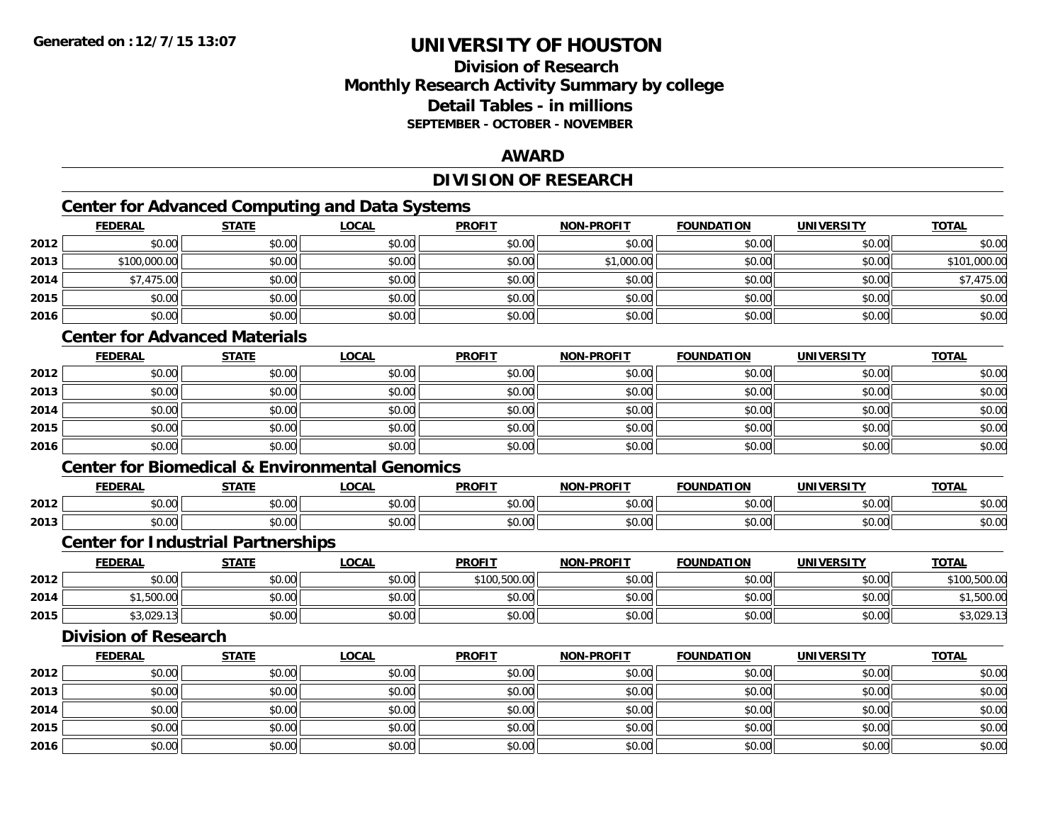**Generated on :12/7/15 13:07**

# UNIVERSITY OF HOUSTON

## Division of Research
## Monthly Research Activity Summary by college
## Detail Tables - in millions
### SEPTEMBER - OCTOBER - NOVEMBER

## AWARD

## DIVISION OF RESEARCH

### Center for Advanced Computing and Data Systems

| | FEDERAL | STATE | LOCAL | PROFIT | NON-PROFIT | FOUNDATION | UNIVERSITY | TOTAL |
|---|---|---|---|---|---|---|---|---|
| 2012 | $0.00 | $0.00 | $0.00 | $0.00 | $0.00 | $0.00 | $0.00 | $0.00 |
| 2013 | $100,000.00 | $0.00 | $0.00 | $0.00 | $1,000.00 | $0.00 | $0.00 | $101,000.00 |
| 2014 | $7,475.00 | $0.00 | $0.00 | $0.00 | $0.00 | $0.00 | $0.00 | $7,475.00 |
| 2015 | $0.00 | $0.00 | $0.00 | $0.00 | $0.00 | $0.00 | $0.00 | $0.00 |
| 2016 | $0.00 | $0.00 | $0.00 | $0.00 | $0.00 | $0.00 | $0.00 | $0.00 |

### Center for Advanced Materials

| | FEDERAL | STATE | LOCAL | PROFIT | NON-PROFIT | FOUNDATION | UNIVERSITY | TOTAL |
|---|---|---|---|---|---|---|---|---|
| 2012 | $0.00 | $0.00 | $0.00 | $0.00 | $0.00 | $0.00 | $0.00 | $0.00 |
| 2013 | $0.00 | $0.00 | $0.00 | $0.00 | $0.00 | $0.00 | $0.00 | $0.00 |
| 2014 | $0.00 | $0.00 | $0.00 | $0.00 | $0.00 | $0.00 | $0.00 | $0.00 |
| 2015 | $0.00 | $0.00 | $0.00 | $0.00 | $0.00 | $0.00 | $0.00 | $0.00 |
| 2016 | $0.00 | $0.00 | $0.00 | $0.00 | $0.00 | $0.00 | $0.00 | $0.00 |

### Center for Biomedical & Environmental Genomics

| | FEDERAL | STATE | LOCAL | PROFIT | NON-PROFIT | FOUNDATION | UNIVERSITY | TOTAL |
|---|---|---|---|---|---|---|---|---|
| 2012 | $0.00 | $0.00 | $0.00 | $0.00 | $0.00 | $0.00 | $0.00 | $0.00 |
| 2013 | $0.00 | $0.00 | $0.00 | $0.00 | $0.00 | $0.00 | $0.00 | $0.00 |

### Center for Industrial Partnerships

| | FEDERAL | STATE | LOCAL | PROFIT | NON-PROFIT | FOUNDATION | UNIVERSITY | TOTAL |
|---|---|---|---|---|---|---|---|---|
| 2012 | $0.00 | $0.00 | $0.00 | $100,500.00 | $0.00 | $0.00 | $0.00 | $100,500.00 |
| 2014 | $1,500.00 | $0.00 | $0.00 | $0.00 | $0.00 | $0.00 | $0.00 | $1,500.00 |
| 2015 | $3,029.13 | $0.00 | $0.00 | $0.00 | $0.00 | $0.00 | $0.00 | $3,029.13 |

### Division of Research

| | FEDERAL | STATE | LOCAL | PROFIT | NON-PROFIT | FOUNDATION | UNIVERSITY | TOTAL |
|---|---|---|---|---|---|---|---|---|
| 2012 | $0.00 | $0.00 | $0.00 | $0.00 | $0.00 | $0.00 | $0.00 | $0.00 |
| 2013 | $0.00 | $0.00 | $0.00 | $0.00 | $0.00 | $0.00 | $0.00 | $0.00 |
| 2014 | $0.00 | $0.00 | $0.00 | $0.00 | $0.00 | $0.00 | $0.00 | $0.00 |
| 2015 | $0.00 | $0.00 | $0.00 | $0.00 | $0.00 | $0.00 | $0.00 | $0.00 |
| 2016 | $0.00 | $0.00 | $0.00 | $0.00 | $0.00 | $0.00 | $0.00 | $0.00 |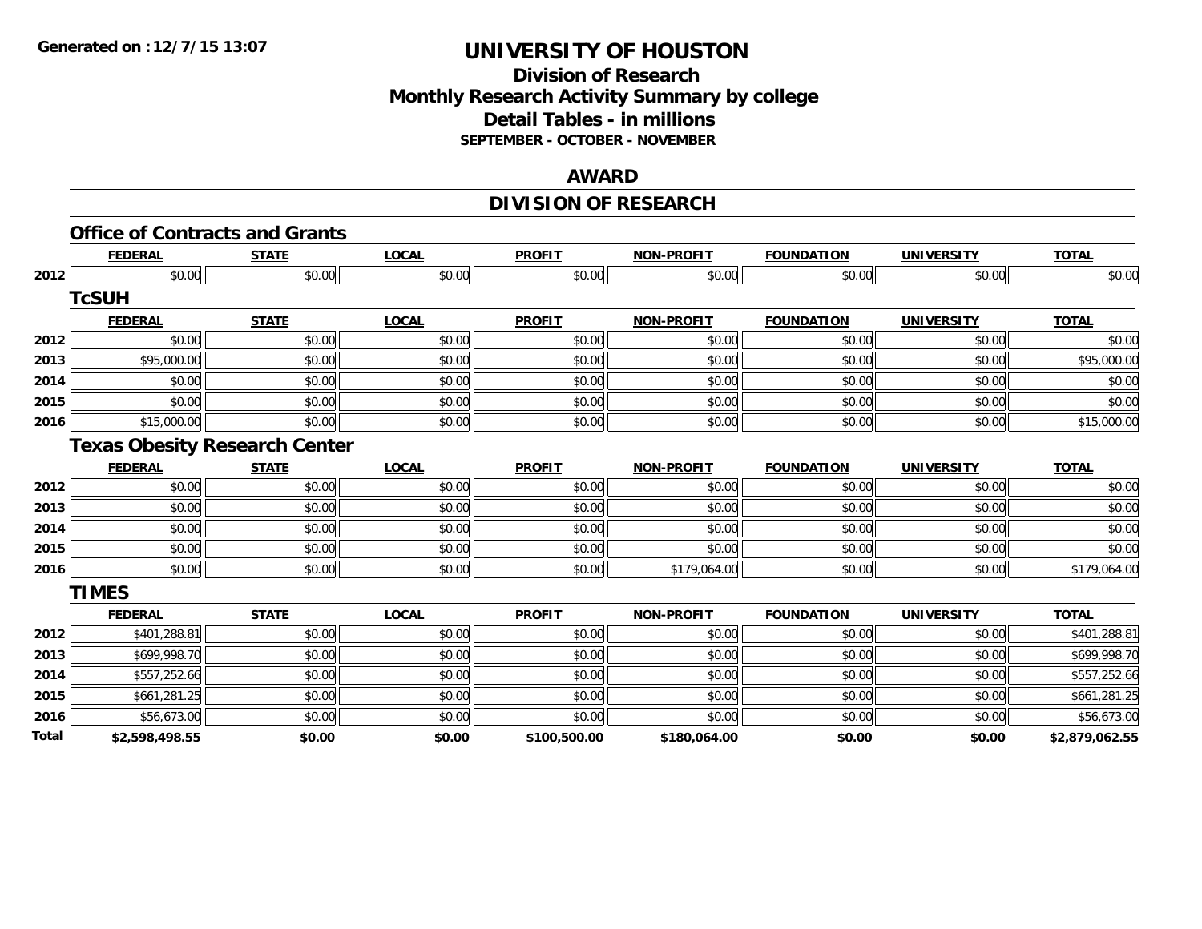**Generated on :12/7/15 13:07**

# UNIVERSITY OF HOUSTON

## Division of Research
## Monthly Research Activity Summary by college
## Detail Tables - in millions
### SEPTEMBER - OCTOBER - NOVEMBER

## AWARD

## DIVISION OF RESEARCH

### Office of Contracts and Grants

| | FEDERAL | STATE | LOCAL | PROFIT | NON-PROFIT | FOUNDATION | UNIVERSITY | TOTAL |
|---|---|---|---|---|---|---|---|---|
| 2012 | $0.00 | $0.00 | $0.00 | $0.00 | $0.00 | $0.00 | $0.00 | $0.00 |

### TcSUH

| | FEDERAL | STATE | LOCAL | PROFIT | NON-PROFIT | FOUNDATION | UNIVERSITY | TOTAL |
|---|---|---|---|---|---|---|---|---|
| 2012 | $0.00 | $0.00 | $0.00 | $0.00 | $0.00 | $0.00 | $0.00 | $0.00 |
| 2013 | $95,000.00 | $0.00 | $0.00 | $0.00 | $0.00 | $0.00 | $0.00 | $95,000.00 |
| 2014 | $0.00 | $0.00 | $0.00 | $0.00 | $0.00 | $0.00 | $0.00 | $0.00 |
| 2015 | $0.00 | $0.00 | $0.00 | $0.00 | $0.00 | $0.00 | $0.00 | $0.00 |
| 2016 | $15,000.00 | $0.00 | $0.00 | $0.00 | $0.00 | $0.00 | $0.00 | $15,000.00 |

### Texas Obesity Research Center

| | FEDERAL | STATE | LOCAL | PROFIT | NON-PROFIT | FOUNDATION | UNIVERSITY | TOTAL |
|---|---|---|---|---|---|---|---|---|
| 2012 | $0.00 | $0.00 | $0.00 | $0.00 | $0.00 | $0.00 | $0.00 | $0.00 |
| 2013 | $0.00 | $0.00 | $0.00 | $0.00 | $0.00 | $0.00 | $0.00 | $0.00 |
| 2014 | $0.00 | $0.00 | $0.00 | $0.00 | $0.00 | $0.00 | $0.00 | $0.00 |
| 2015 | $0.00 | $0.00 | $0.00 | $0.00 | $0.00 | $0.00 | $0.00 | $0.00 |
| 2016 | $0.00 | $0.00 | $0.00 | $0.00 | $179,064.00 | $0.00 | $0.00 | $179,064.00 |

### TIMES

| | FEDERAL | STATE | LOCAL | PROFIT | NON-PROFIT | FOUNDATION | UNIVERSITY | TOTAL |
|---|---|---|---|---|---|---|---|---|
| 2012 | $401,288.81 | $0.00 | $0.00 | $0.00 | $0.00 | $0.00 | $0.00 | $401,288.81 |
| 2013 | $699,998.70 | $0.00 | $0.00 | $0.00 | $0.00 | $0.00 | $0.00 | $699,998.70 |
| 2014 | $557,252.66 | $0.00 | $0.00 | $0.00 | $0.00 | $0.00 | $0.00 | $557,252.66 |
| 2015 | $661,281.25 | $0.00 | $0.00 | $0.00 | $0.00 | $0.00 | $0.00 | $661,281.25 |
| 2016 | $56,673.00 | $0.00 | $0.00 | $0.00 | $0.00 | $0.00 | $0.00 | $56,673.00 |
| **Total** | **$2,598,498.55** | **$0.00** | **$0.00** | **$100,500.00** | **$180,064.00** | **$0.00** | **$0.00** | **$2,879,062.55** |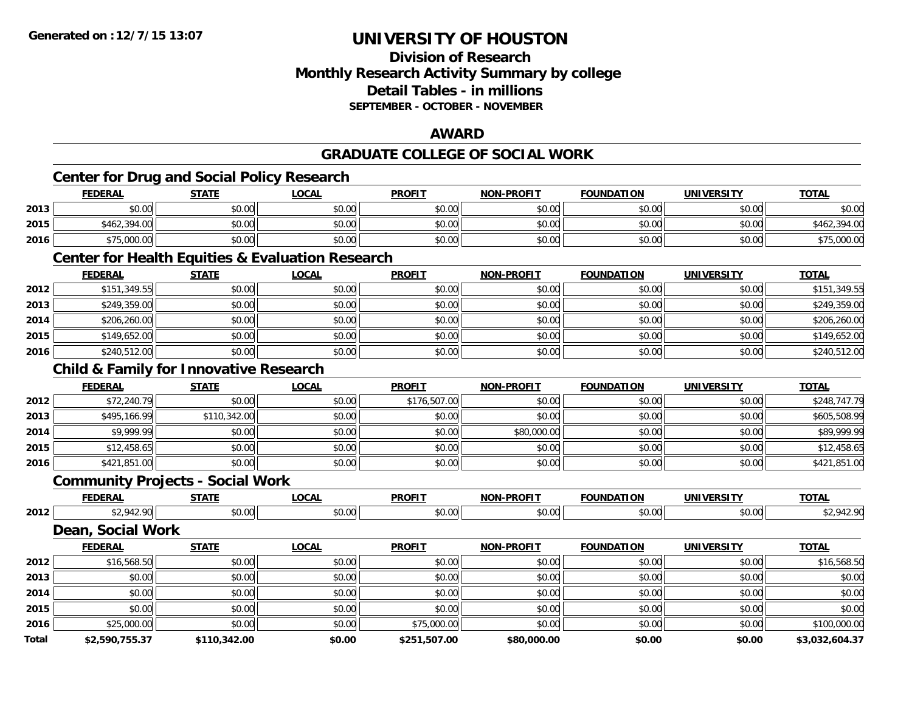# UNIVERSITY OF HOUSTON

## Division of Research
## Monthly Research Activity Summary by college
## Detail Tables - in millions
### SEPTEMBER - OCTOBER - NOVEMBER

## AWARD

## GRADUATE COLLEGE OF SOCIAL WORK

### Center for Drug and Social Policy Research

| | FEDERAL | STATE | LOCAL | PROFIT | NON-PROFIT | FOUNDATION | UNIVERSITY | TOTAL |
|---|---|---|---|---|---|---|---|---|
| 2013 | $0.00 | $0.00 | $0.00 | $0.00 | $0.00 | $0.00 | $0.00 | $0.00 |
| 2015 | $462,394.00 | $0.00 | $0.00 | $0.00 | $0.00 | $0.00 | $0.00 | $462,394.00 |
| 2016 | $75,000.00 | $0.00 | $0.00 | $0.00 | $0.00 | $0.00 | $0.00 | $75,000.00 |

### Center for Health Equities & Evaluation Research

| | FEDERAL | STATE | LOCAL | PROFIT | NON-PROFIT | FOUNDATION | UNIVERSITY | TOTAL |
|---|---|---|---|---|---|---|---|---|
| 2012 | $151,349.55 | $0.00 | $0.00 | $0.00 | $0.00 | $0.00 | $0.00 | $151,349.55 |
| 2013 | $249,359.00 | $0.00 | $0.00 | $0.00 | $0.00 | $0.00 | $0.00 | $249,359.00 |
| 2014 | $206,260.00 | $0.00 | $0.00 | $0.00 | $0.00 | $0.00 | $0.00 | $206,260.00 |
| 2015 | $149,652.00 | $0.00 | $0.00 | $0.00 | $0.00 | $0.00 | $0.00 | $149,652.00 |
| 2016 | $240,512.00 | $0.00 | $0.00 | $0.00 | $0.00 | $0.00 | $0.00 | $240,512.00 |

### Child & Family for Innovative Research

| | FEDERAL | STATE | LOCAL | PROFIT | NON-PROFIT | FOUNDATION | UNIVERSITY | TOTAL |
|---|---|---|---|---|---|---|---|---|
| 2012 | $72,240.79 | $0.00 | $0.00 | $176,507.00 | $0.00 | $0.00 | $0.00 | $248,747.79 |
| 2013 | $495,166.99 | $110,342.00 | $0.00 | $0.00 | $0.00 | $0.00 | $0.00 | $605,508.99 |
| 2014 | $9,999.99 | $0.00 | $0.00 | $0.00 | $80,000.00 | $0.00 | $0.00 | $89,999.99 |
| 2015 | $12,458.65 | $0.00 | $0.00 | $0.00 | $0.00 | $0.00 | $0.00 | $12,458.65 |
| 2016 | $421,851.00 | $0.00 | $0.00 | $0.00 | $0.00 | $0.00 | $0.00 | $421,851.00 |

### Community Projects - Social Work

| | FEDERAL | STATE | LOCAL | PROFIT | NON-PROFIT | FOUNDATION | UNIVERSITY | TOTAL |
|---|---|---|---|---|---|---|---|---|
| 2012 | $2,942.90 | $0.00 | $0.00 | $0.00 | $0.00 | $0.00 | $0.00 | $2,942.90 |

### Dean, Social Work

| | FEDERAL | STATE | LOCAL | PROFIT | NON-PROFIT | FOUNDATION | UNIVERSITY | TOTAL |
|---|---|---|---|---|---|---|---|---|
| 2012 | $16,568.50 | $0.00 | $0.00 | $0.00 | $0.00 | $0.00 | $0.00 | $16,568.50 |
| 2013 | $0.00 | $0.00 | $0.00 | $0.00 | $0.00 | $0.00 | $0.00 | $0.00 |
| 2014 | $0.00 | $0.00 | $0.00 | $0.00 | $0.00 | $0.00 | $0.00 | $0.00 |
| 2015 | $0.00 | $0.00 | $0.00 | $0.00 | $0.00 | $0.00 | $0.00 | $0.00 |
| 2016 | $25,000.00 | $0.00 | $0.00 | $75,000.00 | $0.00 | $0.00 | $0.00 | $100,000.00 |
| **Total** | **$2,590,755.37** | **$110,342.00** | **$0.00** | **$251,507.00** | **$80,000.00** | **$0.00** | **$0.00** | **$3,032,604.37** |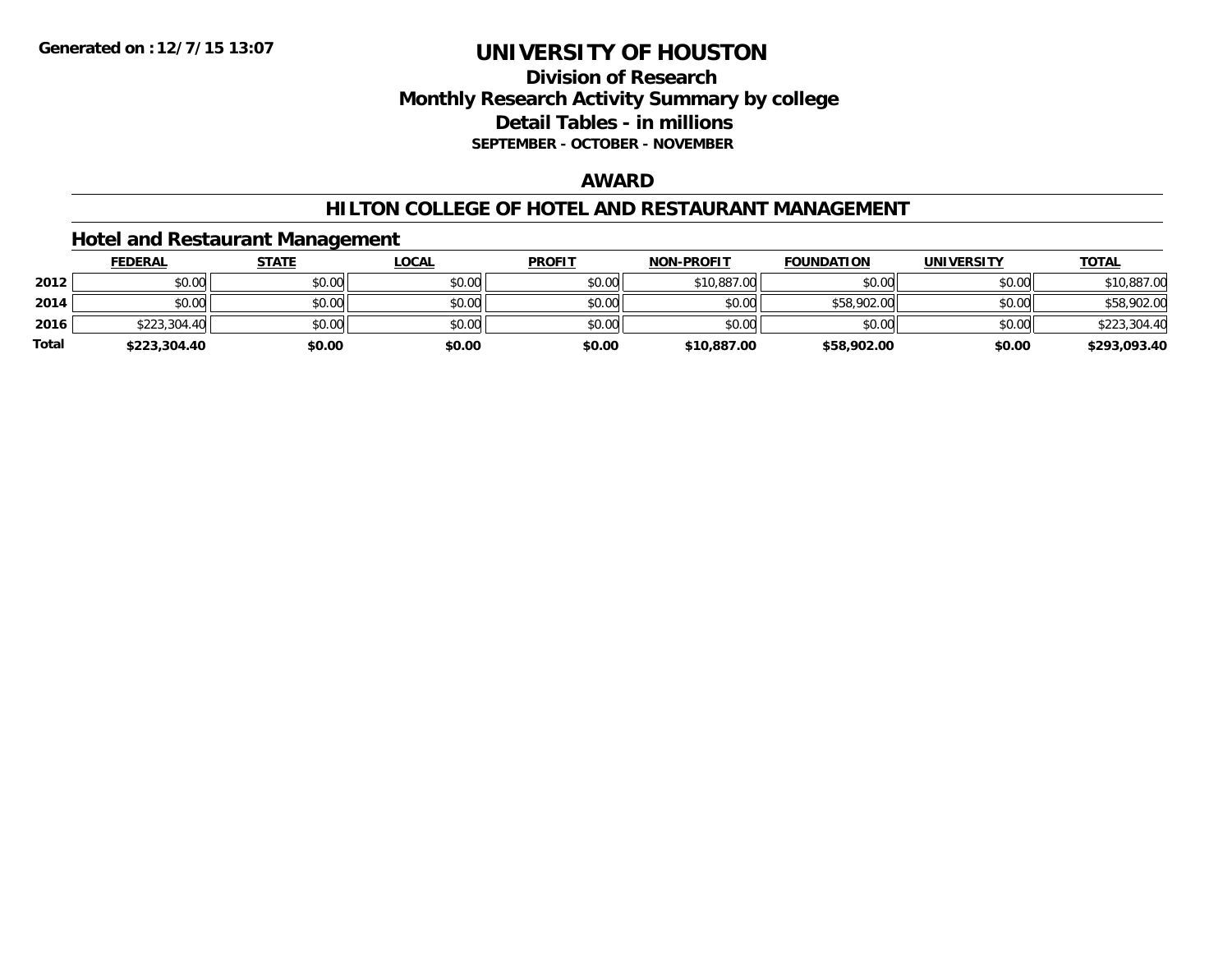**Generated on :12/7/15 13:07**

# UNIVERSITY OF HOUSTON

## Division of Research
## Monthly Research Activity Summary by college
## Detail Tables - in millions
### SEPTEMBER - OCTOBER - NOVEMBER

## AWARD

## HILTON COLLEGE OF HOTEL AND RESTAURANT MANAGEMENT

### Hotel and Restaurant Management

| | FEDERAL | STATE | LOCAL | PROFIT | NON-PROFIT | FOUNDATION | UNIVERSITY | TOTAL |
|---|---|---|---|---|---|---|---|---|
| 2012 | $0.00 | $0.00 | $0.00 | $0.00 | $10,887.00 | $0.00 | $0.00 | $10,887.00 |
| 2014 | $0.00 | $0.00 | $0.00 | $0.00 | $0.00 | $58,902.00 | $0.00 | $58,902.00 |
| 2016 | $223,304.40 | $0.00 | $0.00 | $0.00 | $0.00 | $0.00 | $0.00 | $223,304.40 |
| **Total** | **$223,304.40** | **$0.00** | **$0.00** | **$0.00** | **$10,887.00** | **$58,902.00** | **$0.00** | **$293,093.40** |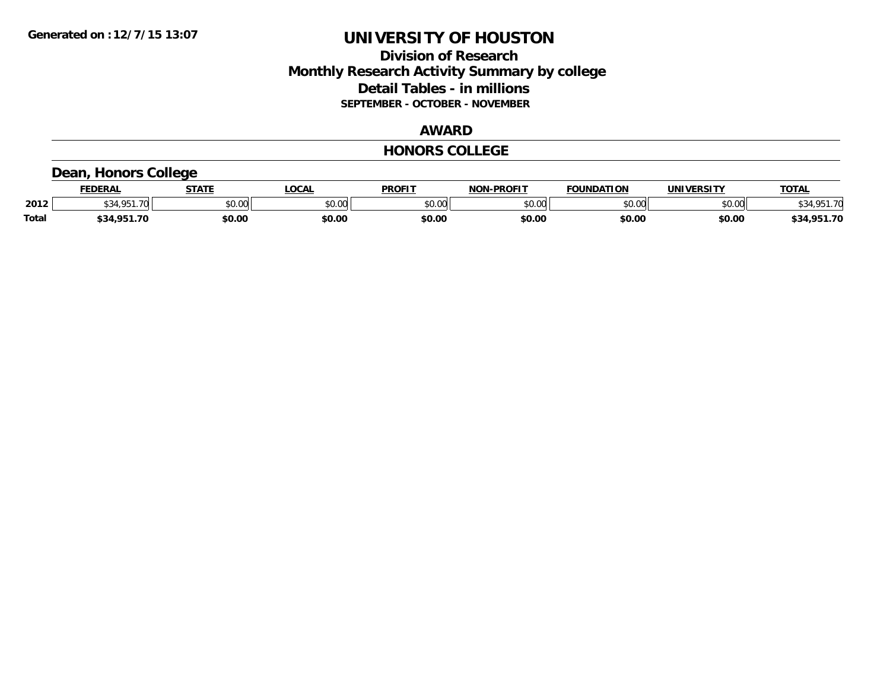Generated on :12/7/15 13:07

# UNIVERSITY OF HOUSTON

## Division of Research
## Monthly Research Activity Summary by college
## Detail Tables - in millions
### SEPTEMBER - OCTOBER - NOVEMBER

## AWARD

## HONORS COLLEGE

### Dean, Honors College

| | FEDERAL | STATE | LOCAL | PROFIT | NON-PROFIT | FOUNDATION | UNIVERSITY | TOTAL |
|---|---|---|---|---|---|---|---|---|
| 2012 | $34,951.70 | $0.00 | $0.00 | $0.00 | $0.00 | $0.00 | $0.00 | $34,951.70 |
| **Total** | **$34,951.70** | **$0.00** | **$0.00** | **$0.00** | **$0.00** | **$0.00** | **$0.00** | **$34,951.70** |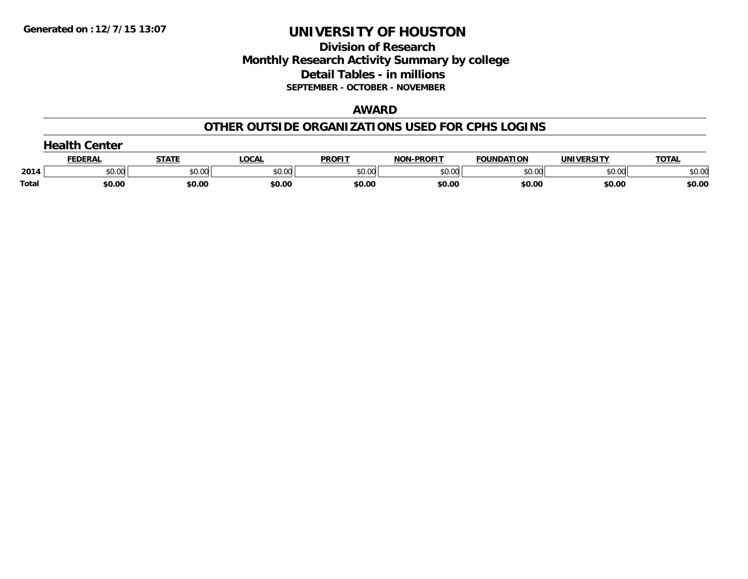Generated on :12/7/15 13:07

# UNIVERSITY OF HOUSTON

## Division of Research
## Monthly Research Activity Summary by college
## Detail Tables - in millions
### SEPTEMBER - OCTOBER - NOVEMBER

## AWARD

## OTHER OUTSIDE ORGANIZATIONS USED FOR CPHS LOGINS

### Health Center

| | FEDERAL | STATE | LOCAL | PROFIT | NON-PROFIT | FOUNDATION | UNIVERSITY | TOTAL |
|---|---|---|---|---|---|---|---|---|
| 2014 | $0.00 | $0.00 | $0.00 | $0.00 | $0.00 | $0.00 | $0.00 | $0.00 |
| **Total** | **$0.00** | **$0.00** | **$0.00** | **$0.00** | **$0.00** | **$0.00** | **$0.00** | **$0.00** |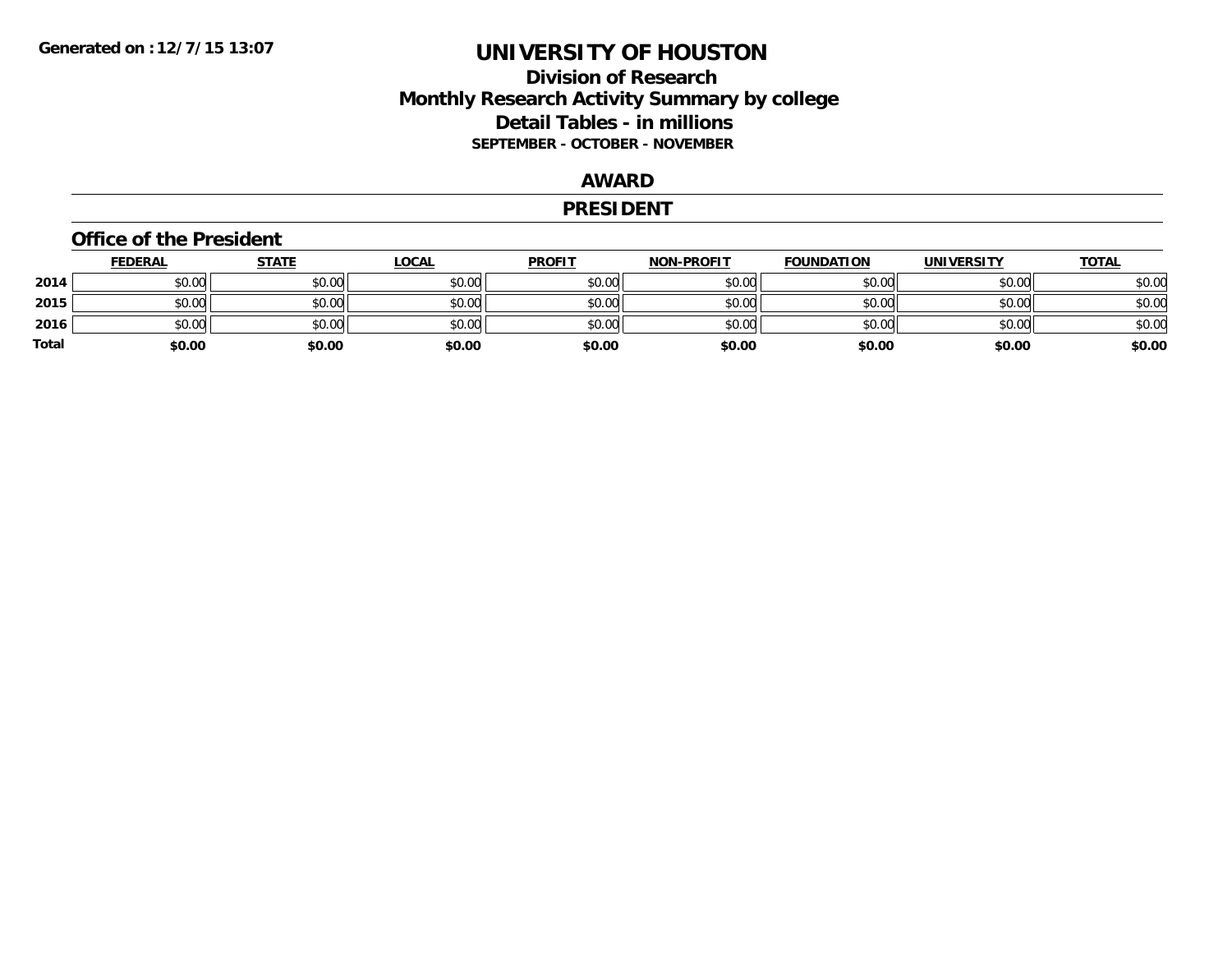Generated on :12/7/15 13:07

# UNIVERSITY OF HOUSTON

## Division of Research
## Monthly Research Activity Summary by college
## Detail Tables - in millions
### SEPTEMBER - OCTOBER - NOVEMBER

## AWARD

## PRESIDENT

### Office of the President

| | FEDERAL | STATE | LOCAL | PROFIT | NON-PROFIT | FOUNDATION | UNIVERSITY | TOTAL |
|---|---|---|---|---|---|---|---|---|
| 2014 | $0.00 | $0.00 | $0.00 | $0.00 | $0.00 | $0.00 | $0.00 | $0.00 |
| 2015 | $0.00 | $0.00 | $0.00 | $0.00 | $0.00 | $0.00 | $0.00 | $0.00 |
| 2016 | $0.00 | $0.00 | $0.00 | $0.00 | $0.00 | $0.00 | $0.00 | $0.00 |
| **Total** | **$0.00** | **$0.00** | **$0.00** | **$0.00** | **$0.00** | **$0.00** | **$0.00** | **$0.00** |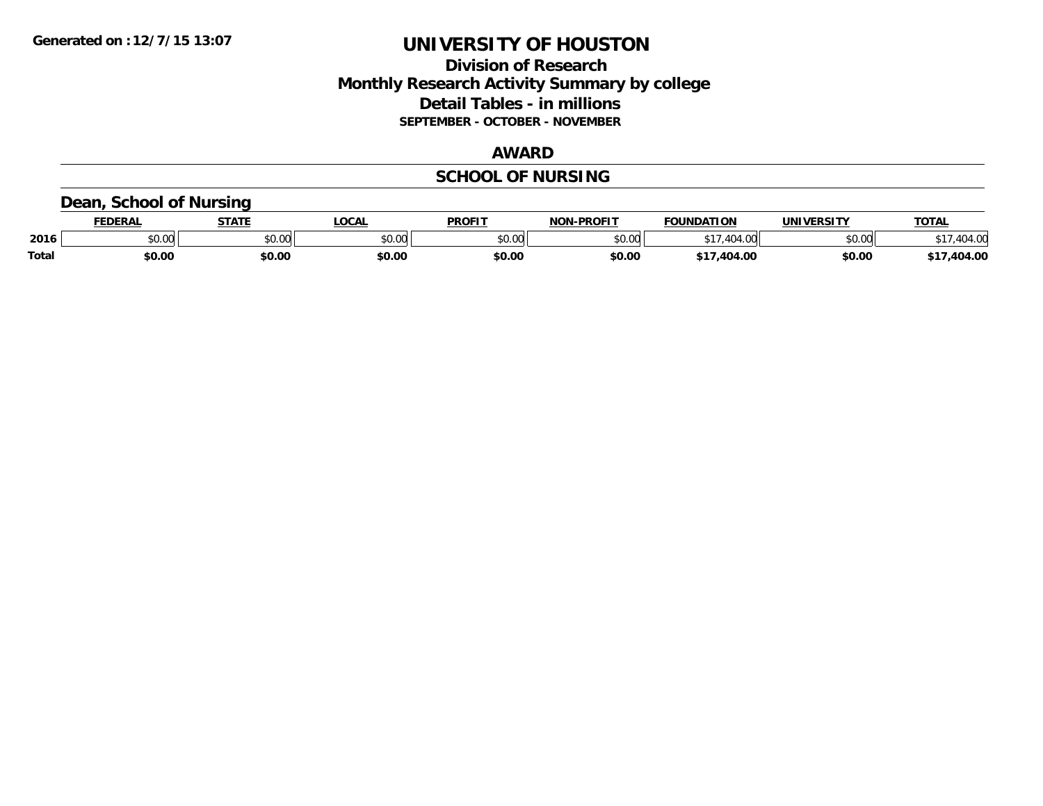Generated on :12/7/15 13:07

# UNIVERSITY OF HOUSTON

## Division of Research
## Monthly Research Activity Summary by college
## Detail Tables - in millions
### SEPTEMBER - OCTOBER - NOVEMBER

## AWARD

## SCHOOL OF NURSING

### Dean, School of Nursing

| | FEDERAL | STATE | LOCAL | PROFIT | NON-PROFIT | FOUNDATION | UNIVERSITY | TOTAL |
|---|---|---|---|---|---|---|---|---|
| 2016 | $0.00 | $0.00 | $0.00 | $0.00 | $0.00 | $17,404.00 | $0.00 | $17,404.00 |
| **Total** | **$0.00** | **$0.00** | **$0.00** | **$0.00** | **$0.00** | **$17,404.00** | **$0.00** | **$17,404.00** |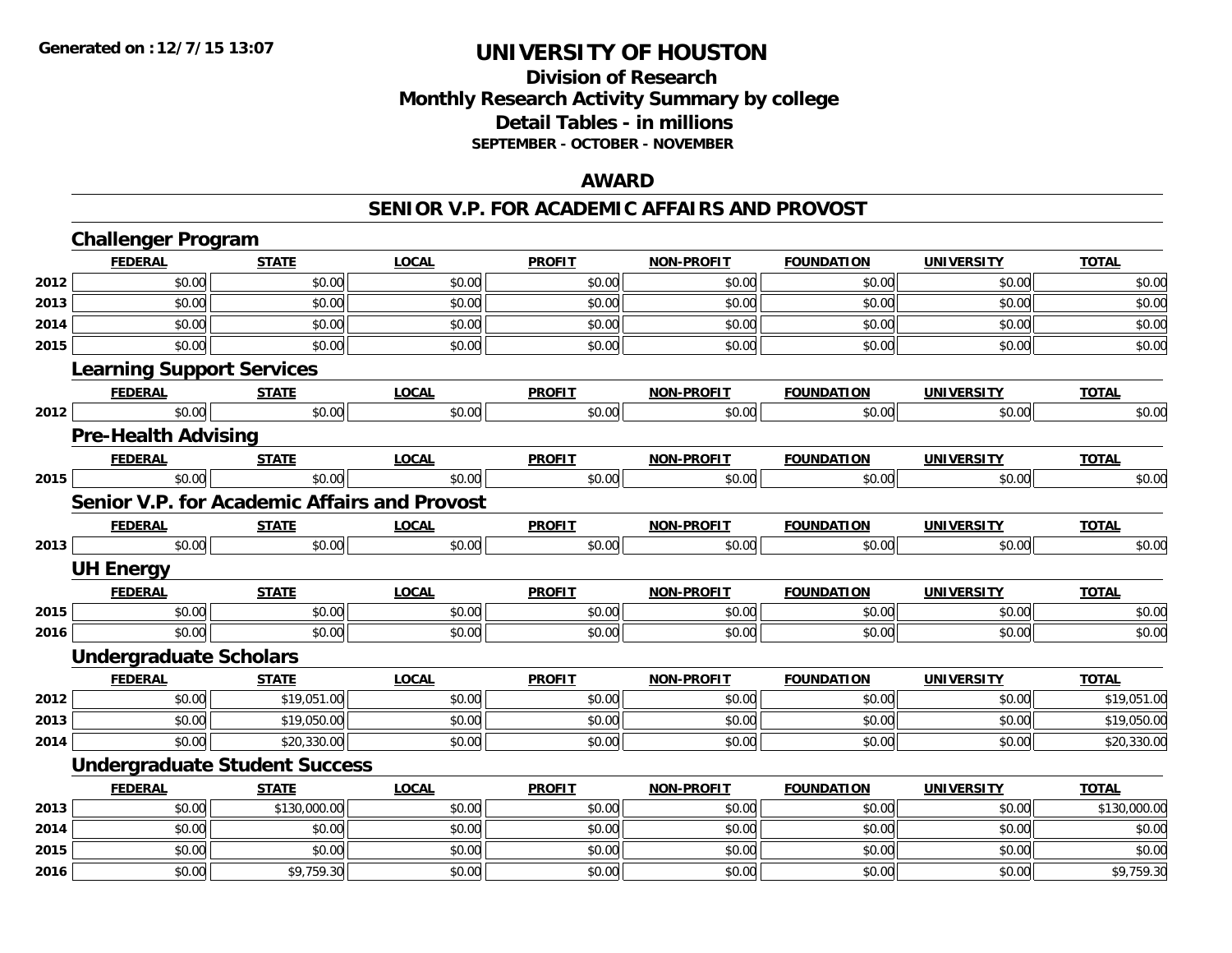**Generated on :12/7/15 13:07**

# UNIVERSITY OF HOUSTON

## Division of Research
## Monthly Research Activity Summary by college
## Detail Tables - in millions
### SEPTEMBER - OCTOBER - NOVEMBER

## AWARD

## SENIOR V.P. FOR ACADEMIC AFFAIRS AND PROVOST

### Challenger Program

| | FEDERAL | STATE | LOCAL | PROFIT | NON-PROFIT | FOUNDATION | UNIVERSITY | TOTAL |
|---|---|---|---|---|---|---|---|---|
| 2012 | $0.00 | $0.00 | $0.00 | $0.00 | $0.00 | $0.00 | $0.00 | $0.00 |
| 2013 | $0.00 | $0.00 | $0.00 | $0.00 | $0.00 | $0.00 | $0.00 | $0.00 |
| 2014 | $0.00 | $0.00 | $0.00 | $0.00 | $0.00 | $0.00 | $0.00 | $0.00 |
| 2015 | $0.00 | $0.00 | $0.00 | $0.00 | $0.00 | $0.00 | $0.00 | $0.00 |

### Learning Support Services

| | FEDERAL | STATE | LOCAL | PROFIT | NON-PROFIT | FOUNDATION | UNIVERSITY | TOTAL |
|---|---|---|---|---|---|---|---|---|
| 2012 | $0.00 | $0.00 | $0.00 | $0.00 | $0.00 | $0.00 | $0.00 | $0.00 |

### Pre-Health Advising

| | FEDERAL | STATE | LOCAL | PROFIT | NON-PROFIT | FOUNDATION | UNIVERSITY | TOTAL |
|---|---|---|---|---|---|---|---|---|
| 2015 | $0.00 | $0.00 | $0.00 | $0.00 | $0.00 | $0.00 | $0.00 | $0.00 |

### Senior V.P. for Academic Affairs and Provost

| | FEDERAL | STATE | LOCAL | PROFIT | NON-PROFIT | FOUNDATION | UNIVERSITY | TOTAL |
|---|---|---|---|---|---|---|---|---|
| 2013 | $0.00 | $0.00 | $0.00 | $0.00 | $0.00 | $0.00 | $0.00 | $0.00 |

### UH Energy

| | FEDERAL | STATE | LOCAL | PROFIT | NON-PROFIT | FOUNDATION | UNIVERSITY | TOTAL |
|---|---|---|---|---|---|---|---|---|
| 2015 | $0.00 | $0.00 | $0.00 | $0.00 | $0.00 | $0.00 | $0.00 | $0.00 |
| 2016 | $0.00 | $0.00 | $0.00 | $0.00 | $0.00 | $0.00 | $0.00 | $0.00 |

### Undergraduate Scholars

| | FEDERAL | STATE | LOCAL | PROFIT | NON-PROFIT | FOUNDATION | UNIVERSITY | TOTAL |
|---|---|---|---|---|---|---|---|---|
| 2012 | $0.00 | $19,051.00 | $0.00 | $0.00 | $0.00 | $0.00 | $0.00 | $19,051.00 |
| 2013 | $0.00 | $19,050.00 | $0.00 | $0.00 | $0.00 | $0.00 | $0.00 | $19,050.00 |
| 2014 | $0.00 | $20,330.00 | $0.00 | $0.00 | $0.00 | $0.00 | $0.00 | $20,330.00 |

### Undergraduate Student Success

| | FEDERAL | STATE | LOCAL | PROFIT | NON-PROFIT | FOUNDATION | UNIVERSITY | TOTAL |
|---|---|---|---|---|---|---|---|---|
| 2013 | $0.00 | $130,000.00 | $0.00 | $0.00 | $0.00 | $0.00 | $0.00 | $130,000.00 |
| 2014 | $0.00 | $0.00 | $0.00 | $0.00 | $0.00 | $0.00 | $0.00 | $0.00 |
| 2015 | $0.00 | $0.00 | $0.00 | $0.00 | $0.00 | $0.00 | $0.00 | $0.00 |
| 2016 | $0.00 | $9,759.30 | $0.00 | $0.00 | $0.00 | $0.00 | $0.00 | $9,759.30 |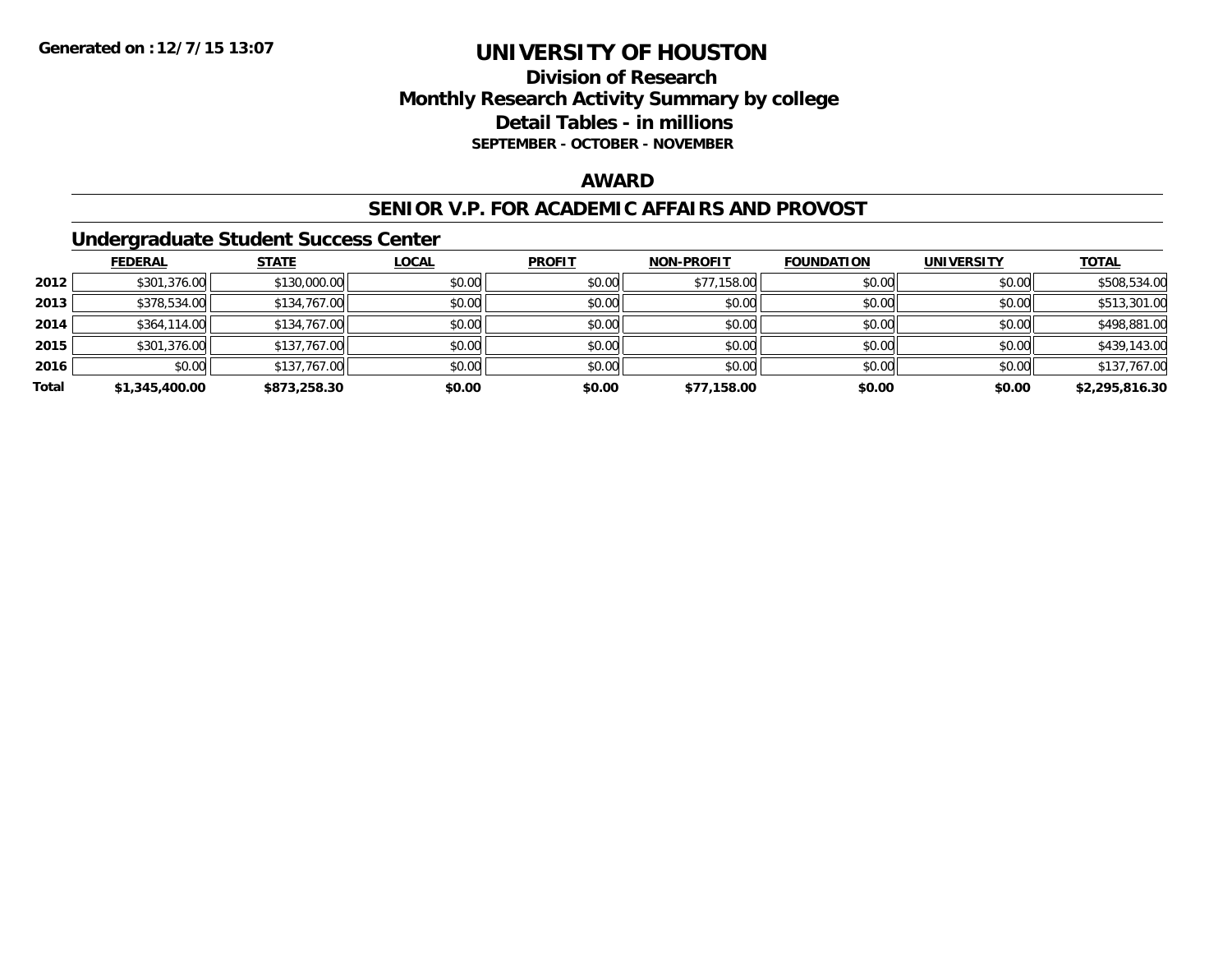Generated on :12/7/15 13:07

# UNIVERSITY OF HOUSTON

## Division of Research
## Monthly Research Activity Summary by college
## Detail Tables - in millions
### SEPTEMBER - OCTOBER - NOVEMBER

### AWARD

### SENIOR V.P. FOR ACADEMIC AFFAIRS AND PROVOST

### Undergraduate Student Success Center

| | FEDERAL | STATE | LOCAL | PROFIT | NON-PROFIT | FOUNDATION | UNIVERSITY | TOTAL |
|---|---|---|---|---|---|---|---|---|
| 2012 | $301,376.00 | $130,000.00 | $0.00 | $0.00 | $77,158.00 | $0.00 | $0.00 | $508,534.00 |
| 2013 | $378,534.00 | $134,767.00 | $0.00 | $0.00 | $0.00 | $0.00 | $0.00 | $513,301.00 |
| 2014 | $364,114.00 | $134,767.00 | $0.00 | $0.00 | $0.00 | $0.00 | $0.00 | $498,881.00 |
| 2015 | $301,376.00 | $137,767.00 | $0.00 | $0.00 | $0.00 | $0.00 | $0.00 | $439,143.00 |
| 2016 | $0.00 | $137,767.00 | $0.00 | $0.00 | $0.00 | $0.00 | $0.00 | $137,767.00 |
| **Total** | **$1,345,400.00** | **$873,258.30** | **$0.00** | **$0.00** | **$77,158.00** | **$0.00** | **$0.00** | **$2,295,816.30** |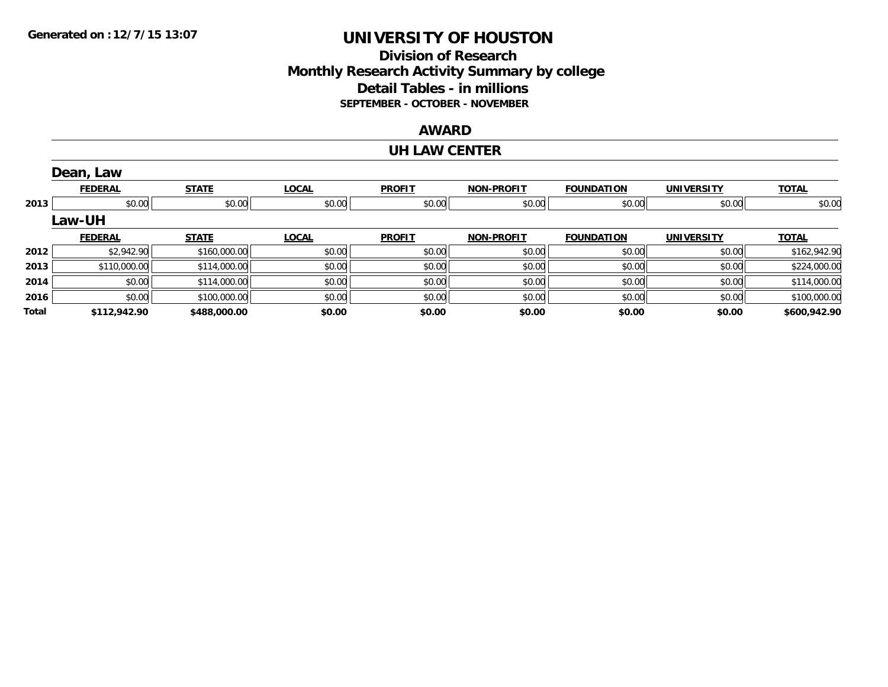# UNIVERSITY OF HOUSTON

## Division of Research
## Monthly Research Activity Summary by college
## Detail Tables - in millions
### SEPTEMBER - OCTOBER - NOVEMBER

Generated on : 12/7/15 13:07

## AWARD

## UH LAW CENTER

### Dean, Law

| | FEDERAL | STATE | LOCAL | PROFIT | NON-PROFIT | FOUNDATION | UNIVERSITY | TOTAL |
|---|---|---|---|---|---|---|---|---|
| 2013 | $0.00 | $0.00 | $0.00 | $0.00 | $0.00 | $0.00 | $0.00 | $0.00 |

### Law-UH

| | FEDERAL | STATE | LOCAL | PROFIT | NON-PROFIT | FOUNDATION | UNIVERSITY | TOTAL |
|---|---|---|---|---|---|---|---|---|
| 2012 | $2,942.90 | $160,000.00 | $0.00 | $0.00 | $0.00 | $0.00 | $0.00 | $162,942.90 |
| 2013 | $110,000.00 | $114,000.00 | $0.00 | $0.00 | $0.00 | $0.00 | $0.00 | $224,000.00 |
| 2014 | $0.00 | $114,000.00 | $0.00 | $0.00 | $0.00 | $0.00 | $0.00 | $114,000.00 |
| 2016 | $0.00 | $100,000.00 | $0.00 | $0.00 | $0.00 | $0.00 | $0.00 | $100,000.00 |
| **Total** | **$112,942.90** | **$488,000.00** | **$0.00** | **$0.00** | **$0.00** | **$0.00** | **$0.00** | **$600,942.90** |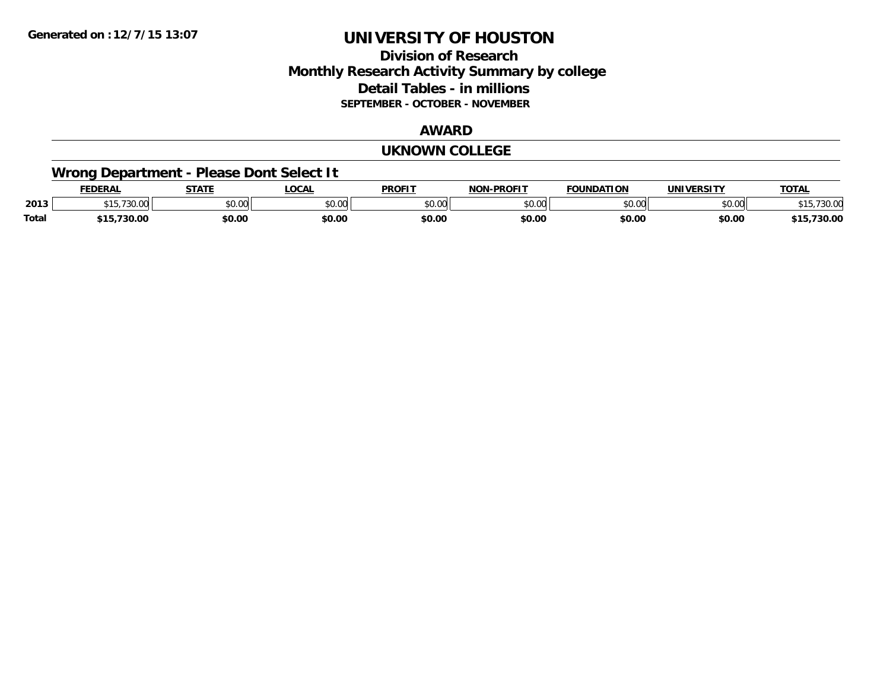Generated on :12/7/15 13:07

# UNIVERSITY OF HOUSTON

## Division of Research
## Monthly Research Activity Summary by college
## Detail Tables - in millions
### SEPTEMBER - OCTOBER - NOVEMBER

## AWARD

## UKNOWN COLLEGE

### Wrong Department - Please Dont Select It

| | FEDERAL | STATE | LOCAL | PROFIT | NON-PROFIT | FOUNDATION | UNIVERSITY | TOTAL |
|---|---|---|---|---|---|---|---|---|
| 2013 | $15,730.00 | $0.00 | $0.00 | $0.00 | $0.00 | $0.00 | $0.00 | $15,730.00 |
| **Total** | **$15,730.00** | **$0.00** | **$0.00** | **$0.00** | **$0.00** | **$0.00** | **$0.00** | **$15,730.00** |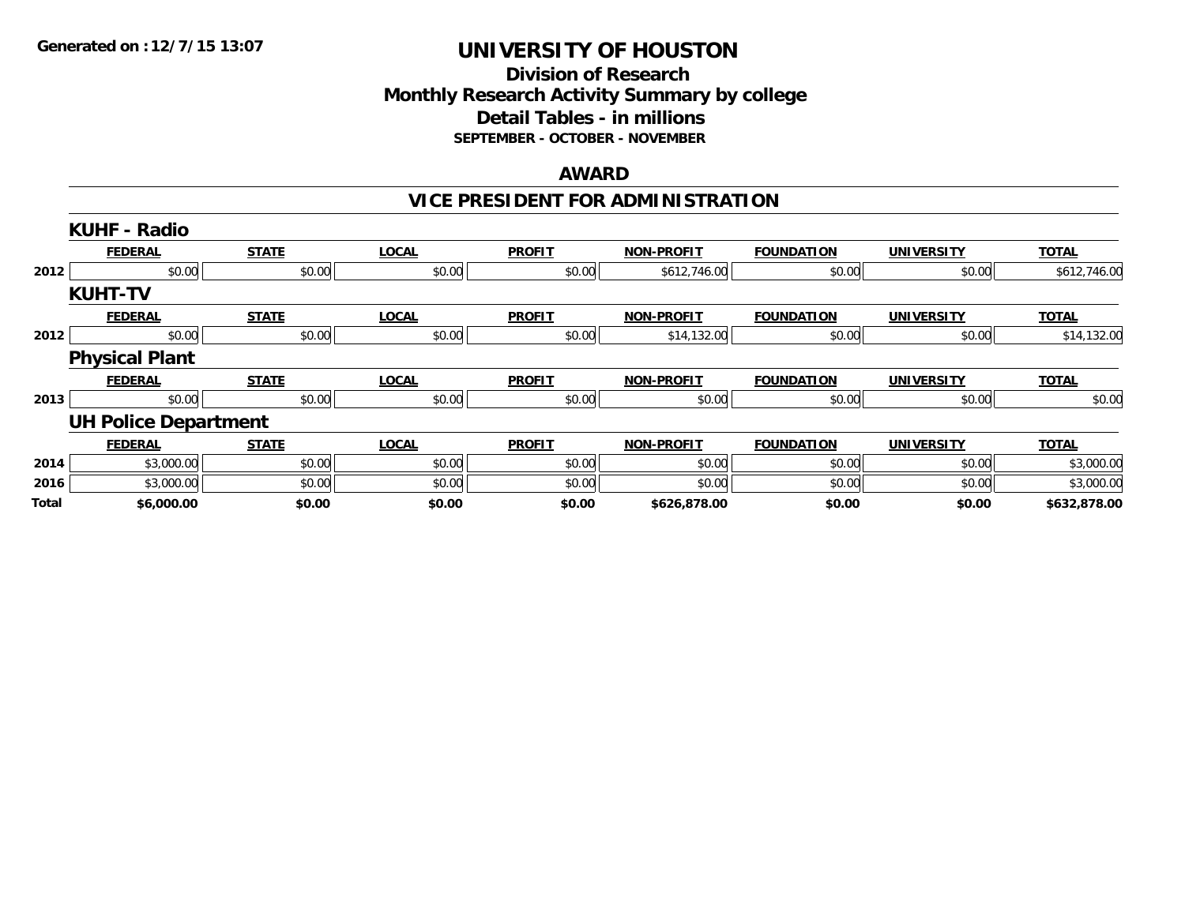Generated on :12/7/15 13:07

# UNIVERSITY OF HOUSTON

## Division of Research
## Monthly Research Activity Summary by college
## Detail Tables - in millions
### SEPTEMBER - OCTOBER - NOVEMBER

## AWARD

## VICE PRESIDENT FOR ADMINISTRATION

### KUHF - Radio

| | FEDERAL | STATE | LOCAL | PROFIT | NON-PROFIT | FOUNDATION | UNIVERSITY | TOTAL |
|---|---|---|---|---|---|---|---|---|
| 2012 | $0.00 | $0.00 | $0.00 | $0.00 | $612,746.00 | $0.00 | $0.00 | $612,746.00 |

### KUHT-TV

| | FEDERAL | STATE | LOCAL | PROFIT | NON-PROFIT | FOUNDATION | UNIVERSITY | TOTAL |
|---|---|---|---|---|---|---|---|---|
| 2012 | $0.00 | $0.00 | $0.00 | $0.00 | $14,132.00 | $0.00 | $0.00 | $14,132.00 |

### Physical Plant

| | FEDERAL | STATE | LOCAL | PROFIT | NON-PROFIT | FOUNDATION | UNIVERSITY | TOTAL |
|---|---|---|---|---|---|---|---|---|
| 2013 | $0.00 | $0.00 | $0.00 | $0.00 | $0.00 | $0.00 | $0.00 | $0.00 |

### UH Police Department

| | FEDERAL | STATE | LOCAL | PROFIT | NON-PROFIT | FOUNDATION | UNIVERSITY | TOTAL |
|---|---|---|---|---|---|---|---|---|
| 2014 | $3,000.00 | $0.00 | $0.00 | $0.00 | $0.00 | $0.00 | $0.00 | $3,000.00 |
| 2016 | $3,000.00 | $0.00 | $0.00 | $0.00 | $0.00 | $0.00 | $0.00 | $3,000.00 |
| **Total** | **$6,000.00** | **$0.00** | **$0.00** | **$0.00** | **$626,878.00** | **$0.00** | **$0.00** | **$632,878.00** |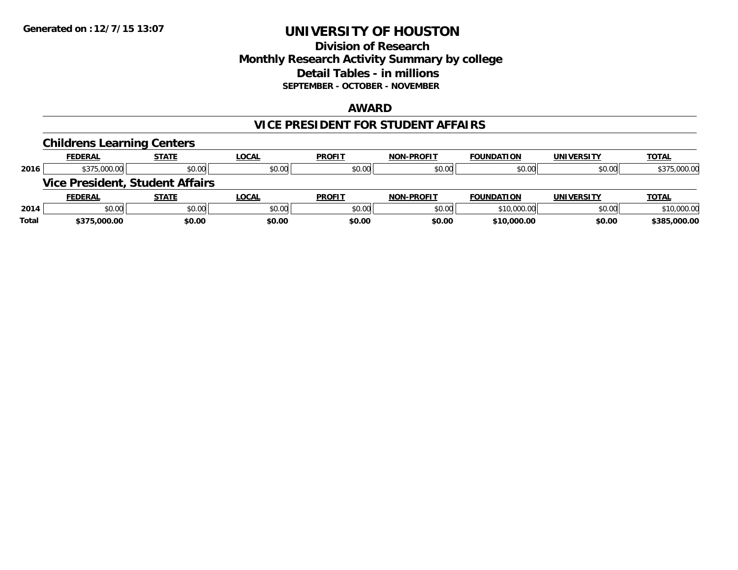# UNIVERSITY OF HOUSTON

## Division of Research
## Monthly Research Activity Summary by college
## Detail Tables - in millions
### SEPTEMBER - OCTOBER - NOVEMBER

## AWARD

## VICE PRESIDENT FOR STUDENT AFFAIRS

### Childrens Learning Centers

| | FEDERAL | STATE | LOCAL | PROFIT | NON-PROFIT | FOUNDATION | UNIVERSITY | TOTAL |
|---|---|---|---|---|---|---|---|---|
| 2016 | $375,000.00 | $0.00 | $0.00 | $0.00 | $0.00 | $0.00 | $0.00 | $375,000.00 |

### Vice President, Student Affairs

| | FEDERAL | STATE | LOCAL | PROFIT | NON-PROFIT | FOUNDATION | UNIVERSITY | TOTAL |
|---|---|---|---|---|---|---|---|---|
| 2014 | $0.00 | $0.00 | $0.00 | $0.00 | $0.00 | $10,000.00 | $0.00 | $10,000.00 |
| **Total** | **$375,000.00** | **$0.00** | **$0.00** | **$0.00** | **$0.00** | **$10,000.00** | **$0.00** | **$385,000.00** |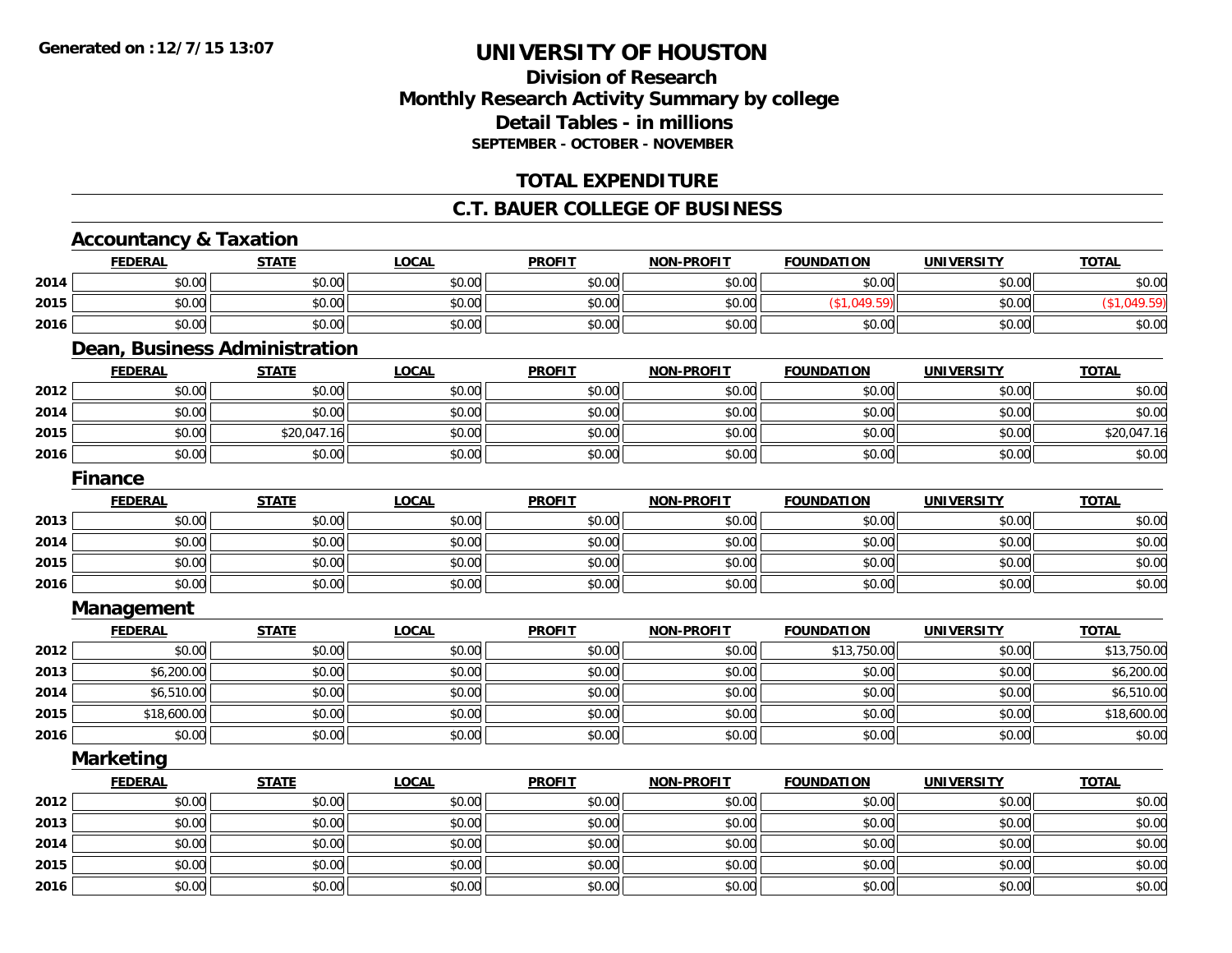Generated on : 12/7/15 13:07

# UNIVERSITY OF HOUSTON

## Division of Research
## Monthly Research Activity Summary by college
## Detail Tables - in millions
### SEPTEMBER - OCTOBER - NOVEMBER

## TOTAL EXPENDITURE

## C.T. BAUER COLLEGE OF BUSINESS

### Accountancy & Taxation

| | FEDERAL | STATE | LOCAL | PROFIT | NON-PROFIT | FOUNDATION | UNIVERSITY | TOTAL |
|---|---|---|---|---|---|---|---|---|
| 2014 | $0.00 | $0.00 | $0.00 | $0.00 | $0.00 | $0.00 | $0.00 | $0.00 |
| 2015 | $0.00 | $0.00 | $0.00 | $0.00 | $0.00 | ($1,049.59) | $0.00 | ($1,049.59) |
| 2016 | $0.00 | $0.00 | $0.00 | $0.00 | $0.00 | $0.00 | $0.00 | $0.00 |

### Dean, Business Administration

| | FEDERAL | STATE | LOCAL | PROFIT | NON-PROFIT | FOUNDATION | UNIVERSITY | TOTAL |
|---|---|---|---|---|---|---|---|---|
| 2012 | $0.00 | $0.00 | $0.00 | $0.00 | $0.00 | $0.00 | $0.00 | $0.00 |
| 2014 | $0.00 | $0.00 | $0.00 | $0.00 | $0.00 | $0.00 | $0.00 | $0.00 |
| 2015 | $0.00 | $20,047.16 | $0.00 | $0.00 | $0.00 | $0.00 | $0.00 | $20,047.16 |
| 2016 | $0.00 | $0.00 | $0.00 | $0.00 | $0.00 | $0.00 | $0.00 | $0.00 |

### Finance

| | FEDERAL | STATE | LOCAL | PROFIT | NON-PROFIT | FOUNDATION | UNIVERSITY | TOTAL |
|---|---|---|---|---|---|---|---|---|
| 2013 | $0.00 | $0.00 | $0.00 | $0.00 | $0.00 | $0.00 | $0.00 | $0.00 |
| 2014 | $0.00 | $0.00 | $0.00 | $0.00 | $0.00 | $0.00 | $0.00 | $0.00 |
| 2015 | $0.00 | $0.00 | $0.00 | $0.00 | $0.00 | $0.00 | $0.00 | $0.00 |
| 2016 | $0.00 | $0.00 | $0.00 | $0.00 | $0.00 | $0.00 | $0.00 | $0.00 |

### Management

| | FEDERAL | STATE | LOCAL | PROFIT | NON-PROFIT | FOUNDATION | UNIVERSITY | TOTAL |
|---|---|---|---|---|---|---|---|---|
| 2012 | $0.00 | $0.00 | $0.00 | $0.00 | $0.00 | $13,750.00 | $0.00 | $13,750.00 |
| 2013 | $6,200.00 | $0.00 | $0.00 | $0.00 | $0.00 | $0.00 | $0.00 | $6,200.00 |
| 2014 | $6,510.00 | $0.00 | $0.00 | $0.00 | $0.00 | $0.00 | $0.00 | $6,510.00 |
| 2015 | $18,600.00 | $0.00 | $0.00 | $0.00 | $0.00 | $0.00 | $0.00 | $18,600.00 |
| 2016 | $0.00 | $0.00 | $0.00 | $0.00 | $0.00 | $0.00 | $0.00 | $0.00 |

### Marketing

| | FEDERAL | STATE | LOCAL | PROFIT | NON-PROFIT | FOUNDATION | UNIVERSITY | TOTAL |
|---|---|---|---|---|---|---|---|---|
| 2012 | $0.00 | $0.00 | $0.00 | $0.00 | $0.00 | $0.00 | $0.00 | $0.00 |
| 2013 | $0.00 | $0.00 | $0.00 | $0.00 | $0.00 | $0.00 | $0.00 | $0.00 |
| 2014 | $0.00 | $0.00 | $0.00 | $0.00 | $0.00 | $0.00 | $0.00 | $0.00 |
| 2015 | $0.00 | $0.00 | $0.00 | $0.00 | $0.00 | $0.00 | $0.00 | $0.00 |
| 2016 | $0.00 | $0.00 | $0.00 | $0.00 | $0.00 | $0.00 | $0.00 | $0.00 |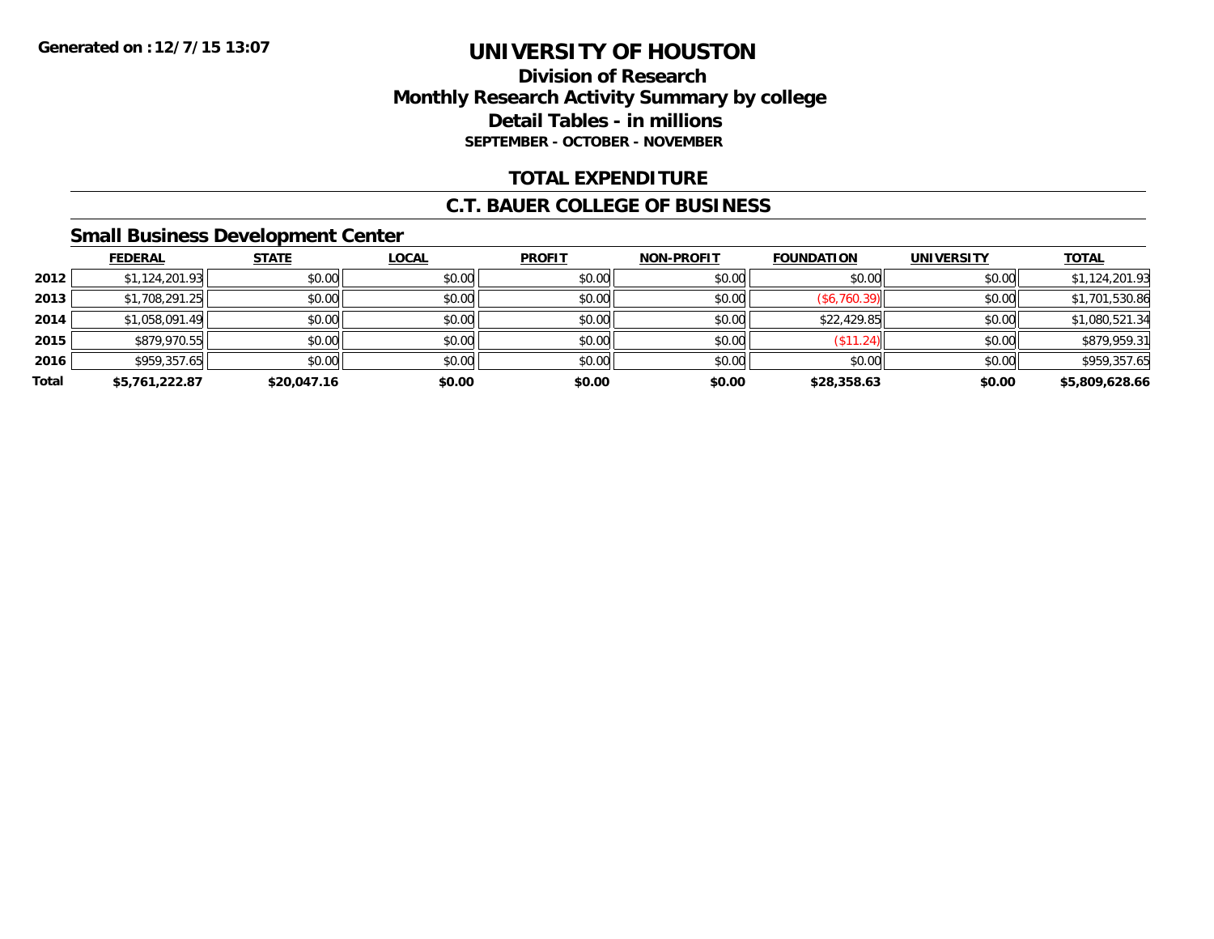**Generated on :12/7/15 13:07**

# UNIVERSITY OF HOUSTON

## Division of Research
## Monthly Research Activity Summary by college
## Detail Tables - in millions
### SEPTEMBER - OCTOBER - NOVEMBER

## TOTAL EXPENDITURE

## C.T. BAUER COLLEGE OF BUSINESS

### Small Business Development Center

| | FEDERAL | STATE | LOCAL | PROFIT | NON-PROFIT | FOUNDATION | UNIVERSITY | TOTAL |
|---|---|---|---|---|---|---|---|---|
| 2012 | $1,124,201.93 | $0.00 | $0.00 | $0.00 | $0.00 | $0.00 | $0.00 | $1,124,201.93 |
| 2013 | $1,708,291.25 | $0.00 | $0.00 | $0.00 | $0.00 | ($6,760.39) | $0.00 | $1,701,530.86 |
| 2014 | $1,058,091.49 | $0.00 | $0.00 | $0.00 | $0.00 | $22,429.85 | $0.00 | $1,080,521.34 |
| 2015 | $879,970.55 | $0.00 | $0.00 | $0.00 | $0.00 | ($11.24) | $0.00 | $879,959.31 |
| 2016 | $959,357.65 | $0.00 | $0.00 | $0.00 | $0.00 | $0.00 | $0.00 | $959,357.65 |
| **Total** | **$5,761,222.87** | **$20,047.16** | **$0.00** | **$0.00** | **$0.00** | **$28,358.63** | **$0.00** | **$5,809,628.66** |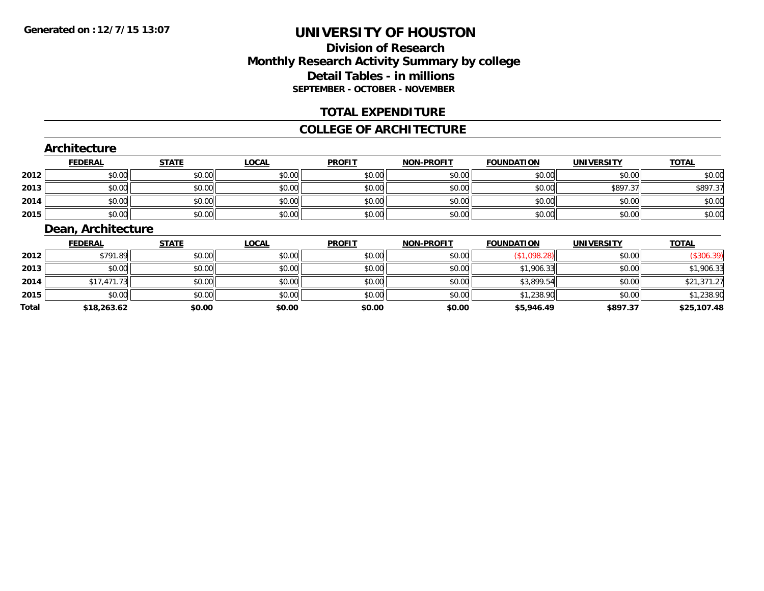Generated on :12/7/15 13:07

# UNIVERSITY OF HOUSTON

## Division of Research
## Monthly Research Activity Summary by college
## Detail Tables - in millions
### SEPTEMBER - OCTOBER - NOVEMBER

## TOTAL EXPENDITURE

## COLLEGE OF ARCHITECTURE

### Architecture

| | FEDERAL | STATE | LOCAL | PROFIT | NON-PROFIT | FOUNDATION | UNIVERSITY | TOTAL |
|---|---|---|---|---|---|---|---|---|
| 2012 | $0.00 | $0.00 | $0.00 | $0.00 | $0.00 | $0.00 | $0.00 | $0.00 |
| 2013 | $0.00 | $0.00 | $0.00 | $0.00 | $0.00 | $0.00 | $897.37 | $897.37 |
| 2014 | $0.00 | $0.00 | $0.00 | $0.00 | $0.00 | $0.00 | $0.00 | $0.00 |
| 2015 | $0.00 | $0.00 | $0.00 | $0.00 | $0.00 | $0.00 | $0.00 | $0.00 |

### Dean, Architecture

| | FEDERAL | STATE | LOCAL | PROFIT | NON-PROFIT | FOUNDATION | UNIVERSITY | TOTAL |
|---|---|---|---|---|---|---|---|---|
| 2012 | $791.89 | $0.00 | $0.00 | $0.00 | $0.00 | ($1,098.28) | $0.00 | ($306.39) |
| 2013 | $0.00 | $0.00 | $0.00 | $0.00 | $0.00 | $1,906.33 | $0.00 | $1,906.33 |
| 2014 | $17,471.73 | $0.00 | $0.00 | $0.00 | $0.00 | $3,899.54 | $0.00 | $21,371.27 |
| 2015 | $0.00 | $0.00 | $0.00 | $0.00 | $0.00 | $1,238.90 | $0.00 | $1,238.90 |
| **Total** | **$18,263.62** | **$0.00** | **$0.00** | **$0.00** | **$0.00** | **$5,946.49** | **$897.37** | **$25,107.48** |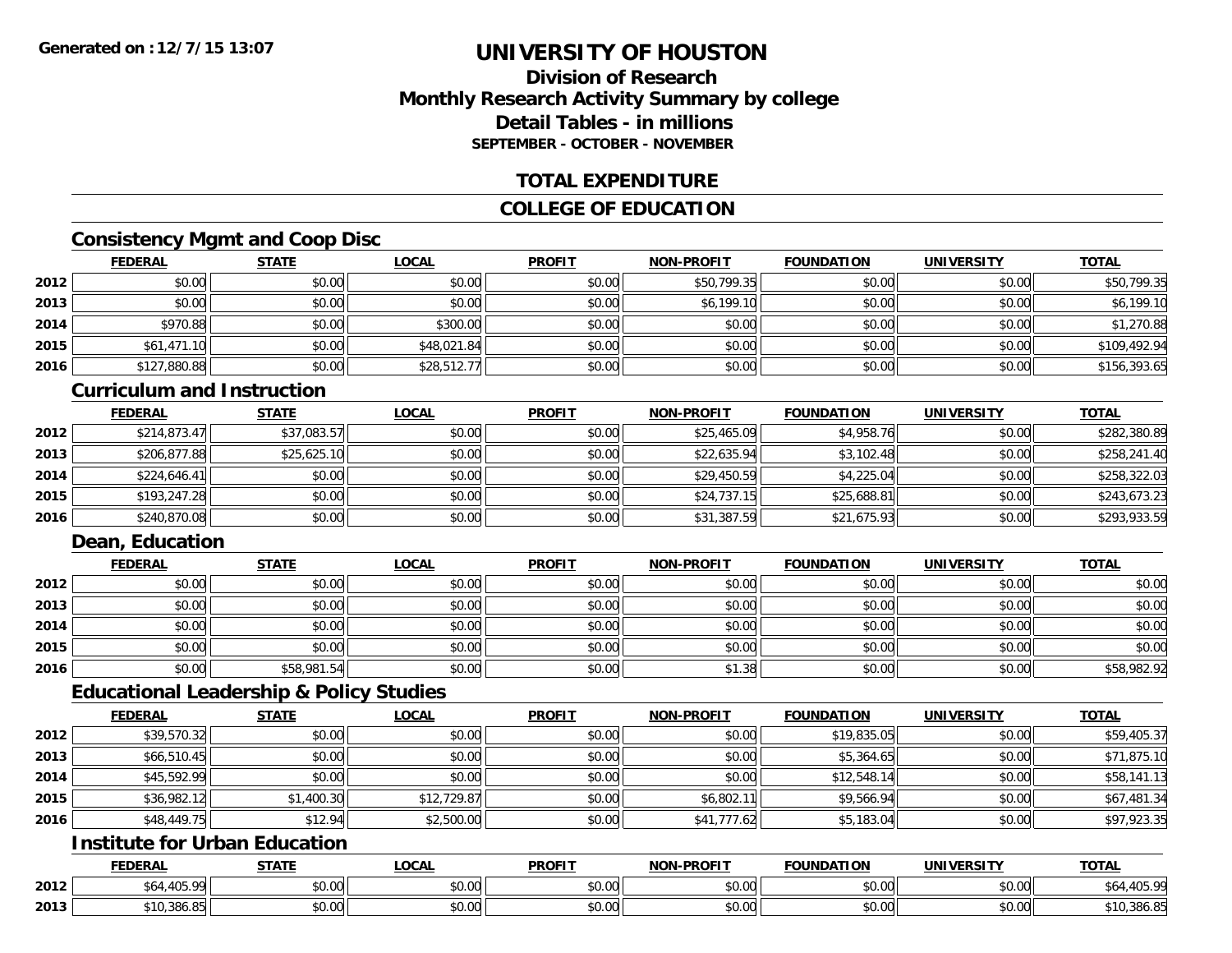# UNIVERSITY OF HOUSTON

## Division of Research
## Monthly Research Activity Summary by college
## Detail Tables - in millions
### SEPTEMBER - OCTOBER - NOVEMBER

## TOTAL EXPENDITURE

## COLLEGE OF EDUCATION

### Consistency Mgmt and Coop Disc

| | FEDERAL | STATE | LOCAL | PROFIT | NON-PROFIT | FOUNDATION | UNIVERSITY | TOTAL |
|---|---|---|---|---|---|---|---|---|
| 2012 | $0.00 | $0.00 | $0.00 | $0.00 | $50,799.35 | $0.00 | $0.00 | $50,799.35 |
| 2013 | $0.00 | $0.00 | $0.00 | $0.00 | $6,199.10 | $0.00 | $0.00 | $6,199.10 |
| 2014 | $970.88 | $0.00 | $300.00 | $0.00 | $0.00 | $0.00 | $0.00 | $1,270.88 |
| 2015 | $61,471.10 | $0.00 | $48,021.84 | $0.00 | $0.00 | $0.00 | $0.00 | $109,492.94 |
| 2016 | $127,880.88 | $0.00 | $28,512.77 | $0.00 | $0.00 | $0.00 | $0.00 | $156,393.65 |

### Curriculum and Instruction

| | FEDERAL | STATE | LOCAL | PROFIT | NON-PROFIT | FOUNDATION | UNIVERSITY | TOTAL |
|---|---|---|---|---|---|---|---|---|
| 2012 | $214,873.47 | $37,083.57 | $0.00 | $0.00 | $25,465.09 | $4,958.76 | $0.00 | $282,380.89 |
| 2013 | $206,877.88 | $25,625.10 | $0.00 | $0.00 | $22,635.94 | $3,102.48 | $0.00 | $258,241.40 |
| 2014 | $224,646.41 | $0.00 | $0.00 | $0.00 | $29,450.59 | $4,225.04 | $0.00 | $258,322.03 |
| 2015 | $193,247.28 | $0.00 | $0.00 | $0.00 | $24,737.15 | $25,688.81 | $0.00 | $243,673.23 |
| 2016 | $240,870.08 | $0.00 | $0.00 | $0.00 | $31,387.59 | $21,675.93 | $0.00 | $293,933.59 |

### Dean, Education

| | FEDERAL | STATE | LOCAL | PROFIT | NON-PROFIT | FOUNDATION | UNIVERSITY | TOTAL |
|---|---|---|---|---|---|---|---|---|
| 2012 | $0.00 | $0.00 | $0.00 | $0.00 | $0.00 | $0.00 | $0.00 | $0.00 |
| 2013 | $0.00 | $0.00 | $0.00 | $0.00 | $0.00 | $0.00 | $0.00 | $0.00 |
| 2014 | $0.00 | $0.00 | $0.00 | $0.00 | $0.00 | $0.00 | $0.00 | $0.00 |
| 2015 | $0.00 | $0.00 | $0.00 | $0.00 | $0.00 | $0.00 | $0.00 | $0.00 |
| 2016 | $0.00 | $58,981.54 | $0.00 | $0.00 | $1.38 | $0.00 | $0.00 | $58,982.92 |

### Educational Leadership & Policy Studies

| | FEDERAL | STATE | LOCAL | PROFIT | NON-PROFIT | FOUNDATION | UNIVERSITY | TOTAL |
|---|---|---|---|---|---|---|---|---|
| 2012 | $39,570.32 | $0.00 | $0.00 | $0.00 | $0.00 | $19,835.05 | $0.00 | $59,405.37 |
| 2013 | $66,510.45 | $0.00 | $0.00 | $0.00 | $0.00 | $5,364.65 | $0.00 | $71,875.10 |
| 2014 | $45,592.99 | $0.00 | $0.00 | $0.00 | $0.00 | $12,548.14 | $0.00 | $58,141.13 |
| 2015 | $36,982.12 | $1,400.30 | $12,729.87 | $0.00 | $6,802.11 | $9,566.94 | $0.00 | $67,481.34 |
| 2016 | $48,449.75 | $12.94 | $2,500.00 | $0.00 | $41,777.62 | $5,183.04 | $0.00 | $97,923.35 |

### Institute for Urban Education

| | FEDERAL | STATE | LOCAL | PROFIT | NON-PROFIT | FOUNDATION | UNIVERSITY | TOTAL |
|---|---|---|---|---|---|---|---|---|
| 2012 | $64,405.99 | $0.00 | $0.00 | $0.00 | $0.00 | $0.00 | $0.00 | $64,405.99 |
| 2013 | $10,386.85 | $0.00 | $0.00 | $0.00 | $0.00 | $0.00 | $0.00 | $10,386.85 |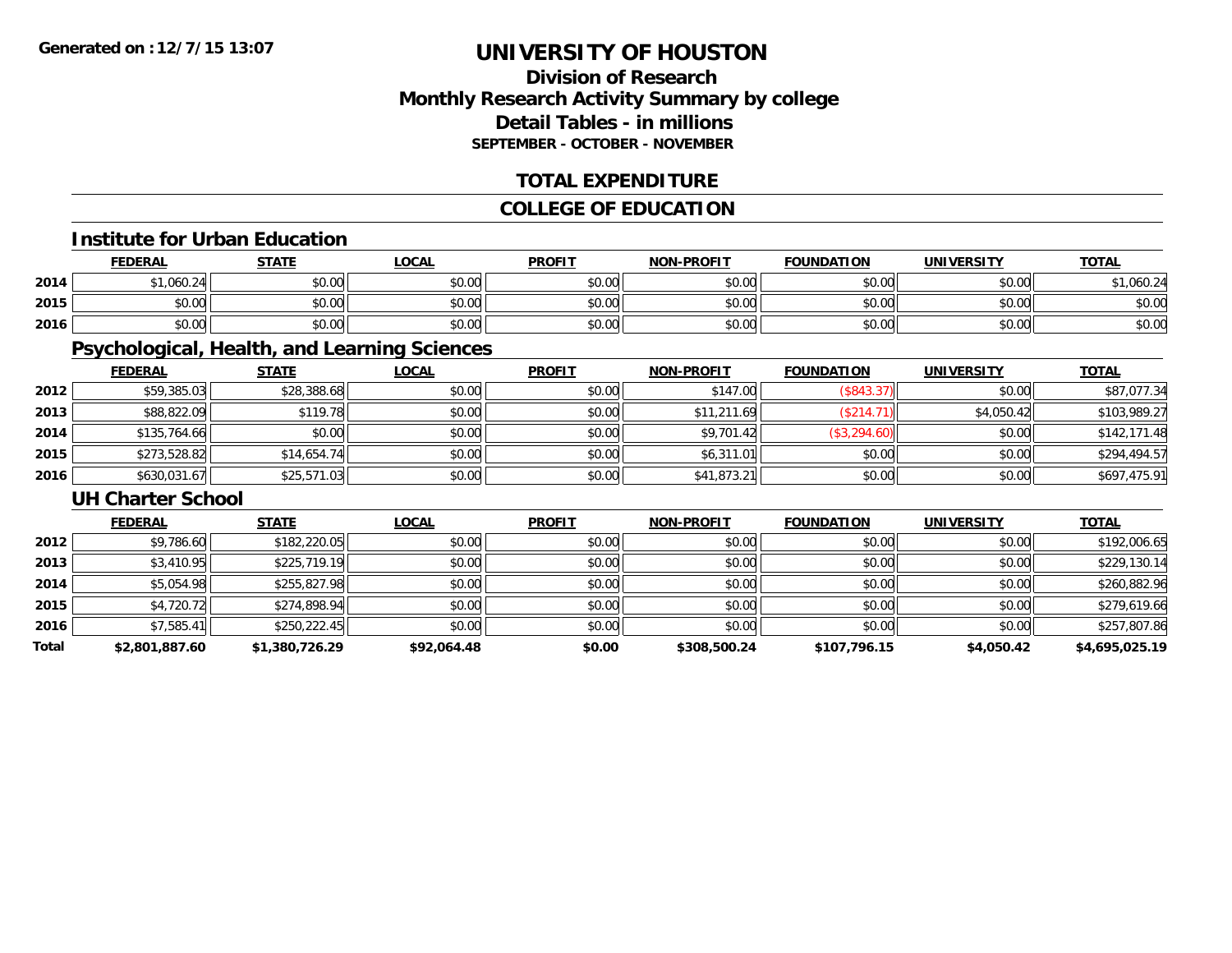**Generated on :12/7/15 13:07**

# UNIVERSITY OF HOUSTON

## Division of Research
## Monthly Research Activity Summary by college
## Detail Tables - in millions
### SEPTEMBER - OCTOBER - NOVEMBER

## TOTAL EXPENDITURE

## COLLEGE OF EDUCATION

### Institute for Urban Education

| | FEDERAL | STATE | LOCAL | PROFIT | NON-PROFIT | FOUNDATION | UNIVERSITY | TOTAL |
|---|---|---|---|---|---|---|---|---|
| 2014 | $1,060.24 | $0.00 | $0.00 | $0.00 | $0.00 | $0.00 | $0.00 | $1,060.24 |
| 2015 | $0.00 | $0.00 | $0.00 | $0.00 | $0.00 | $0.00 | $0.00 | $0.00 |
| 2016 | $0.00 | $0.00 | $0.00 | $0.00 | $0.00 | $0.00 | $0.00 | $0.00 |

### Psychological, Health, and Learning Sciences

| | FEDERAL | STATE | LOCAL | PROFIT | NON-PROFIT | FOUNDATION | UNIVERSITY | TOTAL |
|---|---|---|---|---|---|---|---|---|
| 2012 | $59,385.03 | $28,388.68 | $0.00 | $0.00 | $147.00 | ($843.37) | $0.00 | $87,077.34 |
| 2013 | $88,822.09 | $119.78 | $0.00 | $0.00 | $11,211.69 | ($214.71) | $4,050.42 | $103,989.27 |
| 2014 | $135,764.66 | $0.00 | $0.00 | $0.00 | $9,701.42 | ($3,294.60) | $0.00 | $142,171.48 |
| 2015 | $273,528.82 | $14,654.74 | $0.00 | $0.00 | $6,311.01 | $0.00 | $0.00 | $294,494.57 |
| 2016 | $630,031.67 | $25,571.03 | $0.00 | $0.00 | $41,873.21 | $0.00 | $0.00 | $697,475.91 |

### UH Charter School

| | FEDERAL | STATE | LOCAL | PROFIT | NON-PROFIT | FOUNDATION | UNIVERSITY | TOTAL |
|---|---|---|---|---|---|---|---|---|
| 2012 | $9,786.60 | $182,220.05 | $0.00 | $0.00 | $0.00 | $0.00 | $0.00 | $192,006.65 |
| 2013 | $3,410.95 | $225,719.19 | $0.00 | $0.00 | $0.00 | $0.00 | $0.00 | $229,130.14 |
| 2014 | $5,054.98 | $255,827.98 | $0.00 | $0.00 | $0.00 | $0.00 | $0.00 | $260,882.96 |
| 2015 | $4,720.72 | $274,898.94 | $0.00 | $0.00 | $0.00 | $0.00 | $0.00 | $279,619.66 |
| 2016 | $7,585.41 | $250,222.45 | $0.00 | $0.00 | $0.00 | $0.00 | $0.00 | $257,807.86 |
| **Total** | **$2,801,887.60** | **$1,380,726.29** | **$92,064.48** | **$0.00** | **$308,500.24** | **$107,796.15** | **$4,050.42** | **$4,695,025.19** |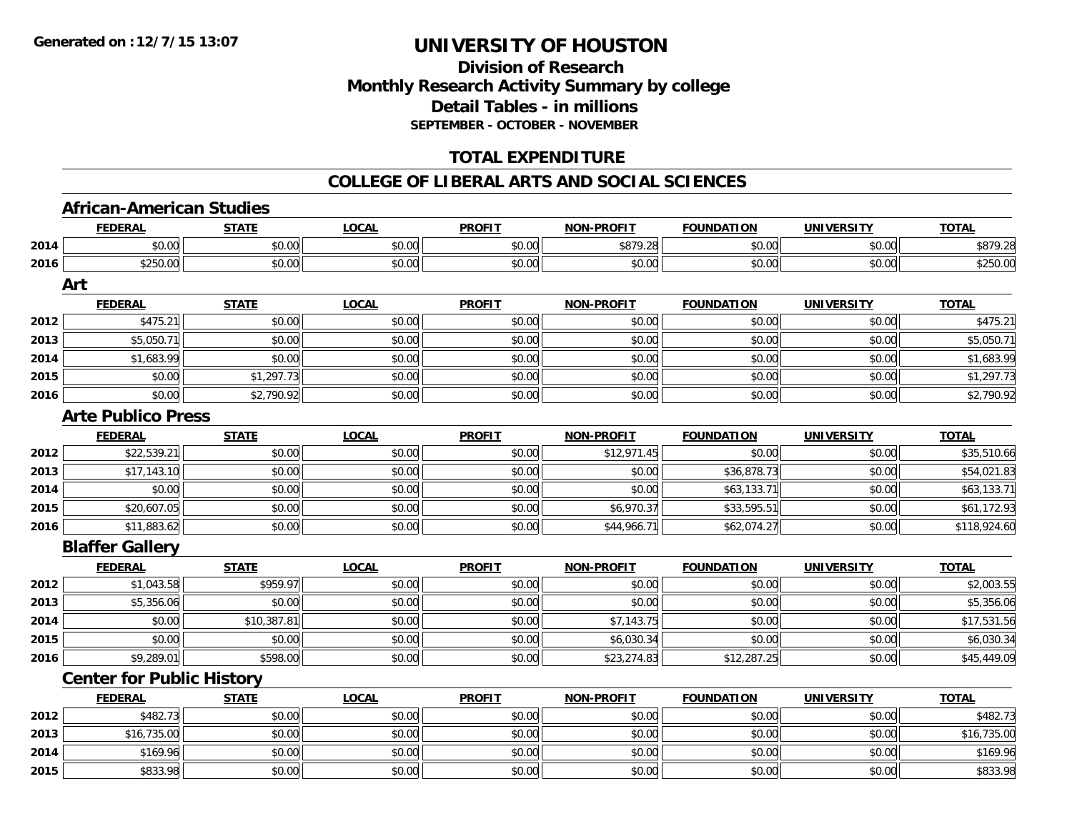**Generated on :12/7/15 13:07**

# UNIVERSITY OF HOUSTON

## Division of Research
## Monthly Research Activity Summary by college
## Detail Tables - in millions
### SEPTEMBER - OCTOBER - NOVEMBER

## TOTAL EXPENDITURE

## COLLEGE OF LIBERAL ARTS AND SOCIAL SCIENCES

### African-American Studies

| | FEDERAL | STATE | LOCAL | PROFIT | NON-PROFIT | FOUNDATION | UNIVERSITY | TOTAL |
|---|---|---|---|---|---|---|---|---|
| 2014 | $0.00 | $0.00 | $0.00 | $0.00 | $879.28 | $0.00 | $0.00 | $879.28 |
| 2016 | $250.00 | $0.00 | $0.00 | $0.00 | $0.00 | $0.00 | $0.00 | $250.00 |

### Art

| | FEDERAL | STATE | LOCAL | PROFIT | NON-PROFIT | FOUNDATION | UNIVERSITY | TOTAL |
|---|---|---|---|---|---|---|---|---|
| 2012 | $475.21 | $0.00 | $0.00 | $0.00 | $0.00 | $0.00 | $0.00 | $475.21 |
| 2013 | $5,050.71 | $0.00 | $0.00 | $0.00 | $0.00 | $0.00 | $0.00 | $5,050.71 |
| 2014 | $1,683.99 | $0.00 | $0.00 | $0.00 | $0.00 | $0.00 | $0.00 | $1,683.99 |
| 2015 | $0.00 | $1,297.73 | $0.00 | $0.00 | $0.00 | $0.00 | $0.00 | $1,297.73 |
| 2016 | $0.00 | $2,790.92 | $0.00 | $0.00 | $0.00 | $0.00 | $0.00 | $2,790.92 |

### Arte Publico Press

| | FEDERAL | STATE | LOCAL | PROFIT | NON-PROFIT | FOUNDATION | UNIVERSITY | TOTAL |
|---|---|---|---|---|---|---|---|---|
| 2012 | $22,539.21 | $0.00 | $0.00 | $0.00 | $12,971.45 | $0.00 | $0.00 | $35,510.66 |
| 2013 | $17,143.10 | $0.00 | $0.00 | $0.00 | $0.00 | $36,878.73 | $0.00 | $54,021.83 |
| 2014 | $0.00 | $0.00 | $0.00 | $0.00 | $0.00 | $63,133.71 | $0.00 | $63,133.71 |
| 2015 | $20,607.05 | $0.00 | $0.00 | $0.00 | $6,970.37 | $33,595.51 | $0.00 | $61,172.93 |
| 2016 | $11,883.62 | $0.00 | $0.00 | $0.00 | $44,966.71 | $62,074.27 | $0.00 | $118,924.60 |

### Blaffer Gallery

| | FEDERAL | STATE | LOCAL | PROFIT | NON-PROFIT | FOUNDATION | UNIVERSITY | TOTAL |
|---|---|---|---|---|---|---|---|---|
| 2012 | $1,043.58 | $959.97 | $0.00 | $0.00 | $0.00 | $0.00 | $0.00 | $2,003.55 |
| 2013 | $5,356.06 | $0.00 | $0.00 | $0.00 | $0.00 | $0.00 | $0.00 | $5,356.06 |
| 2014 | $0.00 | $10,387.81 | $0.00 | $0.00 | $7,143.75 | $0.00 | $0.00 | $17,531.56 |
| 2015 | $0.00 | $0.00 | $0.00 | $0.00 | $6,030.34 | $0.00 | $0.00 | $6,030.34 |
| 2016 | $9,289.01 | $598.00 | $0.00 | $0.00 | $23,274.83 | $12,287.25 | $0.00 | $45,449.09 |

### Center for Public History

| | FEDERAL | STATE | LOCAL | PROFIT | NON-PROFIT | FOUNDATION | UNIVERSITY | TOTAL |
|---|---|---|---|---|---|---|---|---|
| 2012 | $482.73 | $0.00 | $0.00 | $0.00 | $0.00 | $0.00 | $0.00 | $482.73 |
| 2013 | $16,735.00 | $0.00 | $0.00 | $0.00 | $0.00 | $0.00 | $0.00 | $16,735.00 |
| 2014 | $169.96 | $0.00 | $0.00 | $0.00 | $0.00 | $0.00 | $0.00 | $169.96 |
| 2015 | $833.98 | $0.00 | $0.00 | $0.00 | $0.00 | $0.00 | $0.00 | $833.98 |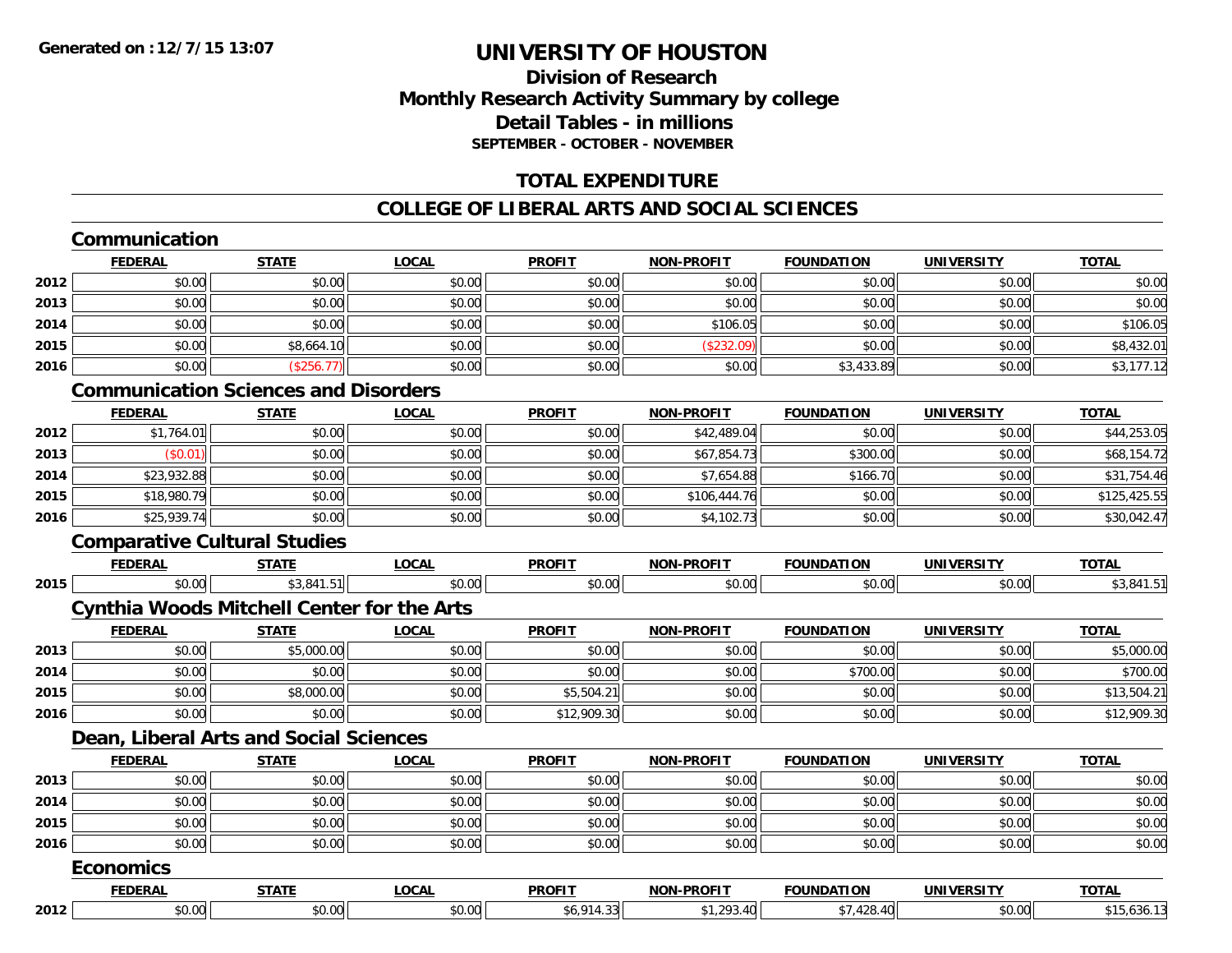Generated on :12/7/15 13:07

# UNIVERSITY OF HOUSTON

## Division of Research
## Monthly Research Activity Summary by college
## Detail Tables - in millions
### SEPTEMBER - OCTOBER - NOVEMBER

## TOTAL EXPENDITURE

## COLLEGE OF LIBERAL ARTS AND SOCIAL SCIENCES

### Communication

| | FEDERAL | STATE | LOCAL | PROFIT | NON-PROFIT | FOUNDATION | UNIVERSITY | TOTAL |
|---|---|---|---|---|---|---|---|---|
| 2012 | $0.00 | $0.00 | $0.00 | $0.00 | $0.00 | $0.00 | $0.00 | $0.00 |
| 2013 | $0.00 | $0.00 | $0.00 | $0.00 | $0.00 | $0.00 | $0.00 | $0.00 |
| 2014 | $0.00 | $0.00 | $0.00 | $0.00 | $106.05 | $0.00 | $0.00 | $106.05 |
| 2015 | $0.00 | $8,664.10 | $0.00 | $0.00 | ($232.09) | $0.00 | $0.00 | $8,432.01 |
| 2016 | $0.00 | ($256.77) | $0.00 | $0.00 | $0.00 | $3,433.89 | $0.00 | $3,177.12 |

### Communication Sciences and Disorders

| | FEDERAL | STATE | LOCAL | PROFIT | NON-PROFIT | FOUNDATION | UNIVERSITY | TOTAL |
|---|---|---|---|---|---|---|---|---|
| 2012 | $1,764.01 | $0.00 | $0.00 | $0.00 | $42,489.04 | $0.00 | $0.00 | $44,253.05 |
| 2013 | ($0.01) | $0.00 | $0.00 | $0.00 | $67,854.73 | $300.00 | $0.00 | $68,154.72 |
| 2014 | $23,932.88 | $0.00 | $0.00 | $0.00 | $7,654.88 | $166.70 | $0.00 | $31,754.46 |
| 2015 | $18,980.79 | $0.00 | $0.00 | $0.00 | $106,444.76 | $0.00 | $0.00 | $125,425.55 |
| 2016 | $25,939.74 | $0.00 | $0.00 | $0.00 | $4,102.73 | $0.00 | $0.00 | $30,042.47 |

### Comparative Cultural Studies

| | FEDERAL | STATE | LOCAL | PROFIT | NON-PROFIT | FOUNDATION | UNIVERSITY | TOTAL |
|---|---|---|---|---|---|---|---|---|
| 2015 | $0.00 | $3,841.51 | $0.00 | $0.00 | $0.00 | $0.00 | $0.00 | $3,841.51 |

### Cynthia Woods Mitchell Center for the Arts

| | FEDERAL | STATE | LOCAL | PROFIT | NON-PROFIT | FOUNDATION | UNIVERSITY | TOTAL |
|---|---|---|---|---|---|---|---|---|
| 2013 | $0.00 | $5,000.00 | $0.00 | $0.00 | $0.00 | $0.00 | $0.00 | $5,000.00 |
| 2014 | $0.00 | $0.00 | $0.00 | $0.00 | $0.00 | $700.00 | $0.00 | $700.00 |
| 2015 | $0.00 | $8,000.00 | $0.00 | $5,504.21 | $0.00 | $0.00 | $0.00 | $13,504.21 |
| 2016 | $0.00 | $0.00 | $0.00 | $12,909.30 | $0.00 | $0.00 | $0.00 | $12,909.30 |

### Dean, Liberal Arts and Social Sciences

| | FEDERAL | STATE | LOCAL | PROFIT | NON-PROFIT | FOUNDATION | UNIVERSITY | TOTAL |
|---|---|---|---|---|---|---|---|---|
| 2013 | $0.00 | $0.00 | $0.00 | $0.00 | $0.00 | $0.00 | $0.00 | $0.00 |
| 2014 | $0.00 | $0.00 | $0.00 | $0.00 | $0.00 | $0.00 | $0.00 | $0.00 |
| 2015 | $0.00 | $0.00 | $0.00 | $0.00 | $0.00 | $0.00 | $0.00 | $0.00 |
| 2016 | $0.00 | $0.00 | $0.00 | $0.00 | $0.00 | $0.00 | $0.00 | $0.00 |

### Economics

| | FEDERAL | STATE | LOCAL | PROFIT | NON-PROFIT | FOUNDATION | UNIVERSITY | TOTAL |
|---|---|---|---|---|---|---|---|---|
| 2012 | $0.00 | $0.00 | $0.00 | $6,914.33 | $1,293.40 | $7,428.40 | $0.00 | $15,636.13 |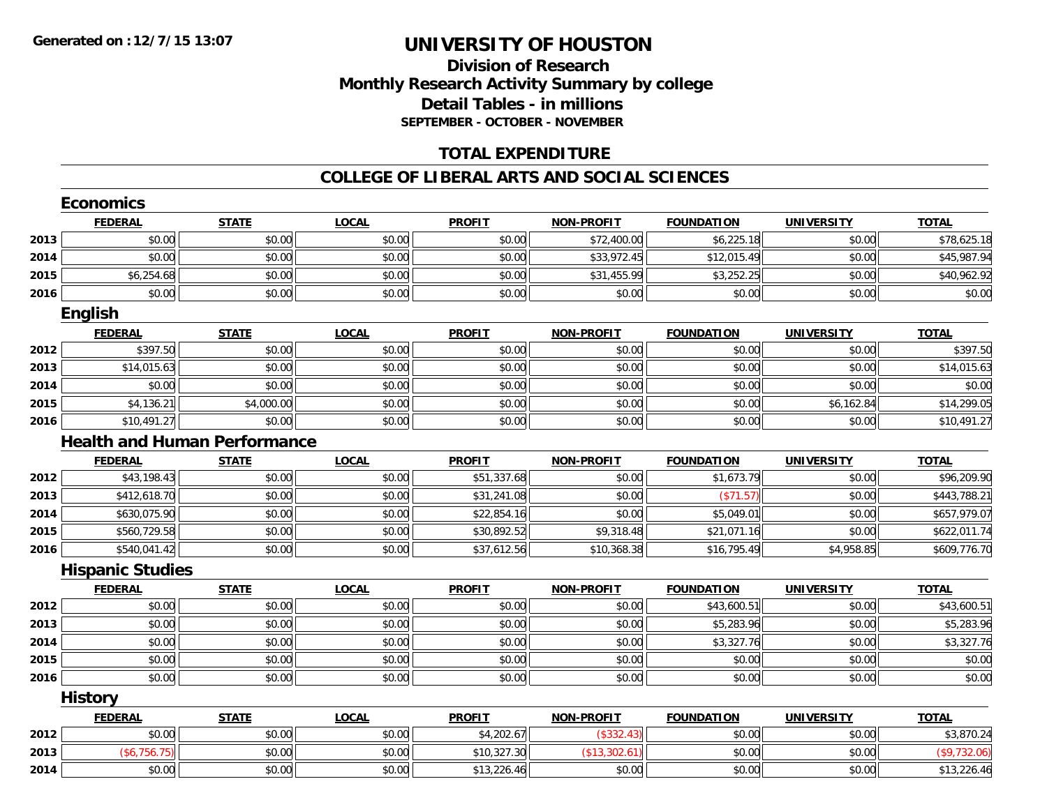**Generated on :12/7/15 13:07**

# UNIVERSITY OF HOUSTON

## Division of Research
## Monthly Research Activity Summary by college
## Detail Tables - in millions
### SEPTEMBER - OCTOBER - NOVEMBER

## TOTAL EXPENDITURE

## COLLEGE OF LIBERAL ARTS AND SOCIAL SCIENCES

### Economics

| | FEDERAL | STATE | LOCAL | PROFIT | NON-PROFIT | FOUNDATION | UNIVERSITY | TOTAL |
|---|---|---|---|---|---|---|---|---|
| 2013 | $0.00 | $0.00 | $0.00 | $0.00 | $72,400.00 | $6,225.18 | $0.00 | $78,625.18 |
| 2014 | $0.00 | $0.00 | $0.00 | $0.00 | $33,972.45 | $12,015.49 | $0.00 | $45,987.94 |
| 2015 | $6,254.68 | $0.00 | $0.00 | $0.00 | $31,455.99 | $3,252.25 | $0.00 | $40,962.92 |
| 2016 | $0.00 | $0.00 | $0.00 | $0.00 | $0.00 | $0.00 | $0.00 | $0.00 |

### English

| | FEDERAL | STATE | LOCAL | PROFIT | NON-PROFIT | FOUNDATION | UNIVERSITY | TOTAL |
|---|---|---|---|---|---|---|---|---|
| 2012 | $397.50 | $0.00 | $0.00 | $0.00 | $0.00 | $0.00 | $0.00 | $397.50 |
| 2013 | $14,015.63 | $0.00 | $0.00 | $0.00 | $0.00 | $0.00 | $0.00 | $14,015.63 |
| 2014 | $0.00 | $0.00 | $0.00 | $0.00 | $0.00 | $0.00 | $0.00 | $0.00 |
| 2015 | $4,136.21 | $4,000.00 | $0.00 | $0.00 | $0.00 | $0.00 | $6,162.84 | $14,299.05 |
| 2016 | $10,491.27 | $0.00 | $0.00 | $0.00 | $0.00 | $0.00 | $0.00 | $10,491.27 |

### Health and Human Performance

| | FEDERAL | STATE | LOCAL | PROFIT | NON-PROFIT | FOUNDATION | UNIVERSITY | TOTAL |
|---|---|---|---|---|---|---|---|---|
| 2012 | $43,198.43 | $0.00 | $0.00 | $51,337.68 | $0.00 | $1,673.79 | $0.00 | $96,209.90 |
| 2013 | $412,618.70 | $0.00 | $0.00 | $31,241.08 | $0.00 | ($71.57) | $0.00 | $443,788.21 |
| 2014 | $630,075.90 | $0.00 | $0.00 | $22,854.16 | $0.00 | $5,049.01 | $0.00 | $657,979.07 |
| 2015 | $560,729.58 | $0.00 | $0.00 | $30,892.52 | $9,318.48 | $21,071.16 | $0.00 | $622,011.74 |
| 2016 | $540,041.42 | $0.00 | $0.00 | $37,612.56 | $10,368.38 | $16,795.49 | $4,958.85 | $609,776.70 |

### Hispanic Studies

| | FEDERAL | STATE | LOCAL | PROFIT | NON-PROFIT | FOUNDATION | UNIVERSITY | TOTAL |
|---|---|---|---|---|---|---|---|---|
| 2012 | $0.00 | $0.00 | $0.00 | $0.00 | $0.00 | $43,600.51 | $0.00 | $43,600.51 |
| 2013 | $0.00 | $0.00 | $0.00 | $0.00 | $0.00 | $5,283.96 | $0.00 | $5,283.96 |
| 2014 | $0.00 | $0.00 | $0.00 | $0.00 | $0.00 | $3,327.76 | $0.00 | $3,327.76 |
| 2015 | $0.00 | $0.00 | $0.00 | $0.00 | $0.00 | $0.00 | $0.00 | $0.00 |
| 2016 | $0.00 | $0.00 | $0.00 | $0.00 | $0.00 | $0.00 | $0.00 | $0.00 |

### History

| | FEDERAL | STATE | LOCAL | PROFIT | NON-PROFIT | FOUNDATION | UNIVERSITY | TOTAL |
|---|---|---|---|---|---|---|---|---|
| 2012 | $0.00 | $0.00 | $0.00 | $4,202.67 | ($332.43) | $0.00 | $0.00 | $3,870.24 |
| 2013 | ($6,756.75) | $0.00 | $0.00 | $10,327.30 | ($13,302.61) | $0.00 | $0.00 | ($9,732.06) |
| 2014 | $0.00 | $0.00 | $0.00 | $13,226.46 | $0.00 | $0.00 | $0.00 | $13,226.46 |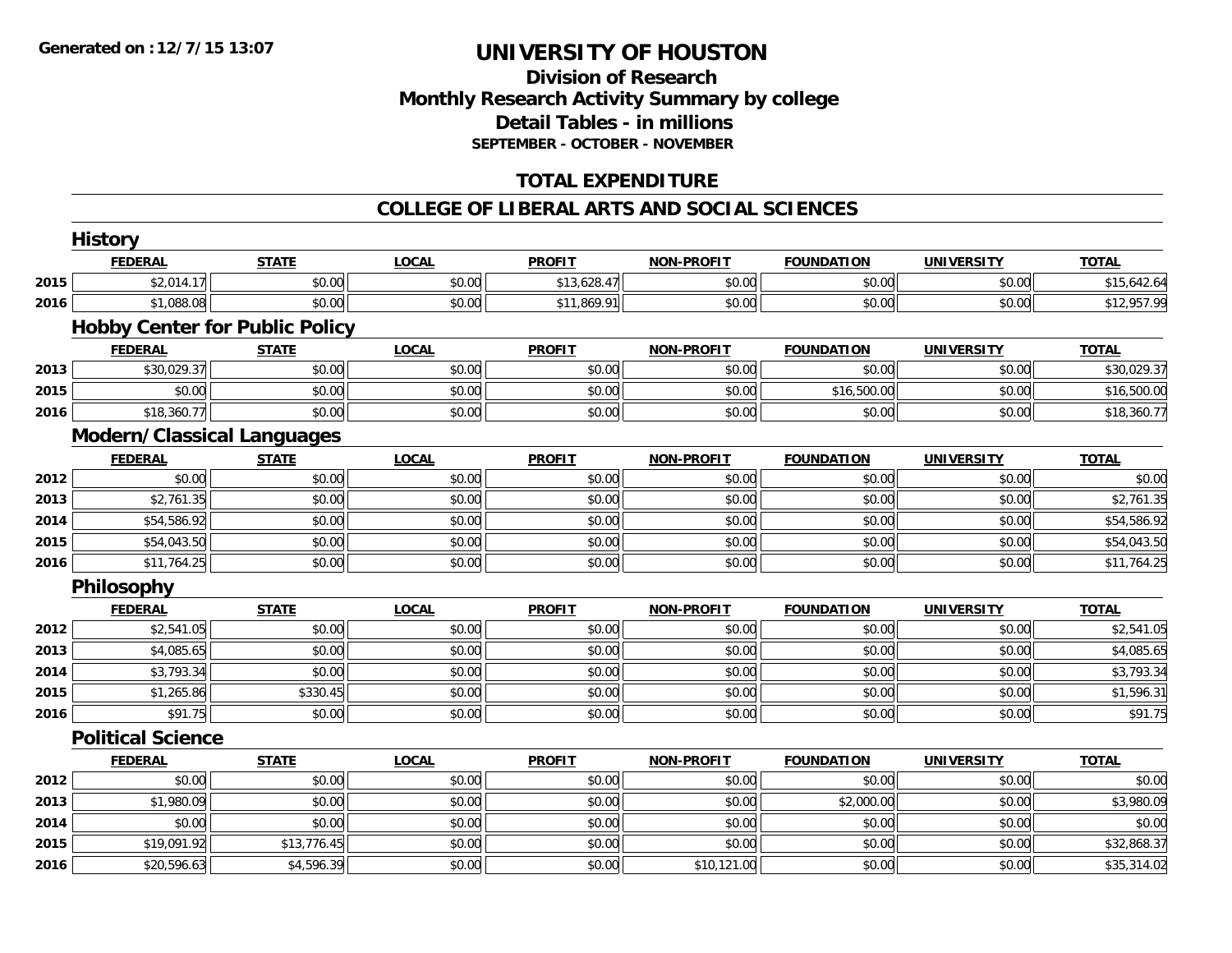Generated on :12/7/15 13:07

# UNIVERSITY OF HOUSTON

## Division of Research
## Monthly Research Activity Summary by college
## Detail Tables - in millions
### SEPTEMBER - OCTOBER - NOVEMBER

## TOTAL EXPENDITURE

## COLLEGE OF LIBERAL ARTS AND SOCIAL SCIENCES

### History

| | FEDERAL | STATE | LOCAL | PROFIT | NON-PROFIT | FOUNDATION | UNIVERSITY | TOTAL |
|---|---|---|---|---|---|---|---|---|
| 2015 | $2,014.17 | $0.00 | $0.00 | $13,628.47 | $0.00 | $0.00 | $0.00 | $15,642.64 |
| 2016 | $1,088.08 | $0.00 | $0.00 | $11,869.91 | $0.00 | $0.00 | $0.00 | $12,957.99 |

### Hobby Center for Public Policy

| | FEDERAL | STATE | LOCAL | PROFIT | NON-PROFIT | FOUNDATION | UNIVERSITY | TOTAL |
|---|---|---|---|---|---|---|---|---|
| 2013 | $30,029.37 | $0.00 | $0.00 | $0.00 | $0.00 | $0.00 | $0.00 | $30,029.37 |
| 2015 | $0.00 | $0.00 | $0.00 | $0.00 | $0.00 | $16,500.00 | $0.00 | $16,500.00 |
| 2016 | $18,360.77 | $0.00 | $0.00 | $0.00 | $0.00 | $0.00 | $0.00 | $18,360.77 |

### Modern/Classical Languages

| | FEDERAL | STATE | LOCAL | PROFIT | NON-PROFIT | FOUNDATION | UNIVERSITY | TOTAL |
|---|---|---|---|---|---|---|---|---|
| 2012 | $0.00 | $0.00 | $0.00 | $0.00 | $0.00 | $0.00 | $0.00 | $0.00 |
| 2013 | $2,761.35 | $0.00 | $0.00 | $0.00 | $0.00 | $0.00 | $0.00 | $2,761.35 |
| 2014 | $54,586.92 | $0.00 | $0.00 | $0.00 | $0.00 | $0.00 | $0.00 | $54,586.92 |
| 2015 | $54,043.50 | $0.00 | $0.00 | $0.00 | $0.00 | $0.00 | $0.00 | $54,043.50 |
| 2016 | $11,764.25 | $0.00 | $0.00 | $0.00 | $0.00 | $0.00 | $0.00 | $11,764.25 |

### Philosophy

| | FEDERAL | STATE | LOCAL | PROFIT | NON-PROFIT | FOUNDATION | UNIVERSITY | TOTAL |
|---|---|---|---|---|---|---|---|---|
| 2012 | $2,541.05 | $0.00 | $0.00 | $0.00 | $0.00 | $0.00 | $0.00 | $2,541.05 |
| 2013 | $4,085.65 | $0.00 | $0.00 | $0.00 | $0.00 | $0.00 | $0.00 | $4,085.65 |
| 2014 | $3,793.34 | $0.00 | $0.00 | $0.00 | $0.00 | $0.00 | $0.00 | $3,793.34 |
| 2015 | $1,265.86 | $330.45 | $0.00 | $0.00 | $0.00 | $0.00 | $0.00 | $1,596.31 |
| 2016 | $91.75 | $0.00 | $0.00 | $0.00 | $0.00 | $0.00 | $0.00 | $91.75 |

### Political Science

| | FEDERAL | STATE | LOCAL | PROFIT | NON-PROFIT | FOUNDATION | UNIVERSITY | TOTAL |
|---|---|---|---|---|---|---|---|---|
| 2012 | $0.00 | $0.00 | $0.00 | $0.00 | $0.00 | $0.00 | $0.00 | $0.00 |
| 2013 | $1,980.09 | $0.00 | $0.00 | $0.00 | $0.00 | $2,000.00 | $0.00 | $3,980.09 |
| 2014 | $0.00 | $0.00 | $0.00 | $0.00 | $0.00 | $0.00 | $0.00 | $0.00 |
| 2015 | $19,091.92 | $13,776.45 | $0.00 | $0.00 | $0.00 | $0.00 | $0.00 | $32,868.37 |
| 2016 | $20,596.63 | $4,596.39 | $0.00 | $0.00 | $10,121.00 | $0.00 | $0.00 | $35,314.02 |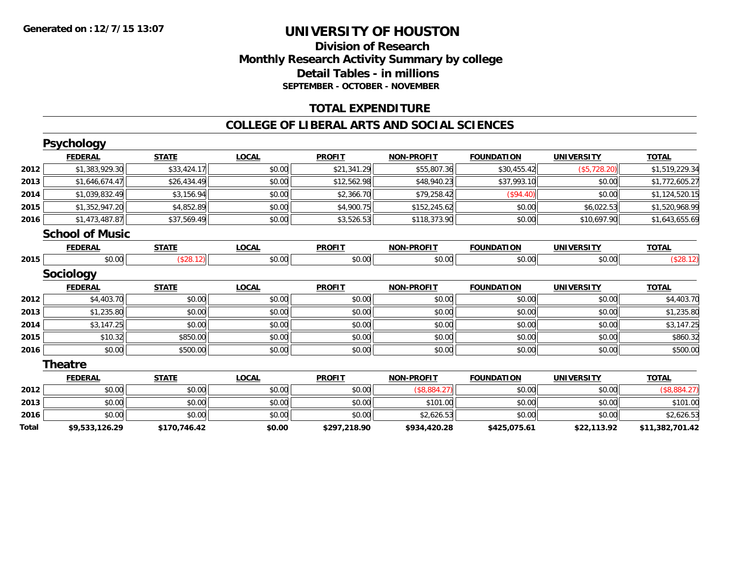Generated on :12/7/15 13:07

# UNIVERSITY OF HOUSTON

## Division of Research
## Monthly Research Activity Summary by college
## Detail Tables - in millions
### SEPTEMBER - OCTOBER - NOVEMBER

## TOTAL EXPENDITURE

## COLLEGE OF LIBERAL ARTS AND SOCIAL SCIENCES

### Psychology

| | FEDERAL | STATE | LOCAL | PROFIT | NON-PROFIT | FOUNDATION | UNIVERSITY | TOTAL |
|---|---|---|---|---|---|---|---|---|
| 2012 | $1,383,929.30 | $33,424.17 | $0.00 | $21,341.29 | $55,807.36 | $30,455.42 | ($5,728.20) | $1,519,229.34 |
| 2013 | $1,646,674.47 | $26,434.49 | $0.00 | $12,562.98 | $48,940.23 | $37,993.10 | $0.00 | $1,772,605.27 |
| 2014 | $1,039,832.49 | $3,156.94 | $0.00 | $2,366.70 | $79,258.42 | ($94.40) | $0.00 | $1,124,520.15 |
| 2015 | $1,352,947.20 | $4,852.89 | $0.00 | $4,900.75 | $152,245.62 | $0.00 | $6,022.53 | $1,520,968.99 |
| 2016 | $1,473,487.87 | $37,569.49 | $0.00 | $3,526.53 | $118,373.90 | $0.00 | $10,697.90 | $1,643,655.69 |

### School of Music

| | FEDERAL | STATE | LOCAL | PROFIT | NON-PROFIT | FOUNDATION | UNIVERSITY | TOTAL |
|---|---|---|---|---|---|---|---|---|
| 2015 | $0.00 | ($28.12) | $0.00 | $0.00 | $0.00 | $0.00 | $0.00 | ($28.12) |

### Sociology

| | FEDERAL | STATE | LOCAL | PROFIT | NON-PROFIT | FOUNDATION | UNIVERSITY | TOTAL |
|---|---|---|---|---|---|---|---|---|
| 2012 | $4,403.70 | $0.00 | $0.00 | $0.00 | $0.00 | $0.00 | $0.00 | $4,403.70 |
| 2013 | $1,235.80 | $0.00 | $0.00 | $0.00 | $0.00 | $0.00 | $0.00 | $1,235.80 |
| 2014 | $3,147.25 | $0.00 | $0.00 | $0.00 | $0.00 | $0.00 | $0.00 | $3,147.25 |
| 2015 | $10.32 | $850.00 | $0.00 | $0.00 | $0.00 | $0.00 | $0.00 | $860.32 |
| 2016 | $0.00 | $500.00 | $0.00 | $0.00 | $0.00 | $0.00 | $0.00 | $500.00 |

### Theatre

| | FEDERAL | STATE | LOCAL | PROFIT | NON-PROFIT | FOUNDATION | UNIVERSITY | TOTAL |
|---|---|---|---|---|---|---|---|---|
| 2012 | $0.00 | $0.00 | $0.00 | $0.00 | ($8,884.27) | $0.00 | $0.00 | ($8,884.27) |
| 2013 | $0.00 | $0.00 | $0.00 | $0.00 | $101.00 | $0.00 | $0.00 | $101.00 |
| 2016 | $0.00 | $0.00 | $0.00 | $0.00 | $2,626.53 | $0.00 | $0.00 | $2,626.53 |
| **Total** | **$9,533,126.29** | **$170,746.42** | **$0.00** | **$297,218.90** | **$934,420.28** | **$425,075.61** | **$22,113.92** | **$11,382,701.42** |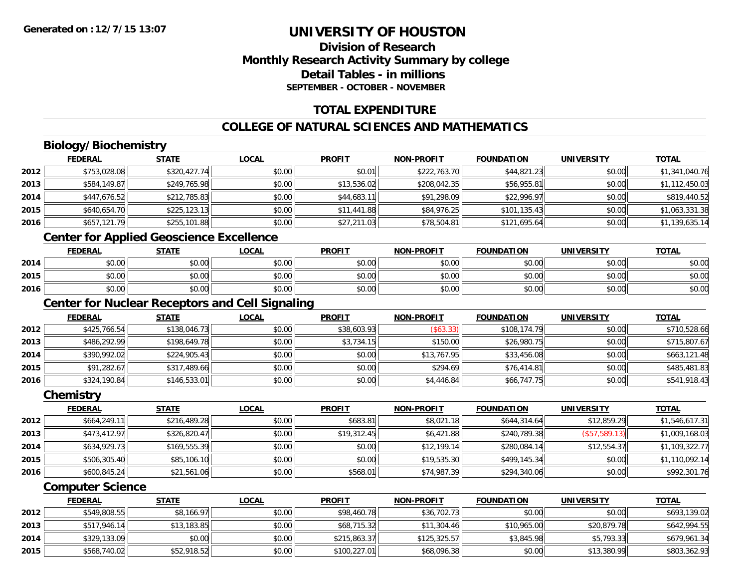**Generated on :12/7/15 13:07**

# UNIVERSITY OF HOUSTON

## Division of Research
## Monthly Research Activity Summary by college
## Detail Tables - in millions
### SEPTEMBER - OCTOBER - NOVEMBER

## TOTAL EXPENDITURE

## COLLEGE OF NATURAL SCIENCES AND MATHEMATICS

### Biology/Biochemistry

| | FEDERAL | STATE | LOCAL | PROFIT | NON-PROFIT | FOUNDATION | UNIVERSITY | TOTAL |
|---|---|---|---|---|---|---|---|---|
| 2012 | $753,028.08 | $320,427.74 | $0.00 | $0.01 | $222,763.70 | $44,821.23 | $0.00 | $1,341,040.76 |
| 2013 | $584,149.87 | $249,765.98 | $0.00 | $13,536.02 | $208,042.35 | $56,955.81 | $0.00 | $1,112,450.03 |
| 2014 | $447,676.52 | $212,785.83 | $0.00 | $44,683.11 | $91,298.09 | $22,996.97 | $0.00 | $819,440.52 |
| 2015 | $640,654.70 | $225,123.13 | $0.00 | $11,441.88 | $84,976.25 | $101,135.43 | $0.00 | $1,063,331.38 |
| 2016 | $657,121.79 | $255,101.88 | $0.00 | $27,211.03 | $78,504.81 | $121,695.64 | $0.00 | $1,139,635.14 |

### Center for Applied Geoscience Excellence

| | FEDERAL | STATE | LOCAL | PROFIT | NON-PROFIT | FOUNDATION | UNIVERSITY | TOTAL |
|---|---|---|---|---|---|---|---|---|
| 2014 | $0.00 | $0.00 | $0.00 | $0.00 | $0.00 | $0.00 | $0.00 | $0.00 |
| 2015 | $0.00 | $0.00 | $0.00 | $0.00 | $0.00 | $0.00 | $0.00 | $0.00 |
| 2016 | $0.00 | $0.00 | $0.00 | $0.00 | $0.00 | $0.00 | $0.00 | $0.00 |

### Center for Nuclear Receptors and Cell Signaling

| | FEDERAL | STATE | LOCAL | PROFIT | NON-PROFIT | FOUNDATION | UNIVERSITY | TOTAL |
|---|---|---|---|---|---|---|---|---|
| 2012 | $425,766.54 | $138,046.73 | $0.00 | $38,603.93 | ($63.33) | $108,174.79 | $0.00 | $710,528.66 |
| 2013 | $486,292.99 | $198,649.78 | $0.00 | $3,734.15 | $150.00 | $26,980.75 | $0.00 | $715,807.67 |
| 2014 | $390,992.02 | $224,905.43 | $0.00 | $0.00 | $13,767.95 | $33,456.08 | $0.00 | $663,121.48 |
| 2015 | $91,282.67 | $317,489.66 | $0.00 | $0.00 | $294.69 | $76,414.81 | $0.00 | $485,481.83 |
| 2016 | $324,190.84 | $146,533.01 | $0.00 | $0.00 | $4,446.84 | $66,747.75 | $0.00 | $541,918.43 |

### Chemistry

| | FEDERAL | STATE | LOCAL | PROFIT | NON-PROFIT | FOUNDATION | UNIVERSITY | TOTAL |
|---|---|---|---|---|---|---|---|---|
| 2012 | $664,249.11 | $216,489.28 | $0.00 | $683.81 | $8,021.18 | $644,314.64 | $12,859.29 | $1,546,617.31 |
| 2013 | $473,412.97 | $326,820.47 | $0.00 | $19,312.45 | $6,421.88 | $240,789.38 | ($57,589.13) | $1,009,168.03 |
| 2014 | $634,929.73 | $169,555.39 | $0.00 | $0.00 | $12,199.14 | $280,084.14 | $12,554.37 | $1,109,322.77 |
| 2015 | $506,305.40 | $85,106.10 | $0.00 | $0.00 | $19,535.30 | $499,145.34 | $0.00 | $1,110,092.14 |
| 2016 | $600,845.24 | $21,561.06 | $0.00 | $568.01 | $74,987.39 | $294,340.06 | $0.00 | $992,301.76 |

### Computer Science

| | FEDERAL | STATE | LOCAL | PROFIT | NON-PROFIT | FOUNDATION | UNIVERSITY | TOTAL |
|---|---|---|---|---|---|---|---|---|
| 2012 | $549,808.55 | $8,166.97 | $0.00 | $98,460.78 | $36,702.73 | $0.00 | $0.00 | $693,139.02 |
| 2013 | $517,946.14 | $13,183.85 | $0.00 | $68,715.32 | $11,304.46 | $10,965.00 | $20,879.78 | $642,994.55 |
| 2014 | $329,133.09 | $0.00 | $0.00 | $215,863.37 | $125,325.57 | $3,845.98 | $5,793.33 | $679,961.34 |
| 2015 | $568,740.02 | $52,918.52 | $0.00 | $100,227.01 | $68,096.38 | $0.00 | $13,380.99 | $803,362.93 |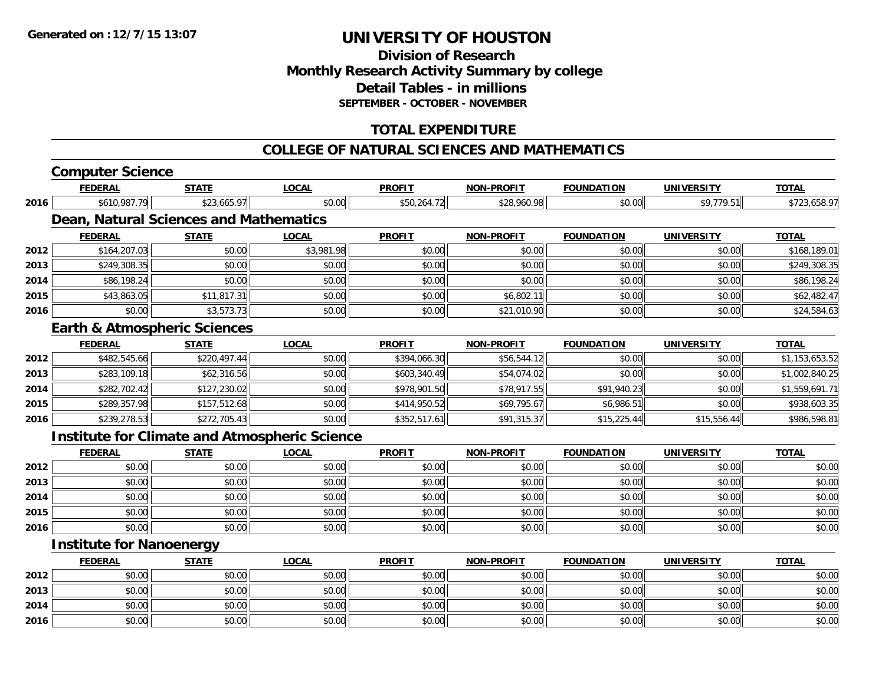# UNIVERSITY OF HOUSTON

## Division of Research
## Monthly Research Activity Summary by college
## Detail Tables - in millions
### SEPTEMBER - OCTOBER - NOVEMBER

## TOTAL EXPENDITURE

## COLLEGE OF NATURAL SCIENCES AND MATHEMATICS

### Computer Science

| | FEDERAL | STATE | LOCAL | PROFIT | NON-PROFIT | FOUNDATION | UNIVERSITY | TOTAL |
|---|---|---|---|---|---|---|---|---|
| 2016 | $610,987.79 | $23,665.97 | $0.00 | $50,264.72 | $28,960.98 | $0.00 | $9,779.51 | $723,658.97 |

### Dean, Natural Sciences and Mathematics

| | FEDERAL | STATE | LOCAL | PROFIT | NON-PROFIT | FOUNDATION | UNIVERSITY | TOTAL |
|---|---|---|---|---|---|---|---|---|
| 2012 | $164,207.03 | $0.00 | $3,981.98 | $0.00 | $0.00 | $0.00 | $0.00 | $168,189.01 |
| 2013 | $249,308.35 | $0.00 | $0.00 | $0.00 | $0.00 | $0.00 | $0.00 | $249,308.35 |
| 2014 | $86,198.24 | $0.00 | $0.00 | $0.00 | $0.00 | $0.00 | $0.00 | $86,198.24 |
| 2015 | $43,863.05 | $11,817.31 | $0.00 | $0.00 | $6,802.11 | $0.00 | $0.00 | $62,482.47 |
| 2016 | $0.00 | $3,573.73 | $0.00 | $0.00 | $21,010.90 | $0.00 | $0.00 | $24,584.63 |

### Earth & Atmospheric Sciences

| | FEDERAL | STATE | LOCAL | PROFIT | NON-PROFIT | FOUNDATION | UNIVERSITY | TOTAL |
|---|---|---|---|---|---|---|---|---|
| 2012 | $482,545.66 | $220,497.44 | $0.00 | $394,066.30 | $56,544.12 | $0.00 | $0.00 | $1,153,653.52 |
| 2013 | $283,109.18 | $62,316.56 | $0.00 | $603,340.49 | $54,074.02 | $0.00 | $0.00 | $1,002,840.25 |
| 2014 | $282,702.42 | $127,230.02 | $0.00 | $978,901.50 | $78,917.55 | $91,940.23 | $0.00 | $1,559,691.71 |
| 2015 | $289,357.98 | $157,512.68 | $0.00 | $414,950.52 | $69,795.67 | $6,986.51 | $0.00 | $938,603.35 |
| 2016 | $239,278.53 | $272,705.43 | $0.00 | $352,517.61 | $91,315.37 | $15,225.44 | $15,556.44 | $986,598.81 |

### Institute for Climate and Atmospheric Science

| | FEDERAL | STATE | LOCAL | PROFIT | NON-PROFIT | FOUNDATION | UNIVERSITY | TOTAL |
|---|---|---|---|---|---|---|---|---|
| 2012 | $0.00 | $0.00 | $0.00 | $0.00 | $0.00 | $0.00 | $0.00 | $0.00 |
| 2013 | $0.00 | $0.00 | $0.00 | $0.00 | $0.00 | $0.00 | $0.00 | $0.00 |
| 2014 | $0.00 | $0.00 | $0.00 | $0.00 | $0.00 | $0.00 | $0.00 | $0.00 |
| 2015 | $0.00 | $0.00 | $0.00 | $0.00 | $0.00 | $0.00 | $0.00 | $0.00 |
| 2016 | $0.00 | $0.00 | $0.00 | $0.00 | $0.00 | $0.00 | $0.00 | $0.00 |

### Institute for Nanoenergy

| | FEDERAL | STATE | LOCAL | PROFIT | NON-PROFIT | FOUNDATION | UNIVERSITY | TOTAL |
|---|---|---|---|---|---|---|---|---|
| 2012 | $0.00 | $0.00 | $0.00 | $0.00 | $0.00 | $0.00 | $0.00 | $0.00 |
| 2013 | $0.00 | $0.00 | $0.00 | $0.00 | $0.00 | $0.00 | $0.00 | $0.00 |
| 2014 | $0.00 | $0.00 | $0.00 | $0.00 | $0.00 | $0.00 | $0.00 | $0.00 |
| 2016 | $0.00 | $0.00 | $0.00 | $0.00 | $0.00 | $0.00 | $0.00 | $0.00 |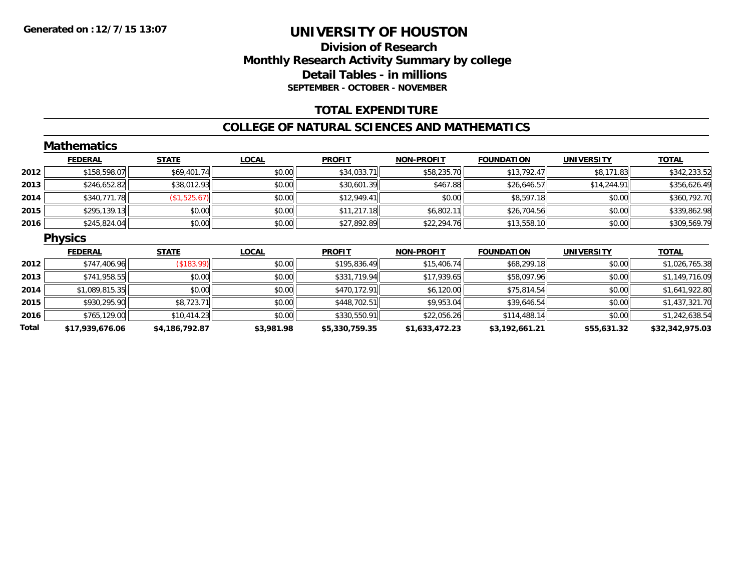**Generated on :12/7/15 13:07**

# UNIVERSITY OF HOUSTON

## Division of Research
## Monthly Research Activity Summary by college
## Detail Tables - in millions
### SEPTEMBER - OCTOBER - NOVEMBER

## TOTAL EXPENDITURE

## COLLEGE OF NATURAL SCIENCES AND MATHEMATICS

### Mathematics

| | FEDERAL | STATE | LOCAL | PROFIT | NON-PROFIT | FOUNDATION | UNIVERSITY | TOTAL |
|---|---|---|---|---|---|---|---|---|
| 2012 | $158,598.07 | $69,401.74 | $0.00 | $34,033.71 | $58,235.70 | $13,792.47 | $8,171.83 | $342,233.52 |
| 2013 | $246,652.82 | $38,012.93 | $0.00 | $30,601.39 | $467.88 | $26,646.57 | $14,244.91 | $356,626.49 |
| 2014 | $340,771.78 | ($1,525.67) | $0.00 | $12,949.41 | $0.00 | $8,597.18 | $0.00 | $360,792.70 |
| 2015 | $295,139.13 | $0.00 | $0.00 | $11,217.18 | $6,802.11 | $26,704.56 | $0.00 | $339,862.98 |
| 2016 | $245,824.04 | $0.00 | $0.00 | $27,892.89 | $22,294.76 | $13,558.10 | $0.00 | $309,569.79 |

### Physics

| | FEDERAL | STATE | LOCAL | PROFIT | NON-PROFIT | FOUNDATION | UNIVERSITY | TOTAL |
|---|---|---|---|---|---|---|---|---|
| 2012 | $747,406.96 | ($183.99) | $0.00 | $195,836.49 | $15,406.74 | $68,299.18 | $0.00 | $1,026,765.38 |
| 2013 | $741,958.55 | $0.00 | $0.00 | $331,719.94 | $17,939.65 | $58,097.96 | $0.00 | $1,149,716.09 |
| 2014 | $1,089,815.35 | $0.00 | $0.00 | $470,172.91 | $6,120.00 | $75,814.54 | $0.00 | $1,641,922.80 |
| 2015 | $930,295.90 | $8,723.71 | $0.00 | $448,702.51 | $9,953.04 | $39,646.54 | $0.00 | $1,437,321.70 |
| 2016 | $765,129.00 | $10,414.23 | $0.00 | $330,550.91 | $22,056.26 | $114,488.14 | $0.00 | $1,242,638.54 |
| **Total** | **$17,939,676.06** | **$4,186,792.87** | **$3,981.98** | **$5,330,759.35** | **$1,633,472.23** | **$3,192,661.21** | **$55,631.32** | **$32,342,975.03** |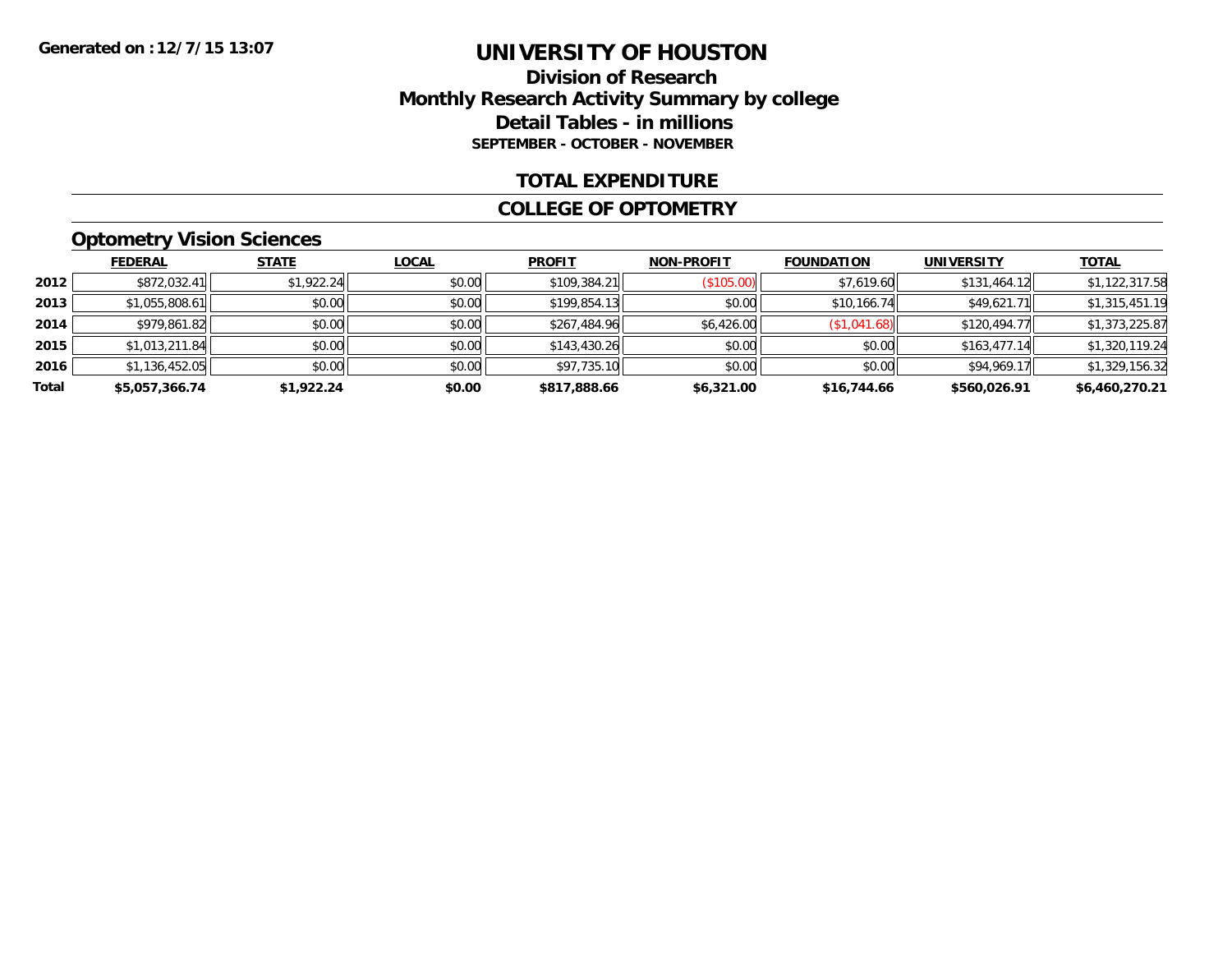Generated on :12/7/15 13:07

# UNIVERSITY OF HOUSTON

## Division of Research
## Monthly Research Activity Summary by college
## Detail Tables - in millions
### SEPTEMBER - OCTOBER - NOVEMBER

### TOTAL EXPENDITURE

### COLLEGE OF OPTOMETRY

### Optometry Vision Sciences

| | FEDERAL | STATE | LOCAL | PROFIT | NON-PROFIT | FOUNDATION | UNIVERSITY | TOTAL |
|---|---|---|---|---|---|---|---|---|
| 2012 | $872,032.41 | $1,922.24 | $0.00 | $109,384.21 | ($105.00) | $7,619.60 | $131,464.12 | $1,122,317.58 |
| 2013 | $1,055,808.61 | $0.00 | $0.00 | $199,854.13 | $0.00 | $10,166.74 | $49,621.71 | $1,315,451.19 |
| 2014 | $979,861.82 | $0.00 | $0.00 | $267,484.96 | $6,426.00 | ($1,041.68) | $120,494.77 | $1,373,225.87 |
| 2015 | $1,013,211.84 | $0.00 | $0.00 | $143,430.26 | $0.00 | $0.00 | $163,477.14 | $1,320,119.24 |
| 2016 | $1,136,452.05 | $0.00 | $0.00 | $97,735.10 | $0.00 | $0.00 | $94,969.17 | $1,329,156.32 |
| **Total** | **$5,057,366.74** | **$1,922.24** | **$0.00** | **$817,888.66** | **$6,321.00** | **$16,744.66** | **$560,026.91** | **$6,460,270.21** |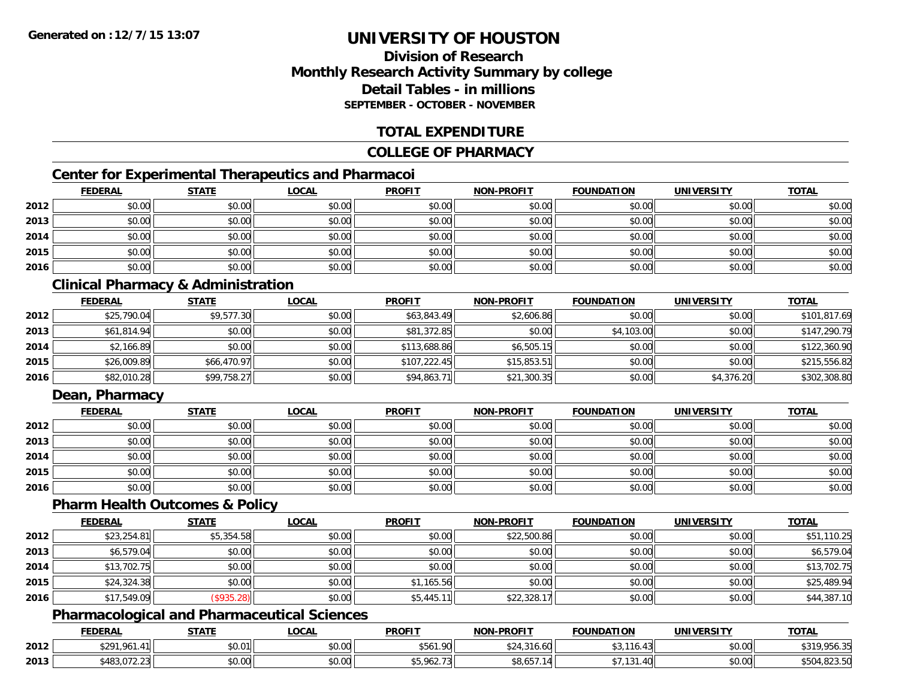**Generated on :12/7/15 13:07**

# UNIVERSITY OF HOUSTON

## Division of Research
## Monthly Research Activity Summary by college
## Detail Tables - in millions
### SEPTEMBER - OCTOBER - NOVEMBER

## TOTAL EXPENDITURE

## COLLEGE OF PHARMACY

### Center for Experimental Therapeutics and Pharmacoi

| | FEDERAL | STATE | LOCAL | PROFIT | NON-PROFIT | FOUNDATION | UNIVERSITY | TOTAL |
|---|---|---|---|---|---|---|---|---|
| 2012 | $0.00 | $0.00 | $0.00 | $0.00 | $0.00 | $0.00 | $0.00 | $0.00 |
| 2013 | $0.00 | $0.00 | $0.00 | $0.00 | $0.00 | $0.00 | $0.00 | $0.00 |
| 2014 | $0.00 | $0.00 | $0.00 | $0.00 | $0.00 | $0.00 | $0.00 | $0.00 |
| 2015 | $0.00 | $0.00 | $0.00 | $0.00 | $0.00 | $0.00 | $0.00 | $0.00 |
| 2016 | $0.00 | $0.00 | $0.00 | $0.00 | $0.00 | $0.00 | $0.00 | $0.00 |

### Clinical Pharmacy & Administration

| | FEDERAL | STATE | LOCAL | PROFIT | NON-PROFIT | FOUNDATION | UNIVERSITY | TOTAL |
|---|---|---|---|---|---|---|---|---|
| 2012 | $25,790.04 | $9,577.30 | $0.00 | $63,843.49 | $2,606.86 | $0.00 | $0.00 | $101,817.69 |
| 2013 | $61,814.94 | $0.00 | $0.00 | $81,372.85 | $0.00 | $4,103.00 | $0.00 | $147,290.79 |
| 2014 | $2,166.89 | $0.00 | $0.00 | $113,688.86 | $6,505.15 | $0.00 | $0.00 | $122,360.90 |
| 2015 | $26,009.89 | $66,470.97 | $0.00 | $107,222.45 | $15,853.51 | $0.00 | $0.00 | $215,556.82 |
| 2016 | $82,010.28 | $99,758.27 | $0.00 | $94,863.71 | $21,300.35 | $0.00 | $4,376.20 | $302,308.80 |

### Dean, Pharmacy

| | FEDERAL | STATE | LOCAL | PROFIT | NON-PROFIT | FOUNDATION | UNIVERSITY | TOTAL |
|---|---|---|---|---|---|---|---|---|
| 2012 | $0.00 | $0.00 | $0.00 | $0.00 | $0.00 | $0.00 | $0.00 | $0.00 |
| 2013 | $0.00 | $0.00 | $0.00 | $0.00 | $0.00 | $0.00 | $0.00 | $0.00 |
| 2014 | $0.00 | $0.00 | $0.00 | $0.00 | $0.00 | $0.00 | $0.00 | $0.00 |
| 2015 | $0.00 | $0.00 | $0.00 | $0.00 | $0.00 | $0.00 | $0.00 | $0.00 |
| 2016 | $0.00 | $0.00 | $0.00 | $0.00 | $0.00 | $0.00 | $0.00 | $0.00 |

### Pharm Health Outcomes & Policy

| | FEDERAL | STATE | LOCAL | PROFIT | NON-PROFIT | FOUNDATION | UNIVERSITY | TOTAL |
|---|---|---|---|---|---|---|---|---|
| 2012 | $23,254.81 | $5,354.58 | $0.00 | $0.00 | $22,500.86 | $0.00 | $0.00 | $51,110.25 |
| 2013 | $6,579.04 | $0.00 | $0.00 | $0.00 | $0.00 | $0.00 | $0.00 | $6,579.04 |
| 2014 | $13,702.75 | $0.00 | $0.00 | $0.00 | $0.00 | $0.00 | $0.00 | $13,702.75 |
| 2015 | $24,324.38 | $0.00 | $0.00 | $1,165.56 | $0.00 | $0.00 | $0.00 | $25,489.94 |
| 2016 | $17,549.09 | ($935.28) | $0.00 | $5,445.11 | $22,328.17 | $0.00 | $0.00 | $44,387.10 |

### Pharmacological and Pharmaceutical Sciences

| | FEDERAL | STATE | LOCAL | PROFIT | NON-PROFIT | FOUNDATION | UNIVERSITY | TOTAL |
|---|---|---|---|---|---|---|---|---|
| 2012 | $291,961.41 | $0.01 | $0.00 | $561.90 | $24,316.60 | $3,116.43 | $0.00 | $319,956.35 |
| 2013 | $483,072.23 | $0.00 | $0.00 | $5,962.73 | $8,657.14 | $7,131.40 | $0.00 | $504,823.50 |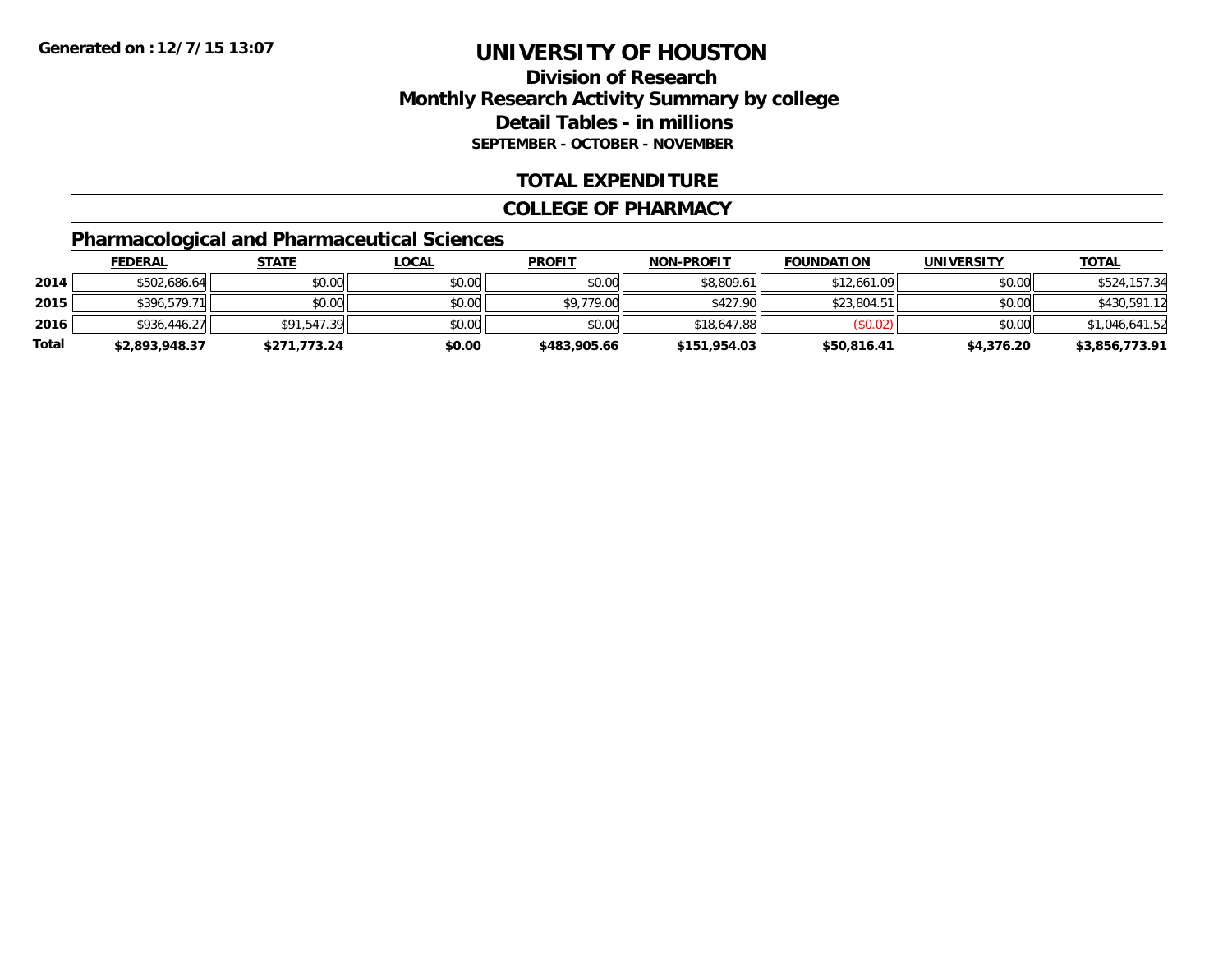**Generated on :12/7/15 13:07**

# UNIVERSITY OF HOUSTON

## Division of Research
## Monthly Research Activity Summary by college
## Detail Tables - in millions
**SEPTEMBER - OCTOBER - NOVEMBER**

## TOTAL EXPENDITURE

## COLLEGE OF PHARMACY

### Pharmacological and Pharmaceutical Sciences

| | FEDERAL | STATE | LOCAL | PROFIT | NON-PROFIT | FOUNDATION | UNIVERSITY | TOTAL |
|---|---|---|---|---|---|---|---|---|
| **2014** | $502,686.64 | $0.00 | $0.00 | $0.00 | $8,809.61 | $12,661.09 | $0.00 | $524,157.34 |
| **2015** | $396,579.71 | $0.00 | $0.00 | $9,779.00 | $427.90 | $23,804.51 | $0.00 | $430,591.12 |
| **2016** | $936,446.27 | $91,547.39 | $0.00 | $0.00 | $18,647.88 | ($0.02) | $0.00 | $1,046,641.52 |
| **Total** | **$2,893,948.37** | **$271,773.24** | **$0.00** | **$483,905.66** | **$151,954.03** | **$50,816.41** | **$4,376.20** | **$3,856,773.91** |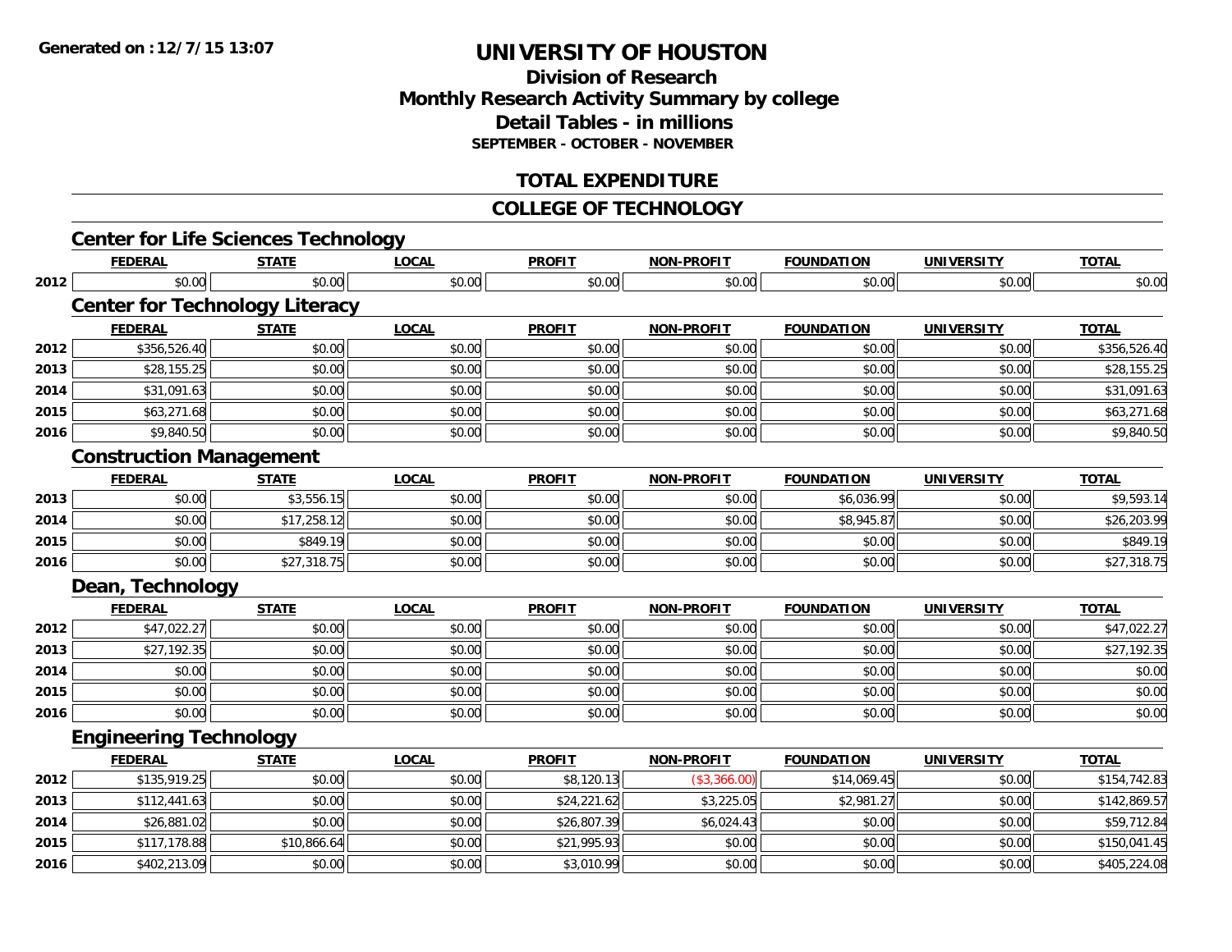# UNIVERSITY OF HOUSTON

## Division of Research
## Monthly Research Activity Summary by college
## Detail Tables - in millions
### SEPTEMBER - OCTOBER - NOVEMBER

## TOTAL EXPENDITURE

## COLLEGE OF TECHNOLOGY

### Center for Life Sciences Technology

| | FEDERAL | STATE | LOCAL | PROFIT | NON-PROFIT | FOUNDATION | UNIVERSITY | TOTAL |
|---|---|---|---|---|---|---|---|---|
| 2012 | $0.00 | $0.00 | $0.00 | $0.00 | $0.00 | $0.00 | $0.00 | $0.00 |

### Center for Technology Literacy

| | FEDERAL | STATE | LOCAL | PROFIT | NON-PROFIT | FOUNDATION | UNIVERSITY | TOTAL |
|---|---|---|---|---|---|---|---|---|
| 2012 | $356,526.40 | $0.00 | $0.00 | $0.00 | $0.00 | $0.00 | $0.00 | $356,526.40 |
| 2013 | $28,155.25 | $0.00 | $0.00 | $0.00 | $0.00 | $0.00 | $0.00 | $28,155.25 |
| 2014 | $31,091.63 | $0.00 | $0.00 | $0.00 | $0.00 | $0.00 | $0.00 | $31,091.63 |
| 2015 | $63,271.68 | $0.00 | $0.00 | $0.00 | $0.00 | $0.00 | $0.00 | $63,271.68 |
| 2016 | $9,840.50 | $0.00 | $0.00 | $0.00 | $0.00 | $0.00 | $0.00 | $9,840.50 |

### Construction Management

| | FEDERAL | STATE | LOCAL | PROFIT | NON-PROFIT | FOUNDATION | UNIVERSITY | TOTAL |
|---|---|---|---|---|---|---|---|---|
| 2013 | $0.00 | $3,556.15 | $0.00 | $0.00 | $0.00 | $6,036.99 | $0.00 | $9,593.14 |
| 2014 | $0.00 | $17,258.12 | $0.00 | $0.00 | $0.00 | $8,945.87 | $0.00 | $26,203.99 |
| 2015 | $0.00 | $849.19 | $0.00 | $0.00 | $0.00 | $0.00 | $0.00 | $849.19 |
| 2016 | $0.00 | $27,318.75 | $0.00 | $0.00 | $0.00 | $0.00 | $0.00 | $27,318.75 |

### Dean, Technology

| | FEDERAL | STATE | LOCAL | PROFIT | NON-PROFIT | FOUNDATION | UNIVERSITY | TOTAL |
|---|---|---|---|---|---|---|---|---|
| 2012 | $47,022.27 | $0.00 | $0.00 | $0.00 | $0.00 | $0.00 | $0.00 | $47,022.27 |
| 2013 | $27,192.35 | $0.00 | $0.00 | $0.00 | $0.00 | $0.00 | $0.00 | $27,192.35 |
| 2014 | $0.00 | $0.00 | $0.00 | $0.00 | $0.00 | $0.00 | $0.00 | $0.00 |
| 2015 | $0.00 | $0.00 | $0.00 | $0.00 | $0.00 | $0.00 | $0.00 | $0.00 |
| 2016 | $0.00 | $0.00 | $0.00 | $0.00 | $0.00 | $0.00 | $0.00 | $0.00 |

### Engineering Technology

| | FEDERAL | STATE | LOCAL | PROFIT | NON-PROFIT | FOUNDATION | UNIVERSITY | TOTAL |
|---|---|---|---|---|---|---|---|---|
| 2012 | $135,919.25 | $0.00 | $0.00 | $8,120.13 | ($3,366.00) | $14,069.45 | $0.00 | $154,742.83 |
| 2013 | $112,441.63 | $0.00 | $0.00 | $24,221.62 | $3,225.05 | $2,981.27 | $0.00 | $142,869.57 |
| 2014 | $26,881.02 | $0.00 | $0.00 | $26,807.39 | $6,024.43 | $0.00 | $0.00 | $59,712.84 |
| 2015 | $117,178.88 | $10,866.64 | $0.00 | $21,995.93 | $0.00 | $0.00 | $0.00 | $150,041.45 |
| 2016 | $402,213.09 | $0.00 | $0.00 | $3,010.99 | $0.00 | $0.00 | $0.00 | $405,224.08 |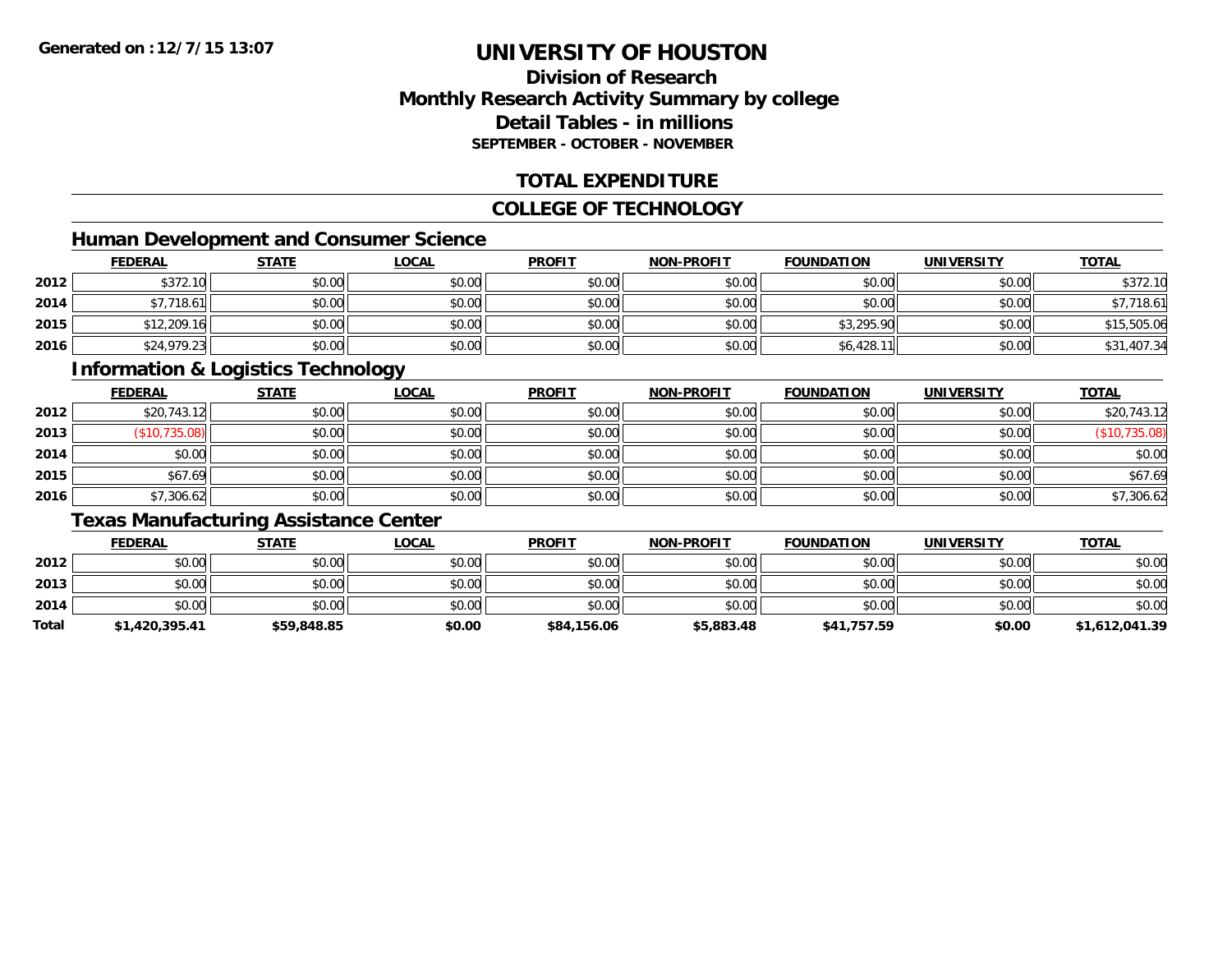# UNIVERSITY OF HOUSTON

## Division of Research
## Monthly Research Activity Summary by college
## Detail Tables - in millions
### SEPTEMBER - OCTOBER - NOVEMBER

**Generated on : 12/7/15 13:07**

## TOTAL EXPENDITURE

## COLLEGE OF TECHNOLOGY

### Human Development and Consumer Science

| | FEDERAL | STATE | LOCAL | PROFIT | NON-PROFIT | FOUNDATION | UNIVERSITY | TOTAL |
|---|---|---|---|---|---|---|---|---|
| 2012 | $372.10 | $0.00 | $0.00 | $0.00 | $0.00 | $0.00 | $0.00 | $372.10 |
| 2014 | $7,718.61 | $0.00 | $0.00 | $0.00 | $0.00 | $0.00 | $0.00 | $7,718.61 |
| 2015 | $12,209.16 | $0.00 | $0.00 | $0.00 | $0.00 | $3,295.90 | $0.00 | $15,505.06 |
| 2016 | $24,979.23 | $0.00 | $0.00 | $0.00 | $0.00 | $6,428.11 | $0.00 | $31,407.34 |

### Information & Logistics Technology

| | FEDERAL | STATE | LOCAL | PROFIT | NON-PROFIT | FOUNDATION | UNIVERSITY | TOTAL |
|---|---|---|---|---|---|---|---|---|
| 2012 | $20,743.12 | $0.00 | $0.00 | $0.00 | $0.00 | $0.00 | $0.00 | $20,743.12 |
| 2013 | ($10,735.08) | $0.00 | $0.00 | $0.00 | $0.00 | $0.00 | $0.00 | ($10,735.08) |
| 2014 | $0.00 | $0.00 | $0.00 | $0.00 | $0.00 | $0.00 | $0.00 | $0.00 |
| 2015 | $67.69 | $0.00 | $0.00 | $0.00 | $0.00 | $0.00 | $0.00 | $67.69 |
| 2016 | $7,306.62 | $0.00 | $0.00 | $0.00 | $0.00 | $0.00 | $0.00 | $7,306.62 |

### Texas Manufacturing Assistance Center

| | FEDERAL | STATE | LOCAL | PROFIT | NON-PROFIT | FOUNDATION | UNIVERSITY | TOTAL |
|---|---|---|---|---|---|---|---|---|
| 2012 | $0.00 | $0.00 | $0.00 | $0.00 | $0.00 | $0.00 | $0.00 | $0.00 |
| 2013 | $0.00 | $0.00 | $0.00 | $0.00 | $0.00 | $0.00 | $0.00 | $0.00 |
| 2014 | $0.00 | $0.00 | $0.00 | $0.00 | $0.00 | $0.00 | $0.00 | $0.00 |
| **Total** | **$1,420,395.41** | **$59,848.85** | **$0.00** | **$84,156.06** | **$5,883.48** | **$41,757.59** | **$0.00** | **$1,612,041.39** |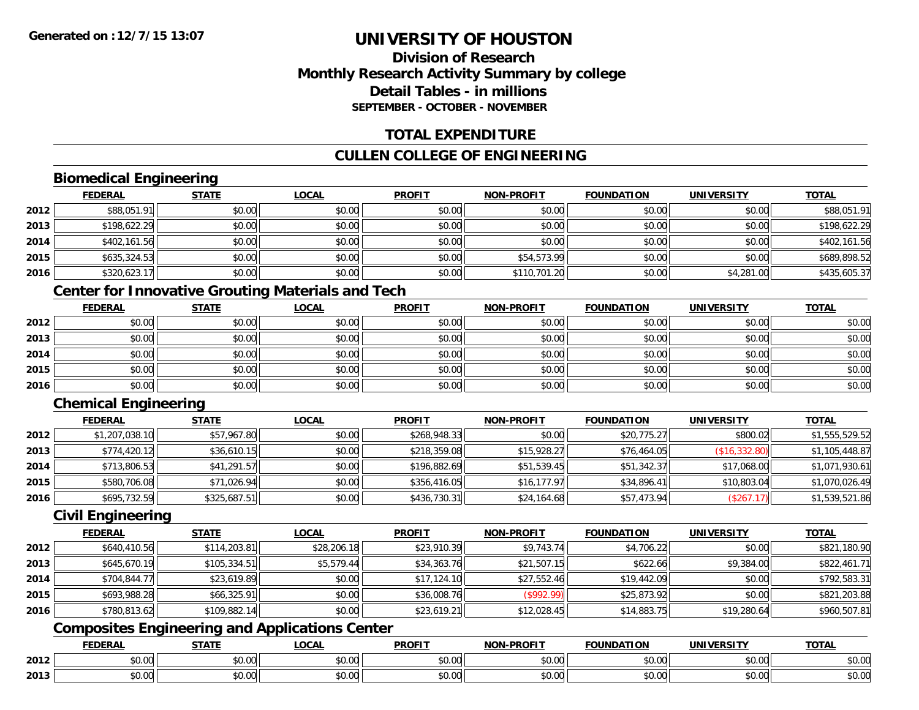# UNIVERSITY OF HOUSTON

## Division of Research
## Monthly Research Activity Summary by college
## Detail Tables - in millions
### SEPTEMBER - OCTOBER - NOVEMBER

## TOTAL EXPENDITURE

## CULLEN COLLEGE OF ENGINEERING

### Biomedical Engineering

| | FEDERAL | STATE | LOCAL | PROFIT | NON-PROFIT | FOUNDATION | UNIVERSITY | TOTAL |
|---|---|---|---|---|---|---|---|---|
| 2012 | $88,051.91 | $0.00 | $0.00 | $0.00 | $0.00 | $0.00 | $0.00 | $88,051.91 |
| 2013 | $198,622.29 | $0.00 | $0.00 | $0.00 | $0.00 | $0.00 | $0.00 | $198,622.29 |
| 2014 | $402,161.56 | $0.00 | $0.00 | $0.00 | $0.00 | $0.00 | $0.00 | $402,161.56 |
| 2015 | $635,324.53 | $0.00 | $0.00 | $0.00 | $54,573.99 | $0.00 | $0.00 | $689,898.52 |
| 2016 | $320,623.17 | $0.00 | $0.00 | $0.00 | $110,701.20 | $0.00 | $4,281.00 | $435,605.37 |

### Center for Innovative Grouting Materials and Tech

| | FEDERAL | STATE | LOCAL | PROFIT | NON-PROFIT | FOUNDATION | UNIVERSITY | TOTAL |
|---|---|---|---|---|---|---|---|---|
| 2012 | $0.00 | $0.00 | $0.00 | $0.00 | $0.00 | $0.00 | $0.00 | $0.00 |
| 2013 | $0.00 | $0.00 | $0.00 | $0.00 | $0.00 | $0.00 | $0.00 | $0.00 |
| 2014 | $0.00 | $0.00 | $0.00 | $0.00 | $0.00 | $0.00 | $0.00 | $0.00 |
| 2015 | $0.00 | $0.00 | $0.00 | $0.00 | $0.00 | $0.00 | $0.00 | $0.00 |
| 2016 | $0.00 | $0.00 | $0.00 | $0.00 | $0.00 | $0.00 | $0.00 | $0.00 |

### Chemical Engineering

| | FEDERAL | STATE | LOCAL | PROFIT | NON-PROFIT | FOUNDATION | UNIVERSITY | TOTAL |
|---|---|---|---|---|---|---|---|---|
| 2012 | $1,207,038.10 | $57,967.80 | $0.00 | $268,948.33 | $0.00 | $20,775.27 | $800.02 | $1,555,529.52 |
| 2013 | $774,420.12 | $36,610.15 | $0.00 | $218,359.08 | $15,928.27 | $76,464.05 | ($16,332.80) | $1,105,448.87 |
| 2014 | $713,806.53 | $41,291.57 | $0.00 | $196,882.69 | $51,539.45 | $51,342.37 | $17,068.00 | $1,071,930.61 |
| 2015 | $580,706.08 | $71,026.94 | $0.00 | $356,416.05 | $16,177.97 | $34,896.41 | $10,803.04 | $1,070,026.49 |
| 2016 | $695,732.59 | $325,687.51 | $0.00 | $436,730.31 | $24,164.68 | $57,473.94 | ($267.17) | $1,539,521.86 |

### Civil Engineering

| | FEDERAL | STATE | LOCAL | PROFIT | NON-PROFIT | FOUNDATION | UNIVERSITY | TOTAL |
|---|---|---|---|---|---|---|---|---|
| 2012 | $640,410.56 | $114,203.81 | $28,206.18 | $23,910.39 | $9,743.74 | $4,706.22 | $0.00 | $821,180.90 |
| 2013 | $645,670.19 | $105,334.51 | $5,579.44 | $34,363.76 | $21,507.15 | $622.66 | $9,384.00 | $822,461.71 |
| 2014 | $704,844.77 | $23,619.89 | $0.00 | $17,124.10 | $27,552.46 | $19,442.09 | $0.00 | $792,583.31 |
| 2015 | $693,988.28 | $66,325.91 | $0.00 | $36,008.76 | ($992.99) | $25,873.92 | $0.00 | $821,203.88 |
| 2016 | $780,813.62 | $109,882.14 | $0.00 | $23,619.21 | $12,028.45 | $14,883.75 | $19,280.64 | $960,507.81 |

### Composites Engineering and Applications Center

| | FEDERAL | STATE | LOCAL | PROFIT | NON-PROFIT | FOUNDATION | UNIVERSITY | TOTAL |
|---|---|---|---|---|---|---|---|---|
| 2012 | $0.00 | $0.00 | $0.00 | $0.00 | $0.00 | $0.00 | $0.00 | $0.00 |
| 2013 | $0.00 | $0.00 | $0.00 | $0.00 | $0.00 | $0.00 | $0.00 | $0.00 |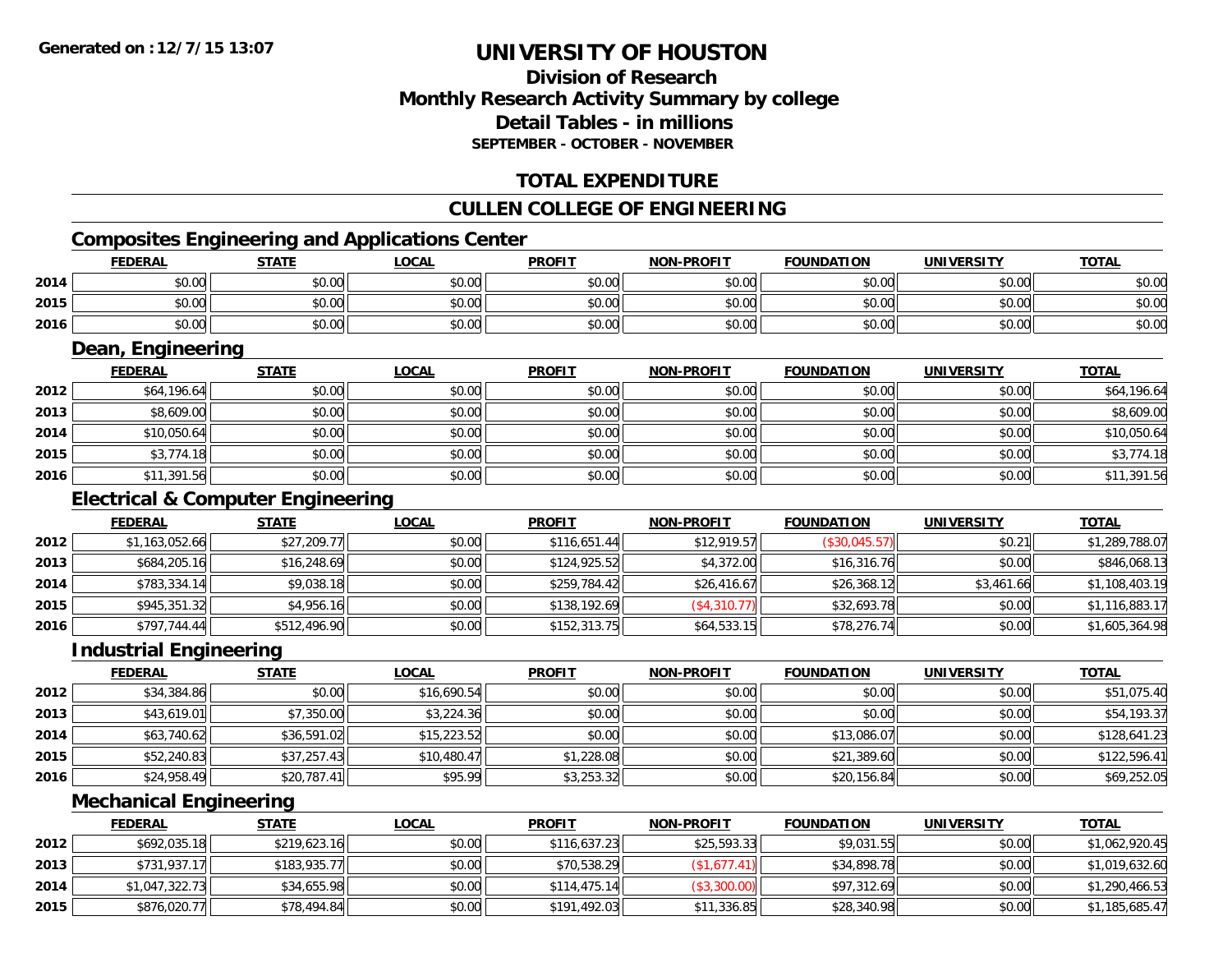Generated on :12/7/15 13:07

# UNIVERSITY OF HOUSTON

## Division of Research
## Monthly Research Activity Summary by college
## Detail Tables - in millions
### SEPTEMBER - OCTOBER - NOVEMBER

## TOTAL EXPENDITURE

## CULLEN COLLEGE OF ENGINEERING

### Composites Engineering and Applications Center

| | FEDERAL | STATE | LOCAL | PROFIT | NON-PROFIT | FOUNDATION | UNIVERSITY | TOTAL |
|---|---|---|---|---|---|---|---|---|
| 2014 | $0.00 | $0.00 | $0.00 | $0.00 | $0.00 | $0.00 | $0.00 | $0.00 |
| 2015 | $0.00 | $0.00 | $0.00 | $0.00 | $0.00 | $0.00 | $0.00 | $0.00 |
| 2016 | $0.00 | $0.00 | $0.00 | $0.00 | $0.00 | $0.00 | $0.00 | $0.00 |

### Dean, Engineering

| | FEDERAL | STATE | LOCAL | PROFIT | NON-PROFIT | FOUNDATION | UNIVERSITY | TOTAL |
|---|---|---|---|---|---|---|---|---|
| 2012 | $64,196.64 | $0.00 | $0.00 | $0.00 | $0.00 | $0.00 | $0.00 | $64,196.64 |
| 2013 | $8,609.00 | $0.00 | $0.00 | $0.00 | $0.00 | $0.00 | $0.00 | $8,609.00 |
| 2014 | $10,050.64 | $0.00 | $0.00 | $0.00 | $0.00 | $0.00 | $0.00 | $10,050.64 |
| 2015 | $3,774.18 | $0.00 | $0.00 | $0.00 | $0.00 | $0.00 | $0.00 | $3,774.18 |
| 2016 | $11,391.56 | $0.00 | $0.00 | $0.00 | $0.00 | $0.00 | $0.00 | $11,391.56 |

### Electrical & Computer Engineering

| | FEDERAL | STATE | LOCAL | PROFIT | NON-PROFIT | FOUNDATION | UNIVERSITY | TOTAL |
|---|---|---|---|---|---|---|---|---|
| 2012 | $1,163,052.66 | $27,209.77 | $0.00 | $116,651.44 | $12,919.57 | ($30,045.57) | $0.21 | $1,289,788.07 |
| 2013 | $684,205.16 | $16,248.69 | $0.00 | $124,925.52 | $4,372.00 | $16,316.76 | $0.00 | $846,068.13 |
| 2014 | $783,334.14 | $9,038.18 | $0.00 | $259,784.42 | $26,416.67 | $26,368.12 | $3,461.66 | $1,108,403.19 |
| 2015 | $945,351.32 | $4,956.16 | $0.00 | $138,192.69 | ($4,310.77) | $32,693.78 | $0.00 | $1,116,883.17 |
| 2016 | $797,744.44 | $512,496.90 | $0.00 | $152,313.75 | $64,533.15 | $78,276.74 | $0.00 | $1,605,364.98 |

### Industrial Engineering

| | FEDERAL | STATE | LOCAL | PROFIT | NON-PROFIT | FOUNDATION | UNIVERSITY | TOTAL |
|---|---|---|---|---|---|---|---|---|
| 2012 | $34,384.86 | $0.00 | $16,690.54 | $0.00 | $0.00 | $0.00 | $0.00 | $51,075.40 |
| 2013 | $43,619.01 | $7,350.00 | $3,224.36 | $0.00 | $0.00 | $0.00 | $0.00 | $54,193.37 |
| 2014 | $63,740.62 | $36,591.02 | $15,223.52 | $0.00 | $0.00 | $13,086.07 | $0.00 | $128,641.23 |
| 2015 | $52,240.83 | $37,257.43 | $10,480.47 | $1,228.08 | $0.00 | $21,389.60 | $0.00 | $122,596.41 |
| 2016 | $24,958.49 | $20,787.41 | $95.99 | $3,253.32 | $0.00 | $20,156.84 | $0.00 | $69,252.05 |

### Mechanical Engineering

| | FEDERAL | STATE | LOCAL | PROFIT | NON-PROFIT | FOUNDATION | UNIVERSITY | TOTAL |
|---|---|---|---|---|---|---|---|---|
| 2012 | $692,035.18 | $219,623.16 | $0.00 | $116,637.23 | $25,593.33 | $9,031.55 | $0.00 | $1,062,920.45 |
| 2013 | $731,937.17 | $183,935.77 | $0.00 | $70,538.29 | ($1,677.41) | $34,898.78 | $0.00 | $1,019,632.60 |
| 2014 | $1,047,322.73 | $34,655.98 | $0.00 | $114,475.14 | ($3,300.00) | $97,312.69 | $0.00 | $1,290,466.53 |
| 2015 | $876,020.77 | $78,494.84 | $0.00 | $191,492.03 | $11,336.85 | $28,340.98 | $0.00 | $1,185,685.47 |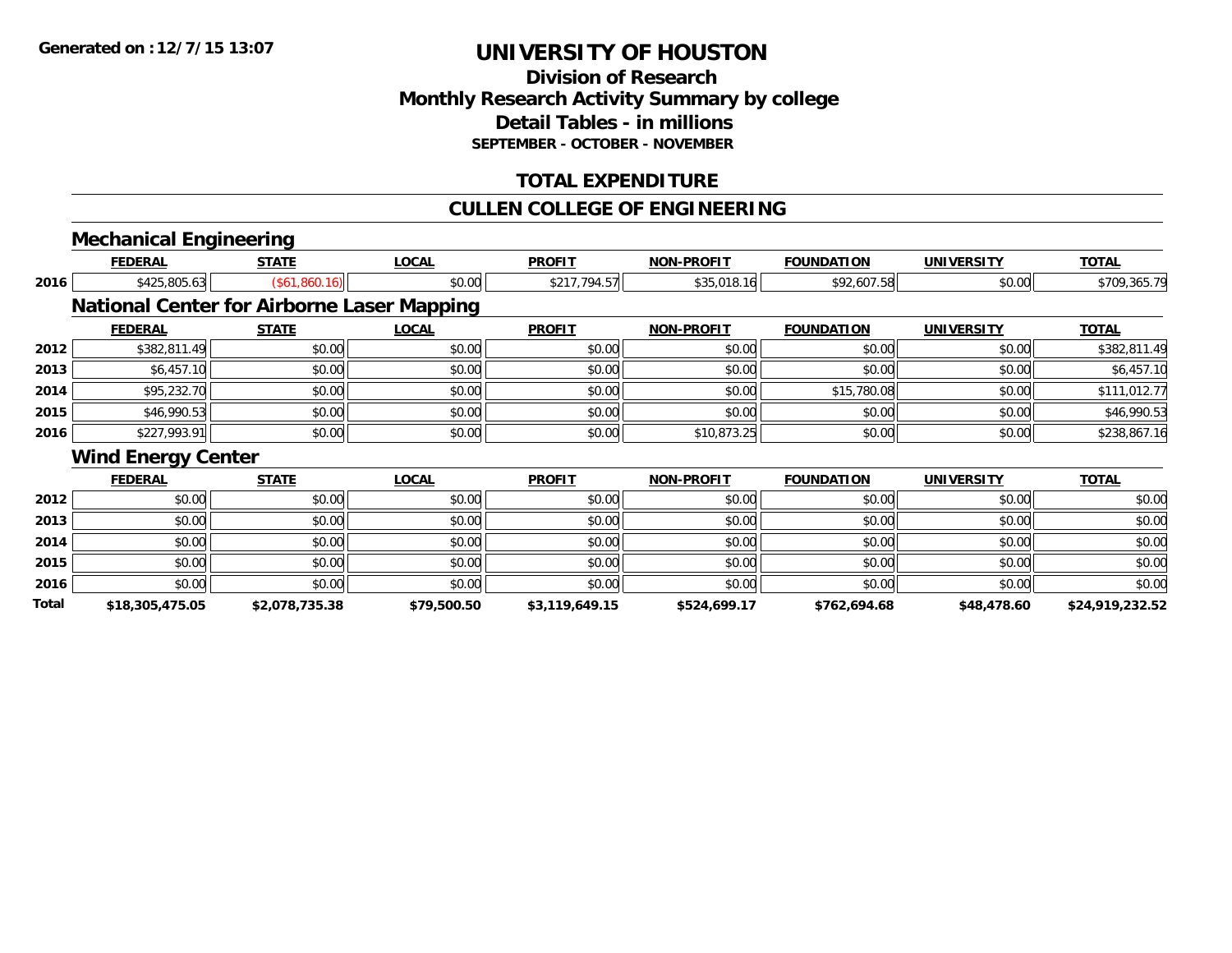Generated on :12/7/15 13:07

# UNIVERSITY OF HOUSTON

## Division of Research
## Monthly Research Activity Summary by college
## Detail Tables - in millions
### SEPTEMBER - OCTOBER - NOVEMBER

## TOTAL EXPENDITURE

## CULLEN COLLEGE OF ENGINEERING

### Mechanical Engineering

| | FEDERAL | STATE | LOCAL | PROFIT | NON-PROFIT | FOUNDATION | UNIVERSITY | TOTAL |
|---|---|---|---|---|---|---|---|---|
| 2016 | $425,805.63 | ($61,860.16) | $0.00 | $217,794.57 | $35,018.16 | $92,607.58 | $0.00 | $709,365.79 |

### National Center for Airborne Laser Mapping

| | FEDERAL | STATE | LOCAL | PROFIT | NON-PROFIT | FOUNDATION | UNIVERSITY | TOTAL |
|---|---|---|---|---|---|---|---|---|
| 2012 | $382,811.49 | $0.00 | $0.00 | $0.00 | $0.00 | $0.00 | $0.00 | $382,811.49 |
| 2013 | $6,457.10 | $0.00 | $0.00 | $0.00 | $0.00 | $0.00 | $0.00 | $6,457.10 |
| 2014 | $95,232.70 | $0.00 | $0.00 | $0.00 | $0.00 | $15,780.08 | $0.00 | $111,012.77 |
| 2015 | $46,990.53 | $0.00 | $0.00 | $0.00 | $0.00 | $0.00 | $0.00 | $46,990.53 |
| 2016 | $227,993.91 | $0.00 | $0.00 | $0.00 | $10,873.25 | $0.00 | $0.00 | $238,867.16 |

### Wind Energy Center

| | FEDERAL | STATE | LOCAL | PROFIT | NON-PROFIT | FOUNDATION | UNIVERSITY | TOTAL |
|---|---|---|---|---|---|---|---|---|
| 2012 | $0.00 | $0.00 | $0.00 | $0.00 | $0.00 | $0.00 | $0.00 | $0.00 |
| 2013 | $0.00 | $0.00 | $0.00 | $0.00 | $0.00 | $0.00 | $0.00 | $0.00 |
| 2014 | $0.00 | $0.00 | $0.00 | $0.00 | $0.00 | $0.00 | $0.00 | $0.00 |
| 2015 | $0.00 | $0.00 | $0.00 | $0.00 | $0.00 | $0.00 | $0.00 | $0.00 |
| 2016 | $0.00 | $0.00 | $0.00 | $0.00 | $0.00 | $0.00 | $0.00 | $0.00 |
| **Total** | **$18,305,475.05** | **$2,078,735.38** | **$79,500.50** | **$3,119,649.15** | **$524,699.17** | **$762,694.68** | **$48,478.60** | **$24,919,232.52** |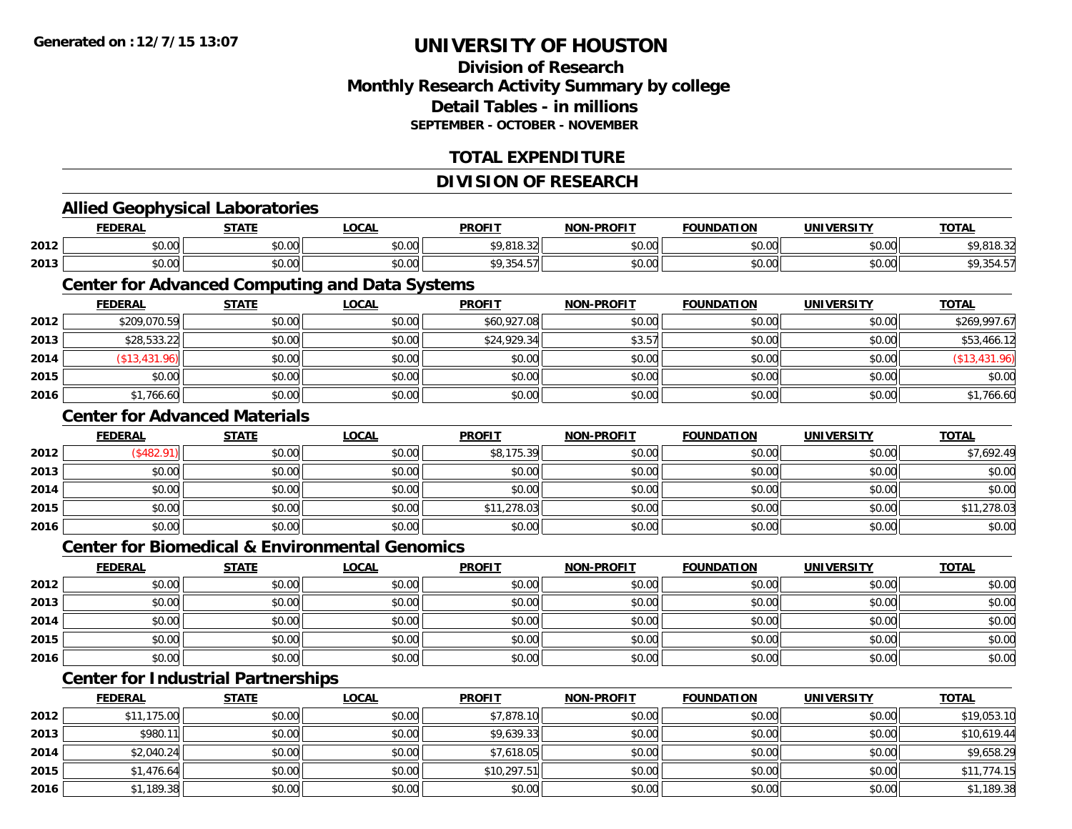# UNIVERSITY OF HOUSTON

## Division of Research
## Monthly Research Activity Summary by college
## Detail Tables - in millions
### SEPTEMBER - OCTOBER - NOVEMBER

## TOTAL EXPENDITURE

## DIVISION OF RESEARCH

### Allied Geophysical Laboratories

| | FEDERAL | STATE | LOCAL | PROFIT | NON-PROFIT | FOUNDATION | UNIVERSITY | TOTAL |
|---|---|---|---|---|---|---|---|---|
| 2012 | $0.00 | $0.00 | $0.00 | $9,818.32 | $0.00 | $0.00 | $0.00 | $9,818.32 |
| 2013 | $0.00 | $0.00 | $0.00 | $9,354.57 | $0.00 | $0.00 | $0.00 | $9,354.57 |

### Center for Advanced Computing and Data Systems

| | FEDERAL | STATE | LOCAL | PROFIT | NON-PROFIT | FOUNDATION | UNIVERSITY | TOTAL |
|---|---|---|---|---|---|---|---|---|
| 2012 | $209,070.59 | $0.00 | $0.00 | $60,927.08 | $0.00 | $0.00 | $0.00 | $269,997.67 |
| 2013 | $28,533.22 | $0.00 | $0.00 | $24,929.34 | $3.57 | $0.00 | $0.00 | $53,466.12 |
| 2014 | ($13,431.96) | $0.00 | $0.00 | $0.00 | $0.00 | $0.00 | $0.00 | ($13,431.96) |
| 2015 | $0.00 | $0.00 | $0.00 | $0.00 | $0.00 | $0.00 | $0.00 | $0.00 |
| 2016 | $1,766.60 | $0.00 | $0.00 | $0.00 | $0.00 | $0.00 | $0.00 | $1,766.60 |

### Center for Advanced Materials

| | FEDERAL | STATE | LOCAL | PROFIT | NON-PROFIT | FOUNDATION | UNIVERSITY | TOTAL |
|---|---|---|---|---|---|---|---|---|
| 2012 | ($482.91) | $0.00 | $0.00 | $8,175.39 | $0.00 | $0.00 | $0.00 | $7,692.49 |
| 2013 | $0.00 | $0.00 | $0.00 | $0.00 | $0.00 | $0.00 | $0.00 | $0.00 |
| 2014 | $0.00 | $0.00 | $0.00 | $0.00 | $0.00 | $0.00 | $0.00 | $0.00 |
| 2015 | $0.00 | $0.00 | $0.00 | $11,278.03 | $0.00 | $0.00 | $0.00 | $11,278.03 |
| 2016 | $0.00 | $0.00 | $0.00 | $0.00 | $0.00 | $0.00 | $0.00 | $0.00 |

### Center for Biomedical & Environmental Genomics

| | FEDERAL | STATE | LOCAL | PROFIT | NON-PROFIT | FOUNDATION | UNIVERSITY | TOTAL |
|---|---|---|---|---|---|---|---|---|
| 2012 | $0.00 | $0.00 | $0.00 | $0.00 | $0.00 | $0.00 | $0.00 | $0.00 |
| 2013 | $0.00 | $0.00 | $0.00 | $0.00 | $0.00 | $0.00 | $0.00 | $0.00 |
| 2014 | $0.00 | $0.00 | $0.00 | $0.00 | $0.00 | $0.00 | $0.00 | $0.00 |
| 2015 | $0.00 | $0.00 | $0.00 | $0.00 | $0.00 | $0.00 | $0.00 | $0.00 |
| 2016 | $0.00 | $0.00 | $0.00 | $0.00 | $0.00 | $0.00 | $0.00 | $0.00 |

### Center for Industrial Partnerships

| | FEDERAL | STATE | LOCAL | PROFIT | NON-PROFIT | FOUNDATION | UNIVERSITY | TOTAL |
|---|---|---|---|---|---|---|---|---|
| 2012 | $11,175.00 | $0.00 | $0.00 | $7,878.10 | $0.00 | $0.00 | $0.00 | $19,053.10 |
| 2013 | $980.11 | $0.00 | $0.00 | $9,639.33 | $0.00 | $0.00 | $0.00 | $10,619.44 |
| 2014 | $2,040.24 | $0.00 | $0.00 | $7,618.05 | $0.00 | $0.00 | $0.00 | $9,658.29 |
| 2015 | $1,476.64 | $0.00 | $0.00 | $10,297.51 | $0.00 | $0.00 | $0.00 | $11,774.15 |
| 2016 | $1,189.38 | $0.00 | $0.00 | $0.00 | $0.00 | $0.00 | $0.00 | $1,189.38 |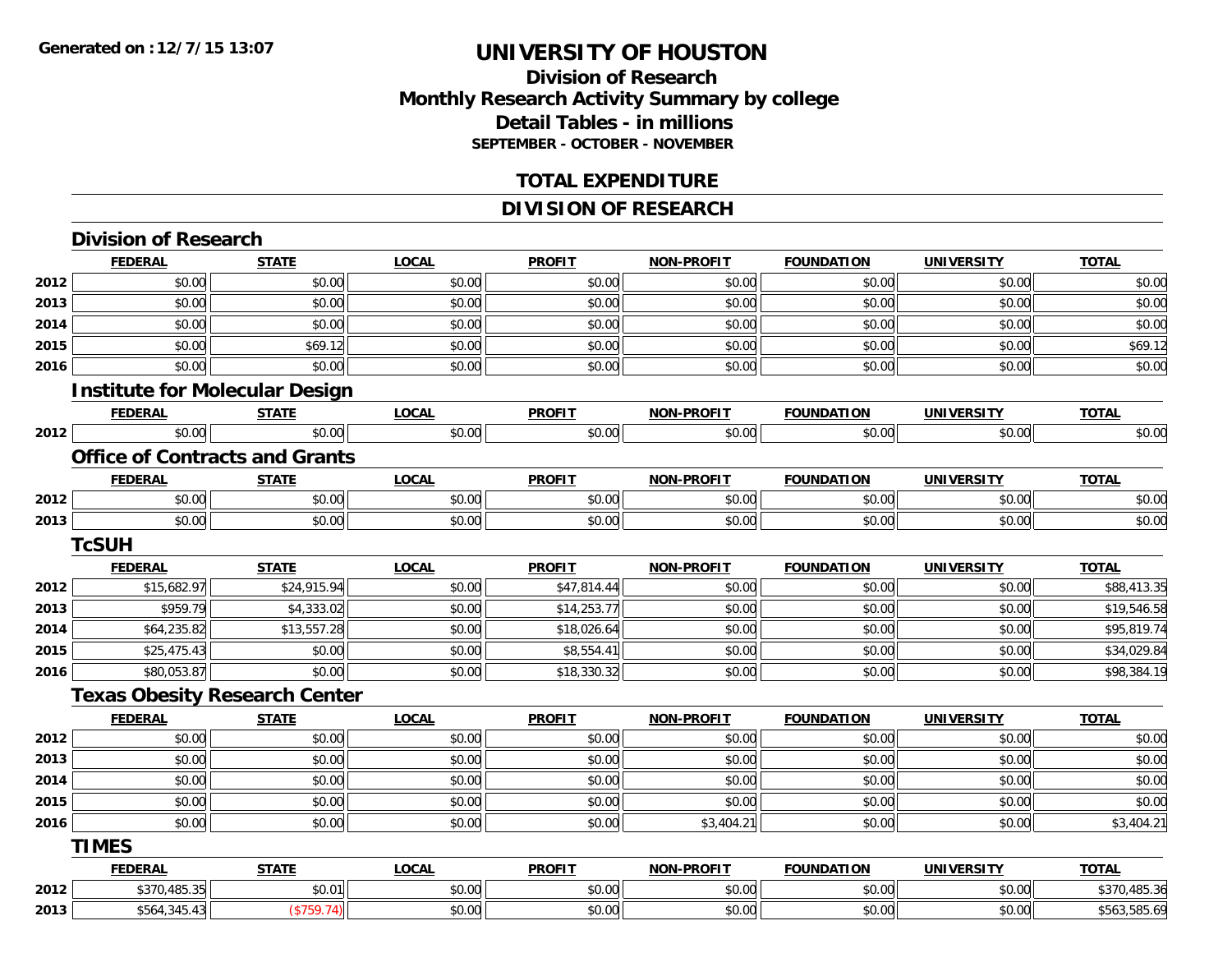**Generated on :12/7/15 13:07**

# UNIVERSITY OF HOUSTON

## Division of Research
## Monthly Research Activity Summary by college
## Detail Tables - in millions
### SEPTEMBER - OCTOBER - NOVEMBER

## TOTAL EXPENDITURE

## DIVISION OF RESEARCH

### Division of Research

| | FEDERAL | STATE | LOCAL | PROFIT | NON-PROFIT | FOUNDATION | UNIVERSITY | TOTAL |
|---|---|---|---|---|---|---|---|---|
| 2012 | $0.00 | $0.00 | $0.00 | $0.00 | $0.00 | $0.00 | $0.00 | $0.00 |
| 2013 | $0.00 | $0.00 | $0.00 | $0.00 | $0.00 | $0.00 | $0.00 | $0.00 |
| 2014 | $0.00 | $0.00 | $0.00 | $0.00 | $0.00 | $0.00 | $0.00 | $0.00 |
| 2015 | $0.00 | $69.12 | $0.00 | $0.00 | $0.00 | $0.00 | $0.00 | $69.12 |
| 2016 | $0.00 | $0.00 | $0.00 | $0.00 | $0.00 | $0.00 | $0.00 | $0.00 |

### Institute for Molecular Design

| | FEDERAL | STATE | LOCAL | PROFIT | NON-PROFIT | FOUNDATION | UNIVERSITY | TOTAL |
|---|---|---|---|---|---|---|---|---|
| 2012 | $0.00 | $0.00 | $0.00 | $0.00 | $0.00 | $0.00 | $0.00 | $0.00 |

### Office of Contracts and Grants

| | FEDERAL | STATE | LOCAL | PROFIT | NON-PROFIT | FOUNDATION | UNIVERSITY | TOTAL |
|---|---|---|---|---|---|---|---|---|
| 2012 | $0.00 | $0.00 | $0.00 | $0.00 | $0.00 | $0.00 | $0.00 | $0.00 |
| 2013 | $0.00 | $0.00 | $0.00 | $0.00 | $0.00 | $0.00 | $0.00 | $0.00 |

### TcSUH

| | FEDERAL | STATE | LOCAL | PROFIT | NON-PROFIT | FOUNDATION | UNIVERSITY | TOTAL |
|---|---|---|---|---|---|---|---|---|
| 2012 | $15,682.97 | $24,915.94 | $0.00 | $47,814.44 | $0.00 | $0.00 | $0.00 | $88,413.35 |
| 2013 | $959.79 | $4,333.02 | $0.00 | $14,253.77 | $0.00 | $0.00 | $0.00 | $19,546.58 |
| 2014 | $64,235.82 | $13,557.28 | $0.00 | $18,026.64 | $0.00 | $0.00 | $0.00 | $95,819.74 |
| 2015 | $25,475.43 | $0.00 | $0.00 | $8,554.41 | $0.00 | $0.00 | $0.00 | $34,029.84 |
| 2016 | $80,053.87 | $0.00 | $0.00 | $18,330.32 | $0.00 | $0.00 | $0.00 | $98,384.19 |

### Texas Obesity Research Center

| | FEDERAL | STATE | LOCAL | PROFIT | NON-PROFIT | FOUNDATION | UNIVERSITY | TOTAL |
|---|---|---|---|---|---|---|---|---|
| 2012 | $0.00 | $0.00 | $0.00 | $0.00 | $0.00 | $0.00 | $0.00 | $0.00 |
| 2013 | $0.00 | $0.00 | $0.00 | $0.00 | $0.00 | $0.00 | $0.00 | $0.00 |
| 2014 | $0.00 | $0.00 | $0.00 | $0.00 | $0.00 | $0.00 | $0.00 | $0.00 |
| 2015 | $0.00 | $0.00 | $0.00 | $0.00 | $0.00 | $0.00 | $0.00 | $0.00 |
| 2016 | $0.00 | $0.00 | $0.00 | $0.00 | $3,404.21 | $0.00 | $0.00 | $3,404.21 |

### TIMES

| | FEDERAL | STATE | LOCAL | PROFIT | NON-PROFIT | FOUNDATION | UNIVERSITY | TOTAL |
|---|---|---|---|---|---|---|---|---|
| 2012 | $370,485.35 | $0.01 | $0.00 | $0.00 | $0.00 | $0.00 | $0.00 | $370,485.36 |
| 2013 | $564,345.43 | ($759.74) | $0.00 | $0.00 | $0.00 | $0.00 | $0.00 | $563,585.69 |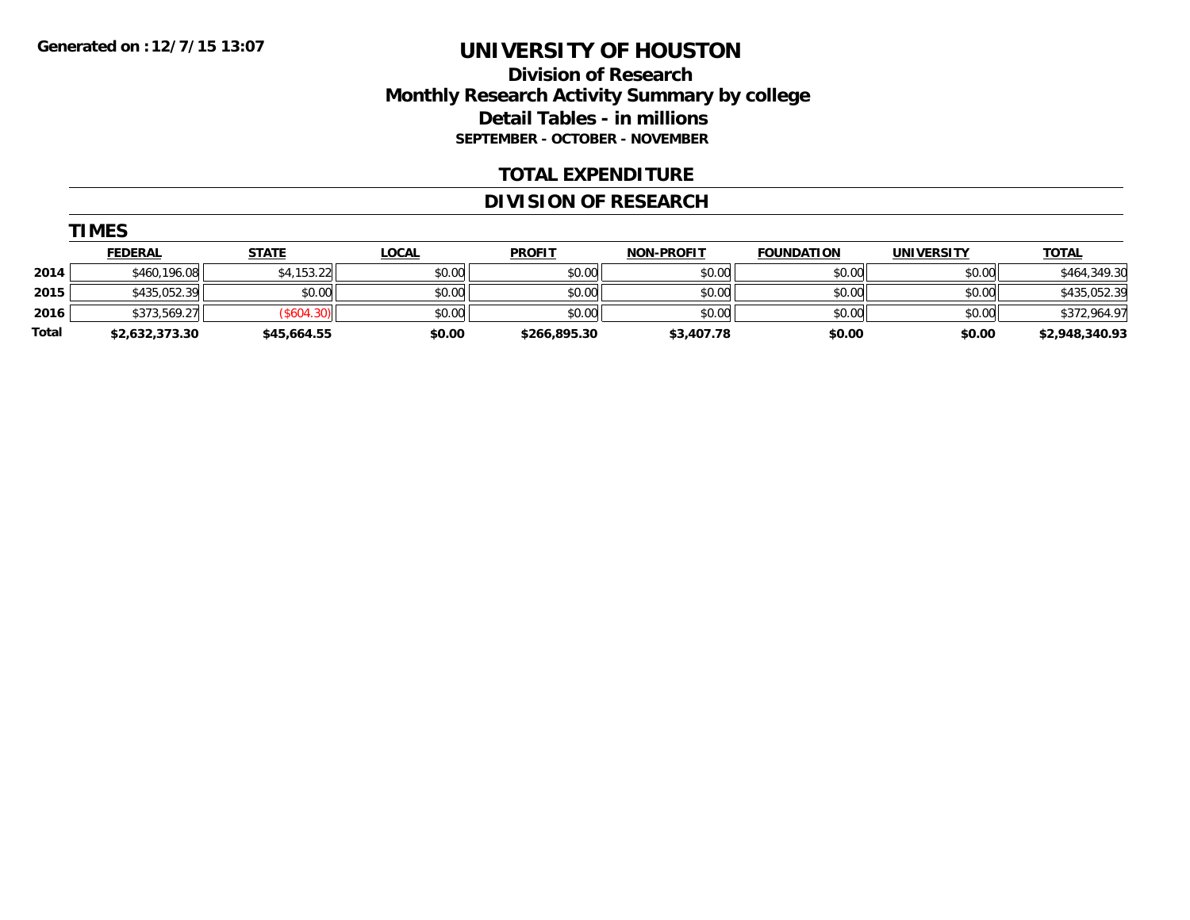**Generated on :12/7/15 13:07**

# UNIVERSITY OF HOUSTON

## Division of Research
## Monthly Research Activity Summary by college
## Detail Tables - in millions
### SEPTEMBER - OCTOBER - NOVEMBER

## TOTAL EXPENDITURE

## DIVISION OF RESEARCH

### TIMES

| | FEDERAL | STATE | LOCAL | PROFIT | NON-PROFIT | FOUNDATION | UNIVERSITY | TOTAL |
|---|---|---|---|---|---|---|---|---|
| 2014 | $460,196.08 | $4,153.22 | $0.00 | $0.00 | $0.00 | $0.00 | $0.00 | $464,349.30 |
| 2015 | $435,052.39 | $0.00 | $0.00 | $0.00 | $0.00 | $0.00 | $0.00 | $435,052.39 |
| 2016 | $373,569.27 | ($604.30) | $0.00 | $0.00 | $0.00 | $0.00 | $0.00 | $372,964.97 |
| **Total** | **$2,632,373.30** | **$45,664.55** | **$0.00** | **$266,895.30** | **$3,407.78** | **$0.00** | **$0.00** | **$2,948,340.93** |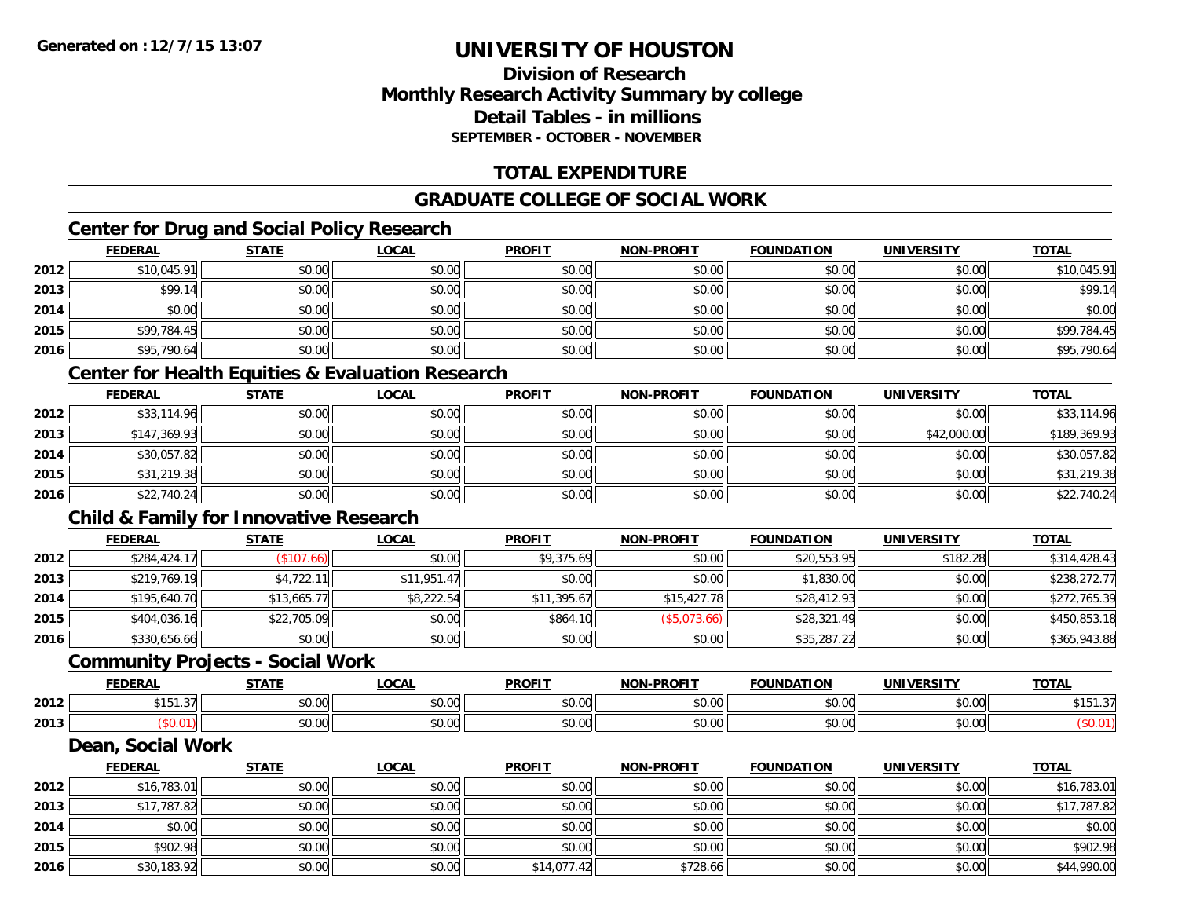**Generated on :12/7/15 13:07**

# UNIVERSITY OF HOUSTON

## Division of Research
## Monthly Research Activity Summary by college
## Detail Tables - in millions
### SEPTEMBER - OCTOBER - NOVEMBER

## TOTAL EXPENDITURE

## GRADUATE COLLEGE OF SOCIAL WORK

### Center for Drug and Social Policy Research

| | FEDERAL | STATE | LOCAL | PROFIT | NON-PROFIT | FOUNDATION | UNIVERSITY | TOTAL |
|---|---|---|---|---|---|---|---|---|
| 2012 | $10,045.91 | $0.00 | $0.00 | $0.00 | $0.00 | $0.00 | $0.00 | $10,045.91 |
| 2013 | $99.14 | $0.00 | $0.00 | $0.00 | $0.00 | $0.00 | $0.00 | $99.14 |
| 2014 | $0.00 | $0.00 | $0.00 | $0.00 | $0.00 | $0.00 | $0.00 | $0.00 |
| 2015 | $99,784.45 | $0.00 | $0.00 | $0.00 | $0.00 | $0.00 | $0.00 | $99,784.45 |
| 2016 | $95,790.64 | $0.00 | $0.00 | $0.00 | $0.00 | $0.00 | $0.00 | $95,790.64 |

### Center for Health Equities & Evaluation Research

| | FEDERAL | STATE | LOCAL | PROFIT | NON-PROFIT | FOUNDATION | UNIVERSITY | TOTAL |
|---|---|---|---|---|---|---|---|---|
| 2012 | $33,114.96 | $0.00 | $0.00 | $0.00 | $0.00 | $0.00 | $0.00 | $33,114.96 |
| 2013 | $147,369.93 | $0.00 | $0.00 | $0.00 | $0.00 | $0.00 | $42,000.00 | $189,369.93 |
| 2014 | $30,057.82 | $0.00 | $0.00 | $0.00 | $0.00 | $0.00 | $0.00 | $30,057.82 |
| 2015 | $31,219.38 | $0.00 | $0.00 | $0.00 | $0.00 | $0.00 | $0.00 | $31,219.38 |
| 2016 | $22,740.24 | $0.00 | $0.00 | $0.00 | $0.00 | $0.00 | $0.00 | $22,740.24 |

### Child & Family for Innovative Research

| | FEDERAL | STATE | LOCAL | PROFIT | NON-PROFIT | FOUNDATION | UNIVERSITY | TOTAL |
|---|---|---|---|---|---|---|---|---|
| 2012 | $284,424.17 | ($107.66) | $0.00 | $9,375.69 | $0.00 | $20,553.95 | $182.28 | $314,428.43 |
| 2013 | $219,769.19 | $4,722.11 | $11,951.47 | $0.00 | $0.00 | $1,830.00 | $0.00 | $238,272.77 |
| 2014 | $195,640.70 | $13,665.77 | $8,222.54 | $11,395.67 | $15,427.78 | $28,412.93 | $0.00 | $272,765.39 |
| 2015 | $404,036.16 | $22,705.09 | $0.00 | $864.10 | ($5,073.66) | $28,321.49 | $0.00 | $450,853.18 |
| 2016 | $330,656.66 | $0.00 | $0.00 | $0.00 | $0.00 | $35,287.22 | $0.00 | $365,943.88 |

### Community Projects - Social Work

| | FEDERAL | STATE | LOCAL | PROFIT | NON-PROFIT | FOUNDATION | UNIVERSITY | TOTAL |
|---|---|---|---|---|---|---|---|---|
| 2012 | $151.37 | $0.00 | $0.00 | $0.00 | $0.00 | $0.00 | $0.00 | $151.37 |
| 2013 | ($0.01) | $0.00 | $0.00 | $0.00 | $0.00 | $0.00 | $0.00 | ($0.01) |

### Dean, Social Work

| | FEDERAL | STATE | LOCAL | PROFIT | NON-PROFIT | FOUNDATION | UNIVERSITY | TOTAL |
|---|---|---|---|---|---|---|---|---|
| 2012 | $16,783.01 | $0.00 | $0.00 | $0.00 | $0.00 | $0.00 | $0.00 | $16,783.01 |
| 2013 | $17,787.82 | $0.00 | $0.00 | $0.00 | $0.00 | $0.00 | $0.00 | $17,787.82 |
| 2014 | $0.00 | $0.00 | $0.00 | $0.00 | $0.00 | $0.00 | $0.00 | $0.00 |
| 2015 | $902.98 | $0.00 | $0.00 | $0.00 | $0.00 | $0.00 | $0.00 | $902.98 |
| 2016 | $30,183.92 | $0.00 | $0.00 | $14,077.42 | $728.66 | $0.00 | $0.00 | $44,990.00 |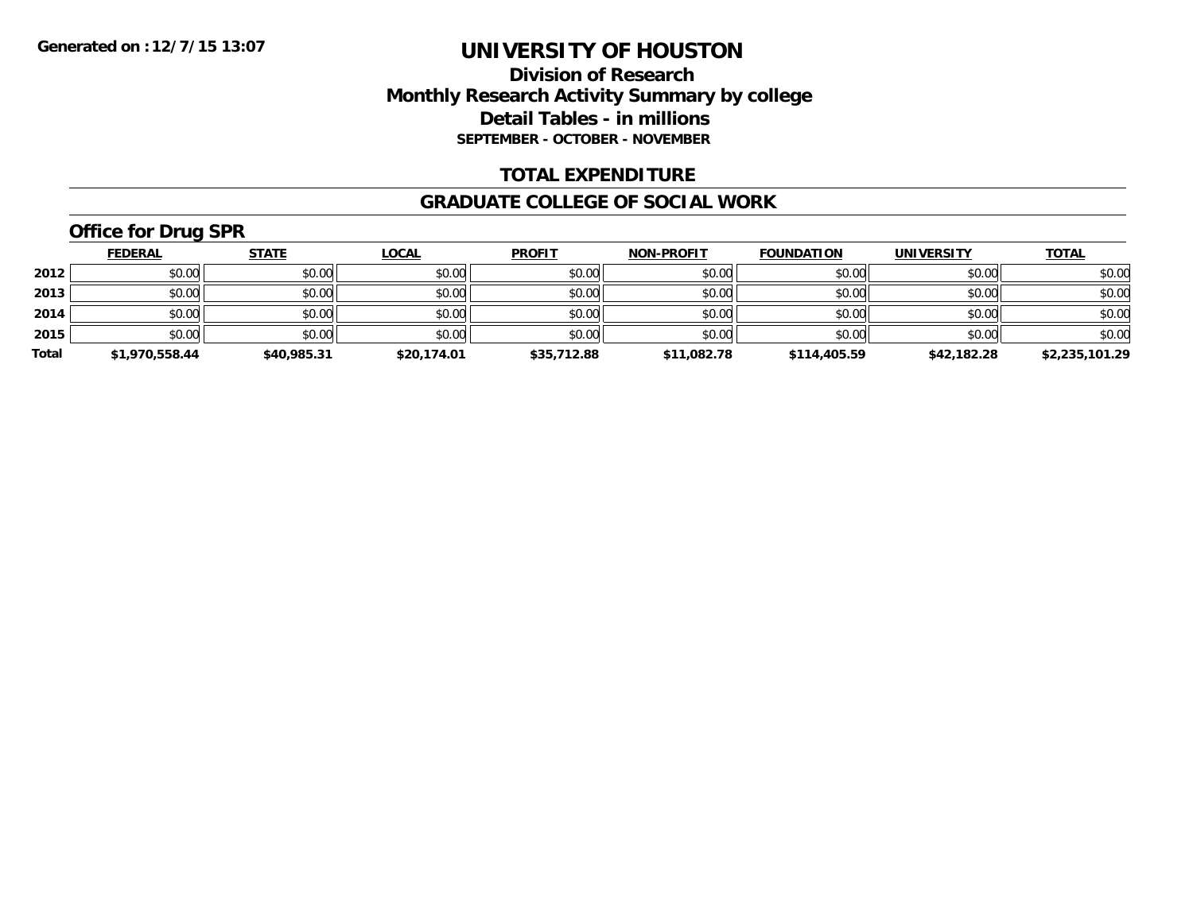**Generated on :12/7/15 13:07**

# UNIVERSITY OF HOUSTON

## Division of Research
## Monthly Research Activity Summary by college
## Detail Tables - in millions
### SEPTEMBER - OCTOBER - NOVEMBER

## TOTAL EXPENDITURE

## GRADUATE COLLEGE OF SOCIAL WORK

### Office for Drug SPR

| | FEDERAL | STATE | LOCAL | PROFIT | NON-PROFIT | FOUNDATION | UNIVERSITY | TOTAL |
|---|---|---|---|---|---|---|---|---|
| 2012 | $0.00 | $0.00 | $0.00 | $0.00 | $0.00 | $0.00 | $0.00 | $0.00 |
| 2013 | $0.00 | $0.00 | $0.00 | $0.00 | $0.00 | $0.00 | $0.00 | $0.00 |
| 2014 | $0.00 | $0.00 | $0.00 | $0.00 | $0.00 | $0.00 | $0.00 | $0.00 |
| 2015 | $0.00 | $0.00 | $0.00 | $0.00 | $0.00 | $0.00 | $0.00 | $0.00 |
| **Total** | **$1,970,558.44** | **$40,985.31** | **$20,174.01** | **$35,712.88** | **$11,082.78** | **$114,405.59** | **$42,182.28** | **$2,235,101.29** |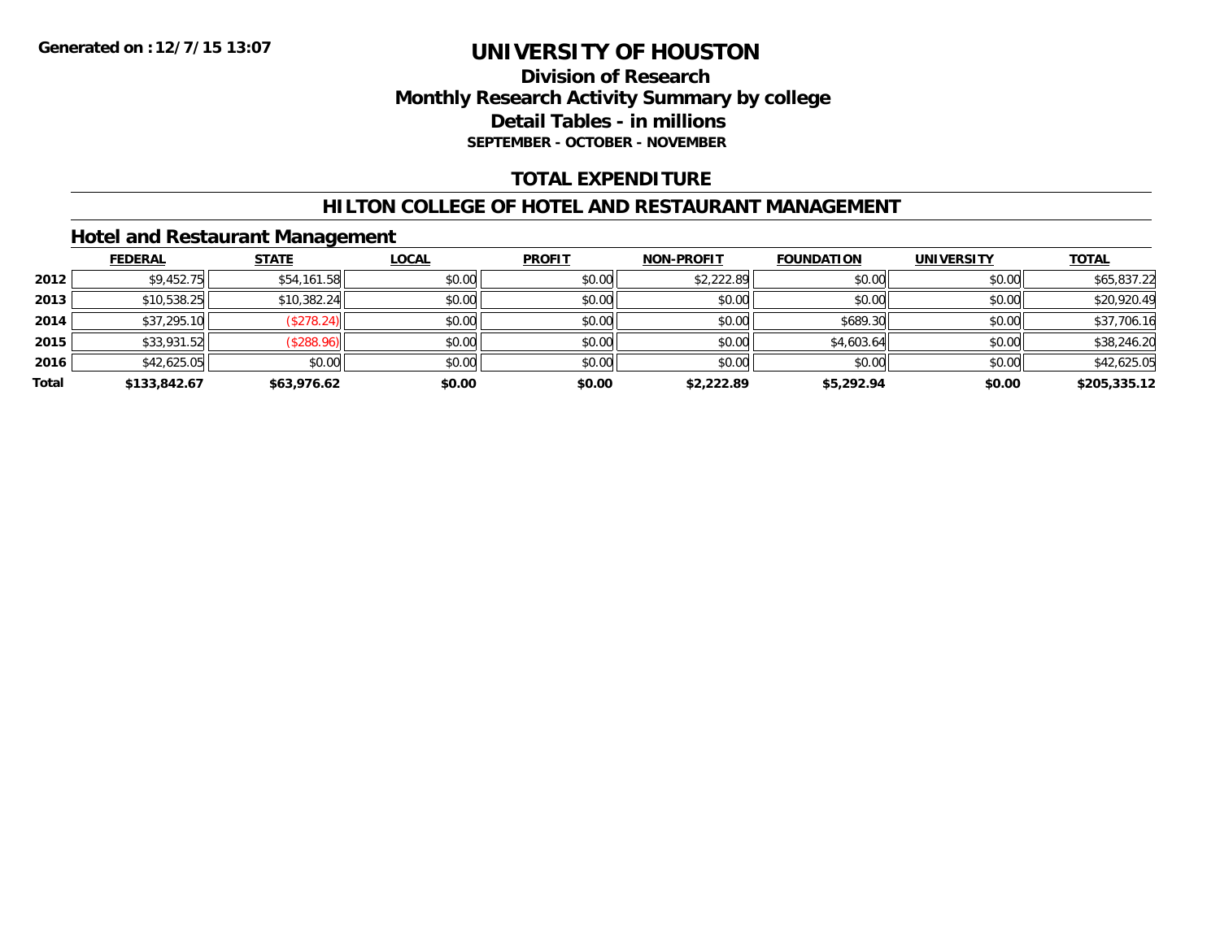**Generated on :12/7/15 13:07**

# UNIVERSITY OF HOUSTON

## Division of Research
## Monthly Research Activity Summary by college
## Detail Tables - in millions
### SEPTEMBER - OCTOBER - NOVEMBER

## TOTAL EXPENDITURE

## HILTON COLLEGE OF HOTEL AND RESTAURANT MANAGEMENT

### Hotel and Restaurant Management

| | FEDERAL | STATE | LOCAL | PROFIT | NON-PROFIT | FOUNDATION | UNIVERSITY | TOTAL |
|---|---|---|---|---|---|---|---|---|
| 2012 | $9,452.75 | $54,161.58 | $0.00 | $0.00 | $2,222.89 | $0.00 | $0.00 | $65,837.22 |
| 2013 | $10,538.25 | $10,382.24 | $0.00 | $0.00 | $0.00 | $0.00 | $0.00 | $20,920.49 |
| 2014 | $37,295.10 | ($278.24) | $0.00 | $0.00 | $0.00 | $689.30 | $0.00 | $37,706.16 |
| 2015 | $33,931.52 | ($288.96) | $0.00 | $0.00 | $0.00 | $4,603.64 | $0.00 | $38,246.20 |
| 2016 | $42,625.05 | $0.00 | $0.00 | $0.00 | $0.00 | $0.00 | $0.00 | $42,625.05 |
| **Total** | **$133,842.67** | **$63,976.62** | **$0.00** | **$0.00** | **$2,222.89** | **$5,292.94** | **$0.00** | **$205,335.12** |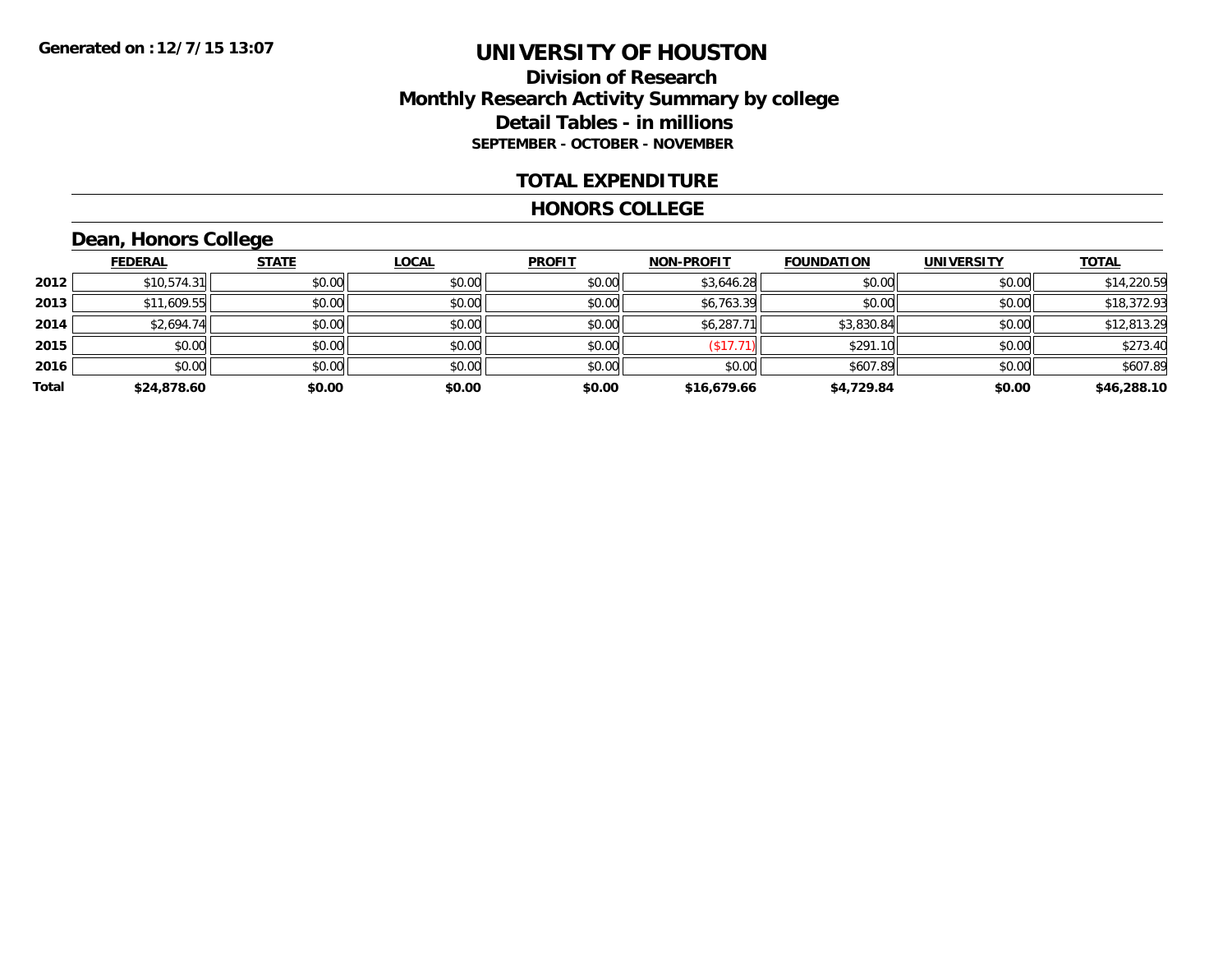Generated on : 12/7/15 13:07

# UNIVERSITY OF HOUSTON

## Division of Research
## Monthly Research Activity Summary by college
## Detail Tables - in millions
### SEPTEMBER - OCTOBER - NOVEMBER

## TOTAL EXPENDITURE

## HONORS COLLEGE

### Dean, Honors College

| | FEDERAL | STATE | LOCAL | PROFIT | NON-PROFIT | FOUNDATION | UNIVERSITY | TOTAL |
|---|---|---|---|---|---|---|---|---|
| 2012 | $10,574.31 | $0.00 | $0.00 | $0.00 | $3,646.28 | $0.00 | $0.00 | $14,220.59 |
| 2013 | $11,609.55 | $0.00 | $0.00 | $0.00 | $6,763.39 | $0.00 | $0.00 | $18,372.93 |
| 2014 | $2,694.74 | $0.00 | $0.00 | $0.00 | $6,287.71 | $3,830.84 | $0.00 | $12,813.29 |
| 2015 | $0.00 | $0.00 | $0.00 | $0.00 | ($17.71) | $291.10 | $0.00 | $273.40 |
| 2016 | $0.00 | $0.00 | $0.00 | $0.00 | $0.00 | $607.89 | $0.00 | $607.89 |
| **Total** | **$24,878.60** | **$0.00** | **$0.00** | **$0.00** | **$16,679.66** | **$4,729.84** | **$0.00** | **$46,288.10** |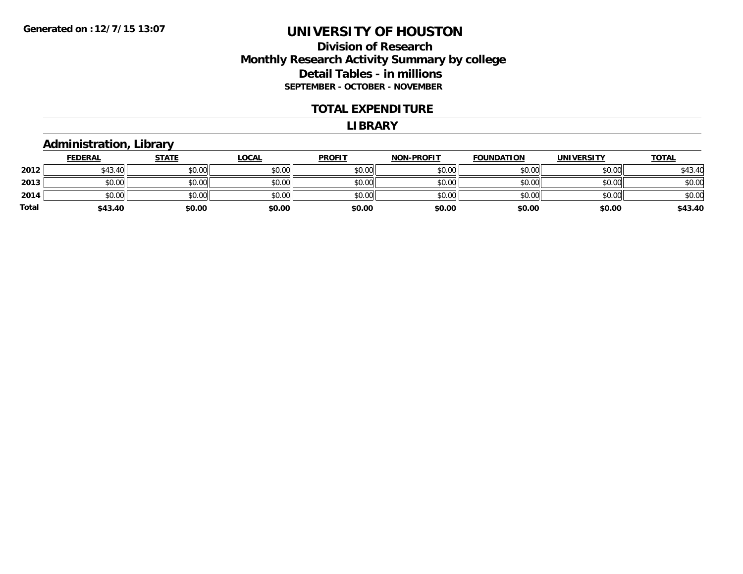Generated on :12/7/15 13:07

# UNIVERSITY OF HOUSTON

## Division of Research
## Monthly Research Activity Summary by college
## Detail Tables - in millions
### SEPTEMBER - OCTOBER - NOVEMBER

## TOTAL EXPENDITURE

## LIBRARY

### Administration, Library

| | FEDERAL | STATE | LOCAL | PROFIT | NON-PROFIT | FOUNDATION | UNIVERSITY | TOTAL |
|---|---|---|---|---|---|---|---|---|
| 2012 | $43.40 | $0.00 | $0.00 | $0.00 | $0.00 | $0.00 | $0.00 | $43.40 |
| 2013 | $0.00 | $0.00 | $0.00 | $0.00 | $0.00 | $0.00 | $0.00 | $0.00 |
| 2014 | $0.00 | $0.00 | $0.00 | $0.00 | $0.00 | $0.00 | $0.00 | $0.00 |
| **Total** | **$43.40** | **$0.00** | **$0.00** | **$0.00** | **$0.00** | **$0.00** | **$0.00** | **$43.40** |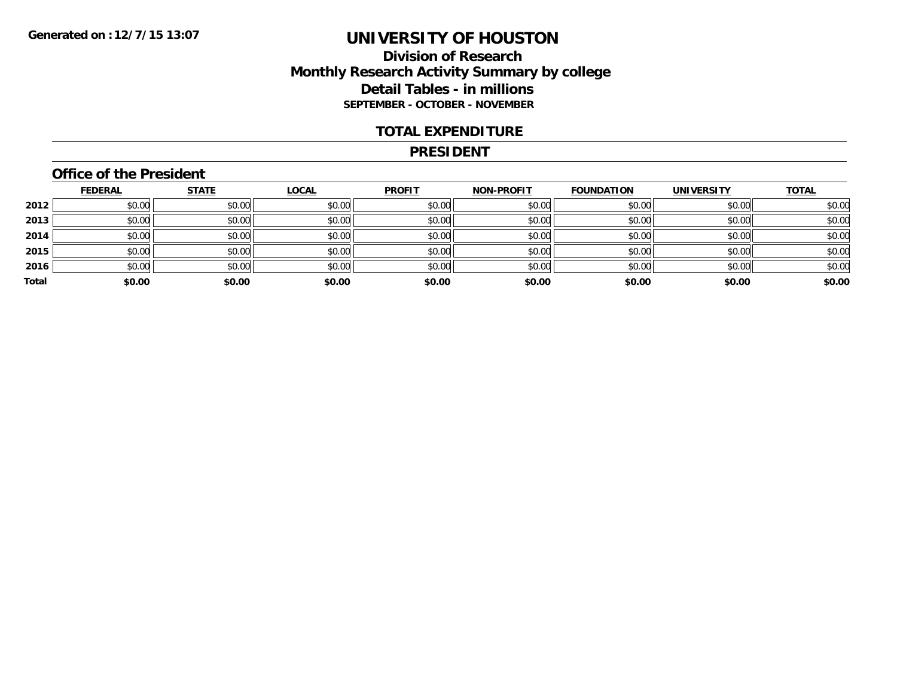Generated on :12/7/15 13:07

# UNIVERSITY OF HOUSTON

## Division of Research
## Monthly Research Activity Summary by college
## Detail Tables - in millions

**SEPTEMBER - OCTOBER - NOVEMBER**

## TOTAL EXPENDITURE

## PRESIDENT

### Office of the President

| | FEDERAL | STATE | LOCAL | PROFIT | NON-PROFIT | FOUNDATION | UNIVERSITY | TOTAL |
|---|---|---|---|---|---|---|---|---|
| 2012 | $0.00 | $0.00 | $0.00 | $0.00 | $0.00 | $0.00 | $0.00 | $0.00 |
| 2013 | $0.00 | $0.00 | $0.00 | $0.00 | $0.00 | $0.00 | $0.00 | $0.00 |
| 2014 | $0.00 | $0.00 | $0.00 | $0.00 | $0.00 | $0.00 | $0.00 | $0.00 |
| 2015 | $0.00 | $0.00 | $0.00 | $0.00 | $0.00 | $0.00 | $0.00 | $0.00 |
| 2016 | $0.00 | $0.00 | $0.00 | $0.00 | $0.00 | $0.00 | $0.00 | $0.00 |
| **Total** | **$0.00** | **$0.00** | **$0.00** | **$0.00** | **$0.00** | **$0.00** | **$0.00** | **$0.00** |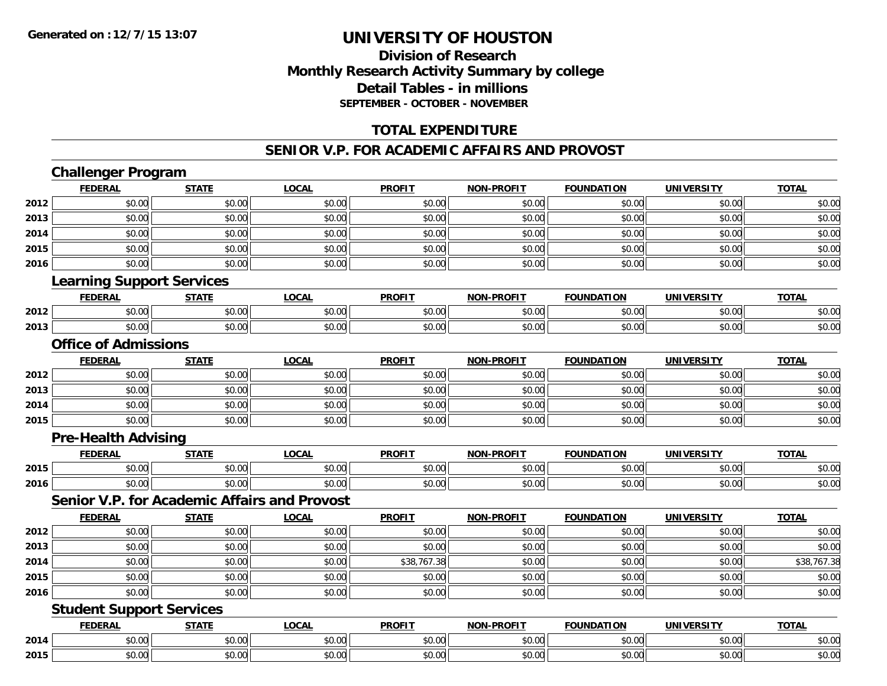**Generated on :12/7/15 13:07**

# UNIVERSITY OF HOUSTON

## Division of Research
## Monthly Research Activity Summary by college
## Detail Tables - in millions
### SEPTEMBER - OCTOBER - NOVEMBER

## TOTAL EXPENDITURE

## SENIOR V.P. FOR ACADEMIC AFFAIRS AND PROVOST

### Challenger Program

| | FEDERAL | STATE | LOCAL | PROFIT | NON-PROFIT | FOUNDATION | UNIVERSITY | TOTAL |
|---|---|---|---|---|---|---|---|---|
| 2012 | $0.00 | $0.00 | $0.00 | $0.00 | $0.00 | $0.00 | $0.00 | $0.00 |
| 2013 | $0.00 | $0.00 | $0.00 | $0.00 | $0.00 | $0.00 | $0.00 | $0.00 |
| 2014 | $0.00 | $0.00 | $0.00 | $0.00 | $0.00 | $0.00 | $0.00 | $0.00 |
| 2015 | $0.00 | $0.00 | $0.00 | $0.00 | $0.00 | $0.00 | $0.00 | $0.00 |
| 2016 | $0.00 | $0.00 | $0.00 | $0.00 | $0.00 | $0.00 | $0.00 | $0.00 |

### Learning Support Services

| | FEDERAL | STATE | LOCAL | PROFIT | NON-PROFIT | FOUNDATION | UNIVERSITY | TOTAL |
|---|---|---|---|---|---|---|---|---|
| 2012 | $0.00 | $0.00 | $0.00 | $0.00 | $0.00 | $0.00 | $0.00 | $0.00 |
| 2013 | $0.00 | $0.00 | $0.00 | $0.00 | $0.00 | $0.00 | $0.00 | $0.00 |

### Office of Admissions

| | FEDERAL | STATE | LOCAL | PROFIT | NON-PROFIT | FOUNDATION | UNIVERSITY | TOTAL |
|---|---|---|---|---|---|---|---|---|
| 2012 | $0.00 | $0.00 | $0.00 | $0.00 | $0.00 | $0.00 | $0.00 | $0.00 |
| 2013 | $0.00 | $0.00 | $0.00 | $0.00 | $0.00 | $0.00 | $0.00 | $0.00 |
| 2014 | $0.00 | $0.00 | $0.00 | $0.00 | $0.00 | $0.00 | $0.00 | $0.00 |
| 2015 | $0.00 | $0.00 | $0.00 | $0.00 | $0.00 | $0.00 | $0.00 | $0.00 |

### Pre-Health Advising

| | FEDERAL | STATE | LOCAL | PROFIT | NON-PROFIT | FOUNDATION | UNIVERSITY | TOTAL |
|---|---|---|---|---|---|---|---|---|
| 2015 | $0.00 | $0.00 | $0.00 | $0.00 | $0.00 | $0.00 | $0.00 | $0.00 |
| 2016 | $0.00 | $0.00 | $0.00 | $0.00 | $0.00 | $0.00 | $0.00 | $0.00 |

### Senior V.P. for Academic Affairs and Provost

| | FEDERAL | STATE | LOCAL | PROFIT | NON-PROFIT | FOUNDATION | UNIVERSITY | TOTAL |
|---|---|---|---|---|---|---|---|---|
| 2012 | $0.00 | $0.00 | $0.00 | $0.00 | $0.00 | $0.00 | $0.00 | $0.00 |
| 2013 | $0.00 | $0.00 | $0.00 | $0.00 | $0.00 | $0.00 | $0.00 | $0.00 |
| 2014 | $0.00 | $0.00 | $0.00 | $38,767.38 | $0.00 | $0.00 | $0.00 | $38,767.38 |
| 2015 | $0.00 | $0.00 | $0.00 | $0.00 | $0.00 | $0.00 | $0.00 | $0.00 |
| 2016 | $0.00 | $0.00 | $0.00 | $0.00 | $0.00 | $0.00 | $0.00 | $0.00 |

### Student Support Services

| | FEDERAL | STATE | LOCAL | PROFIT | NON-PROFIT | FOUNDATION | UNIVERSITY | TOTAL |
|---|---|---|---|---|---|---|---|---|
| 2014 | $0.00 | $0.00 | $0.00 | $0.00 | $0.00 | $0.00 | $0.00 | $0.00 |
| 2015 | $0.00 | $0.00 | $0.00 | $0.00 | $0.00 | $0.00 | $0.00 | $0.00 |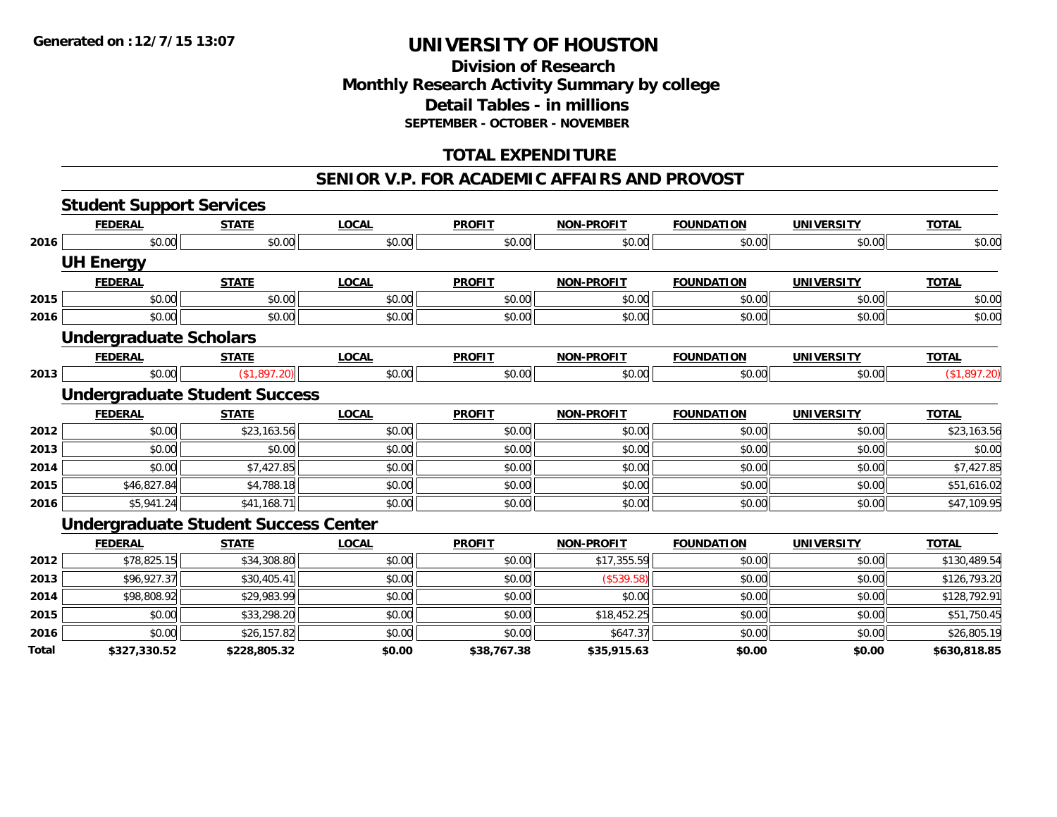**Generated on :12/7/15 13:07**

# UNIVERSITY OF HOUSTON

## Division of Research
## Monthly Research Activity Summary by college
## Detail Tables - in millions
### SEPTEMBER - OCTOBER - NOVEMBER

## TOTAL EXPENDITURE

## SENIOR V.P. FOR ACADEMIC AFFAIRS AND PROVOST

### Student Support Services

| | FEDERAL | STATE | LOCAL | PROFIT | NON-PROFIT | FOUNDATION | UNIVERSITY | TOTAL |
|---|---|---|---|---|---|---|---|---|
| 2016 | $0.00 | $0.00 | $0.00 | $0.00 | $0.00 | $0.00 | $0.00 | $0.00 |

### UH Energy

| | FEDERAL | STATE | LOCAL | PROFIT | NON-PROFIT | FOUNDATION | UNIVERSITY | TOTAL |
|---|---|---|---|---|---|---|---|---|
| 2015 | $0.00 | $0.00 | $0.00 | $0.00 | $0.00 | $0.00 | $0.00 | $0.00 |
| 2016 | $0.00 | $0.00 | $0.00 | $0.00 | $0.00 | $0.00 | $0.00 | $0.00 |

### Undergraduate Scholars

| | FEDERAL | STATE | LOCAL | PROFIT | NON-PROFIT | FOUNDATION | UNIVERSITY | TOTAL |
|---|---|---|---|---|---|---|---|---|
| 2013 | $0.00 | ($1,897.20) | $0.00 | $0.00 | $0.00 | $0.00 | $0.00 | ($1,897.20) |

### Undergraduate Student Success

| | FEDERAL | STATE | LOCAL | PROFIT | NON-PROFIT | FOUNDATION | UNIVERSITY | TOTAL |
|---|---|---|---|---|---|---|---|---|
| 2012 | $0.00 | $23,163.56 | $0.00 | $0.00 | $0.00 | $0.00 | $0.00 | $23,163.56 |
| 2013 | $0.00 | $0.00 | $0.00 | $0.00 | $0.00 | $0.00 | $0.00 | $0.00 |
| 2014 | $0.00 | $7,427.85 | $0.00 | $0.00 | $0.00 | $0.00 | $0.00 | $7,427.85 |
| 2015 | $46,827.84 | $4,788.18 | $0.00 | $0.00 | $0.00 | $0.00 | $0.00 | $51,616.02 |
| 2016 | $5,941.24 | $41,168.71 | $0.00 | $0.00 | $0.00 | $0.00 | $0.00 | $47,109.95 |

### Undergraduate Student Success Center

| | FEDERAL | STATE | LOCAL | PROFIT | NON-PROFIT | FOUNDATION | UNIVERSITY | TOTAL |
|---|---|---|---|---|---|---|---|---|
| 2012 | $78,825.15 | $34,308.80 | $0.00 | $0.00 | $17,355.59 | $0.00 | $0.00 | $130,489.54 |
| 2013 | $96,927.37 | $30,405.41 | $0.00 | $0.00 | ($539.58) | $0.00 | $0.00 | $126,793.20 |
| 2014 | $98,808.92 | $29,983.99 | $0.00 | $0.00 | $0.00 | $0.00 | $0.00 | $128,792.91 |
| 2015 | $0.00 | $33,298.20 | $0.00 | $0.00 | $18,452.25 | $0.00 | $0.00 | $51,750.45 |
| 2016 | $0.00 | $26,157.82 | $0.00 | $0.00 | $647.37 | $0.00 | $0.00 | $26,805.19 |
| **Total** | **$327,330.52** | **$228,805.32** | **$0.00** | **$38,767.38** | **$35,915.63** | **$0.00** | **$0.00** | **$630,818.85** |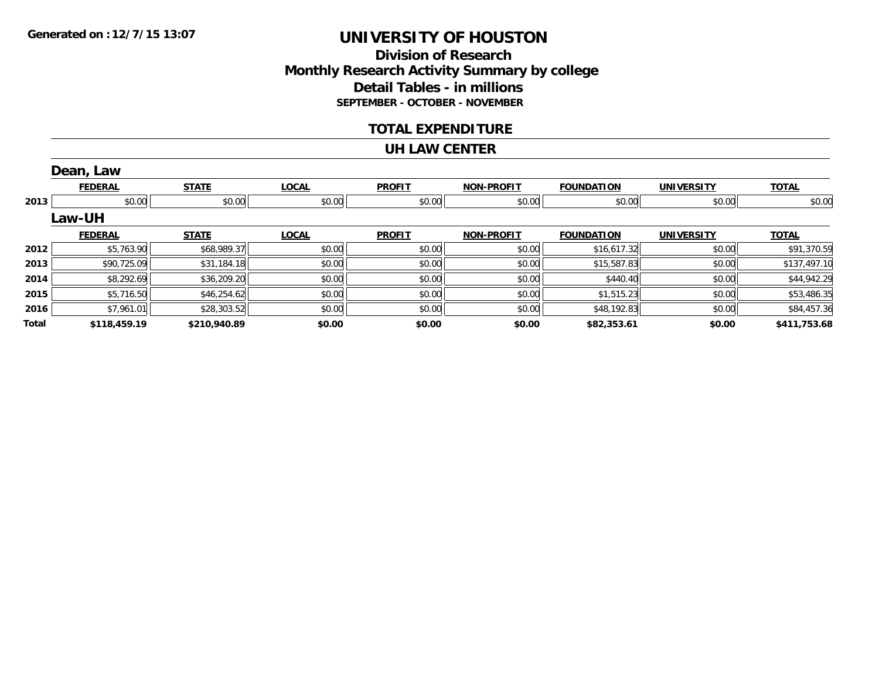**Generated on :12/7/15 13:07**

# UNIVERSITY OF HOUSTON

## Division of Research
## Monthly Research Activity Summary by college
## Detail Tables - in millions
### SEPTEMBER - OCTOBER - NOVEMBER

## TOTAL EXPENDITURE

## UH LAW CENTER

### Dean, Law

| | FEDERAL | STATE | LOCAL | PROFIT | NON-PROFIT | FOUNDATION | UNIVERSITY | TOTAL |
|---|---|---|---|---|---|---|---|---|
| 2013 | $0.00 | $0.00 | $0.00 | $0.00 | $0.00 | $0.00 | $0.00 | $0.00 |

### Law-UH

| | FEDERAL | STATE | LOCAL | PROFIT | NON-PROFIT | FOUNDATION | UNIVERSITY | TOTAL |
|---|---|---|---|---|---|---|---|---|
| 2012 | $5,763.90 | $68,989.37 | $0.00 | $0.00 | $0.00 | $16,617.32 | $0.00 | $91,370.59 |
| 2013 | $90,725.09 | $31,184.18 | $0.00 | $0.00 | $0.00 | $15,587.83 | $0.00 | $137,497.10 |
| 2014 | $8,292.69 | $36,209.20 | $0.00 | $0.00 | $0.00 | $440.40 | $0.00 | $44,942.29 |
| 2015 | $5,716.50 | $46,254.62 | $0.00 | $0.00 | $0.00 | $1,515.23 | $0.00 | $53,486.35 |
| 2016 | $7,961.01 | $28,303.52 | $0.00 | $0.00 | $0.00 | $48,192.83 | $0.00 | $84,457.36 |
| **Total** | **$118,459.19** | **$210,940.89** | **$0.00** | **$0.00** | **$0.00** | **$82,353.61** | **$0.00** | **$411,753.68** |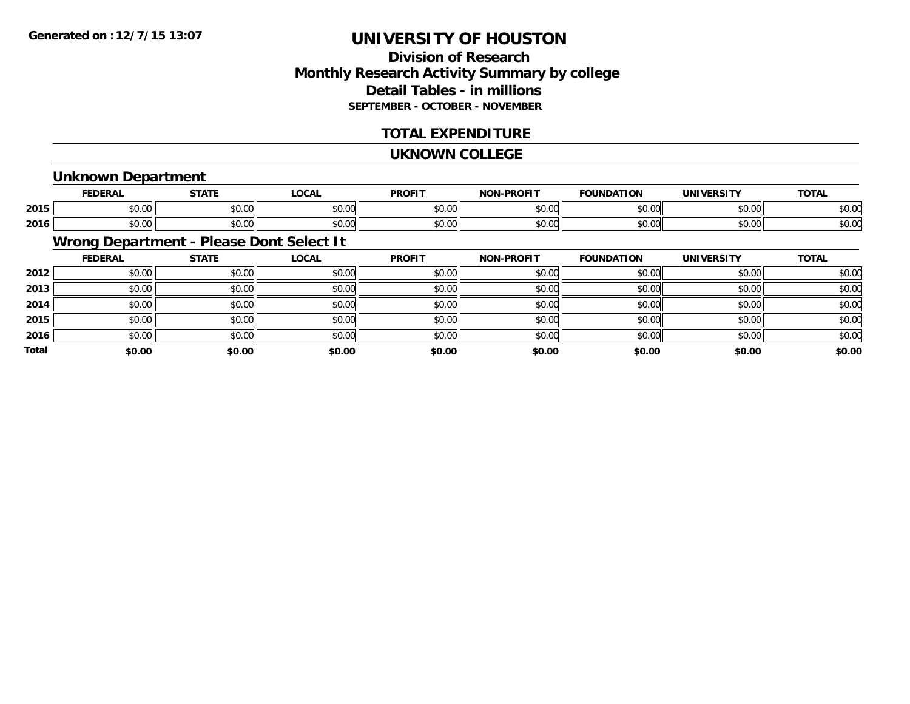**Generated on :12/7/15 13:07**

# UNIVERSITY OF HOUSTON

## Division of Research
## Monthly Research Activity Summary by college
## Detail Tables - in millions
### SEPTEMBER - OCTOBER - NOVEMBER

## TOTAL EXPENDITURE

## UKNOWN COLLEGE

### Unknown Department

| | FEDERAL | STATE | LOCAL | PROFIT | NON-PROFIT | FOUNDATION | UNIVERSITY | TOTAL |
|---|---|---|---|---|---|---|---|---|
| 2015 | $0.00 | $0.00 | $0.00 | $0.00 | $0.00 | $0.00 | $0.00 | $0.00 |
| 2016 | $0.00 | $0.00 | $0.00 | $0.00 | $0.00 | $0.00 | $0.00 | $0.00 |

### Wrong Department - Please Dont Select It

| | FEDERAL | STATE | LOCAL | PROFIT | NON-PROFIT | FOUNDATION | UNIVERSITY | TOTAL |
|---|---|---|---|---|---|---|---|---|
| 2012 | $0.00 | $0.00 | $0.00 | $0.00 | $0.00 | $0.00 | $0.00 | $0.00 |
| 2013 | $0.00 | $0.00 | $0.00 | $0.00 | $0.00 | $0.00 | $0.00 | $0.00 |
| 2014 | $0.00 | $0.00 | $0.00 | $0.00 | $0.00 | $0.00 | $0.00 | $0.00 |
| 2015 | $0.00 | $0.00 | $0.00 | $0.00 | $0.00 | $0.00 | $0.00 | $0.00 |
| 2016 | $0.00 | $0.00 | $0.00 | $0.00 | $0.00 | $0.00 | $0.00 | $0.00 |
| Total | $0.00 | $0.00 | $0.00 | $0.00 | $0.00 | $0.00 | $0.00 | $0.00 |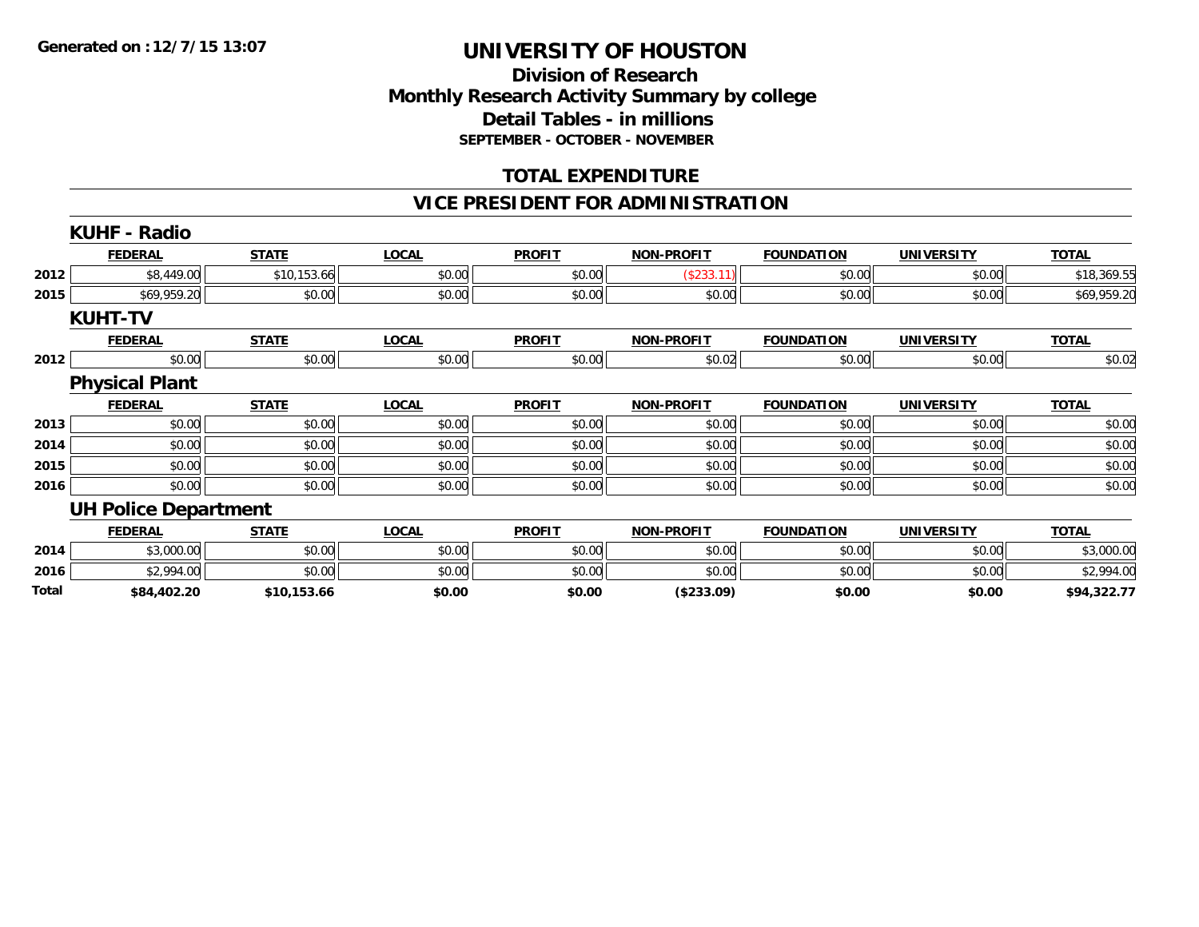Generated on :12/7/15 13:07

# UNIVERSITY OF HOUSTON

## Division of Research
## Monthly Research Activity Summary by college
## Detail Tables - in millions
### SEPTEMBER - OCTOBER - NOVEMBER

## TOTAL EXPENDITURE

## VICE PRESIDENT FOR ADMINISTRATION

### KUHF - Radio

| | FEDERAL | STATE | LOCAL | PROFIT | NON-PROFIT | FOUNDATION | UNIVERSITY | TOTAL |
|---|---|---|---|---|---|---|---|---|
| 2012 | $8,449.00 | $10,153.66 | $0.00 | $0.00 | ($233.11) | $0.00 | $0.00 | $18,369.55 |
| 2015 | $69,959.20 | $0.00 | $0.00 | $0.00 | $0.00 | $0.00 | $0.00 | $69,959.20 |

### KUHT-TV

| | FEDERAL | STATE | LOCAL | PROFIT | NON-PROFIT | FOUNDATION | UNIVERSITY | TOTAL |
|---|---|---|---|---|---|---|---|---|
| 2012 | $0.00 | $0.00 | $0.00 | $0.00 | $0.02 | $0.00 | $0.00 | $0.02 |

### Physical Plant

| | FEDERAL | STATE | LOCAL | PROFIT | NON-PROFIT | FOUNDATION | UNIVERSITY | TOTAL |
|---|---|---|---|---|---|---|---|---|
| 2013 | $0.00 | $0.00 | $0.00 | $0.00 | $0.00 | $0.00 | $0.00 | $0.00 |
| 2014 | $0.00 | $0.00 | $0.00 | $0.00 | $0.00 | $0.00 | $0.00 | $0.00 |
| 2015 | $0.00 | $0.00 | $0.00 | $0.00 | $0.00 | $0.00 | $0.00 | $0.00 |
| 2016 | $0.00 | $0.00 | $0.00 | $0.00 | $0.00 | $0.00 | $0.00 | $0.00 |

### UH Police Department

| | FEDERAL | STATE | LOCAL | PROFIT | NON-PROFIT | FOUNDATION | UNIVERSITY | TOTAL |
|---|---|---|---|---|---|---|---|---|
| 2014 | $3,000.00 | $0.00 | $0.00 | $0.00 | $0.00 | $0.00 | $0.00 | $3,000.00 |
| 2016 | $2,994.00 | $0.00 | $0.00 | $0.00 | $0.00 | $0.00 | $0.00 | $2,994.00 |
| **Total** | **$84,402.20** | **$10,153.66** | **$0.00** | **$0.00** | **($233.09)** | **$0.00** | **$0.00** | **$94,322.77** |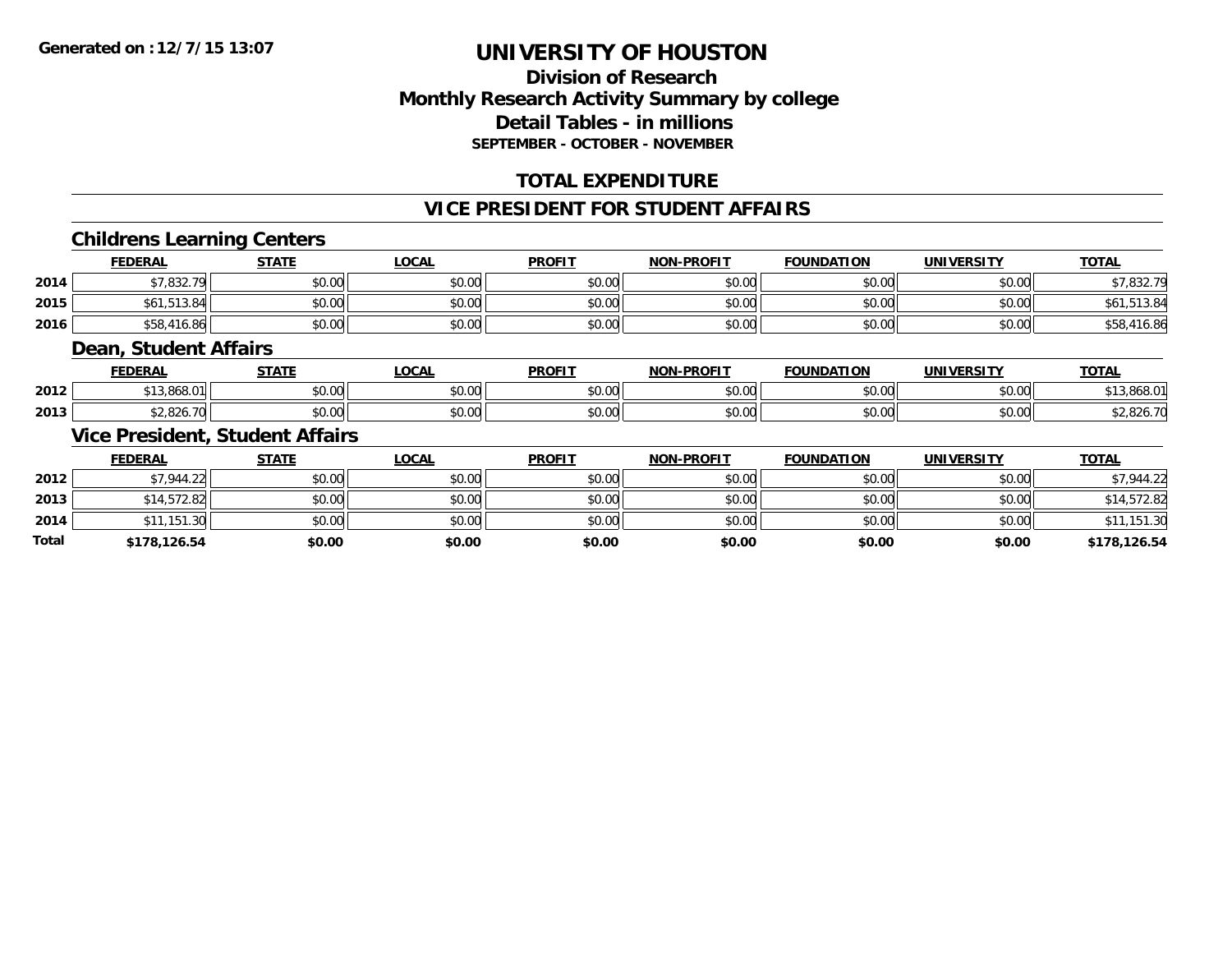**Generated on :12/7/15 13:07**

# UNIVERSITY OF HOUSTON

## Division of Research
## Monthly Research Activity Summary by college
## Detail Tables - in millions
### SEPTEMBER - OCTOBER - NOVEMBER

## TOTAL EXPENDITURE

## VICE PRESIDENT FOR STUDENT AFFAIRS

### Childrens Learning Centers

| | FEDERAL | STATE | LOCAL | PROFIT | NON-PROFIT | FOUNDATION | UNIVERSITY | TOTAL |
|---|---|---|---|---|---|---|---|---|
| 2014 | $7,832.79 | $0.00 | $0.00 | $0.00 | $0.00 | $0.00 | $0.00 | $7,832.79 |
| 2015 | $61,513.84 | $0.00 | $0.00 | $0.00 | $0.00 | $0.00 | $0.00 | $61,513.84 |
| 2016 | $58,416.86 | $0.00 | $0.00 | $0.00 | $0.00 | $0.00 | $0.00 | $58,416.86 |

### Dean, Student Affairs

| | FEDERAL | STATE | LOCAL | PROFIT | NON-PROFIT | FOUNDATION | UNIVERSITY | TOTAL |
|---|---|---|---|---|---|---|---|---|
| 2012 | $13,868.01 | $0.00 | $0.00 | $0.00 | $0.00 | $0.00 | $0.00 | $13,868.01 |
| 2013 | $2,826.70 | $0.00 | $0.00 | $0.00 | $0.00 | $0.00 | $0.00 | $2,826.70 |

### Vice President, Student Affairs

| | FEDERAL | STATE | LOCAL | PROFIT | NON-PROFIT | FOUNDATION | UNIVERSITY | TOTAL |
|---|---|---|---|---|---|---|---|---|
| 2012 | $7,944.22 | $0.00 | $0.00 | $0.00 | $0.00 | $0.00 | $0.00 | $7,944.22 |
| 2013 | $14,572.82 | $0.00 | $0.00 | $0.00 | $0.00 | $0.00 | $0.00 | $14,572.82 |
| 2014 | $11,151.30 | $0.00 | $0.00 | $0.00 | $0.00 | $0.00 | $0.00 | $11,151.30 |
| **Total** | **$178,126.54** | **$0.00** | **$0.00** | **$0.00** | **$0.00** | **$0.00** | **$0.00** | **$178,126.54** |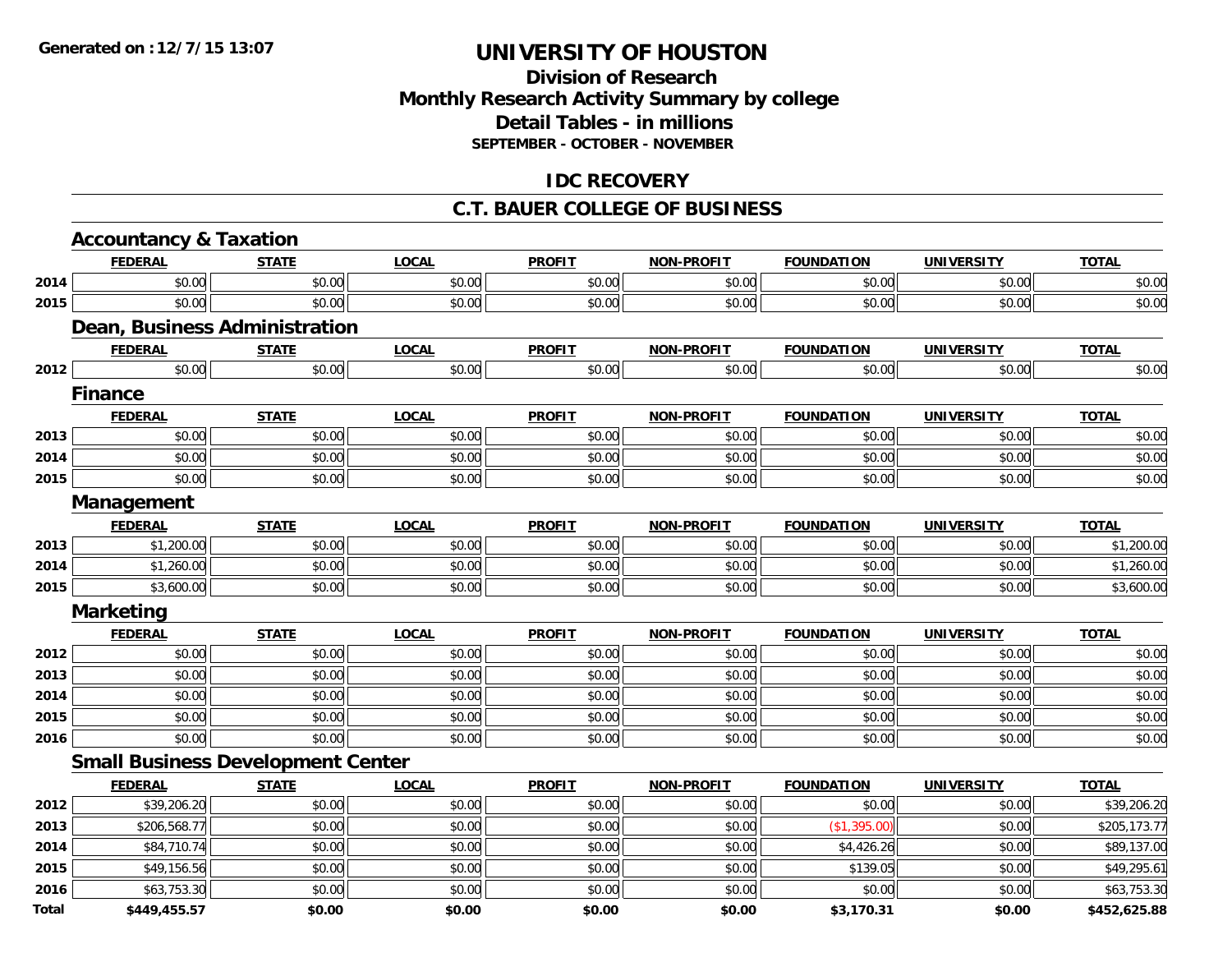**Generated on : 12/7/15 13:07**

# UNIVERSITY OF HOUSTON

## Division of Research
## Monthly Research Activity Summary by college
## Detail Tables - in millions
**SEPTEMBER - OCTOBER - NOVEMBER**

## IDC RECOVERY

## C.T. BAUER COLLEGE OF BUSINESS

### Accountancy & Taxation

| | FEDERAL | STATE | LOCAL | PROFIT | NON-PROFIT | FOUNDATION | UNIVERSITY | TOTAL |
|---|---|---|---|---|---|---|---|---|
| 2014 | $0.00 | $0.00 | $0.00 | $0.00 | $0.00 | $0.00 | $0.00 | $0.00 |
| 2015 | $0.00 | $0.00 | $0.00 | $0.00 | $0.00 | $0.00 | $0.00 | $0.00 |

### Dean, Business Administration

| | FEDERAL | STATE | LOCAL | PROFIT | NON-PROFIT | FOUNDATION | UNIVERSITY | TOTAL |
|---|---|---|---|---|---|---|---|---|
| 2012 | $0.00 | $0.00 | $0.00 | $0.00 | $0.00 | $0.00 | $0.00 | $0.00 |

### Finance

| | FEDERAL | STATE | LOCAL | PROFIT | NON-PROFIT | FOUNDATION | UNIVERSITY | TOTAL |
|---|---|---|---|---|---|---|---|---|
| 2013 | $0.00 | $0.00 | $0.00 | $0.00 | $0.00 | $0.00 | $0.00 | $0.00 |
| 2014 | $0.00 | $0.00 | $0.00 | $0.00 | $0.00 | $0.00 | $0.00 | $0.00 |
| 2015 | $0.00 | $0.00 | $0.00 | $0.00 | $0.00 | $0.00 | $0.00 | $0.00 |

### Management

| | FEDERAL | STATE | LOCAL | PROFIT | NON-PROFIT | FOUNDATION | UNIVERSITY | TOTAL |
|---|---|---|---|---|---|---|---|---|
| 2013 | $1,200.00 | $0.00 | $0.00 | $0.00 | $0.00 | $0.00 | $0.00 | $1,200.00 |
| 2014 | $1,260.00 | $0.00 | $0.00 | $0.00 | $0.00 | $0.00 | $0.00 | $1,260.00 |
| 2015 | $3,600.00 | $0.00 | $0.00 | $0.00 | $0.00 | $0.00 | $0.00 | $3,600.00 |

### Marketing

| | FEDERAL | STATE | LOCAL | PROFIT | NON-PROFIT | FOUNDATION | UNIVERSITY | TOTAL |
|---|---|---|---|---|---|---|---|---|
| 2012 | $0.00 | $0.00 | $0.00 | $0.00 | $0.00 | $0.00 | $0.00 | $0.00 |
| 2013 | $0.00 | $0.00 | $0.00 | $0.00 | $0.00 | $0.00 | $0.00 | $0.00 |
| 2014 | $0.00 | $0.00 | $0.00 | $0.00 | $0.00 | $0.00 | $0.00 | $0.00 |
| 2015 | $0.00 | $0.00 | $0.00 | $0.00 | $0.00 | $0.00 | $0.00 | $0.00 |
| 2016 | $0.00 | $0.00 | $0.00 | $0.00 | $0.00 | $0.00 | $0.00 | $0.00 |

### Small Business Development Center

| | FEDERAL | STATE | LOCAL | PROFIT | NON-PROFIT | FOUNDATION | UNIVERSITY | TOTAL |
|---|---|---|---|---|---|---|---|---|
| 2012 | $39,206.20 | $0.00 | $0.00 | $0.00 | $0.00 | $0.00 | $0.00 | $39,206.20 |
| 2013 | $206,568.77 | $0.00 | $0.00 | $0.00 | $0.00 | ($1,395.00) | $0.00 | $205,173.77 |
| 2014 | $84,710.74 | $0.00 | $0.00 | $0.00 | $0.00 | $4,426.26 | $0.00 | $89,137.00 |
| 2015 | $49,156.56 | $0.00 | $0.00 | $0.00 | $0.00 | $139.05 | $0.00 | $49,295.61 |
| 2016 | $63,753.30 | $0.00 | $0.00 | $0.00 | $0.00 | $0.00 | $0.00 | $63,753.30 |
| **Total** | **$449,455.57** | **$0.00** | **$0.00** | **$0.00** | **$0.00** | **$3,170.31** | **$0.00** | **$452,625.88** |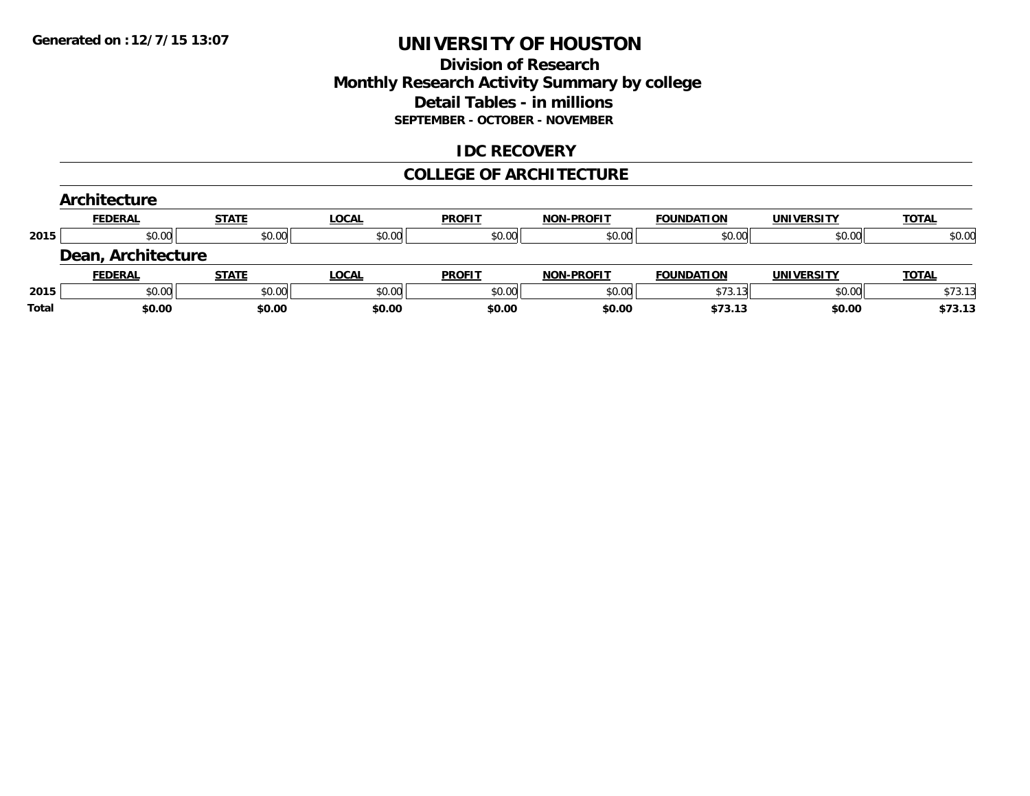Generated on :12/7/15 13:07

# UNIVERSITY OF HOUSTON

## Division of Research
## Monthly Research Activity Summary by college
## Detail Tables - in millions
### SEPTEMBER - OCTOBER - NOVEMBER

## IDC RECOVERY

## COLLEGE OF ARCHITECTURE

### Architecture

| | FEDERAL | STATE | LOCAL | PROFIT | NON-PROFIT | FOUNDATION | UNIVERSITY | TOTAL |
|---|---|---|---|---|---|---|---|---|
| 2015 | $0.00 | $0.00 | $0.00 | $0.00 | $0.00 | $0.00 | $0.00 | $0.00 |

### Dean, Architecture

| | FEDERAL | STATE | LOCAL | PROFIT | NON-PROFIT | FOUNDATION | UNIVERSITY | TOTAL |
|---|---|---|---|---|---|---|---|---|
| 2015 | $0.00 | $0.00 | $0.00 | $0.00 | $0.00 | $73.13 | $0.00 | $73.13 |
| **Total** | **$0.00** | **$0.00** | **$0.00** | **$0.00** | **$0.00** | **$73.13** | **$0.00** | **$73.13** |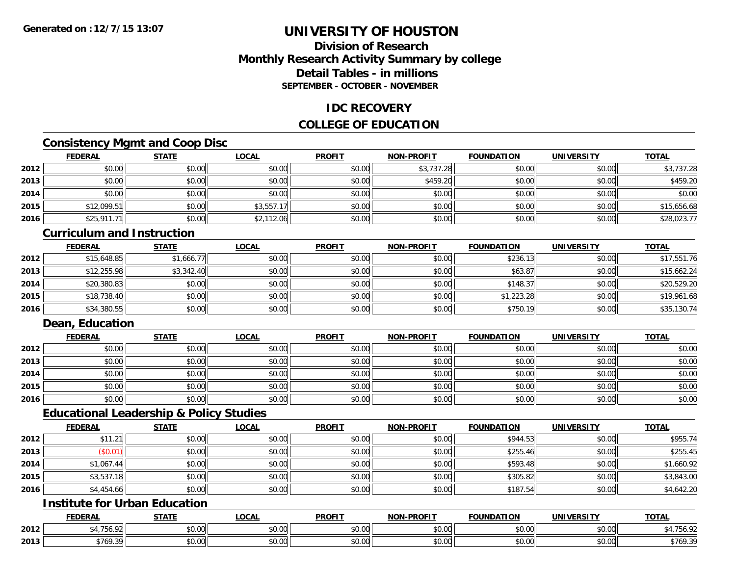**Generated on :12/7/15 13:07**

# UNIVERSITY OF HOUSTON

## Division of Research
## Monthly Research Activity Summary by college
## Detail Tables - in millions
### SEPTEMBER - OCTOBER - NOVEMBER

## IDC RECOVERY

## COLLEGE OF EDUCATION

### Consistency Mgmt and Coop Disc

| | FEDERAL | STATE | LOCAL | PROFIT | NON-PROFIT | FOUNDATION | UNIVERSITY | TOTAL |
|---|---|---|---|---|---|---|---|---|
| 2012 | $0.00 | $0.00 | $0.00 | $0.00 | $3,737.28 | $0.00 | $0.00 | $3,737.28 |
| 2013 | $0.00 | $0.00 | $0.00 | $0.00 | $459.20 | $0.00 | $0.00 | $459.20 |
| 2014 | $0.00 | $0.00 | $0.00 | $0.00 | $0.00 | $0.00 | $0.00 | $0.00 |
| 2015 | $12,099.51 | $0.00 | $3,557.17 | $0.00 | $0.00 | $0.00 | $0.00 | $15,656.68 |
| 2016 | $25,911.71 | $0.00 | $2,112.06 | $0.00 | $0.00 | $0.00 | $0.00 | $28,023.77 |

### Curriculum and Instruction

| | FEDERAL | STATE | LOCAL | PROFIT | NON-PROFIT | FOUNDATION | UNIVERSITY | TOTAL |
|---|---|---|---|---|---|---|---|---|
| 2012 | $15,648.85 | $1,666.77 | $0.00 | $0.00 | $0.00 | $236.13 | $0.00 | $17,551.76 |
| 2013 | $12,255.98 | $3,342.40 | $0.00 | $0.00 | $0.00 | $63.87 | $0.00 | $15,662.24 |
| 2014 | $20,380.83 | $0.00 | $0.00 | $0.00 | $0.00 | $148.37 | $0.00 | $20,529.20 |
| 2015 | $18,738.40 | $0.00 | $0.00 | $0.00 | $0.00 | $1,223.28 | $0.00 | $19,961.68 |
| 2016 | $34,380.55 | $0.00 | $0.00 | $0.00 | $0.00 | $750.19 | $0.00 | $35,130.74 |

### Dean, Education

| | FEDERAL | STATE | LOCAL | PROFIT | NON-PROFIT | FOUNDATION | UNIVERSITY | TOTAL |
|---|---|---|---|---|---|---|---|---|
| 2012 | $0.00 | $0.00 | $0.00 | $0.00 | $0.00 | $0.00 | $0.00 | $0.00 |
| 2013 | $0.00 | $0.00 | $0.00 | $0.00 | $0.00 | $0.00 | $0.00 | $0.00 |
| 2014 | $0.00 | $0.00 | $0.00 | $0.00 | $0.00 | $0.00 | $0.00 | $0.00 |
| 2015 | $0.00 | $0.00 | $0.00 | $0.00 | $0.00 | $0.00 | $0.00 | $0.00 |
| 2016 | $0.00 | $0.00 | $0.00 | $0.00 | $0.00 | $0.00 | $0.00 | $0.00 |

### Educational Leadership & Policy Studies

| | FEDERAL | STATE | LOCAL | PROFIT | NON-PROFIT | FOUNDATION | UNIVERSITY | TOTAL |
|---|---|---|---|---|---|---|---|---|
| 2012 | $11.21 | $0.00 | $0.00 | $0.00 | $0.00 | $944.53 | $0.00 | $955.74 |
| 2013 | ($0.01) | $0.00 | $0.00 | $0.00 | $0.00 | $255.46 | $0.00 | $255.45 |
| 2014 | $1,067.44 | $0.00 | $0.00 | $0.00 | $0.00 | $593.48 | $0.00 | $1,660.92 |
| 2015 | $3,537.18 | $0.00 | $0.00 | $0.00 | $0.00 | $305.82 | $0.00 | $3,843.00 |
| 2016 | $4,454.66 | $0.00 | $0.00 | $0.00 | $0.00 | $187.54 | $0.00 | $4,642.20 |

### Institute for Urban Education

| | FEDERAL | STATE | LOCAL | PROFIT | NON-PROFIT | FOUNDATION | UNIVERSITY | TOTAL |
|---|---|---|---|---|---|---|---|---|
| 2012 | $4,756.92 | $0.00 | $0.00 | $0.00 | $0.00 | $0.00 | $0.00 | $4,756.92 |
| 2013 | $769.39 | $0.00 | $0.00 | $0.00 | $0.00 | $0.00 | $0.00 | $769.39 |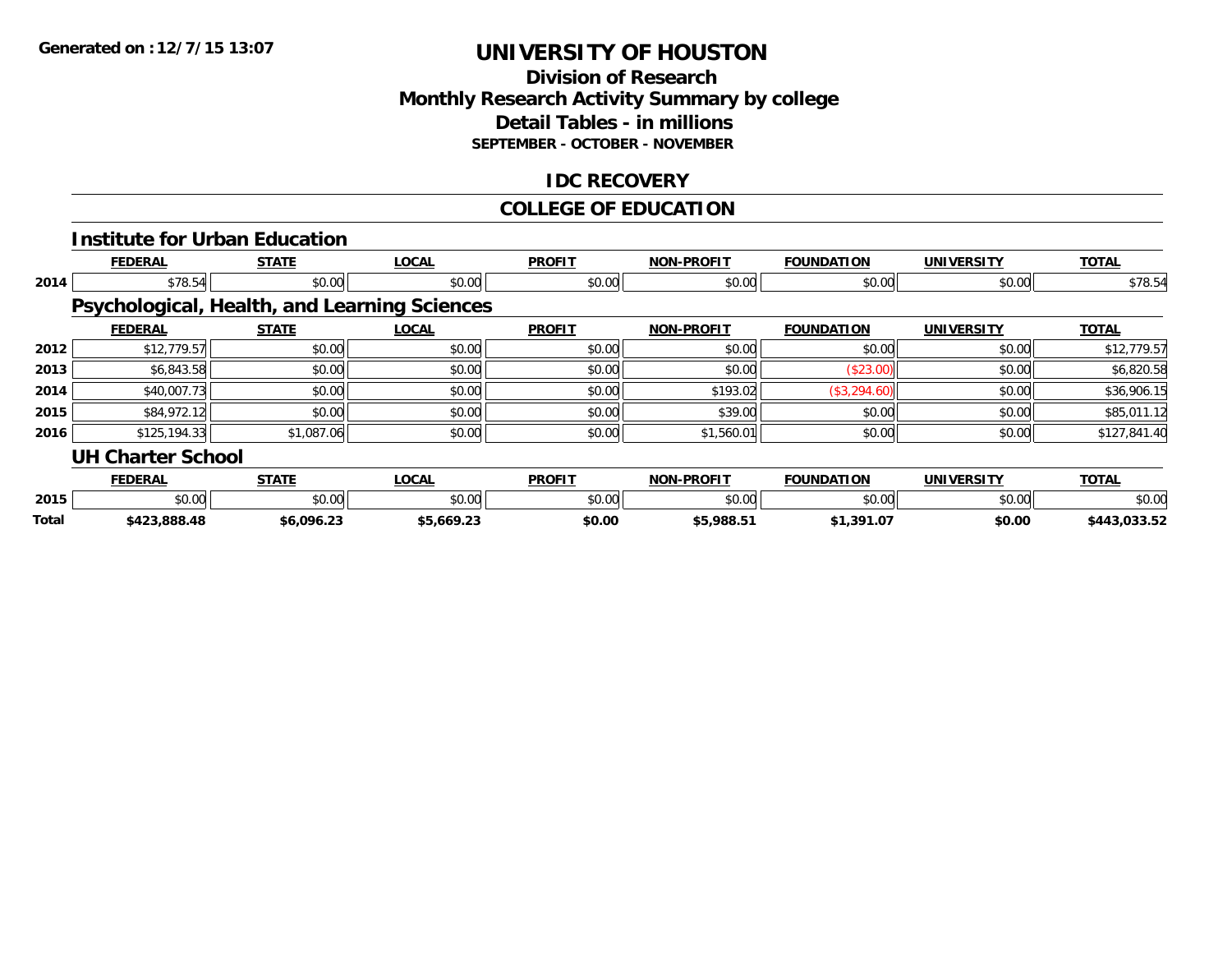**Generated on :12/7/15 13:07**

# UNIVERSITY OF HOUSTON

## Division of Research
## Monthly Research Activity Summary by college
## Detail Tables - in millions
### SEPTEMBER - OCTOBER - NOVEMBER

## IDC RECOVERY

## COLLEGE OF EDUCATION

### Institute for Urban Education

| | FEDERAL | STATE | LOCAL | PROFIT | NON-PROFIT | FOUNDATION | UNIVERSITY | TOTAL |
|---|---|---|---|---|---|---|---|---|
| 2014 | $78.54 | $0.00 | $0.00 | $0.00 | $0.00 | $0.00 | $0.00 | $78.54 |

### Psychological, Health, and Learning Sciences

| | FEDERAL | STATE | LOCAL | PROFIT | NON-PROFIT | FOUNDATION | UNIVERSITY | TOTAL |
|---|---|---|---|---|---|---|---|---|
| 2012 | $12,779.57 | $0.00 | $0.00 | $0.00 | $0.00 | $0.00 | $0.00 | $12,779.57 |
| 2013 | $6,843.58 | $0.00 | $0.00 | $0.00 | $0.00 | ($23.00) | $0.00 | $6,820.58 |
| 2014 | $40,007.73 | $0.00 | $0.00 | $0.00 | $193.02 | ($3,294.60) | $0.00 | $36,906.15 |
| 2015 | $84,972.12 | $0.00 | $0.00 | $0.00 | $39.00 | $0.00 | $0.00 | $85,011.12 |
| 2016 | $125,194.33 | $1,087.06 | $0.00 | $0.00 | $1,560.01 | $0.00 | $0.00 | $127,841.40 |

### UH Charter School

| | FEDERAL | STATE | LOCAL | PROFIT | NON-PROFIT | FOUNDATION | UNIVERSITY | TOTAL |
|---|---|---|---|---|---|---|---|---|
| 2015 | $0.00 | $0.00 | $0.00 | $0.00 | $0.00 | $0.00 | $0.00 | $0.00 |
| **Total** | **$423,888.48** | **$6,096.23** | **$5,669.23** | **$0.00** | **$5,988.51** | **$1,391.07** | **$0.00** | **$443,033.52** |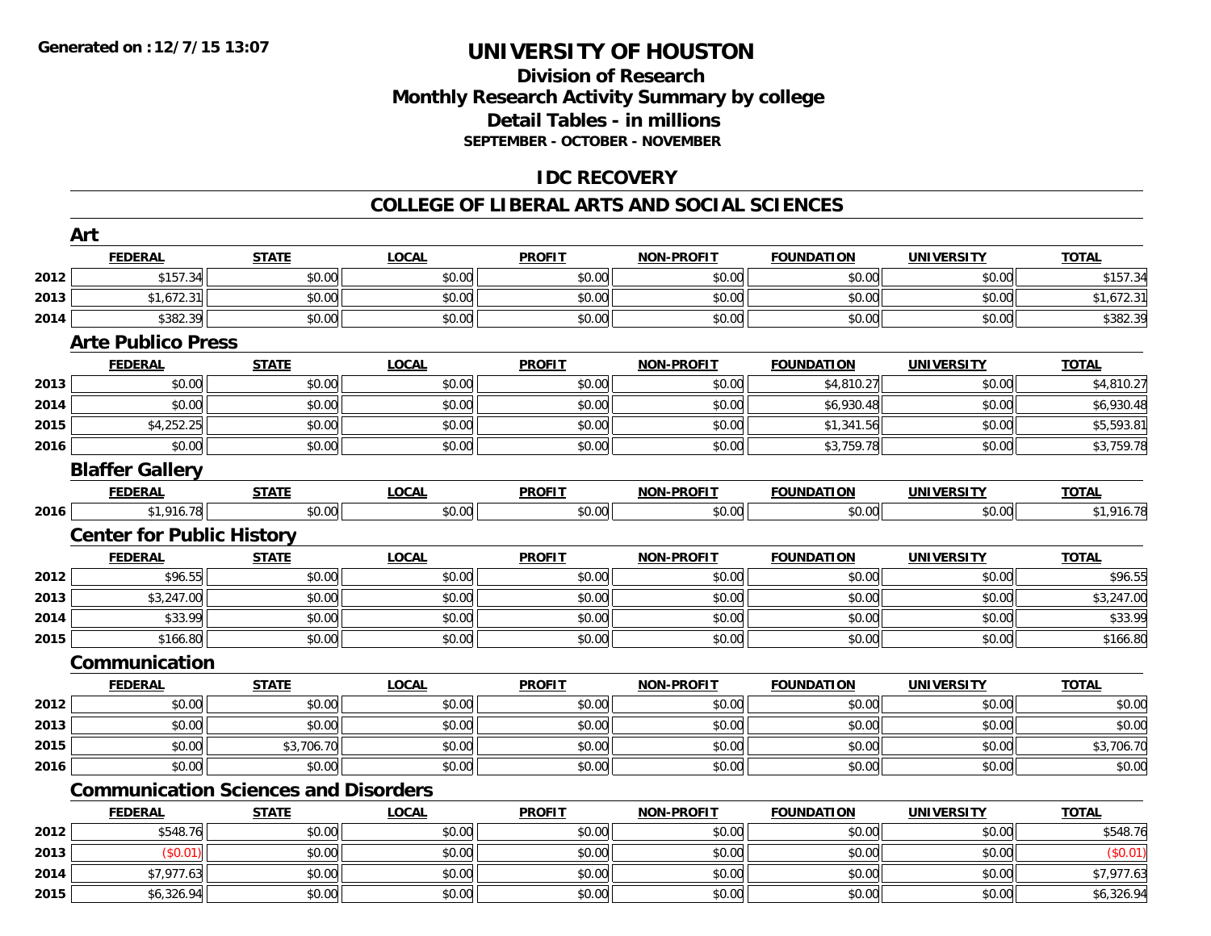Generated on :12/7/15 13:07

# UNIVERSITY OF HOUSTON

## Division of Research
## Monthly Research Activity Summary by college
## Detail Tables - in millions

**SEPTEMBER - OCTOBER - NOVEMBER**

## IDC RECOVERY

## COLLEGE OF LIBERAL ARTS AND SOCIAL SCIENCES

### Art

| | FEDERAL | STATE | LOCAL | PROFIT | NON-PROFIT | FOUNDATION | UNIVERSITY | TOTAL |
|---|---|---|---|---|---|---|---|---|
| 2012 | $157.34 | $0.00 | $0.00 | $0.00 | $0.00 | $0.00 | $0.00 | $157.34 |
| 2013 | $1,672.31 | $0.00 | $0.00 | $0.00 | $0.00 | $0.00 | $0.00 | $1,672.31 |
| 2014 | $382.39 | $0.00 | $0.00 | $0.00 | $0.00 | $0.00 | $0.00 | $382.39 |

### Arte Publico Press

| | FEDERAL | STATE | LOCAL | PROFIT | NON-PROFIT | FOUNDATION | UNIVERSITY | TOTAL |
|---|---|---|---|---|---|---|---|---|
| 2013 | $0.00 | $0.00 | $0.00 | $0.00 | $0.00 | $4,810.27 | $0.00 | $4,810.27 |
| 2014 | $0.00 | $0.00 | $0.00 | $0.00 | $0.00 | $6,930.48 | $0.00 | $6,930.48 |
| 2015 | $4,252.25 | $0.00 | $0.00 | $0.00 | $0.00 | $1,341.56 | $0.00 | $5,593.81 |
| 2016 | $0.00 | $0.00 | $0.00 | $0.00 | $0.00 | $3,759.78 | $0.00 | $3,759.78 |

### Blaffer Gallery

| | FEDERAL | STATE | LOCAL | PROFIT | NON-PROFIT | FOUNDATION | UNIVERSITY | TOTAL |
|---|---|---|---|---|---|---|---|---|
| 2016 | $1,916.78 | $0.00 | $0.00 | $0.00 | $0.00 | $0.00 | $0.00 | $1,916.78 |

### Center for Public History

| | FEDERAL | STATE | LOCAL | PROFIT | NON-PROFIT | FOUNDATION | UNIVERSITY | TOTAL |
|---|---|---|---|---|---|---|---|---|
| 2012 | $96.55 | $0.00 | $0.00 | $0.00 | $0.00 | $0.00 | $0.00 | $96.55 |
| 2013 | $3,247.00 | $0.00 | $0.00 | $0.00 | $0.00 | $0.00 | $0.00 | $3,247.00 |
| 2014 | $33.99 | $0.00 | $0.00 | $0.00 | $0.00 | $0.00 | $0.00 | $33.99 |
| 2015 | $166.80 | $0.00 | $0.00 | $0.00 | $0.00 | $0.00 | $0.00 | $166.80 |

### Communication

| | FEDERAL | STATE | LOCAL | PROFIT | NON-PROFIT | FOUNDATION | UNIVERSITY | TOTAL |
|---|---|---|---|---|---|---|---|---|
| 2012 | $0.00 | $0.00 | $0.00 | $0.00 | $0.00 | $0.00 | $0.00 | $0.00 |
| 2013 | $0.00 | $0.00 | $0.00 | $0.00 | $0.00 | $0.00 | $0.00 | $0.00 |
| 2015 | $0.00 | $3,706.70 | $0.00 | $0.00 | $0.00 | $0.00 | $0.00 | $3,706.70 |
| 2016 | $0.00 | $0.00 | $0.00 | $0.00 | $0.00 | $0.00 | $0.00 | $0.00 |

### Communication Sciences and Disorders

| | FEDERAL | STATE | LOCAL | PROFIT | NON-PROFIT | FOUNDATION | UNIVERSITY | TOTAL |
|---|---|---|---|---|---|---|---|---|
| 2012 | $548.76 | $0.00 | $0.00 | $0.00 | $0.00 | $0.00 | $0.00 | $548.76 |
| 2013 | ($0.01) | $0.00 | $0.00 | $0.00 | $0.00 | $0.00 | $0.00 | ($0.01) |
| 2014 | $7,977.63 | $0.00 | $0.00 | $0.00 | $0.00 | $0.00 | $0.00 | $7,977.63 |
| 2015 | $6,326.94 | $0.00 | $0.00 | $0.00 | $0.00 | $0.00 | $0.00 | $6,326.94 |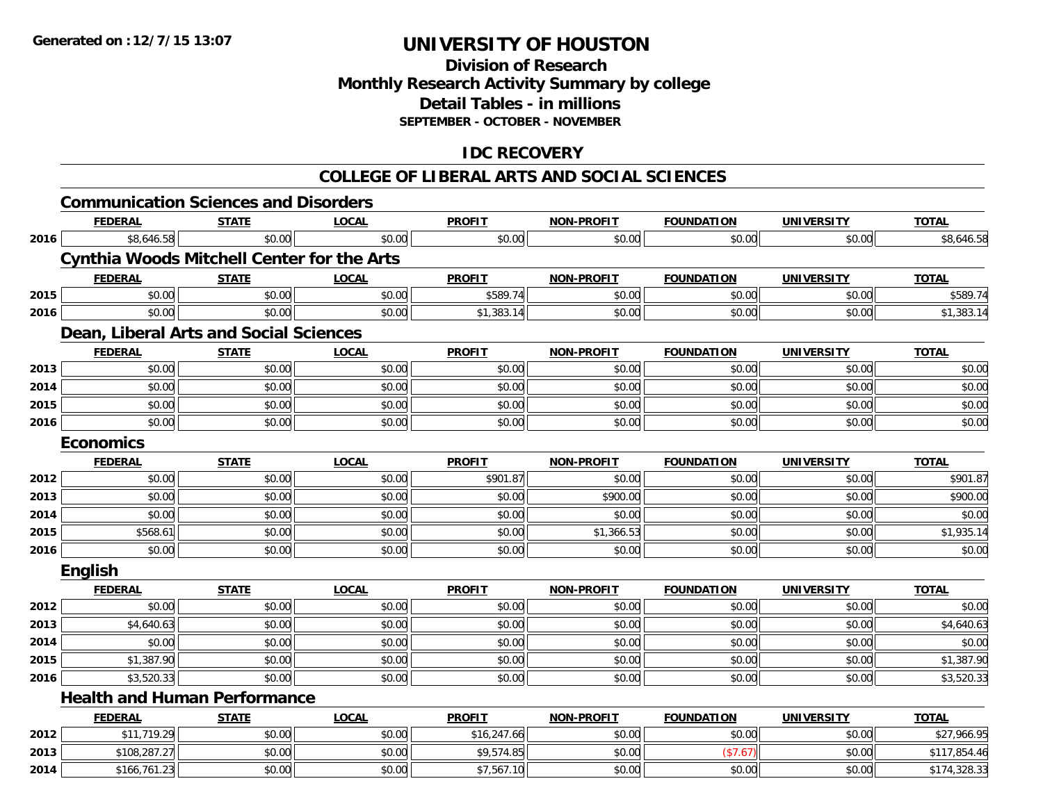# UNIVERSITY OF HOUSTON

## Division of Research
## Monthly Research Activity Summary by college
## Detail Tables - in millions
### SEPTEMBER - OCTOBER - NOVEMBER

## IDC RECOVERY

## COLLEGE OF LIBERAL ARTS AND SOCIAL SCIENCES

### Communication Sciences and Disorders

| | FEDERAL | STATE | LOCAL | PROFIT | NON-PROFIT | FOUNDATION | UNIVERSITY | TOTAL |
|---|---|---|---|---|---|---|---|---|
| 2016 | $8,646.58 | $0.00 | $0.00 | $0.00 | $0.00 | $0.00 | $0.00 | $8,646.58 |

### Cynthia Woods Mitchell Center for the Arts

| | FEDERAL | STATE | LOCAL | PROFIT | NON-PROFIT | FOUNDATION | UNIVERSITY | TOTAL |
|---|---|---|---|---|---|---|---|---|
| 2015 | $0.00 | $0.00 | $0.00 | $589.74 | $0.00 | $0.00 | $0.00 | $589.74 |
| 2016 | $0.00 | $0.00 | $0.00 | $1,383.14 | $0.00 | $0.00 | $0.00 | $1,383.14 |

### Dean, Liberal Arts and Social Sciences

| | FEDERAL | STATE | LOCAL | PROFIT | NON-PROFIT | FOUNDATION | UNIVERSITY | TOTAL |
|---|---|---|---|---|---|---|---|---|
| 2013 | $0.00 | $0.00 | $0.00 | $0.00 | $0.00 | $0.00 | $0.00 | $0.00 |
| 2014 | $0.00 | $0.00 | $0.00 | $0.00 | $0.00 | $0.00 | $0.00 | $0.00 |
| 2015 | $0.00 | $0.00 | $0.00 | $0.00 | $0.00 | $0.00 | $0.00 | $0.00 |
| 2016 | $0.00 | $0.00 | $0.00 | $0.00 | $0.00 | $0.00 | $0.00 | $0.00 |

### Economics

| | FEDERAL | STATE | LOCAL | PROFIT | NON-PROFIT | FOUNDATION | UNIVERSITY | TOTAL |
|---|---|---|---|---|---|---|---|---|
| 2012 | $0.00 | $0.00 | $0.00 | $901.87 | $0.00 | $0.00 | $0.00 | $901.87 |
| 2013 | $0.00 | $0.00 | $0.00 | $0.00 | $900.00 | $0.00 | $0.00 | $900.00 |
| 2014 | $0.00 | $0.00 | $0.00 | $0.00 | $0.00 | $0.00 | $0.00 | $0.00 |
| 2015 | $568.61 | $0.00 | $0.00 | $0.00 | $1,366.53 | $0.00 | $0.00 | $1,935.14 |
| 2016 | $0.00 | $0.00 | $0.00 | $0.00 | $0.00 | $0.00 | $0.00 | $0.00 |

### English

| | FEDERAL | STATE | LOCAL | PROFIT | NON-PROFIT | FOUNDATION | UNIVERSITY | TOTAL |
|---|---|---|---|---|---|---|---|---|
| 2012 | $0.00 | $0.00 | $0.00 | $0.00 | $0.00 | $0.00 | $0.00 | $0.00 |
| 2013 | $4,640.63 | $0.00 | $0.00 | $0.00 | $0.00 | $0.00 | $0.00 | $4,640.63 |
| 2014 | $0.00 | $0.00 | $0.00 | $0.00 | $0.00 | $0.00 | $0.00 | $0.00 |
| 2015 | $1,387.90 | $0.00 | $0.00 | $0.00 | $0.00 | $0.00 | $0.00 | $1,387.90 |
| 2016 | $3,520.33 | $0.00 | $0.00 | $0.00 | $0.00 | $0.00 | $0.00 | $3,520.33 |

### Health and Human Performance

| | FEDERAL | STATE | LOCAL | PROFIT | NON-PROFIT | FOUNDATION | UNIVERSITY | TOTAL |
|---|---|---|---|---|---|---|---|---|
| 2012 | $11,719.29 | $0.00 | $0.00 | $16,247.66 | $0.00 | $0.00 | $0.00 | $27,966.95 |
| 2013 | $108,287.27 | $0.00 | $0.00 | $9,574.85 | $0.00 | ($7.67) | $0.00 | $117,854.46 |
| 2014 | $166,761.23 | $0.00 | $0.00 | $7,567.10 | $0.00 | $0.00 | $0.00 | $174,328.33 |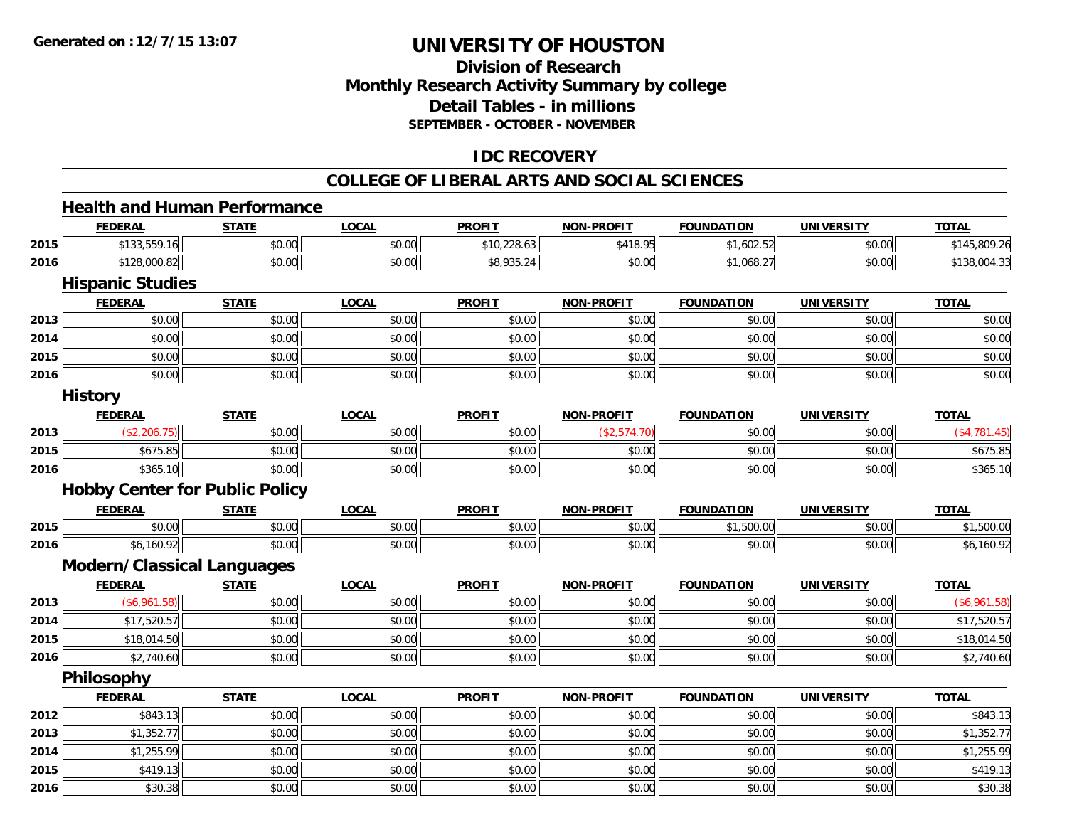# UNIVERSITY OF HOUSTON

## Division of Research
## Monthly Research Activity Summary by college
## Detail Tables - in millions
### SEPTEMBER - OCTOBER - NOVEMBER

## IDC RECOVERY

## COLLEGE OF LIBERAL ARTS AND SOCIAL SCIENCES

### Health and Human Performance

| | FEDERAL | STATE | LOCAL | PROFIT | NON-PROFIT | FOUNDATION | UNIVERSITY | TOTAL |
|---|---|---|---|---|---|---|---|---|
| 2015 | $133,559.16 | $0.00 | $0.00 | $10,228.63 | $418.95 | $1,602.52 | $0.00 | $145,809.26 |
| 2016 | $128,000.82 | $0.00 | $0.00 | $8,935.24 | $0.00 | $1,068.27 | $0.00 | $138,004.33 |

### Hispanic Studies

| | FEDERAL | STATE | LOCAL | PROFIT | NON-PROFIT | FOUNDATION | UNIVERSITY | TOTAL |
|---|---|---|---|---|---|---|---|---|
| 2013 | $0.00 | $0.00 | $0.00 | $0.00 | $0.00 | $0.00 | $0.00 | $0.00 |
| 2014 | $0.00 | $0.00 | $0.00 | $0.00 | $0.00 | $0.00 | $0.00 | $0.00 |
| 2015 | $0.00 | $0.00 | $0.00 | $0.00 | $0.00 | $0.00 | $0.00 | $0.00 |
| 2016 | $0.00 | $0.00 | $0.00 | $0.00 | $0.00 | $0.00 | $0.00 | $0.00 |

### History

| | FEDERAL | STATE | LOCAL | PROFIT | NON-PROFIT | FOUNDATION | UNIVERSITY | TOTAL |
|---|---|---|---|---|---|---|---|---|
| 2013 | ($2,206.75) | $0.00 | $0.00 | $0.00 | ($2,574.70) | $0.00 | $0.00 | ($4,781.45) |
| 2015 | $675.85 | $0.00 | $0.00 | $0.00 | $0.00 | $0.00 | $0.00 | $675.85 |
| 2016 | $365.10 | $0.00 | $0.00 | $0.00 | $0.00 | $0.00 | $0.00 | $365.10 |

### Hobby Center for Public Policy

| | FEDERAL | STATE | LOCAL | PROFIT | NON-PROFIT | FOUNDATION | UNIVERSITY | TOTAL |
|---|---|---|---|---|---|---|---|---|
| 2015 | $0.00 | $0.00 | $0.00 | $0.00 | $0.00 | $1,500.00 | $0.00 | $1,500.00 |
| 2016 | $6,160.92 | $0.00 | $0.00 | $0.00 | $0.00 | $0.00 | $0.00 | $6,160.92 |

### Modern/Classical Languages

| | FEDERAL | STATE | LOCAL | PROFIT | NON-PROFIT | FOUNDATION | UNIVERSITY | TOTAL |
|---|---|---|---|---|---|---|---|---|
| 2013 | ($6,961.58) | $0.00 | $0.00 | $0.00 | $0.00 | $0.00 | $0.00 | ($6,961.58) |
| 2014 | $17,520.57 | $0.00 | $0.00 | $0.00 | $0.00 | $0.00 | $0.00 | $17,520.57 |
| 2015 | $18,014.50 | $0.00 | $0.00 | $0.00 | $0.00 | $0.00 | $0.00 | $18,014.50 |
| 2016 | $2,740.60 | $0.00 | $0.00 | $0.00 | $0.00 | $0.00 | $0.00 | $2,740.60 |

### Philosophy

| | FEDERAL | STATE | LOCAL | PROFIT | NON-PROFIT | FOUNDATION | UNIVERSITY | TOTAL |
|---|---|---|---|---|---|---|---|---|
| 2012 | $843.13 | $0.00 | $0.00 | $0.00 | $0.00 | $0.00 | $0.00 | $843.13 |
| 2013 | $1,352.77 | $0.00 | $0.00 | $0.00 | $0.00 | $0.00 | $0.00 | $1,352.77 |
| 2014 | $1,255.99 | $0.00 | $0.00 | $0.00 | $0.00 | $0.00 | $0.00 | $1,255.99 |
| 2015 | $419.13 | $0.00 | $0.00 | $0.00 | $0.00 | $0.00 | $0.00 | $419.13 |
| 2016 | $30.38 | $0.00 | $0.00 | $0.00 | $0.00 | $0.00 | $0.00 | $30.38 |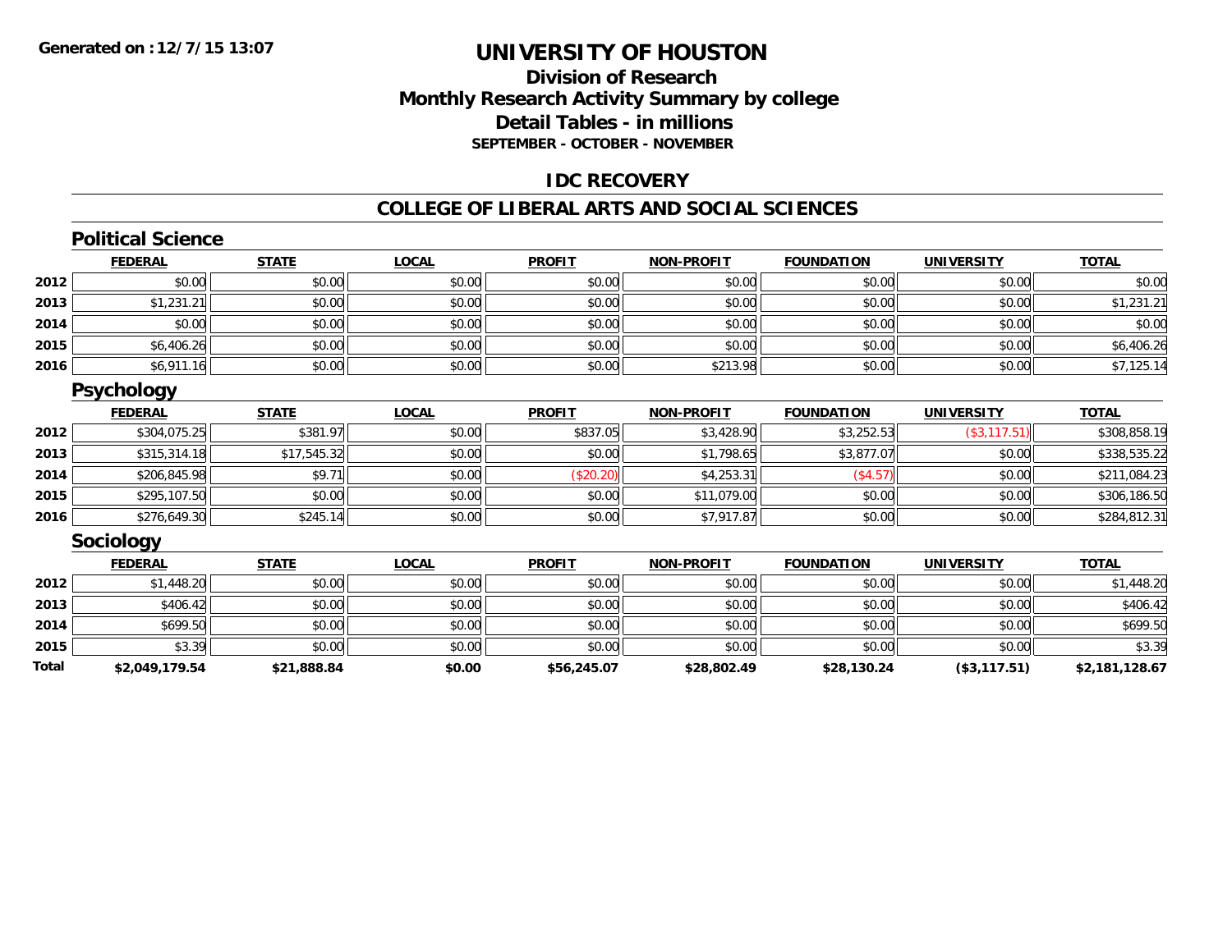**Generated on :12/7/15 13:07**

# UNIVERSITY OF HOUSTON

## Division of Research
## Monthly Research Activity Summary by college
## Detail Tables - in millions
### SEPTEMBER - OCTOBER - NOVEMBER

## IDC RECOVERY

## COLLEGE OF LIBERAL ARTS AND SOCIAL SCIENCES

### Political Science

| | FEDERAL | STATE | LOCAL | PROFIT | NON-PROFIT | FOUNDATION | UNIVERSITY | TOTAL |
|---|---|---|---|---|---|---|---|---|
| 2012 | $0.00 | $0.00 | $0.00 | $0.00 | $0.00 | $0.00 | $0.00 | $0.00 |
| 2013 | $1,231.21 | $0.00 | $0.00 | $0.00 | $0.00 | $0.00 | $0.00 | $1,231.21 |
| 2014 | $0.00 | $0.00 | $0.00 | $0.00 | $0.00 | $0.00 | $0.00 | $0.00 |
| 2015 | $6,406.26 | $0.00 | $0.00 | $0.00 | $0.00 | $0.00 | $0.00 | $6,406.26 |
| 2016 | $6,911.16 | $0.00 | $0.00 | $0.00 | $213.98 | $0.00 | $0.00 | $7,125.14 |

### Psychology

| | FEDERAL | STATE | LOCAL | PROFIT | NON-PROFIT | FOUNDATION | UNIVERSITY | TOTAL |
|---|---|---|---|---|---|---|---|---|
| 2012 | $304,075.25 | $381.97 | $0.00 | $837.05 | $3,428.90 | $3,252.53 | ($3,117.51) | $308,858.19 |
| 2013 | $315,314.18 | $17,545.32 | $0.00 | $0.00 | $1,798.65 | $3,877.07 | $0.00 | $338,535.22 |
| 2014 | $206,845.98 | $9.71 | $0.00 | ($20.20) | $4,253.31 | ($4.57) | $0.00 | $211,084.23 |
| 2015 | $295,107.50 | $0.00 | $0.00 | $0.00 | $11,079.00 | $0.00 | $0.00 | $306,186.50 |
| 2016 | $276,649.30 | $245.14 | $0.00 | $0.00 | $7,917.87 | $0.00 | $0.00 | $284,812.31 |

### Sociology

| | FEDERAL | STATE | LOCAL | PROFIT | NON-PROFIT | FOUNDATION | UNIVERSITY | TOTAL |
|---|---|---|---|---|---|---|---|---|
| 2012 | $1,448.20 | $0.00 | $0.00 | $0.00 | $0.00 | $0.00 | $0.00 | $1,448.20 |
| 2013 | $406.42 | $0.00 | $0.00 | $0.00 | $0.00 | $0.00 | $0.00 | $406.42 |
| 2014 | $699.50 | $0.00 | $0.00 | $0.00 | $0.00 | $0.00 | $0.00 | $699.50 |
| 2015 | $3.39 | $0.00 | $0.00 | $0.00 | $0.00 | $0.00 | $0.00 | $3.39 |
| **Total** | **$2,049,179.54** | **$21,888.84** | **$0.00** | **$56,245.07** | **$28,802.49** | **$28,130.24** | **($3,117.51)** | **$2,181,128.67** |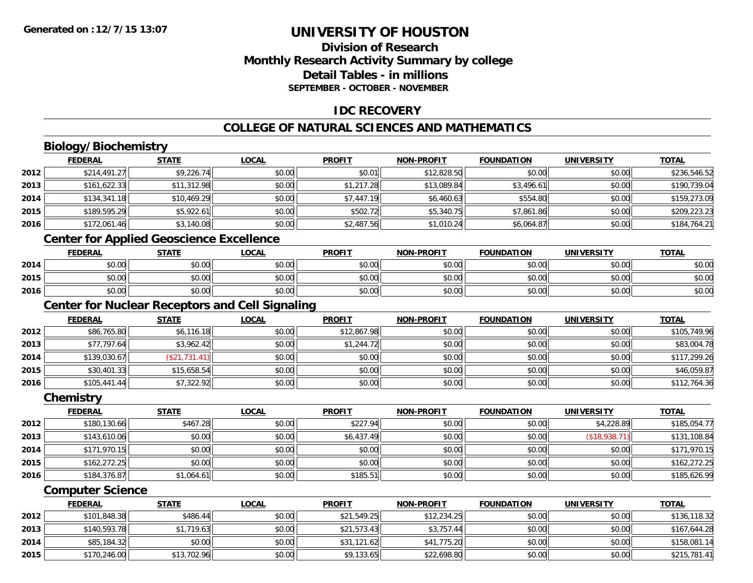**Generated on :12/7/15 13:07**

# UNIVERSITY OF HOUSTON

## Division of Research
## Monthly Research Activity Summary by college
## Detail Tables - in millions
### SEPTEMBER - OCTOBER - NOVEMBER

## IDC RECOVERY

## COLLEGE OF NATURAL SCIENCES AND MATHEMATICS

### Biology/Biochemistry

| | FEDERAL | STATE | LOCAL | PROFIT | NON-PROFIT | FOUNDATION | UNIVERSITY | TOTAL |
|---|---|---|---|---|---|---|---|---|
| 2012 | $214,491.27 | $9,226.74 | $0.00 | $0.01 | $12,828.50 | $0.00 | $0.00 | $236,546.52 |
| 2013 | $161,622.33 | $11,312.98 | $0.00 | $1,217.28 | $13,089.84 | $3,496.61 | $0.00 | $190,739.04 |
| 2014 | $134,341.18 | $10,469.29 | $0.00 | $7,447.19 | $6,460.63 | $554.80 | $0.00 | $159,273.09 |
| 2015 | $189,595.29 | $5,922.61 | $0.00 | $502.72 | $5,340.75 | $7,861.86 | $0.00 | $209,223.23 |
| 2016 | $172,061.46 | $3,140.08 | $0.00 | $2,487.56 | $1,010.24 | $6,064.87 | $0.00 | $184,764.21 |

### Center for Applied Geoscience Excellence

| | FEDERAL | STATE | LOCAL | PROFIT | NON-PROFIT | FOUNDATION | UNIVERSITY | TOTAL |
|---|---|---|---|---|---|---|---|---|
| 2014 | $0.00 | $0.00 | $0.00 | $0.00 | $0.00 | $0.00 | $0.00 | $0.00 |
| 2015 | $0.00 | $0.00 | $0.00 | $0.00 | $0.00 | $0.00 | $0.00 | $0.00 |
| 2016 | $0.00 | $0.00 | $0.00 | $0.00 | $0.00 | $0.00 | $0.00 | $0.00 |

### Center for Nuclear Receptors and Cell Signaling

| | FEDERAL | STATE | LOCAL | PROFIT | NON-PROFIT | FOUNDATION | UNIVERSITY | TOTAL |
|---|---|---|---|---|---|---|---|---|
| 2012 | $86,765.80 | $6,116.18 | $0.00 | $12,867.98 | $0.00 | $0.00 | $0.00 | $105,749.96 |
| 2013 | $77,797.64 | $3,962.42 | $0.00 | $1,244.72 | $0.00 | $0.00 | $0.00 | $83,004.78 |
| 2014 | $139,030.67 | ($21,731.41) | $0.00 | $0.00 | $0.00 | $0.00 | $0.00 | $117,299.26 |
| 2015 | $30,401.33 | $15,658.54 | $0.00 | $0.00 | $0.00 | $0.00 | $0.00 | $46,059.87 |
| 2016 | $105,441.44 | $7,322.92 | $0.00 | $0.00 | $0.00 | $0.00 | $0.00 | $112,764.36 |

### Chemistry

| | FEDERAL | STATE | LOCAL | PROFIT | NON-PROFIT | FOUNDATION | UNIVERSITY | TOTAL |
|---|---|---|---|---|---|---|---|---|
| 2012 | $180,130.66 | $467.28 | $0.00 | $227.94 | $0.00 | $0.00 | $4,228.89 | $185,054.77 |
| 2013 | $143,610.06 | $0.00 | $0.00 | $6,437.49 | $0.00 | $0.00 | ($18,938.71) | $131,108.84 |
| 2014 | $171,970.15 | $0.00 | $0.00 | $0.00 | $0.00 | $0.00 | $0.00 | $171,970.15 |
| 2015 | $162,272.25 | $0.00 | $0.00 | $0.00 | $0.00 | $0.00 | $0.00 | $162,272.25 |
| 2016 | $184,376.87 | $1,064.61 | $0.00 | $185.51 | $0.00 | $0.00 | $0.00 | $185,626.99 |

### Computer Science

| | FEDERAL | STATE | LOCAL | PROFIT | NON-PROFIT | FOUNDATION | UNIVERSITY | TOTAL |
|---|---|---|---|---|---|---|---|---|
| 2012 | $101,848.38 | $486.44 | $0.00 | $21,549.25 | $12,234.25 | $0.00 | $0.00 | $136,118.32 |
| 2013 | $140,593.78 | $1,719.63 | $0.00 | $21,573.43 | $3,757.44 | $0.00 | $0.00 | $167,644.28 |
| 2014 | $85,184.32 | $0.00 | $0.00 | $31,121.62 | $41,775.20 | $0.00 | $0.00 | $158,081.14 |
| 2015 | $170,246.00 | $13,702.96 | $0.00 | $9,133.65 | $22,698.80 | $0.00 | $0.00 | $215,781.41 |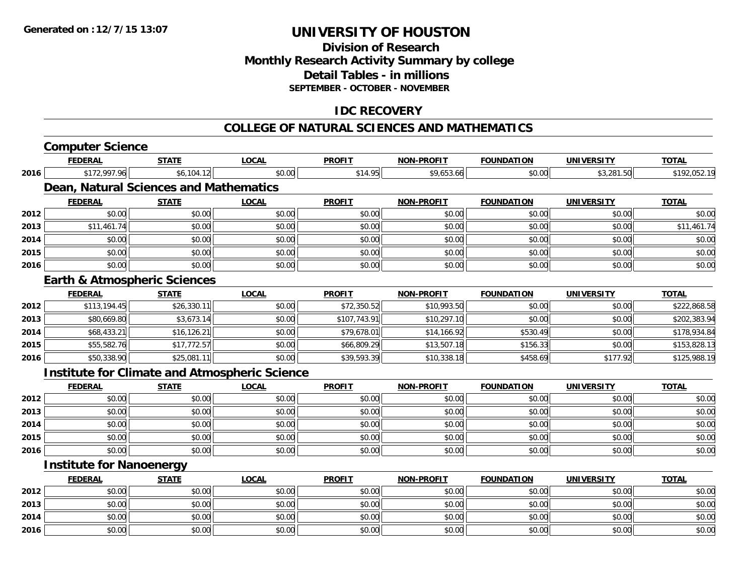# UNIVERSITY OF HOUSTON

## Division of Research
## Monthly Research Activity Summary by college
## Detail Tables - in millions
### SEPTEMBER - OCTOBER - NOVEMBER

## IDC RECOVERY

## COLLEGE OF NATURAL SCIENCES AND MATHEMATICS

### Computer Science

| | FEDERAL | STATE | LOCAL | PROFIT | NON-PROFIT | FOUNDATION | UNIVERSITY | TOTAL |
|---|---|---|---|---|---|---|---|---|
| 2016 | $172,997.96 | $6,104.12 | $0.00 | $14.95 | $9,653.66 | $0.00 | $3,281.50 | $192,052.19 |

### Dean, Natural Sciences and Mathematics

| | FEDERAL | STATE | LOCAL | PROFIT | NON-PROFIT | FOUNDATION | UNIVERSITY | TOTAL |
|---|---|---|---|---|---|---|---|---|
| 2012 | $0.00 | $0.00 | $0.00 | $0.00 | $0.00 | $0.00 | $0.00 | $0.00 |
| 2013 | $11,461.74 | $0.00 | $0.00 | $0.00 | $0.00 | $0.00 | $0.00 | $11,461.74 |
| 2014 | $0.00 | $0.00 | $0.00 | $0.00 | $0.00 | $0.00 | $0.00 | $0.00 |
| 2015 | $0.00 | $0.00 | $0.00 | $0.00 | $0.00 | $0.00 | $0.00 | $0.00 |
| 2016 | $0.00 | $0.00 | $0.00 | $0.00 | $0.00 | $0.00 | $0.00 | $0.00 |

### Earth & Atmospheric Sciences

| | FEDERAL | STATE | LOCAL | PROFIT | NON-PROFIT | FOUNDATION | UNIVERSITY | TOTAL |
|---|---|---|---|---|---|---|---|---|
| 2012 | $113,194.45 | $26,330.11 | $0.00 | $72,350.52 | $10,993.50 | $0.00 | $0.00 | $222,868.58 |
| 2013 | $80,669.80 | $3,673.14 | $0.00 | $107,743.91 | $10,297.10 | $0.00 | $0.00 | $202,383.94 |
| 2014 | $68,433.21 | $16,126.21 | $0.00 | $79,678.01 | $14,166.92 | $530.49 | $0.00 | $178,934.84 |
| 2015 | $55,582.76 | $17,772.57 | $0.00 | $66,809.29 | $13,507.18 | $156.33 | $0.00 | $153,828.13 |
| 2016 | $50,338.90 | $25,081.11 | $0.00 | $39,593.39 | $10,338.18 | $458.69 | $177.92 | $125,988.19 |

### Institute for Climate and Atmospheric Science

| | FEDERAL | STATE | LOCAL | PROFIT | NON-PROFIT | FOUNDATION | UNIVERSITY | TOTAL |
|---|---|---|---|---|---|---|---|---|
| 2012 | $0.00 | $0.00 | $0.00 | $0.00 | $0.00 | $0.00 | $0.00 | $0.00 |
| 2013 | $0.00 | $0.00 | $0.00 | $0.00 | $0.00 | $0.00 | $0.00 | $0.00 |
| 2014 | $0.00 | $0.00 | $0.00 | $0.00 | $0.00 | $0.00 | $0.00 | $0.00 |
| 2015 | $0.00 | $0.00 | $0.00 | $0.00 | $0.00 | $0.00 | $0.00 | $0.00 |
| 2016 | $0.00 | $0.00 | $0.00 | $0.00 | $0.00 | $0.00 | $0.00 | $0.00 |

### Institute for Nanoenergy

| | FEDERAL | STATE | LOCAL | PROFIT | NON-PROFIT | FOUNDATION | UNIVERSITY | TOTAL |
|---|---|---|---|---|---|---|---|---|
| 2012 | $0.00 | $0.00 | $0.00 | $0.00 | $0.00 | $0.00 | $0.00 | $0.00 |
| 2013 | $0.00 | $0.00 | $0.00 | $0.00 | $0.00 | $0.00 | $0.00 | $0.00 |
| 2014 | $0.00 | $0.00 | $0.00 | $0.00 | $0.00 | $0.00 | $0.00 | $0.00 |
| 2016 | $0.00 | $0.00 | $0.00 | $0.00 | $0.00 | $0.00 | $0.00 | $0.00 |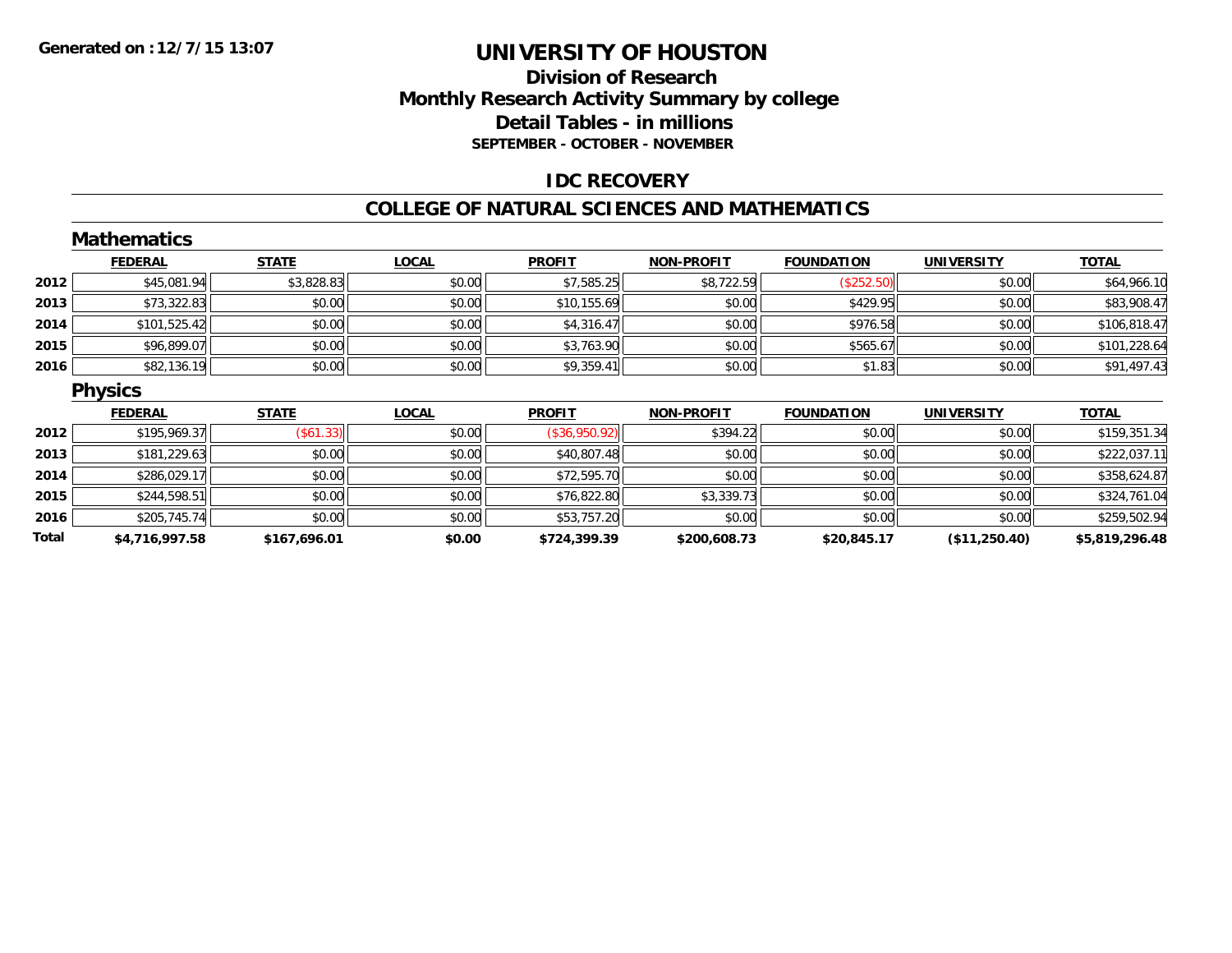**Generated on : 12/7/15 13:07**

# UNIVERSITY OF HOUSTON

## Division of Research
## Monthly Research Activity Summary by college
## Detail Tables - in millions
### SEPTEMBER - OCTOBER - NOVEMBER

## IDC RECOVERY

## COLLEGE OF NATURAL SCIENCES AND MATHEMATICS

### Mathematics

| | FEDERAL | STATE | LOCAL | PROFIT | NON-PROFIT | FOUNDATION | UNIVERSITY | TOTAL |
|---|---|---|---|---|---|---|---|---|
| 2012 | $45,081.94 | $3,828.83 | $0.00 | $7,585.25 | $8,722.59 | ($252.50) | $0.00 | $64,966.10 |
| 2013 | $73,322.83 | $0.00 | $0.00 | $10,155.69 | $0.00 | $429.95 | $0.00 | $83,908.47 |
| 2014 | $101,525.42 | $0.00 | $0.00 | $4,316.47 | $0.00 | $976.58 | $0.00 | $106,818.47 |
| 2015 | $96,899.07 | $0.00 | $0.00 | $3,763.90 | $0.00 | $565.67 | $0.00 | $101,228.64 |
| 2016 | $82,136.19 | $0.00 | $0.00 | $9,359.41 | $0.00 | $1.83 | $0.00 | $91,497.43 |

### Physics

| | FEDERAL | STATE | LOCAL | PROFIT | NON-PROFIT | FOUNDATION | UNIVERSITY | TOTAL |
|---|---|---|---|---|---|---|---|---|
| 2012 | $195,969.37 | ($61.33) | $0.00 | ($36,950.92) | $394.22 | $0.00 | $0.00 | $159,351.34 |
| 2013 | $181,229.63 | $0.00 | $0.00 | $40,807.48 | $0.00 | $0.00 | $0.00 | $222,037.11 |
| 2014 | $286,029.17 | $0.00 | $0.00 | $72,595.70 | $0.00 | $0.00 | $0.00 | $358,624.87 |
| 2015 | $244,598.51 | $0.00 | $0.00 | $76,822.80 | $3,339.73 | $0.00 | $0.00 | $324,761.04 |
| 2016 | $205,745.74 | $0.00 | $0.00 | $53,757.20 | $0.00 | $0.00 | $0.00 | $259,502.94 |
| **Total** | **$4,716,997.58** | **$167,696.01** | **$0.00** | **$724,399.39** | **$200,608.73** | **$20,845.17** | **($11,250.40)** | **$5,819,296.48** |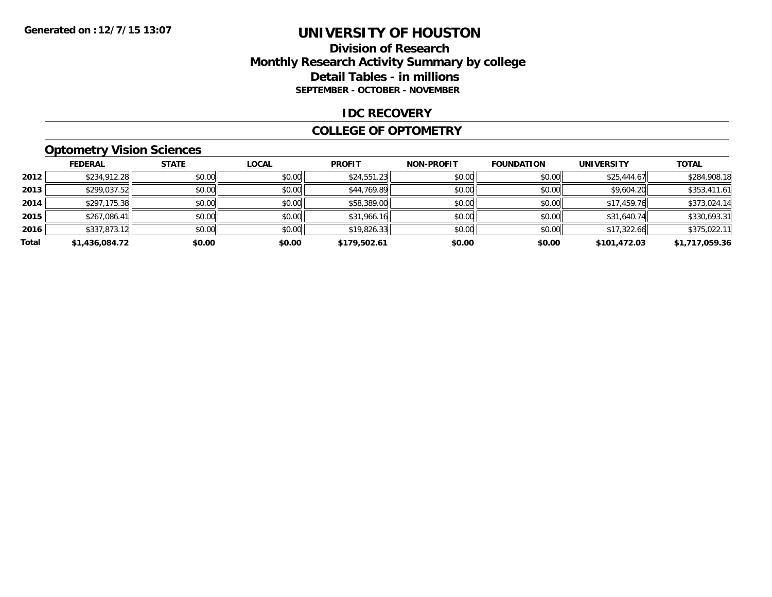Generated on :12/7/15 13:07

# UNIVERSITY OF HOUSTON

## Division of Research
## Monthly Research Activity Summary by college
## Detail Tables - in millions
### SEPTEMBER - OCTOBER - NOVEMBER

## IDC RECOVERY

## COLLEGE OF OPTOMETRY

### Optometry Vision Sciences

| | FEDERAL | STATE | LOCAL | PROFIT | NON-PROFIT | FOUNDATION | UNIVERSITY | TOTAL |
|---|---|---|---|---|---|---|---|---|
| 2012 | $234,912.28 | $0.00 | $0.00 | $24,551.23 | $0.00 | $0.00 | $25,444.67 | $284,908.18 |
| 2013 | $299,037.52 | $0.00 | $0.00 | $44,769.89 | $0.00 | $0.00 | $9,604.20 | $353,411.61 |
| 2014 | $297,175.38 | $0.00 | $0.00 | $58,389.00 | $0.00 | $0.00 | $17,459.76 | $373,024.14 |
| 2015 | $267,086.41 | $0.00 | $0.00 | $31,966.16 | $0.00 | $0.00 | $31,640.74 | $330,693.31 |
| 2016 | $337,873.12 | $0.00 | $0.00 | $19,826.33 | $0.00 | $0.00 | $17,322.66 | $375,022.11 |
| **Total** | **$1,436,084.72** | **$0.00** | **$0.00** | **$179,502.61** | **$0.00** | **$0.00** | **$101,472.03** | **$1,717,059.36** |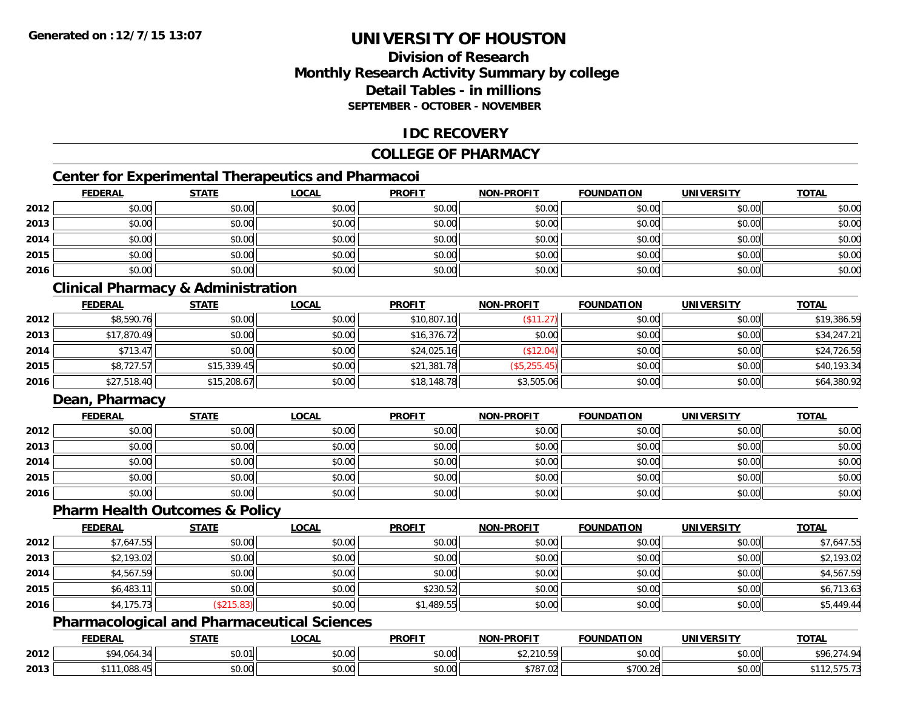**Generated on :12/7/15 13:07**

# UNIVERSITY OF HOUSTON

## Division of Research
## Monthly Research Activity Summary by college
## Detail Tables - in millions
### SEPTEMBER - OCTOBER - NOVEMBER

## IDC RECOVERY

## COLLEGE OF PHARMACY

### Center for Experimental Therapeutics and Pharmacoi

| | FEDERAL | STATE | LOCAL | PROFIT | NON-PROFIT | FOUNDATION | UNIVERSITY | TOTAL |
|---|---|---|---|---|---|---|---|---|
| 2012 | $0.00 | $0.00 | $0.00 | $0.00 | $0.00 | $0.00 | $0.00 | $0.00 |
| 2013 | $0.00 | $0.00 | $0.00 | $0.00 | $0.00 | $0.00 | $0.00 | $0.00 |
| 2014 | $0.00 | $0.00 | $0.00 | $0.00 | $0.00 | $0.00 | $0.00 | $0.00 |
| 2015 | $0.00 | $0.00 | $0.00 | $0.00 | $0.00 | $0.00 | $0.00 | $0.00 |
| 2016 | $0.00 | $0.00 | $0.00 | $0.00 | $0.00 | $0.00 | $0.00 | $0.00 |

### Clinical Pharmacy & Administration

| | FEDERAL | STATE | LOCAL | PROFIT | NON-PROFIT | FOUNDATION | UNIVERSITY | TOTAL |
|---|---|---|---|---|---|---|---|---|
| 2012 | $8,590.76 | $0.00 | $0.00 | $10,807.10 | ($11.27) | $0.00 | $0.00 | $19,386.59 |
| 2013 | $17,870.49 | $0.00 | $0.00 | $16,376.72 | $0.00 | $0.00 | $0.00 | $34,247.21 |
| 2014 | $713.47 | $0.00 | $0.00 | $24,025.16 | ($12.04) | $0.00 | $0.00 | $24,726.59 |
| 2015 | $8,727.57 | $15,339.45 | $0.00 | $21,381.78 | ($5,255.45) | $0.00 | $0.00 | $40,193.34 |
| 2016 | $27,518.40 | $15,208.67 | $0.00 | $18,148.78 | $3,505.06 | $0.00 | $0.00 | $64,380.92 |

### Dean, Pharmacy

| | FEDERAL | STATE | LOCAL | PROFIT | NON-PROFIT | FOUNDATION | UNIVERSITY | TOTAL |
|---|---|---|---|---|---|---|---|---|
| 2012 | $0.00 | $0.00 | $0.00 | $0.00 | $0.00 | $0.00 | $0.00 | $0.00 |
| 2013 | $0.00 | $0.00 | $0.00 | $0.00 | $0.00 | $0.00 | $0.00 | $0.00 |
| 2014 | $0.00 | $0.00 | $0.00 | $0.00 | $0.00 | $0.00 | $0.00 | $0.00 |
| 2015 | $0.00 | $0.00 | $0.00 | $0.00 | $0.00 | $0.00 | $0.00 | $0.00 |
| 2016 | $0.00 | $0.00 | $0.00 | $0.00 | $0.00 | $0.00 | $0.00 | $0.00 |

### Pharm Health Outcomes & Policy

| | FEDERAL | STATE | LOCAL | PROFIT | NON-PROFIT | FOUNDATION | UNIVERSITY | TOTAL |
|---|---|---|---|---|---|---|---|---|
| 2012 | $7,647.55 | $0.00 | $0.00 | $0.00 | $0.00 | $0.00 | $0.00 | $7,647.55 |
| 2013 | $2,193.02 | $0.00 | $0.00 | $0.00 | $0.00 | $0.00 | $0.00 | $2,193.02 |
| 2014 | $4,567.59 | $0.00 | $0.00 | $0.00 | $0.00 | $0.00 | $0.00 | $4,567.59 |
| 2015 | $6,483.11 | $0.00 | $0.00 | $230.52 | $0.00 | $0.00 | $0.00 | $6,713.63 |
| 2016 | $4,175.73 | ($215.83) | $0.00 | $1,489.55 | $0.00 | $0.00 | $0.00 | $5,449.44 |

### Pharmacological and Pharmaceutical Sciences

| | FEDERAL | STATE | LOCAL | PROFIT | NON-PROFIT | FOUNDATION | UNIVERSITY | TOTAL |
|---|---|---|---|---|---|---|---|---|
| 2012 | $94,064.34 | $0.01 | $0.00 | $0.00 | $2,210.59 | $0.00 | $0.00 | $96,274.94 |
| 2013 | $111,088.45 | $0.00 | $0.00 | $0.00 | $787.02 | $700.26 | $0.00 | $112,575.73 |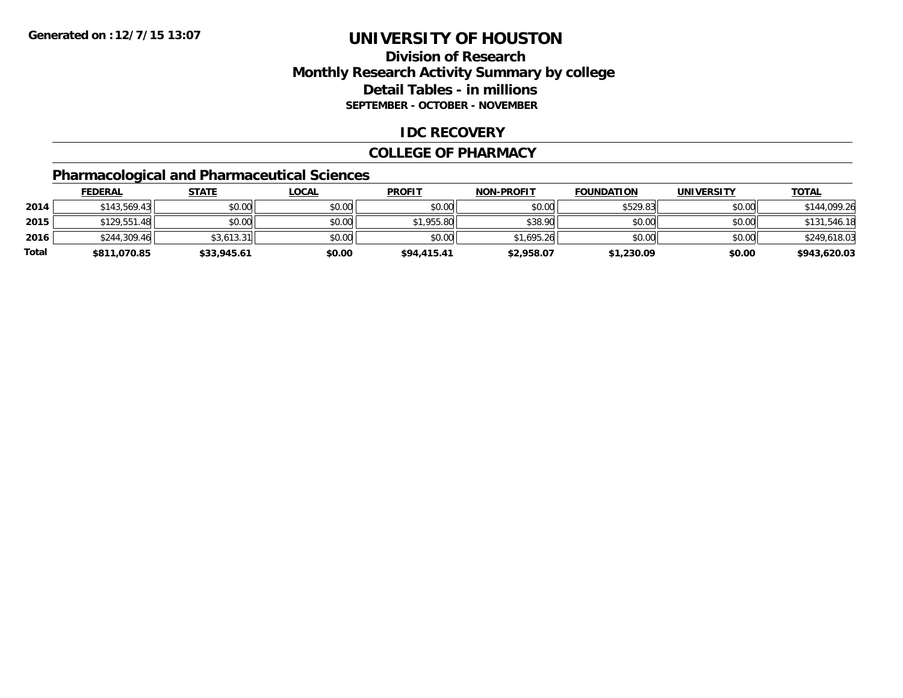**Generated on :12/7/15 13:07**

# UNIVERSITY OF HOUSTON

## Division of Research
## Monthly Research Activity Summary by college
## Detail Tables - in millions
### SEPTEMBER - OCTOBER - NOVEMBER

## IDC RECOVERY

## COLLEGE OF PHARMACY

### Pharmacological and Pharmaceutical Sciences

| | FEDERAL | STATE | LOCAL | PROFIT | NON-PROFIT | FOUNDATION | UNIVERSITY | TOTAL |
|---|---|---|---|---|---|---|---|---|
| 2014 | $143,569.43 | $0.00 | $0.00 | $0.00 | $0.00 | $529.83 | $0.00 | $144,099.26 |
| 2015 | $129,551.48 | $0.00 | $0.00 | $1,955.80 | $38.90 | $0.00 | $0.00 | $131,546.18 |
| 2016 | $244,309.46 | $3,613.31 | $0.00 | $0.00 | $1,695.26 | $0.00 | $0.00 | $249,618.03 |
| **Total** | **$811,070.85** | **$33,945.61** | **$0.00** | **$94,415.41** | **$2,958.07** | **$1,230.09** | **$0.00** | **$943,620.03** |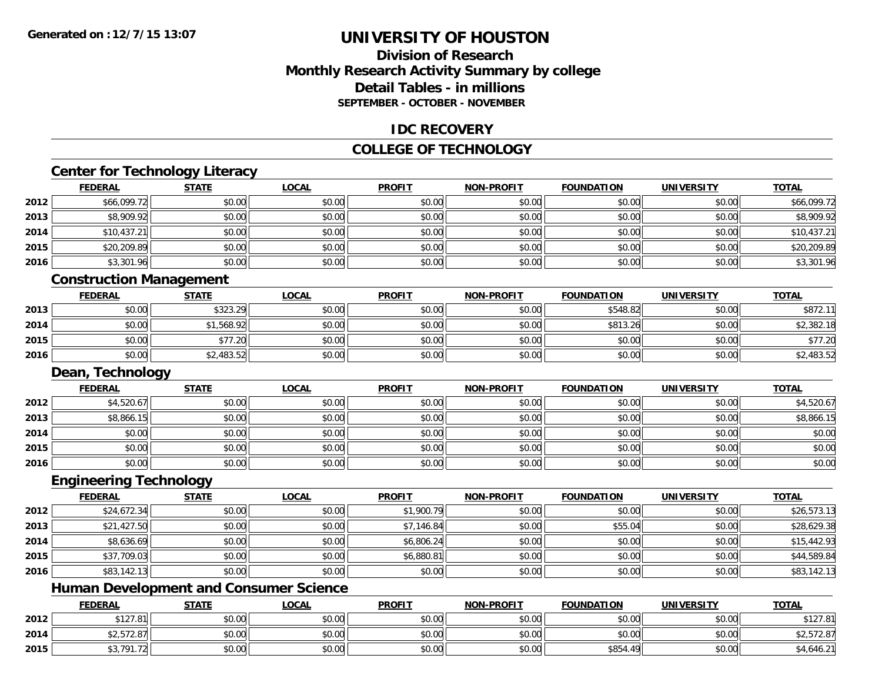# UNIVERSITY OF HOUSTON

## Division of Research
## Monthly Research Activity Summary by college
## Detail Tables - in millions
### SEPTEMBER - OCTOBER - NOVEMBER

## IDC RECOVERY

## COLLEGE OF TECHNOLOGY

### Center for Technology Literacy

| | FEDERAL | STATE | LOCAL | PROFIT | NON-PROFIT | FOUNDATION | UNIVERSITY | TOTAL |
|---|---|---|---|---|---|---|---|---|
| 2012 | $66,099.72 | $0.00 | $0.00 | $0.00 | $0.00 | $0.00 | $0.00 | $66,099.72 |
| 2013 | $8,909.92 | $0.00 | $0.00 | $0.00 | $0.00 | $0.00 | $0.00 | $8,909.92 |
| 2014 | $10,437.21 | $0.00 | $0.00 | $0.00 | $0.00 | $0.00 | $0.00 | $10,437.21 |
| 2015 | $20,209.89 | $0.00 | $0.00 | $0.00 | $0.00 | $0.00 | $0.00 | $20,209.89 |
| 2016 | $3,301.96 | $0.00 | $0.00 | $0.00 | $0.00 | $0.00 | $0.00 | $3,301.96 |

### Construction Management

| | FEDERAL | STATE | LOCAL | PROFIT | NON-PROFIT | FOUNDATION | UNIVERSITY | TOTAL |
|---|---|---|---|---|---|---|---|---|
| 2013 | $0.00 | $323.29 | $0.00 | $0.00 | $0.00 | $548.82 | $0.00 | $872.11 |
| 2014 | $0.00 | $1,568.92 | $0.00 | $0.00 | $0.00 | $813.26 | $0.00 | $2,382.18 |
| 2015 | $0.00 | $77.20 | $0.00 | $0.00 | $0.00 | $0.00 | $0.00 | $77.20 |
| 2016 | $0.00 | $2,483.52 | $0.00 | $0.00 | $0.00 | $0.00 | $0.00 | $2,483.52 |

### Dean, Technology

| | FEDERAL | STATE | LOCAL | PROFIT | NON-PROFIT | FOUNDATION | UNIVERSITY | TOTAL |
|---|---|---|---|---|---|---|---|---|
| 2012 | $4,520.67 | $0.00 | $0.00 | $0.00 | $0.00 | $0.00 | $0.00 | $4,520.67 |
| 2013 | $8,866.15 | $0.00 | $0.00 | $0.00 | $0.00 | $0.00 | $0.00 | $8,866.15 |
| 2014 | $0.00 | $0.00 | $0.00 | $0.00 | $0.00 | $0.00 | $0.00 | $0.00 |
| 2015 | $0.00 | $0.00 | $0.00 | $0.00 | $0.00 | $0.00 | $0.00 | $0.00 |
| 2016 | $0.00 | $0.00 | $0.00 | $0.00 | $0.00 | $0.00 | $0.00 | $0.00 |

### Engineering Technology

| | FEDERAL | STATE | LOCAL | PROFIT | NON-PROFIT | FOUNDATION | UNIVERSITY | TOTAL |
|---|---|---|---|---|---|---|---|---|
| 2012 | $24,672.34 | $0.00 | $0.00 | $1,900.79 | $0.00 | $0.00 | $0.00 | $26,573.13 |
| 2013 | $21,427.50 | $0.00 | $0.00 | $7,146.84 | $0.00 | $55.04 | $0.00 | $28,629.38 |
| 2014 | $8,636.69 | $0.00 | $0.00 | $6,806.24 | $0.00 | $0.00 | $0.00 | $15,442.93 |
| 2015 | $37,709.03 | $0.00 | $0.00 | $6,880.81 | $0.00 | $0.00 | $0.00 | $44,589.84 |
| 2016 | $83,142.13 | $0.00 | $0.00 | $0.00 | $0.00 | $0.00 | $0.00 | $83,142.13 |

### Human Development and Consumer Science

| | FEDERAL | STATE | LOCAL | PROFIT | NON-PROFIT | FOUNDATION | UNIVERSITY | TOTAL |
|---|---|---|---|---|---|---|---|---|
| 2012 | $127.81 | $0.00 | $0.00 | $0.00 | $0.00 | $0.00 | $0.00 | $127.81 |
| 2014 | $2,572.87 | $0.00 | $0.00 | $0.00 | $0.00 | $0.00 | $0.00 | $2,572.87 |
| 2015 | $3,791.72 | $0.00 | $0.00 | $0.00 | $0.00 | $854.49 | $0.00 | $4,646.21 |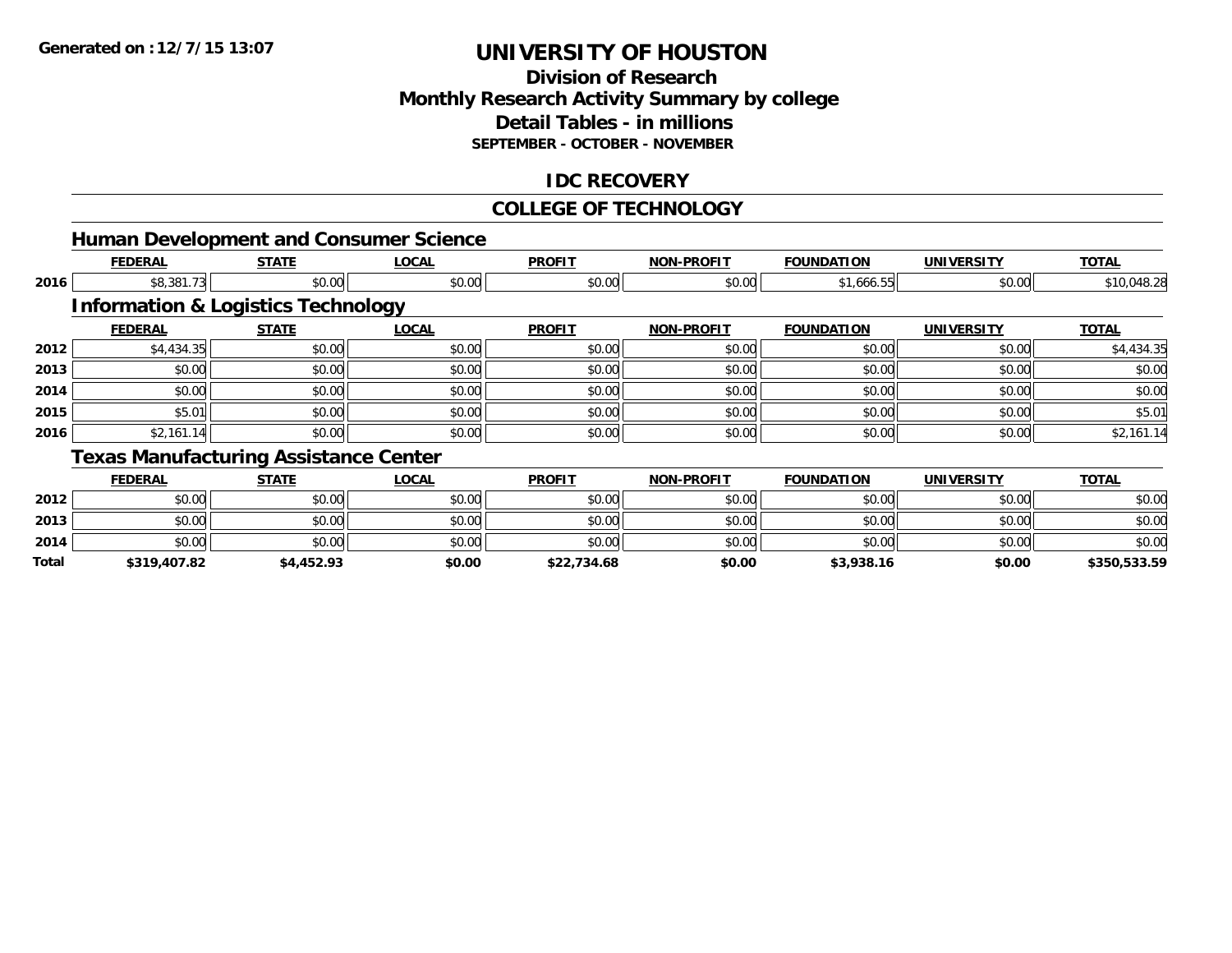**Generated on :12/7/15 13:07**

# UNIVERSITY OF HOUSTON

## Division of Research
## Monthly Research Activity Summary by college
## Detail Tables - in millions
### SEPTEMBER - OCTOBER - NOVEMBER

## IDC RECOVERY

## COLLEGE OF TECHNOLOGY

### Human Development and Consumer Science

| | FEDERAL | STATE | LOCAL | PROFIT | NON-PROFIT | FOUNDATION | UNIVERSITY | TOTAL |
|---|---|---|---|---|---|---|---|---|
| 2016 | $8,381.73 | $0.00 | $0.00 | $0.00 | $0.00 | $1,666.55 | $0.00 | $10,048.28 |

### Information & Logistics Technology

| | FEDERAL | STATE | LOCAL | PROFIT | NON-PROFIT | FOUNDATION | UNIVERSITY | TOTAL |
|---|---|---|---|---|---|---|---|---|
| 2012 | $4,434.35 | $0.00 | $0.00 | $0.00 | $0.00 | $0.00 | $0.00 | $4,434.35 |
| 2013 | $0.00 | $0.00 | $0.00 | $0.00 | $0.00 | $0.00 | $0.00 | $0.00 |
| 2014 | $0.00 | $0.00 | $0.00 | $0.00 | $0.00 | $0.00 | $0.00 | $0.00 |
| 2015 | $5.01 | $0.00 | $0.00 | $0.00 | $0.00 | $0.00 | $0.00 | $5.01 |
| 2016 | $2,161.14 | $0.00 | $0.00 | $0.00 | $0.00 | $0.00 | $0.00 | $2,161.14 |

### Texas Manufacturing Assistance Center

| | FEDERAL | STATE | LOCAL | PROFIT | NON-PROFIT | FOUNDATION | UNIVERSITY | TOTAL |
|---|---|---|---|---|---|---|---|---|
| 2012 | $0.00 | $0.00 | $0.00 | $0.00 | $0.00 | $0.00 | $0.00 | $0.00 |
| 2013 | $0.00 | $0.00 | $0.00 | $0.00 | $0.00 | $0.00 | $0.00 | $0.00 |
| 2014 | $0.00 | $0.00 | $0.00 | $0.00 | $0.00 | $0.00 | $0.00 | $0.00 |
| **Total** | **$319,407.82** | **$4,452.93** | **$0.00** | **$22,734.68** | **$0.00** | **$3,938.16** | **$0.00** | **$350,533.59** |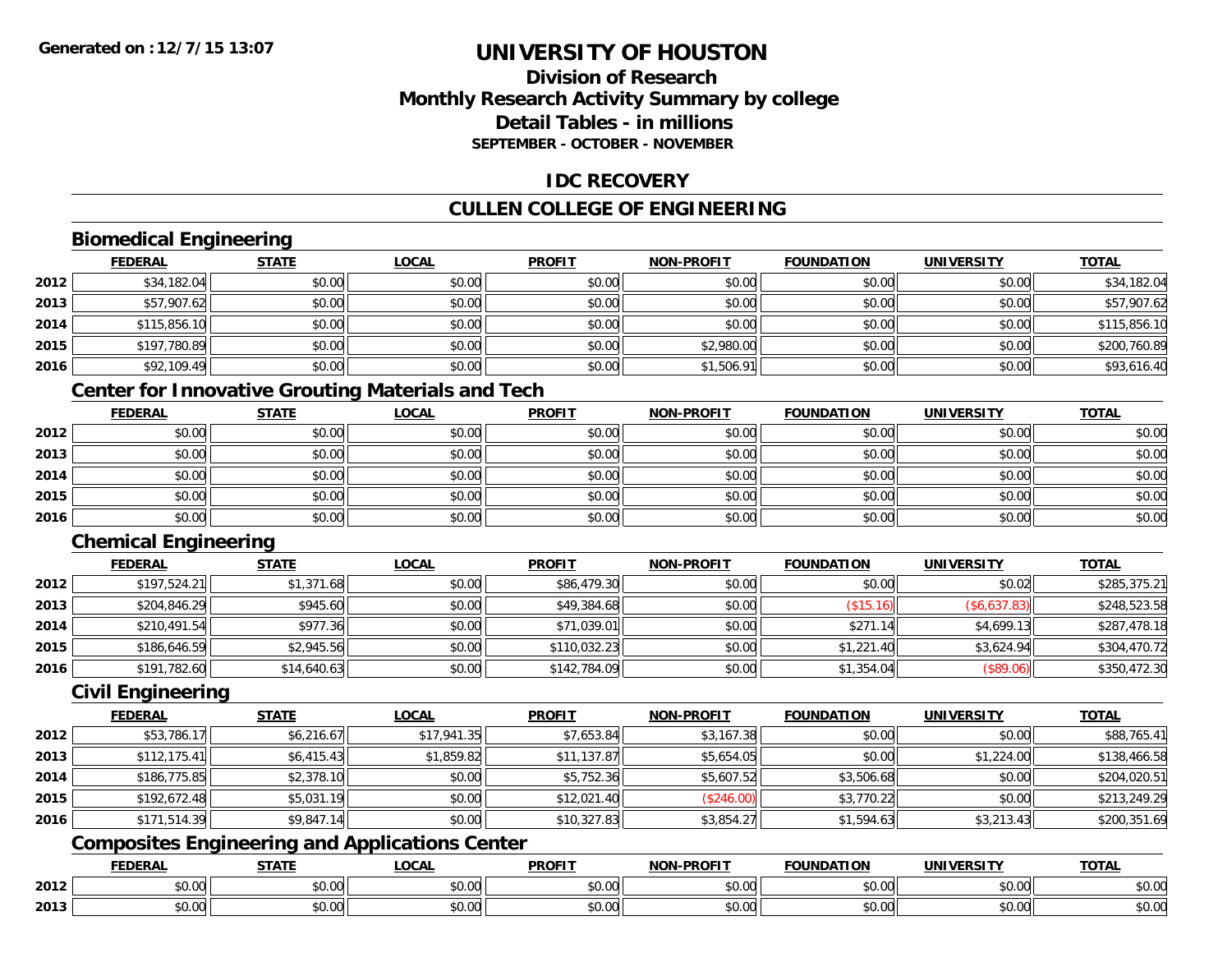# UNIVERSITY OF HOUSTON

## Division of Research
## Monthly Research Activity Summary by college
## Detail Tables - in millions
### SEPTEMBER - OCTOBER - NOVEMBER

Generated on : 12/7/15 13:07

## IDC RECOVERY

## CULLEN COLLEGE OF ENGINEERING

### Biomedical Engineering

| | FEDERAL | STATE | LOCAL | PROFIT | NON-PROFIT | FOUNDATION | UNIVERSITY | TOTAL |
|---|---|---|---|---|---|---|---|---|
| 2012 | $34,182.04 | $0.00 | $0.00 | $0.00 | $0.00 | $0.00 | $0.00 | $34,182.04 |
| 2013 | $57,907.62 | $0.00 | $0.00 | $0.00 | $0.00 | $0.00 | $0.00 | $57,907.62 |
| 2014 | $115,856.10 | $0.00 | $0.00 | $0.00 | $0.00 | $0.00 | $0.00 | $115,856.10 |
| 2015 | $197,780.89 | $0.00 | $0.00 | $0.00 | $2,980.00 | $0.00 | $0.00 | $200,760.89 |
| 2016 | $92,109.49 | $0.00 | $0.00 | $0.00 | $1,506.91 | $0.00 | $0.00 | $93,616.40 |

### Center for Innovative Grouting Materials and Tech

| | FEDERAL | STATE | LOCAL | PROFIT | NON-PROFIT | FOUNDATION | UNIVERSITY | TOTAL |
|---|---|---|---|---|---|---|---|---|
| 2012 | $0.00 | $0.00 | $0.00 | $0.00 | $0.00 | $0.00 | $0.00 | $0.00 |
| 2013 | $0.00 | $0.00 | $0.00 | $0.00 | $0.00 | $0.00 | $0.00 | $0.00 |
| 2014 | $0.00 | $0.00 | $0.00 | $0.00 | $0.00 | $0.00 | $0.00 | $0.00 |
| 2015 | $0.00 | $0.00 | $0.00 | $0.00 | $0.00 | $0.00 | $0.00 | $0.00 |
| 2016 | $0.00 | $0.00 | $0.00 | $0.00 | $0.00 | $0.00 | $0.00 | $0.00 |

### Chemical Engineering

| | FEDERAL | STATE | LOCAL | PROFIT | NON-PROFIT | FOUNDATION | UNIVERSITY | TOTAL |
|---|---|---|---|---|---|---|---|---|
| 2012 | $197,524.21 | $1,371.68 | $0.00 | $86,479.30 | $0.00 | $0.00 | $0.02 | $285,375.21 |
| 2013 | $204,846.29 | $945.60 | $0.00 | $49,384.68 | $0.00 | ($15.16) | ($6,637.83) | $248,523.58 |
| 2014 | $210,491.54 | $977.36 | $0.00 | $71,039.01 | $0.00 | $271.14 | $4,699.13 | $287,478.18 |
| 2015 | $186,646.59 | $2,945.56 | $0.00 | $110,032.23 | $0.00 | $1,221.40 | $3,624.94 | $304,470.72 |
| 2016 | $191,782.60 | $14,640.63 | $0.00 | $142,784.09 | $0.00 | $1,354.04 | ($89.06) | $350,472.30 |

### Civil Engineering

| | FEDERAL | STATE | LOCAL | PROFIT | NON-PROFIT | FOUNDATION | UNIVERSITY | TOTAL |
|---|---|---|---|---|---|---|---|---|
| 2012 | $53,786.17 | $6,216.67 | $17,941.35 | $7,653.84 | $3,167.38 | $0.00 | $0.00 | $88,765.41 |
| 2013 | $112,175.41 | $6,415.43 | $1,859.82 | $11,137.87 | $5,654.05 | $0.00 | $1,224.00 | $138,466.58 |
| 2014 | $186,775.85 | $2,378.10 | $0.00 | $5,752.36 | $5,607.52 | $3,506.68 | $0.00 | $204,020.51 |
| 2015 | $192,672.48 | $5,031.19 | $0.00 | $12,021.40 | ($246.00) | $3,770.22 | $0.00 | $213,249.29 |
| 2016 | $171,514.39 | $9,847.14 | $0.00 | $10,327.83 | $3,854.27 | $1,594.63 | $3,213.43 | $200,351.69 |

### Composites Engineering and Applications Center

| | FEDERAL | STATE | LOCAL | PROFIT | NON-PROFIT | FOUNDATION | UNIVERSITY | TOTAL |
|---|---|---|---|---|---|---|---|---|
| 2012 | $0.00 | $0.00 | $0.00 | $0.00 | $0.00 | $0.00 | $0.00 | $0.00 |
| 2013 | $0.00 | $0.00 | $0.00 | $0.00 | $0.00 | $0.00 | $0.00 | $0.00 |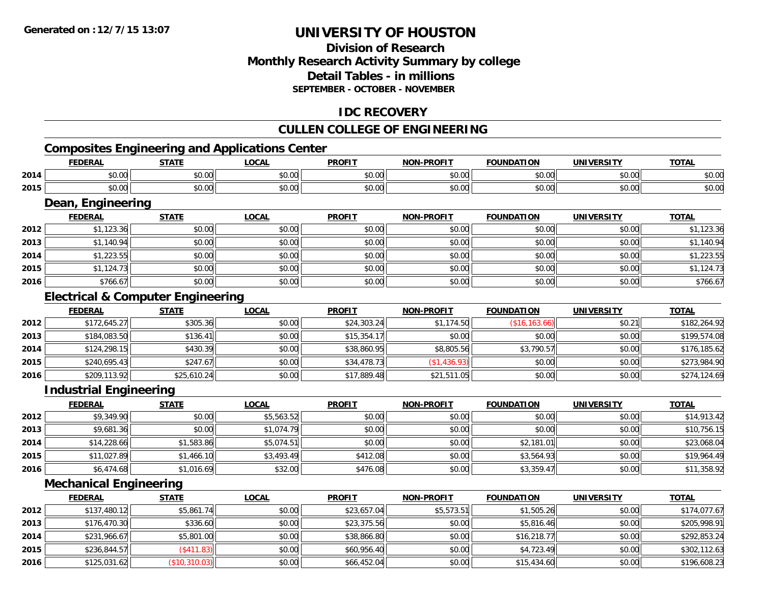Generated on :12/7/15 13:07

# UNIVERSITY OF HOUSTON

## Division of Research
## Monthly Research Activity Summary by college
## Detail Tables - in millions
### SEPTEMBER - OCTOBER - NOVEMBER

## IDC RECOVERY

## CULLEN COLLEGE OF ENGINEERING

### Composites Engineering and Applications Center

| | FEDERAL | STATE | LOCAL | PROFIT | NON-PROFIT | FOUNDATION | UNIVERSITY | TOTAL |
|---|---|---|---|---|---|---|---|---|
| 2014 | $0.00 | $0.00 | $0.00 | $0.00 | $0.00 | $0.00 | $0.00 | $0.00 |
| 2015 | $0.00 | $0.00 | $0.00 | $0.00 | $0.00 | $0.00 | $0.00 | $0.00 |

### Dean, Engineering

| | FEDERAL | STATE | LOCAL | PROFIT | NON-PROFIT | FOUNDATION | UNIVERSITY | TOTAL |
|---|---|---|---|---|---|---|---|---|
| 2012 | $1,123.36 | $0.00 | $0.00 | $0.00 | $0.00 | $0.00 | $0.00 | $1,123.36 |
| 2013 | $1,140.94 | $0.00 | $0.00 | $0.00 | $0.00 | $0.00 | $0.00 | $1,140.94 |
| 2014 | $1,223.55 | $0.00 | $0.00 | $0.00 | $0.00 | $0.00 | $0.00 | $1,223.55 |
| 2015 | $1,124.73 | $0.00 | $0.00 | $0.00 | $0.00 | $0.00 | $0.00 | $1,124.73 |
| 2016 | $766.67 | $0.00 | $0.00 | $0.00 | $0.00 | $0.00 | $0.00 | $766.67 |

### Electrical & Computer Engineering

| | FEDERAL | STATE | LOCAL | PROFIT | NON-PROFIT | FOUNDATION | UNIVERSITY | TOTAL |
|---|---|---|---|---|---|---|---|---|
| 2012 | $172,645.27 | $305.36 | $0.00 | $24,303.24 | $1,174.50 | ($16,163.66) | $0.21 | $182,264.92 |
| 2013 | $184,083.50 | $136.41 | $0.00 | $15,354.17 | $0.00 | $0.00 | $0.00 | $199,574.08 |
| 2014 | $124,298.15 | $430.39 | $0.00 | $38,860.95 | $8,805.56 | $3,790.57 | $0.00 | $176,185.62 |
| 2015 | $240,695.43 | $247.67 | $0.00 | $34,478.73 | ($1,436.93) | $0.00 | $0.00 | $273,984.90 |
| 2016 | $209,113.92 | $25,610.24 | $0.00 | $17,889.48 | $21,511.05 | $0.00 | $0.00 | $274,124.69 |

### Industrial Engineering

| | FEDERAL | STATE | LOCAL | PROFIT | NON-PROFIT | FOUNDATION | UNIVERSITY | TOTAL |
|---|---|---|---|---|---|---|---|---|
| 2012 | $9,349.90 | $0.00 | $5,563.52 | $0.00 | $0.00 | $0.00 | $0.00 | $14,913.42 |
| 2013 | $9,681.36 | $0.00 | $1,074.79 | $0.00 | $0.00 | $0.00 | $0.00 | $10,756.15 |
| 2014 | $14,228.66 | $1,583.86 | $5,074.51 | $0.00 | $0.00 | $2,181.01 | $0.00 | $23,068.04 |
| 2015 | $11,027.89 | $1,466.10 | $3,493.49 | $412.08 | $0.00 | $3,564.93 | $0.00 | $19,964.49 |
| 2016 | $6,474.68 | $1,016.69 | $32.00 | $476.08 | $0.00 | $3,359.47 | $0.00 | $11,358.92 |

### Mechanical Engineering

| | FEDERAL | STATE | LOCAL | PROFIT | NON-PROFIT | FOUNDATION | UNIVERSITY | TOTAL |
|---|---|---|---|---|---|---|---|---|
| 2012 | $137,480.12 | $5,861.74 | $0.00 | $23,657.04 | $5,573.51 | $1,505.26 | $0.00 | $174,077.67 |
| 2013 | $176,470.30 | $336.60 | $0.00 | $23,375.56 | $0.00 | $5,816.46 | $0.00 | $205,998.91 |
| 2014 | $231,966.67 | $5,801.00 | $0.00 | $38,866.80 | $0.00 | $16,218.77 | $0.00 | $292,853.24 |
| 2015 | $236,844.57 | ($411.83) | $0.00 | $60,956.40 | $0.00 | $4,723.49 | $0.00 | $302,112.63 |
| 2016 | $125,031.62 | ($10,310.03) | $0.00 | $66,452.04 | $0.00 | $15,434.60 | $0.00 | $196,608.23 |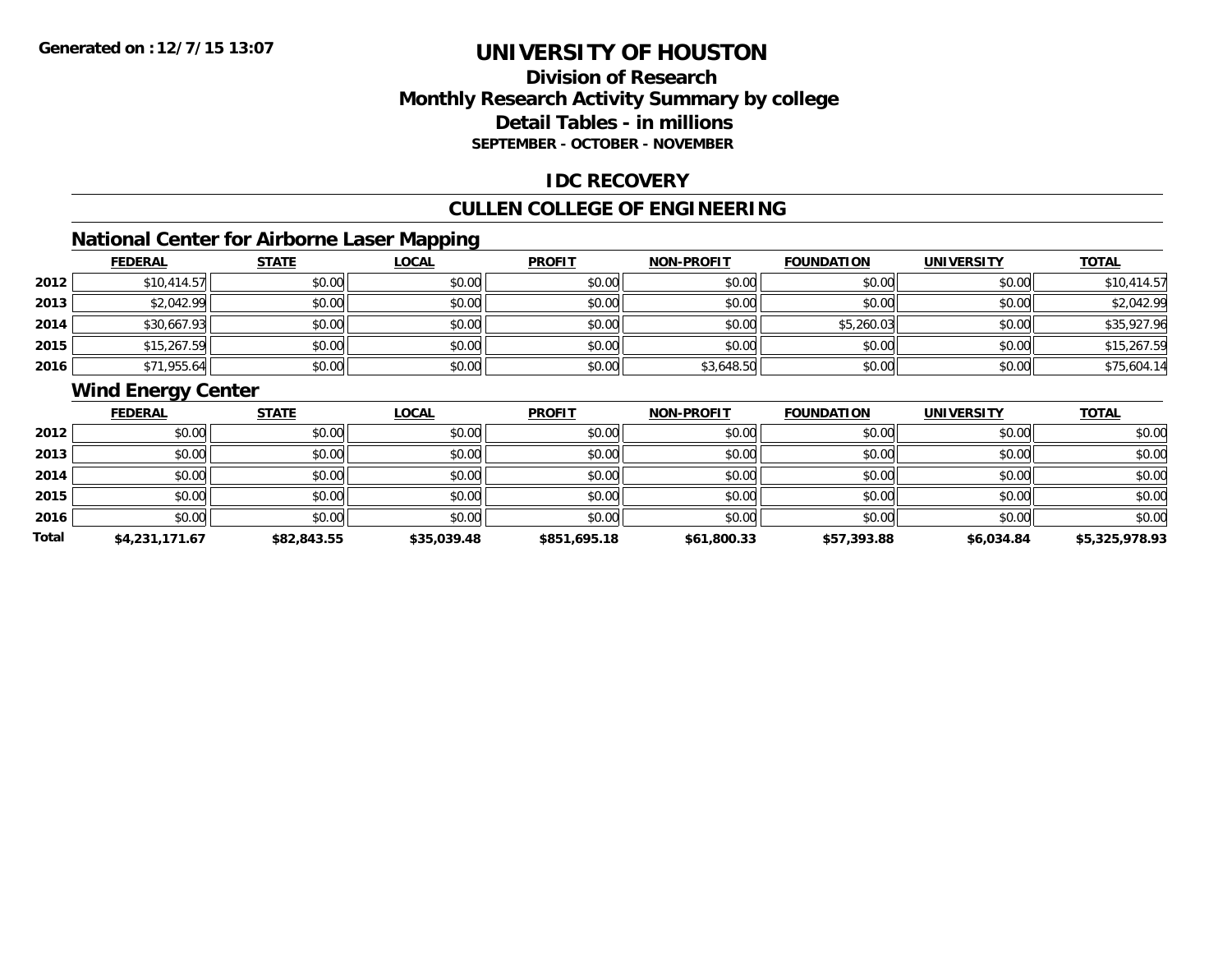Generated on :12/7/15 13:07

# UNIVERSITY OF HOUSTON

## Division of Research
## Monthly Research Activity Summary by college
## Detail Tables - in millions
### SEPTEMBER - OCTOBER - NOVEMBER

## IDC RECOVERY

## CULLEN COLLEGE OF ENGINEERING

### National Center for Airborne Laser Mapping

| | FEDERAL | STATE | LOCAL | PROFIT | NON-PROFIT | FOUNDATION | UNIVERSITY | TOTAL |
|---|---|---|---|---|---|---|---|---|
| 2012 | $10,414.57 | $0.00 | $0.00 | $0.00 | $0.00 | $0.00 | $0.00 | $10,414.57 |
| 2013 | $2,042.99 | $0.00 | $0.00 | $0.00 | $0.00 | $0.00 | $0.00 | $2,042.99 |
| 2014 | $30,667.93 | $0.00 | $0.00 | $0.00 | $0.00 | $5,260.03 | $0.00 | $35,927.96 |
| 2015 | $15,267.59 | $0.00 | $0.00 | $0.00 | $0.00 | $0.00 | $0.00 | $15,267.59 |
| 2016 | $71,955.64 | $0.00 | $0.00 | $0.00 | $3,648.50 | $0.00 | $0.00 | $75,604.14 |

### Wind Energy Center

| | FEDERAL | STATE | LOCAL | PROFIT | NON-PROFIT | FOUNDATION | UNIVERSITY | TOTAL |
|---|---|---|---|---|---|---|---|---|
| 2012 | $0.00 | $0.00 | $0.00 | $0.00 | $0.00 | $0.00 | $0.00 | $0.00 |
| 2013 | $0.00 | $0.00 | $0.00 | $0.00 | $0.00 | $0.00 | $0.00 | $0.00 |
| 2014 | $0.00 | $0.00 | $0.00 | $0.00 | $0.00 | $0.00 | $0.00 | $0.00 |
| 2015 | $0.00 | $0.00 | $0.00 | $0.00 | $0.00 | $0.00 | $0.00 | $0.00 |
| 2016 | $0.00 | $0.00 | $0.00 | $0.00 | $0.00 | $0.00 | $0.00 | $0.00 |
| **Total** | **$4,231,171.67** | **$82,843.55** | **$35,039.48** | **$851,695.18** | **$61,800.33** | **$57,393.88** | **$6,034.84** | **$5,325,978.93** |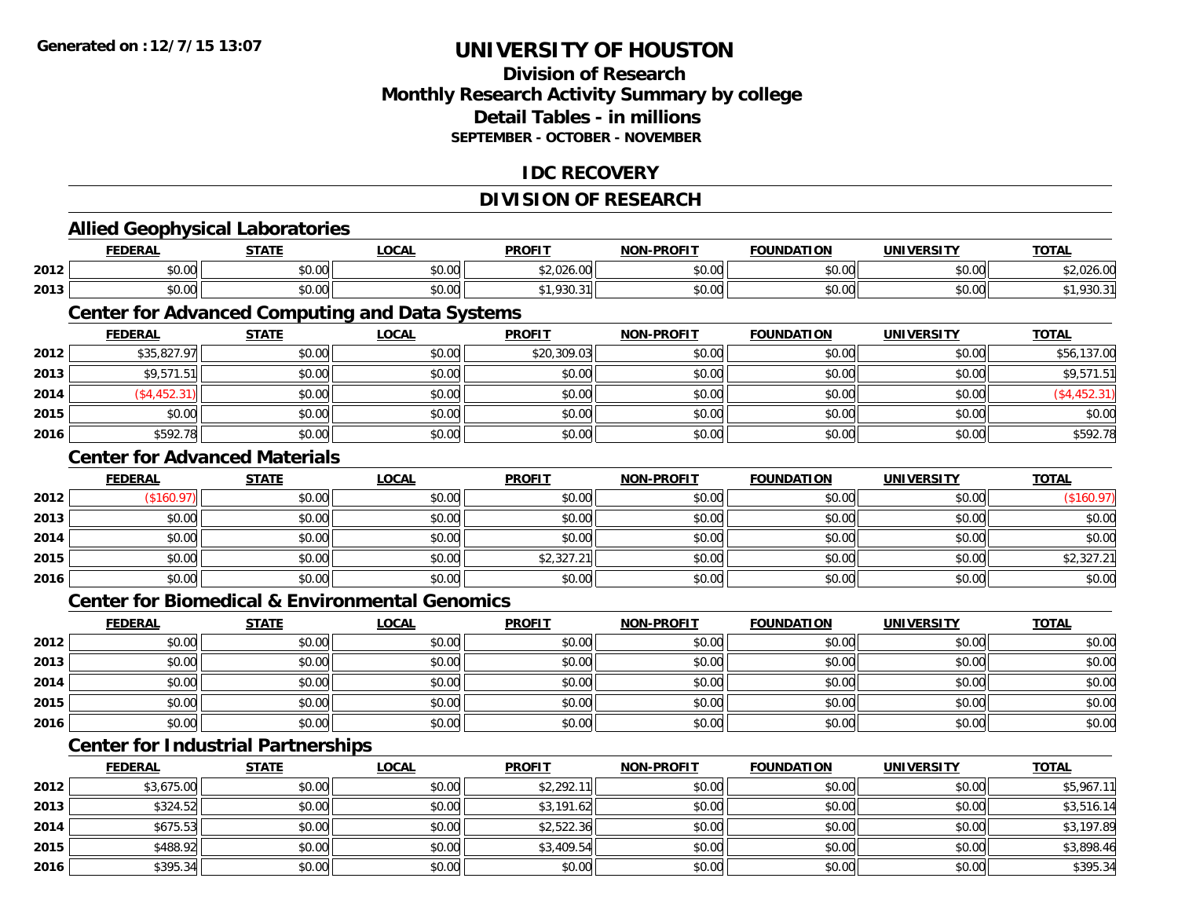**Generated on :12/7/15 13:07**

# UNIVERSITY OF HOUSTON

## Division of Research
## Monthly Research Activity Summary by college
## Detail Tables - in millions
### SEPTEMBER - OCTOBER - NOVEMBER

## IDC RECOVERY

## DIVISION OF RESEARCH

### Allied Geophysical Laboratories

| | FEDERAL | STATE | LOCAL | PROFIT | NON-PROFIT | FOUNDATION | UNIVERSITY | TOTAL |
|---|---|---|---|---|---|---|---|---|
| 2012 | $0.00 | $0.00 | $0.00 | $2,026.00 | $0.00 | $0.00 | $0.00 | $2,026.00 |
| 2013 | $0.00 | $0.00 | $0.00 | $1,930.31 | $0.00 | $0.00 | $0.00 | $1,930.31 |

### Center for Advanced Computing and Data Systems

| | FEDERAL | STATE | LOCAL | PROFIT | NON-PROFIT | FOUNDATION | UNIVERSITY | TOTAL |
|---|---|---|---|---|---|---|---|---|
| 2012 | $35,827.97 | $0.00 | $0.00 | $20,309.03 | $0.00 | $0.00 | $0.00 | $56,137.00 |
| 2013 | $9,571.51 | $0.00 | $0.00 | $0.00 | $0.00 | $0.00 | $0.00 | $9,571.51 |
| 2014 | ($4,452.31) | $0.00 | $0.00 | $0.00 | $0.00 | $0.00 | $0.00 | ($4,452.31) |
| 2015 | $0.00 | $0.00 | $0.00 | $0.00 | $0.00 | $0.00 | $0.00 | $0.00 |
| 2016 | $592.78 | $0.00 | $0.00 | $0.00 | $0.00 | $0.00 | $0.00 | $592.78 |

### Center for Advanced Materials

| | FEDERAL | STATE | LOCAL | PROFIT | NON-PROFIT | FOUNDATION | UNIVERSITY | TOTAL |
|---|---|---|---|---|---|---|---|---|
| 2012 | ($160.97) | $0.00 | $0.00 | $0.00 | $0.00 | $0.00 | $0.00 | ($160.97) |
| 2013 | $0.00 | $0.00 | $0.00 | $0.00 | $0.00 | $0.00 | $0.00 | $0.00 |
| 2014 | $0.00 | $0.00 | $0.00 | $0.00 | $0.00 | $0.00 | $0.00 | $0.00 |
| 2015 | $0.00 | $0.00 | $0.00 | $2,327.21 | $0.00 | $0.00 | $0.00 | $2,327.21 |
| 2016 | $0.00 | $0.00 | $0.00 | $0.00 | $0.00 | $0.00 | $0.00 | $0.00 |

### Center for Biomedical & Environmental Genomics

| | FEDERAL | STATE | LOCAL | PROFIT | NON-PROFIT | FOUNDATION | UNIVERSITY | TOTAL |
|---|---|---|---|---|---|---|---|---|
| 2012 | $0.00 | $0.00 | $0.00 | $0.00 | $0.00 | $0.00 | $0.00 | $0.00 |
| 2013 | $0.00 | $0.00 | $0.00 | $0.00 | $0.00 | $0.00 | $0.00 | $0.00 |
| 2014 | $0.00 | $0.00 | $0.00 | $0.00 | $0.00 | $0.00 | $0.00 | $0.00 |
| 2015 | $0.00 | $0.00 | $0.00 | $0.00 | $0.00 | $0.00 | $0.00 | $0.00 |
| 2016 | $0.00 | $0.00 | $0.00 | $0.00 | $0.00 | $0.00 | $0.00 | $0.00 |

### Center for Industrial Partnerships

| | FEDERAL | STATE | LOCAL | PROFIT | NON-PROFIT | FOUNDATION | UNIVERSITY | TOTAL |
|---|---|---|---|---|---|---|---|---|
| 2012 | $3,675.00 | $0.00 | $0.00 | $2,292.11 | $0.00 | $0.00 | $0.00 | $5,967.11 |
| 2013 | $324.52 | $0.00 | $0.00 | $3,191.62 | $0.00 | $0.00 | $0.00 | $3,516.14 |
| 2014 | $675.53 | $0.00 | $0.00 | $2,522.36 | $0.00 | $0.00 | $0.00 | $3,197.89 |
| 2015 | $488.92 | $0.00 | $0.00 | $3,409.54 | $0.00 | $0.00 | $0.00 | $3,898.46 |
| 2016 | $395.34 | $0.00 | $0.00 | $0.00 | $0.00 | $0.00 | $0.00 | $395.34 |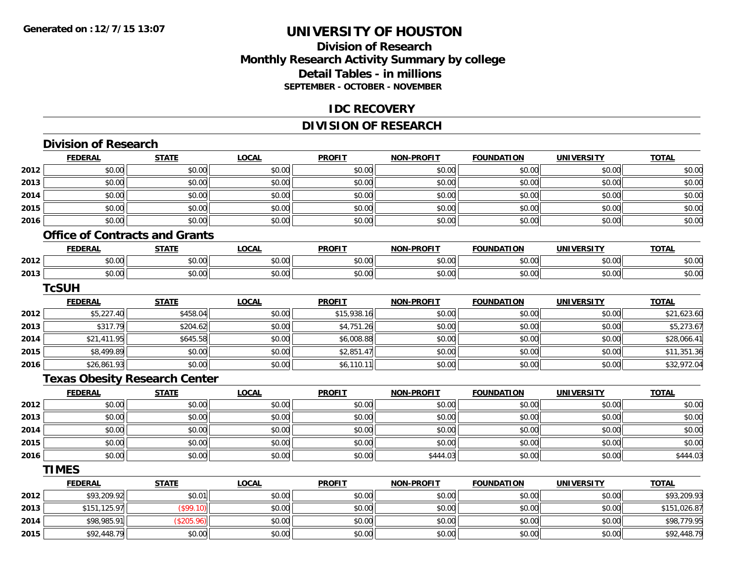# UNIVERSITY OF HOUSTON

## Division of Research
## Monthly Research Activity Summary by college
## Detail Tables - in millions
### SEPTEMBER - OCTOBER - NOVEMBER

## IDC RECOVERY

## DIVISION OF RESEARCH

### Division of Research

| | FEDERAL | STATE | LOCAL | PROFIT | NON-PROFIT | FOUNDATION | UNIVERSITY | TOTAL |
|---|---|---|---|---|---|---|---|---|
| 2012 | $0.00 | $0.00 | $0.00 | $0.00 | $0.00 | $0.00 | $0.00 | $0.00 |
| 2013 | $0.00 | $0.00 | $0.00 | $0.00 | $0.00 | $0.00 | $0.00 | $0.00 |
| 2014 | $0.00 | $0.00 | $0.00 | $0.00 | $0.00 | $0.00 | $0.00 | $0.00 |
| 2015 | $0.00 | $0.00 | $0.00 | $0.00 | $0.00 | $0.00 | $0.00 | $0.00 |
| 2016 | $0.00 | $0.00 | $0.00 | $0.00 | $0.00 | $0.00 | $0.00 | $0.00 |

### Office of Contracts and Grants

| | FEDERAL | STATE | LOCAL | PROFIT | NON-PROFIT | FOUNDATION | UNIVERSITY | TOTAL |
|---|---|---|---|---|---|---|---|---|
| 2012 | $0.00 | $0.00 | $0.00 | $0.00 | $0.00 | $0.00 | $0.00 | $0.00 |
| 2013 | $0.00 | $0.00 | $0.00 | $0.00 | $0.00 | $0.00 | $0.00 | $0.00 |

### TcSUH

| | FEDERAL | STATE | LOCAL | PROFIT | NON-PROFIT | FOUNDATION | UNIVERSITY | TOTAL |
|---|---|---|---|---|---|---|---|---|
| 2012 | $5,227.40 | $458.04 | $0.00 | $15,938.16 | $0.00 | $0.00 | $0.00 | $21,623.60 |
| 2013 | $317.79 | $204.62 | $0.00 | $4,751.26 | $0.00 | $0.00 | $0.00 | $5,273.67 |
| 2014 | $21,411.95 | $645.58 | $0.00 | $6,008.88 | $0.00 | $0.00 | $0.00 | $28,066.41 |
| 2015 | $8,499.89 | $0.00 | $0.00 | $2,851.47 | $0.00 | $0.00 | $0.00 | $11,351.36 |
| 2016 | $26,861.93 | $0.00 | $0.00 | $6,110.11 | $0.00 | $0.00 | $0.00 | $32,972.04 |

### Texas Obesity Research Center

| | FEDERAL | STATE | LOCAL | PROFIT | NON-PROFIT | FOUNDATION | UNIVERSITY | TOTAL |
|---|---|---|---|---|---|---|---|---|
| 2012 | $0.00 | $0.00 | $0.00 | $0.00 | $0.00 | $0.00 | $0.00 | $0.00 |
| 2013 | $0.00 | $0.00 | $0.00 | $0.00 | $0.00 | $0.00 | $0.00 | $0.00 |
| 2014 | $0.00 | $0.00 | $0.00 | $0.00 | $0.00 | $0.00 | $0.00 | $0.00 |
| 2015 | $0.00 | $0.00 | $0.00 | $0.00 | $0.00 | $0.00 | $0.00 | $0.00 |
| 2016 | $0.00 | $0.00 | $0.00 | $0.00 | $444.03 | $0.00 | $0.00 | $444.03 |

### TIMES

| | FEDERAL | STATE | LOCAL | PROFIT | NON-PROFIT | FOUNDATION | UNIVERSITY | TOTAL |
|---|---|---|---|---|---|---|---|---|
| 2012 | $93,209.92 | $0.01 | $0.00 | $0.00 | $0.00 | $0.00 | $0.00 | $93,209.93 |
| 2013 | $151,125.97 | ($99.10) | $0.00 | $0.00 | $0.00 | $0.00 | $0.00 | $151,026.87 |
| 2014 | $98,985.91 | ($205.96) | $0.00 | $0.00 | $0.00 | $0.00 | $0.00 | $98,779.95 |
| 2015 | $92,448.79 | $0.00 | $0.00 | $0.00 | $0.00 | $0.00 | $0.00 | $92,448.79 |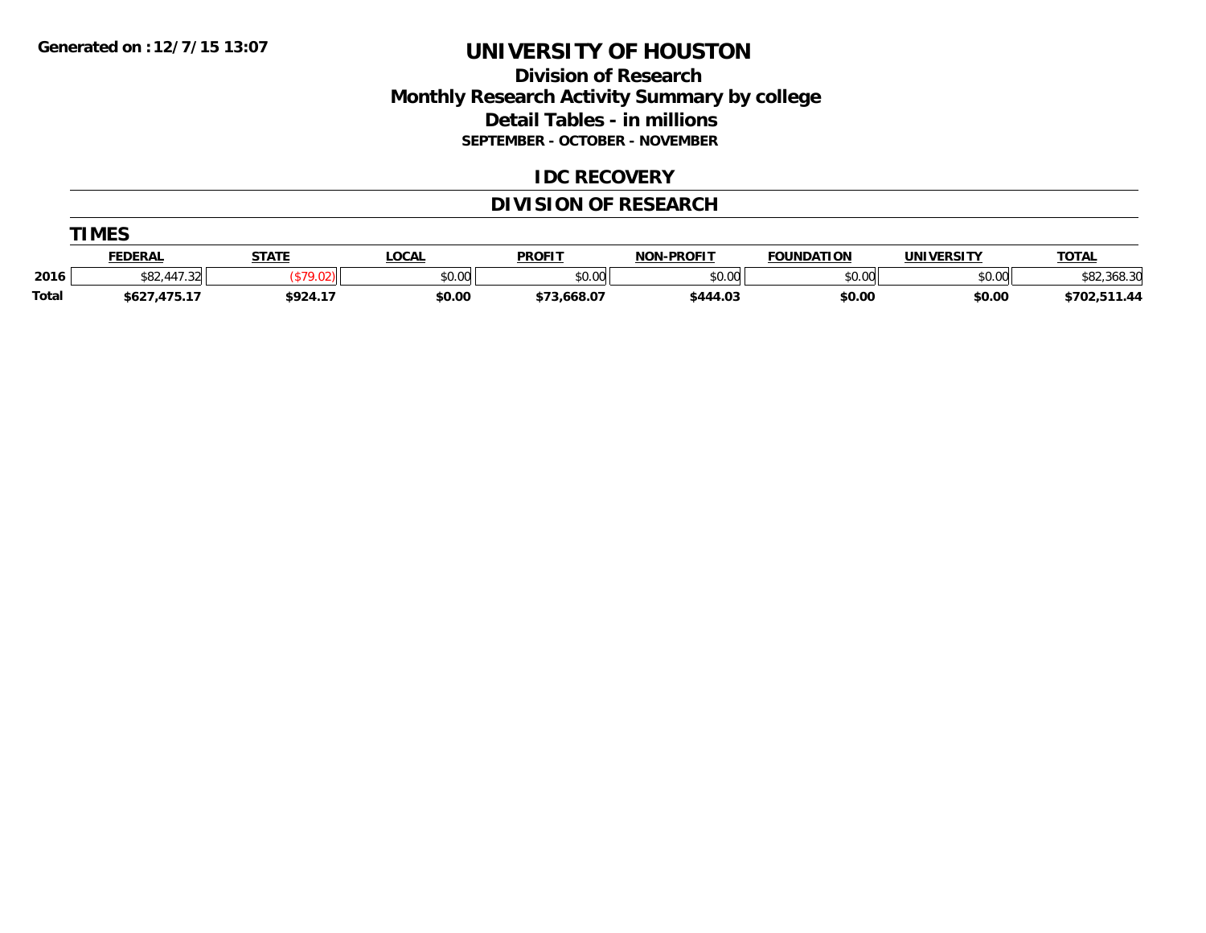Generated on :12/7/15 13:07

# UNIVERSITY OF HOUSTON

## Division of Research
## Monthly Research Activity Summary by college
## Detail Tables - in millions
### SEPTEMBER - OCTOBER - NOVEMBER

## IDC RECOVERY

## DIVISION OF RESEARCH

### TIMES

| | FEDERAL | STATE | LOCAL | PROFIT | NON-PROFIT | FOUNDATION | UNIVERSITY | TOTAL |
|---|---|---|---|---|---|---|---|---|
| 2016 | $82,447.32 | ($79.02) | $0.00 | $0.00 | $0.00 | $0.00 | $0.00 | $82,368.30 |
| **Total** | **$627,475.17** | **$924.17** | **$0.00** | **$73,668.07** | **$444.03** | **$0.00** | **$0.00** | **$702,511.44** |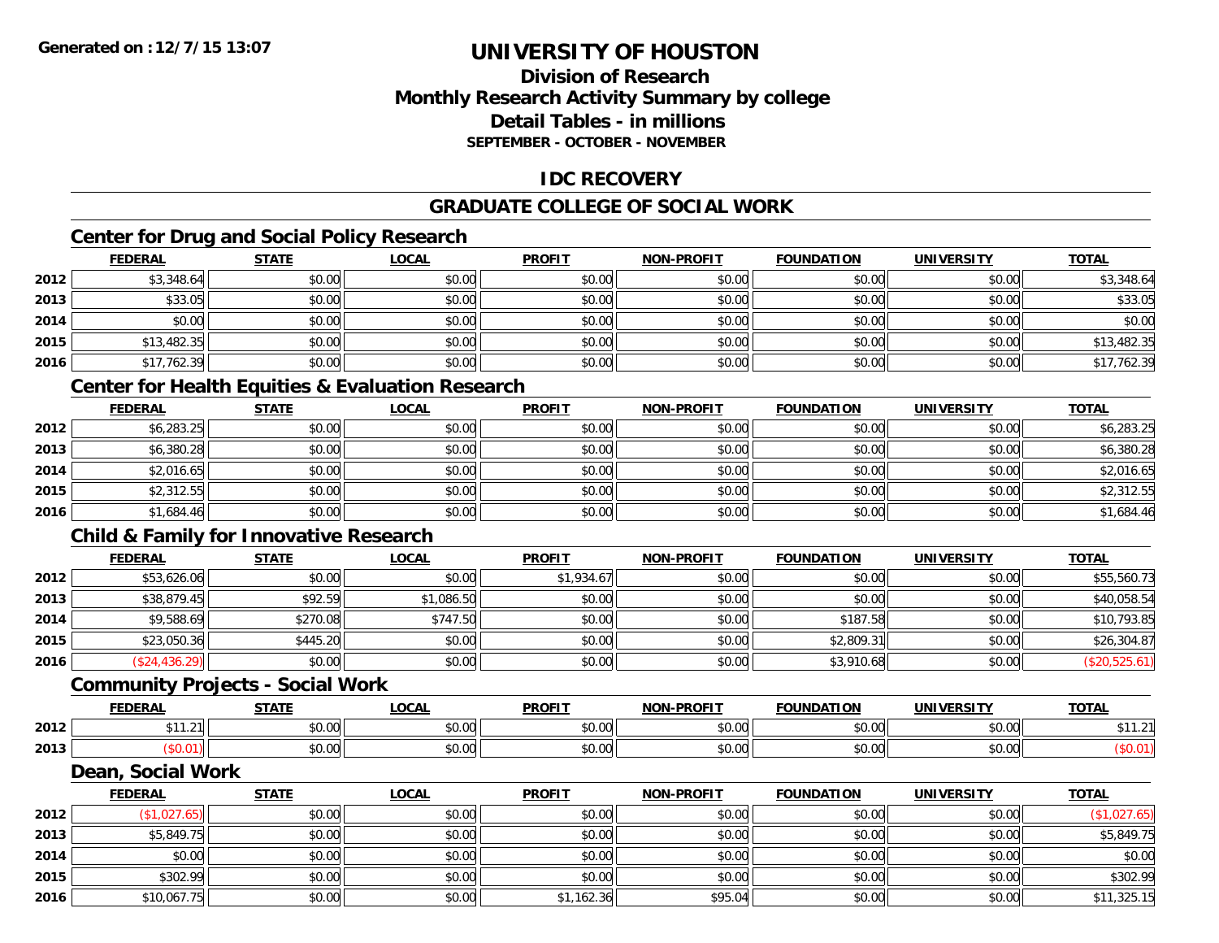**Generated on :12/7/15 13:07**

# UNIVERSITY OF HOUSTON

## Division of Research
## Monthly Research Activity Summary by college
## Detail Tables - in millions
### SEPTEMBER - OCTOBER - NOVEMBER

## IDC RECOVERY

## GRADUATE COLLEGE OF SOCIAL WORK

### Center for Drug and Social Policy Research

| | FEDERAL | STATE | LOCAL | PROFIT | NON-PROFIT | FOUNDATION | UNIVERSITY | TOTAL |
|---|---|---|---|---|---|---|---|---|
| 2012 | $3,348.64 | $0.00 | $0.00 | $0.00 | $0.00 | $0.00 | $0.00 | $3,348.64 |
| 2013 | $33.05 | $0.00 | $0.00 | $0.00 | $0.00 | $0.00 | $0.00 | $33.05 |
| 2014 | $0.00 | $0.00 | $0.00 | $0.00 | $0.00 | $0.00 | $0.00 | $0.00 |
| 2015 | $13,482.35 | $0.00 | $0.00 | $0.00 | $0.00 | $0.00 | $0.00 | $13,482.35 |
| 2016 | $17,762.39 | $0.00 | $0.00 | $0.00 | $0.00 | $0.00 | $0.00 | $17,762.39 |

### Center for Health Equities & Evaluation Research

| | FEDERAL | STATE | LOCAL | PROFIT | NON-PROFIT | FOUNDATION | UNIVERSITY | TOTAL |
|---|---|---|---|---|---|---|---|---|
| 2012 | $6,283.25 | $0.00 | $0.00 | $0.00 | $0.00 | $0.00 | $0.00 | $6,283.25 |
| 2013 | $6,380.28 | $0.00 | $0.00 | $0.00 | $0.00 | $0.00 | $0.00 | $6,380.28 |
| 2014 | $2,016.65 | $0.00 | $0.00 | $0.00 | $0.00 | $0.00 | $0.00 | $2,016.65 |
| 2015 | $2,312.55 | $0.00 | $0.00 | $0.00 | $0.00 | $0.00 | $0.00 | $2,312.55 |
| 2016 | $1,684.46 | $0.00 | $0.00 | $0.00 | $0.00 | $0.00 | $0.00 | $1,684.46 |

### Child & Family for Innovative Research

| | FEDERAL | STATE | LOCAL | PROFIT | NON-PROFIT | FOUNDATION | UNIVERSITY | TOTAL |
|---|---|---|---|---|---|---|---|---|
| 2012 | $53,626.06 | $0.00 | $0.00 | $1,934.67 | $0.00 | $0.00 | $0.00 | $55,560.73 |
| 2013 | $38,879.45 | $92.59 | $1,086.50 | $0.00 | $0.00 | $0.00 | $0.00 | $40,058.54 |
| 2014 | $9,588.69 | $270.08 | $747.50 | $0.00 | $0.00 | $187.58 | $0.00 | $10,793.85 |
| 2015 | $23,050.36 | $445.20 | $0.00 | $0.00 | $0.00 | $2,809.31 | $0.00 | $26,304.87 |
| 2016 | ($24,436.29) | $0.00 | $0.00 | $0.00 | $0.00 | $3,910.68 | $0.00 | ($20,525.61) |

### Community Projects - Social Work

| | FEDERAL | STATE | LOCAL | PROFIT | NON-PROFIT | FOUNDATION | UNIVERSITY | TOTAL |
|---|---|---|---|---|---|---|---|---|
| 2012 | $11.21 | $0.00 | $0.00 | $0.00 | $0.00 | $0.00 | $0.00 | $11.21 |
| 2013 | ($0.01) | $0.00 | $0.00 | $0.00 | $0.00 | $0.00 | $0.00 | ($0.01) |

### Dean, Social Work

| | FEDERAL | STATE | LOCAL | PROFIT | NON-PROFIT | FOUNDATION | UNIVERSITY | TOTAL |
|---|---|---|---|---|---|---|---|---|
| 2012 | ($1,027.65) | $0.00 | $0.00 | $0.00 | $0.00 | $0.00 | $0.00 | ($1,027.65) |
| 2013 | $5,849.75 | $0.00 | $0.00 | $0.00 | $0.00 | $0.00 | $0.00 | $5,849.75 |
| 2014 | $0.00 | $0.00 | $0.00 | $0.00 | $0.00 | $0.00 | $0.00 | $0.00 |
| 2015 | $302.99 | $0.00 | $0.00 | $0.00 | $0.00 | $0.00 | $0.00 | $302.99 |
| 2016 | $10,067.75 | $0.00 | $0.00 | $1,162.36 | $95.04 | $0.00 | $0.00 | $11,325.15 |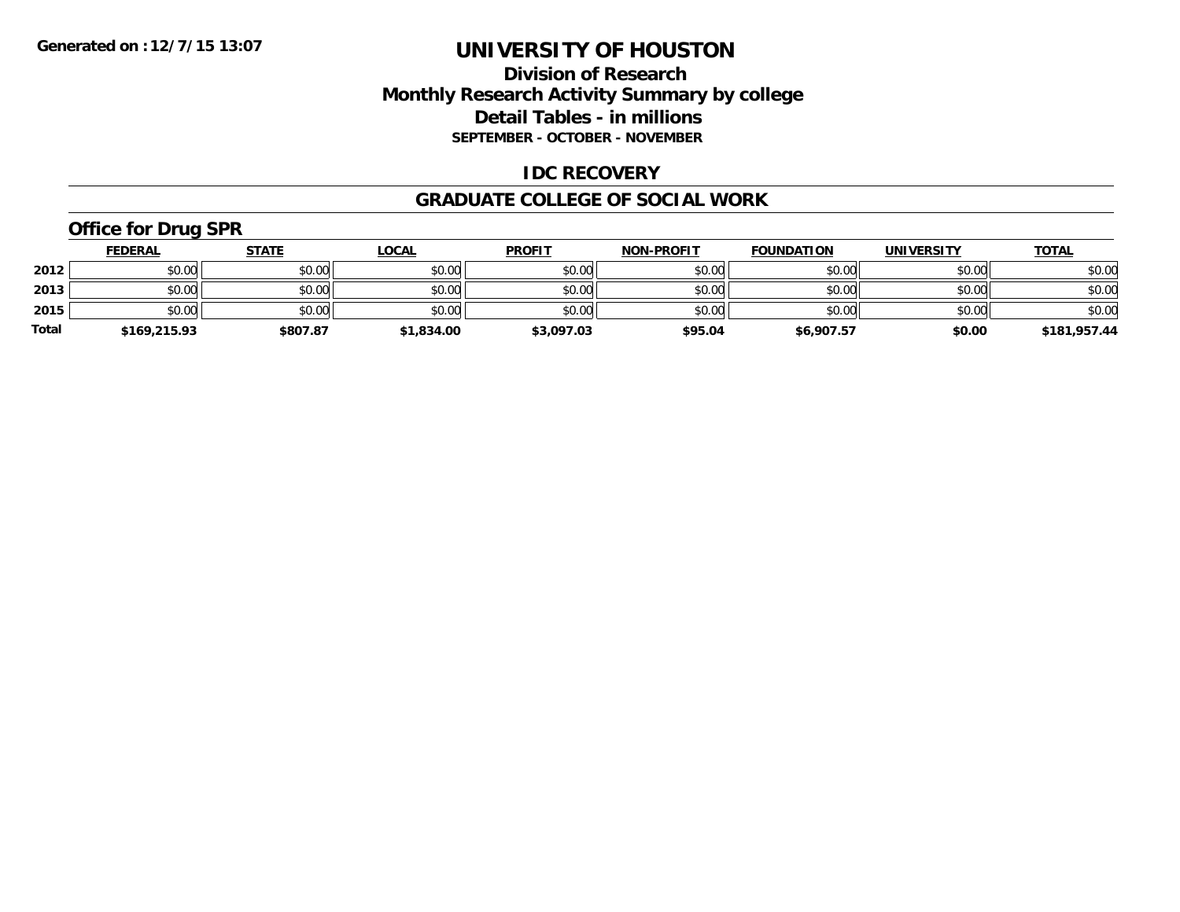Generated on : 12/7/15 13:07

# UNIVERSITY OF HOUSTON

## Division of Research
## Monthly Research Activity Summary by college
## Detail Tables - in millions
### SEPTEMBER - OCTOBER - NOVEMBER

## IDC RECOVERY

## GRADUATE COLLEGE OF SOCIAL WORK

### Office for Drug SPR

| | FEDERAL | STATE | LOCAL | PROFIT | NON-PROFIT | FOUNDATION | UNIVERSITY | TOTAL |
|---|---|---|---|---|---|---|---|---|
| 2012 | $0.00 | $0.00 | $0.00 | $0.00 | $0.00 | $0.00 | $0.00 | $0.00 |
| 2013 | $0.00 | $0.00 | $0.00 | $0.00 | $0.00 | $0.00 | $0.00 | $0.00 |
| 2015 | $0.00 | $0.00 | $0.00 | $0.00 | $0.00 | $0.00 | $0.00 | $0.00 |
| **Total** | **$169,215.93** | **$807.87** | **$1,834.00** | **$3,097.03** | **$95.04** | **$6,907.57** | **$0.00** | **$181,957.44** |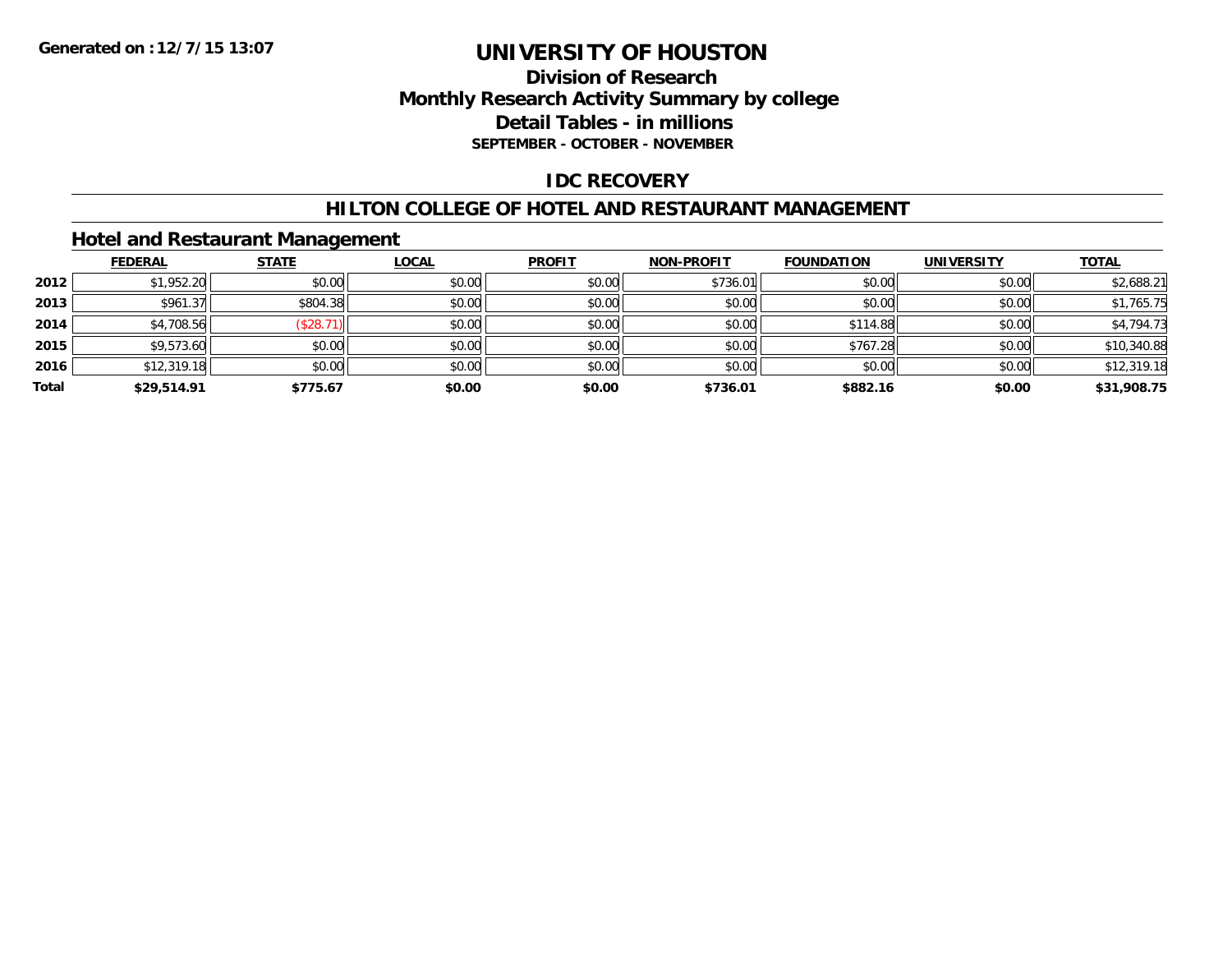**Generated on :12/7/15 13:07**

# UNIVERSITY OF HOUSTON

## Division of Research
## Monthly Research Activity Summary by college
## Detail Tables - in millions
### SEPTEMBER - OCTOBER - NOVEMBER

## IDC RECOVERY

## HILTON COLLEGE OF HOTEL AND RESTAURANT MANAGEMENT

### Hotel and Restaurant Management

| | FEDERAL | STATE | LOCAL | PROFIT | NON-PROFIT | FOUNDATION | UNIVERSITY | TOTAL |
|---|---|---|---|---|---|---|---|---|
| 2012 | $1,952.20 | $0.00 | $0.00 | $0.00 | $736.01 | $0.00 | $0.00 | $2,688.21 |
| 2013 | $961.37 | $804.38 | $0.00 | $0.00 | $0.00 | $0.00 | $0.00 | $1,765.75 |
| 2014 | $4,708.56 | ($28.71) | $0.00 | $0.00 | $0.00 | $114.88 | $0.00 | $4,794.73 |
| 2015 | $9,573.60 | $0.00 | $0.00 | $0.00 | $0.00 | $767.28 | $0.00 | $10,340.88 |
| 2016 | $12,319.18 | $0.00 | $0.00 | $0.00 | $0.00 | $0.00 | $0.00 | $12,319.18 |
| **Total** | **$29,514.91** | **$775.67** | **$0.00** | **$0.00** | **$736.01** | **$882.16** | **$0.00** | **$31,908.75** |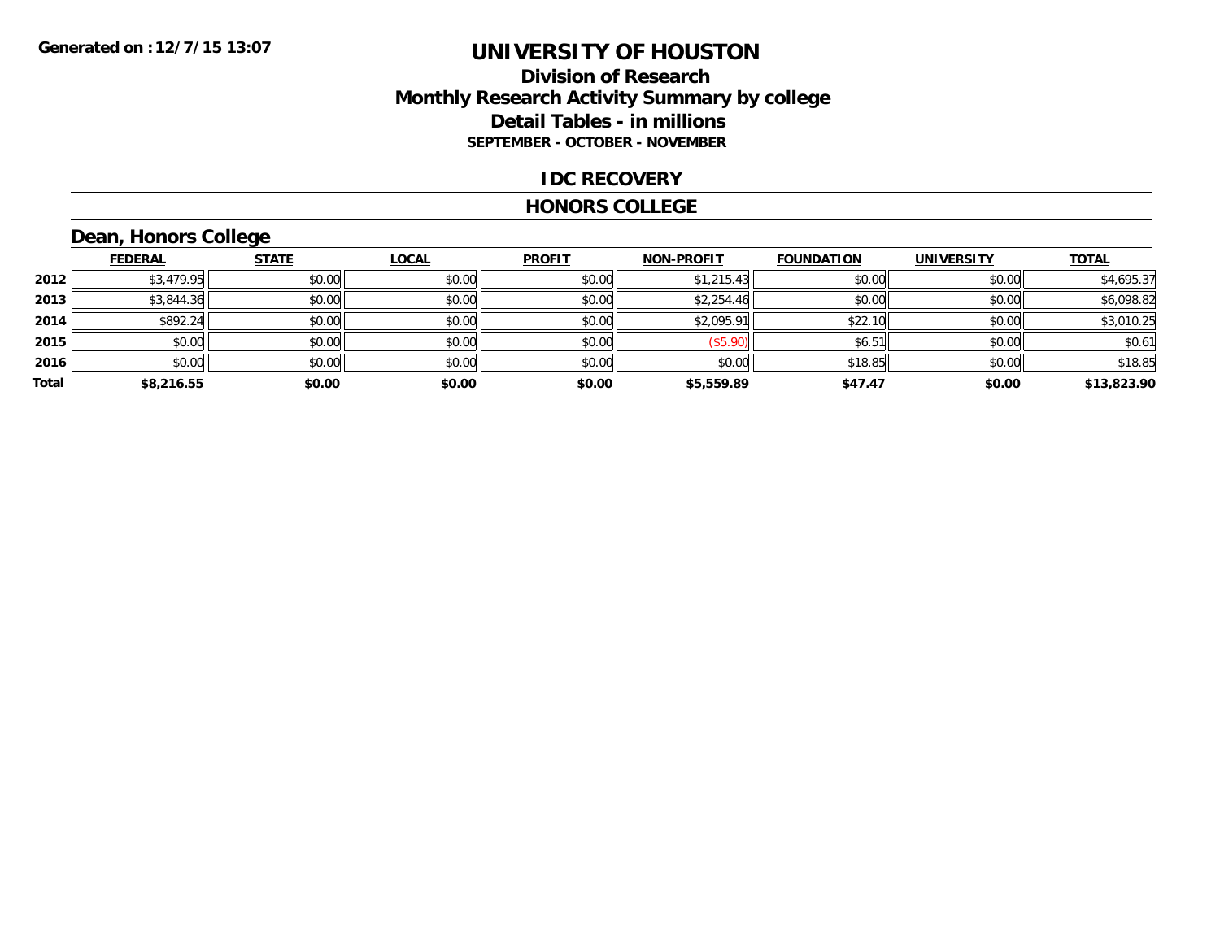# UNIVERSITY OF HOUSTON

## Division of Research
## Monthly Research Activity Summary by college
## Detail Tables - in millions
### SEPTEMBER - OCTOBER - NOVEMBER

Generated on : 12/7/15 13:07

## IDC RECOVERY

## HONORS COLLEGE

### Dean, Honors College

| | FEDERAL | STATE | LOCAL | PROFIT | NON-PROFIT | FOUNDATION | UNIVERSITY | TOTAL |
|---|---|---|---|---|---|---|---|---|
| 2012 | $3,479.95 | $0.00 | $0.00 | $0.00 | $1,215.43 | $0.00 | $0.00 | $4,695.37 |
| 2013 | $3,844.36 | $0.00 | $0.00 | $0.00 | $2,254.46 | $0.00 | $0.00 | $6,098.82 |
| 2014 | $892.24 | $0.00 | $0.00 | $0.00 | $2,095.91 | $22.10 | $0.00 | $3,010.25 |
| 2015 | $0.00 | $0.00 | $0.00 | $0.00 | ($5.90) | $6.51 | $0.00 | $0.61 |
| 2016 | $0.00 | $0.00 | $0.00 | $0.00 | $0.00 | $18.85 | $0.00 | $18.85 |
| **Total** | **$8,216.55** | **$0.00** | **$0.00** | **$0.00** | **$5,559.89** | **$47.47** | **$0.00** | **$13,823.90** |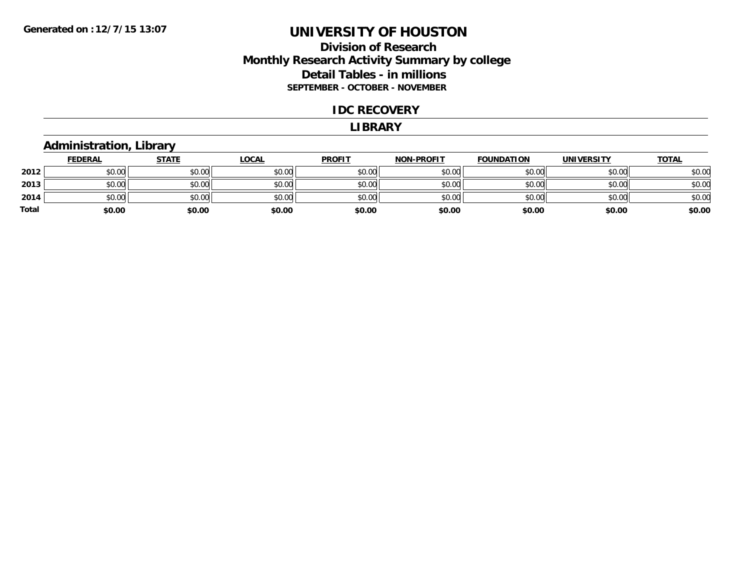Generated on : 12/7/15 13:07

# UNIVERSITY OF HOUSTON

## Division of Research
## Monthly Research Activity Summary by college
## Detail Tables - in millions
### SEPTEMBER - OCTOBER - NOVEMBER

### IDC RECOVERY

### LIBRARY

### Administration, Library

| | FEDERAL | STATE | LOCAL | PROFIT | NON-PROFIT | FOUNDATION | UNIVERSITY | TOTAL |
|---|---|---|---|---|---|---|---|---|
| 2012 | $0.00 | $0.00 | $0.00 | $0.00 | $0.00 | $0.00 | $0.00 | $0.00 |
| 2013 | $0.00 | $0.00 | $0.00 | $0.00 | $0.00 | $0.00 | $0.00 | $0.00 |
| 2014 | $0.00 | $0.00 | $0.00 | $0.00 | $0.00 | $0.00 | $0.00 | $0.00 |
| **Total** | **$0.00** | **$0.00** | **$0.00** | **$0.00** | **$0.00** | **$0.00** | **$0.00** | **$0.00** |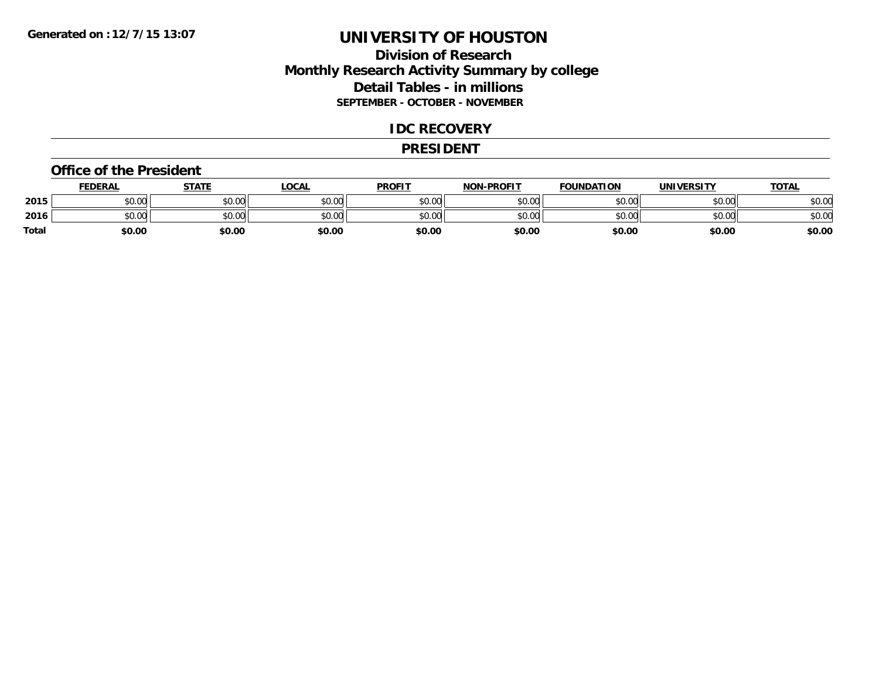Generated on :12/7/15 13:07

# UNIVERSITY OF HOUSTON

## Division of Research
## Monthly Research Activity Summary by college
## Detail Tables - in millions
### SEPTEMBER - OCTOBER - NOVEMBER

## IDC RECOVERY

## PRESIDENT

### Office of the President

| | FEDERAL | STATE | LOCAL | PROFIT | NON-PROFIT | FOUNDATION | UNIVERSITY | TOTAL |
|---|---|---|---|---|---|---|---|---|
| 2015 | $0.00 | $0.00 | $0.00 | $0.00 | $0.00 | $0.00 | $0.00 | $0.00 |
| 2016 | $0.00 | $0.00 | $0.00 | $0.00 | $0.00 | $0.00 | $0.00 | $0.00 |
| **Total** | **$0.00** | **$0.00** | **$0.00** | **$0.00** | **$0.00** | **$0.00** | **$0.00** | **$0.00** |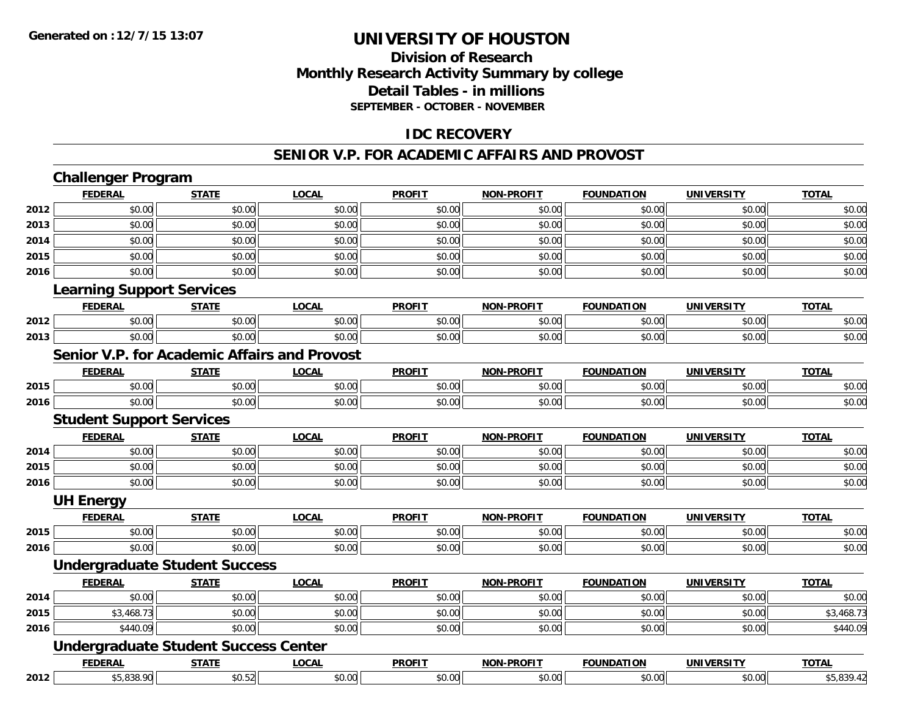Generated on :12/7/15 13:07

# UNIVERSITY OF HOUSTON

## Division of Research
## Monthly Research Activity Summary by college
## Detail Tables - in millions
### SEPTEMBER - OCTOBER - NOVEMBER

## IDC RECOVERY

## SENIOR V.P. FOR ACADEMIC AFFAIRS AND PROVOST

### Challenger Program

| | FEDERAL | STATE | LOCAL | PROFIT | NON-PROFIT | FOUNDATION | UNIVERSITY | TOTAL |
|---|---|---|---|---|---|---|---|---|
| 2012 | $0.00 | $0.00 | $0.00 | $0.00 | $0.00 | $0.00 | $0.00 | $0.00 |
| 2013 | $0.00 | $0.00 | $0.00 | $0.00 | $0.00 | $0.00 | $0.00 | $0.00 |
| 2014 | $0.00 | $0.00 | $0.00 | $0.00 | $0.00 | $0.00 | $0.00 | $0.00 |
| 2015 | $0.00 | $0.00 | $0.00 | $0.00 | $0.00 | $0.00 | $0.00 | $0.00 |
| 2016 | $0.00 | $0.00 | $0.00 | $0.00 | $0.00 | $0.00 | $0.00 | $0.00 |

### Learning Support Services

| | FEDERAL | STATE | LOCAL | PROFIT | NON-PROFIT | FOUNDATION | UNIVERSITY | TOTAL |
|---|---|---|---|---|---|---|---|---|
| 2012 | $0.00 | $0.00 | $0.00 | $0.00 | $0.00 | $0.00 | $0.00 | $0.00 |
| 2013 | $0.00 | $0.00 | $0.00 | $0.00 | $0.00 | $0.00 | $0.00 | $0.00 |

### Senior V.P. for Academic Affairs and Provost

| | FEDERAL | STATE | LOCAL | PROFIT | NON-PROFIT | FOUNDATION | UNIVERSITY | TOTAL |
|---|---|---|---|---|---|---|---|---|
| 2015 | $0.00 | $0.00 | $0.00 | $0.00 | $0.00 | $0.00 | $0.00 | $0.00 |
| 2016 | $0.00 | $0.00 | $0.00 | $0.00 | $0.00 | $0.00 | $0.00 | $0.00 |

### Student Support Services

| | FEDERAL | STATE | LOCAL | PROFIT | NON-PROFIT | FOUNDATION | UNIVERSITY | TOTAL |
|---|---|---|---|---|---|---|---|---|
| 2014 | $0.00 | $0.00 | $0.00 | $0.00 | $0.00 | $0.00 | $0.00 | $0.00 |
| 2015 | $0.00 | $0.00 | $0.00 | $0.00 | $0.00 | $0.00 | $0.00 | $0.00 |
| 2016 | $0.00 | $0.00 | $0.00 | $0.00 | $0.00 | $0.00 | $0.00 | $0.00 |

### UH Energy

| | FEDERAL | STATE | LOCAL | PROFIT | NON-PROFIT | FOUNDATION | UNIVERSITY | TOTAL |
|---|---|---|---|---|---|---|---|---|
| 2015 | $0.00 | $0.00 | $0.00 | $0.00 | $0.00 | $0.00 | $0.00 | $0.00 |
| 2016 | $0.00 | $0.00 | $0.00 | $0.00 | $0.00 | $0.00 | $0.00 | $0.00 |

### Undergraduate Student Success

| | FEDERAL | STATE | LOCAL | PROFIT | NON-PROFIT | FOUNDATION | UNIVERSITY | TOTAL |
|---|---|---|---|---|---|---|---|---|
| 2014 | $0.00 | $0.00 | $0.00 | $0.00 | $0.00 | $0.00 | $0.00 | $0.00 |
| 2015 | $3,468.73 | $0.00 | $0.00 | $0.00 | $0.00 | $0.00 | $0.00 | $3,468.73 |
| 2016 | $440.09 | $0.00 | $0.00 | $0.00 | $0.00 | $0.00 | $0.00 | $440.09 |

### Undergraduate Student Success Center

| | FEDERAL | STATE | LOCAL | PROFIT | NON-PROFIT | FOUNDATION | UNIVERSITY | TOTAL |
|---|---|---|---|---|---|---|---|---|
| 2012 | $5,838.90 | $0.52 | $0.00 | $0.00 | $0.00 | $0.00 | $0.00 | $5,839.42 |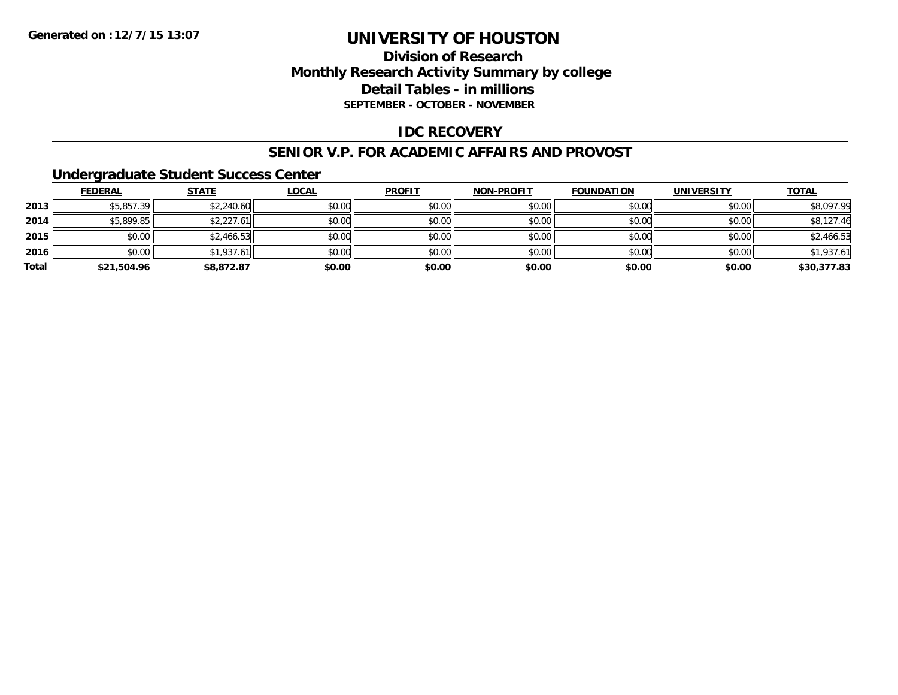Generated on :12/7/15 13:07

# UNIVERSITY OF HOUSTON

## Division of Research
## Monthly Research Activity Summary by college
## Detail Tables - in millions
### SEPTEMBER - OCTOBER - NOVEMBER

## IDC RECOVERY

## SENIOR V.P. FOR ACADEMIC AFFAIRS AND PROVOST

### Undergraduate Student Success Center

| | FEDERAL | STATE | LOCAL | PROFIT | NON-PROFIT | FOUNDATION | UNIVERSITY | TOTAL |
|---|---|---|---|---|---|---|---|---|
| 2013 | $5,857.39 | $2,240.60 | $0.00 | $0.00 | $0.00 | $0.00 | $0.00 | $8,097.99 |
| 2014 | $5,899.85 | $2,227.61 | $0.00 | $0.00 | $0.00 | $0.00 | $0.00 | $8,127.46 |
| 2015 | $0.00 | $2,466.53 | $0.00 | $0.00 | $0.00 | $0.00 | $0.00 | $2,466.53 |
| 2016 | $0.00 | $1,937.61 | $0.00 | $0.00 | $0.00 | $0.00 | $0.00 | $1,937.61 |
| **Total** | **$21,504.96** | **$8,872.87** | **$0.00** | **$0.00** | **$0.00** | **$0.00** | **$0.00** | **$30,377.83** |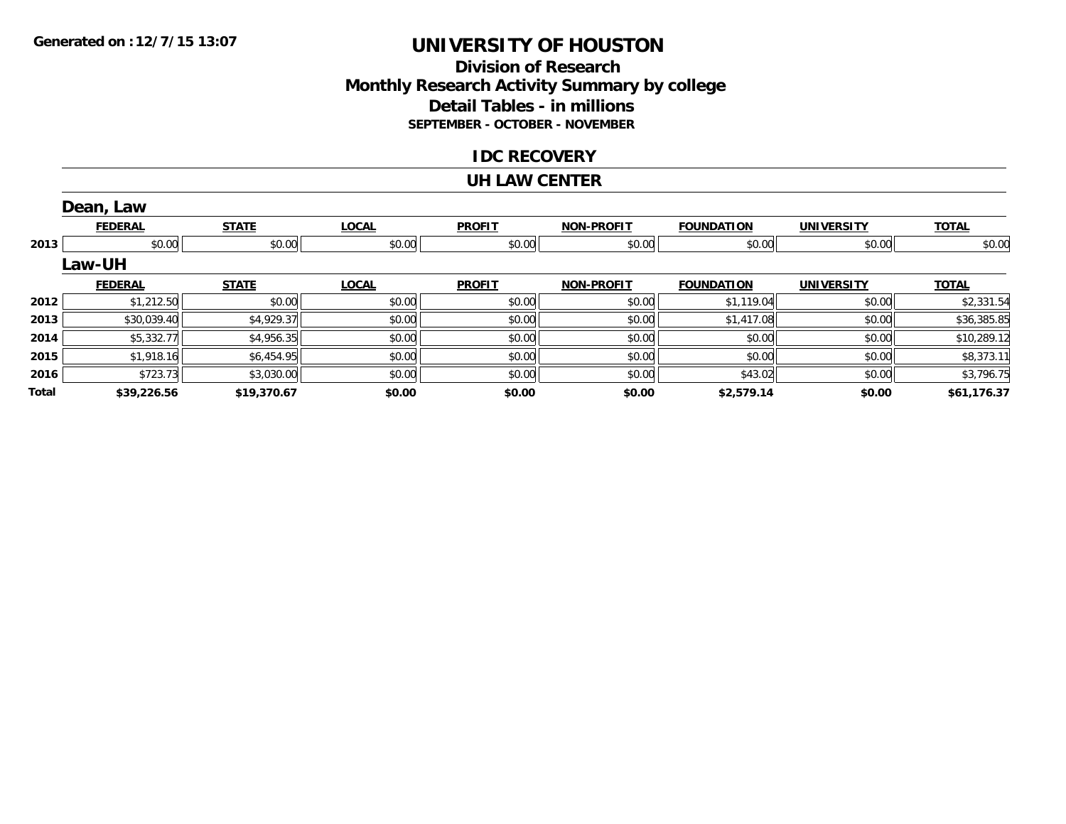# UNIVERSITY OF HOUSTON

## Division of Research
## Monthly Research Activity Summary by college
## Detail Tables - in millions
### SEPTEMBER - OCTOBER - NOVEMBER

## IDC RECOVERY

## UH LAW CENTER

### Dean, Law

| | FEDERAL | STATE | LOCAL | PROFIT | NON-PROFIT | FOUNDATION | UNIVERSITY | TOTAL |
|---|---|---|---|---|---|---|---|---|
| 2013 | $0.00 | $0.00 | $0.00 | $0.00 | $0.00 | $0.00 | $0.00 | $0.00 |

### Law-UH

| | FEDERAL | STATE | LOCAL | PROFIT | NON-PROFIT | FOUNDATION | UNIVERSITY | TOTAL |
|---|---|---|---|---|---|---|---|---|
| 2012 | $1,212.50 | $0.00 | $0.00 | $0.00 | $0.00 | $1,119.04 | $0.00 | $2,331.54 |
| 2013 | $30,039.40 | $4,929.37 | $0.00 | $0.00 | $0.00 | $1,417.08 | $0.00 | $36,385.85 |
| 2014 | $5,332.77 | $4,956.35 | $0.00 | $0.00 | $0.00 | $0.00 | $0.00 | $10,289.12 |
| 2015 | $1,918.16 | $6,454.95 | $0.00 | $0.00 | $0.00 | $0.00 | $0.00 | $8,373.11 |
| 2016 | $723.73 | $3,030.00 | $0.00 | $0.00 | $0.00 | $43.02 | $0.00 | $3,796.75 |
| **Total** | **$39,226.56** | **$19,370.67** | **$0.00** | **$0.00** | **$0.00** | **$2,579.14** | **$0.00** | **$61,176.37** |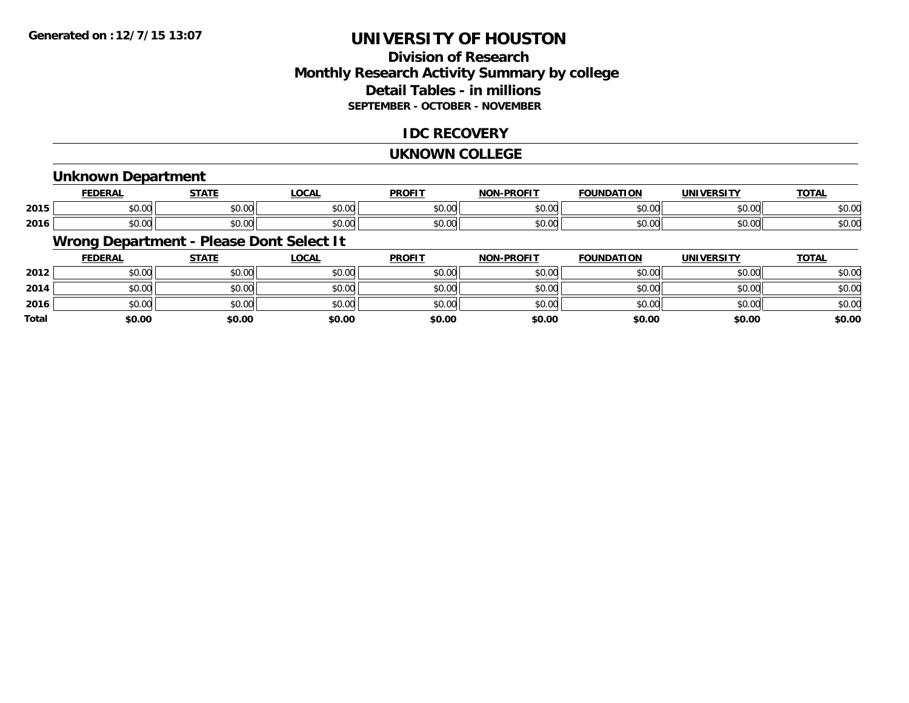Generated on :12/7/15 13:07

# UNIVERSITY OF HOUSTON

## Division of Research
## Monthly Research Activity Summary by college
## Detail Tables - in millions
### SEPTEMBER - OCTOBER - NOVEMBER

## IDC RECOVERY

## UKNOWN COLLEGE

### Unknown Department

| | FEDERAL | STATE | LOCAL | PROFIT | NON-PROFIT | FOUNDATION | UNIVERSITY | TOTAL |
|---|---|---|---|---|---|---|---|---|
| 2015 | $0.00 | $0.00 | $0.00 | $0.00 | $0.00 | $0.00 | $0.00 | $0.00 |
| 2016 | $0.00 | $0.00 | $0.00 | $0.00 | $0.00 | $0.00 | $0.00 | $0.00 |

### Wrong Department - Please Dont Select It

| | FEDERAL | STATE | LOCAL | PROFIT | NON-PROFIT | FOUNDATION | UNIVERSITY | TOTAL |
|---|---|---|---|---|---|---|---|---|
| 2012 | $0.00 | $0.00 | $0.00 | $0.00 | $0.00 | $0.00 | $0.00 | $0.00 |
| 2014 | $0.00 | $0.00 | $0.00 | $0.00 | $0.00 | $0.00 | $0.00 | $0.00 |
| 2016 | $0.00 | $0.00 | $0.00 | $0.00 | $0.00 | $0.00 | $0.00 | $0.00 |
| **Total** | **$0.00** | **$0.00** | **$0.00** | **$0.00** | **$0.00** | **$0.00** | **$0.00** | **$0.00** |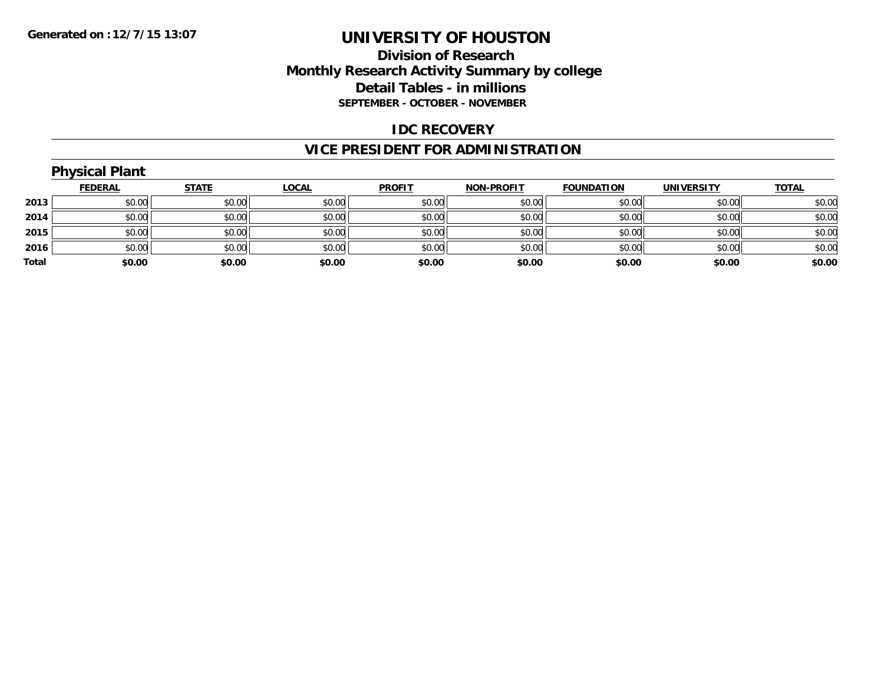**Generated on :12/7/15 13:07**

# UNIVERSITY OF HOUSTON

## Division of Research
## Monthly Research Activity Summary by college
## Detail Tables - in millions
### SEPTEMBER - OCTOBER - NOVEMBER

## IDC RECOVERY

## VICE PRESIDENT FOR ADMINISTRATION

### Physical Plant

| | FEDERAL | STATE | LOCAL | PROFIT | NON-PROFIT | FOUNDATION | UNIVERSITY | TOTAL |
|---|---|---|---|---|---|---|---|---|
| 2013 | $0.00 | $0.00 | $0.00 | $0.00 | $0.00 | $0.00 | $0.00 | $0.00 |
| 2014 | $0.00 | $0.00 | $0.00 | $0.00 | $0.00 | $0.00 | $0.00 | $0.00 |
| 2015 | $0.00 | $0.00 | $0.00 | $0.00 | $0.00 | $0.00 | $0.00 | $0.00 |
| 2016 | $0.00 | $0.00 | $0.00 | $0.00 | $0.00 | $0.00 | $0.00 | $0.00 |
| **Total** | **$0.00** | **$0.00** | **$0.00** | **$0.00** | **$0.00** | **$0.00** | **$0.00** | **$0.00** |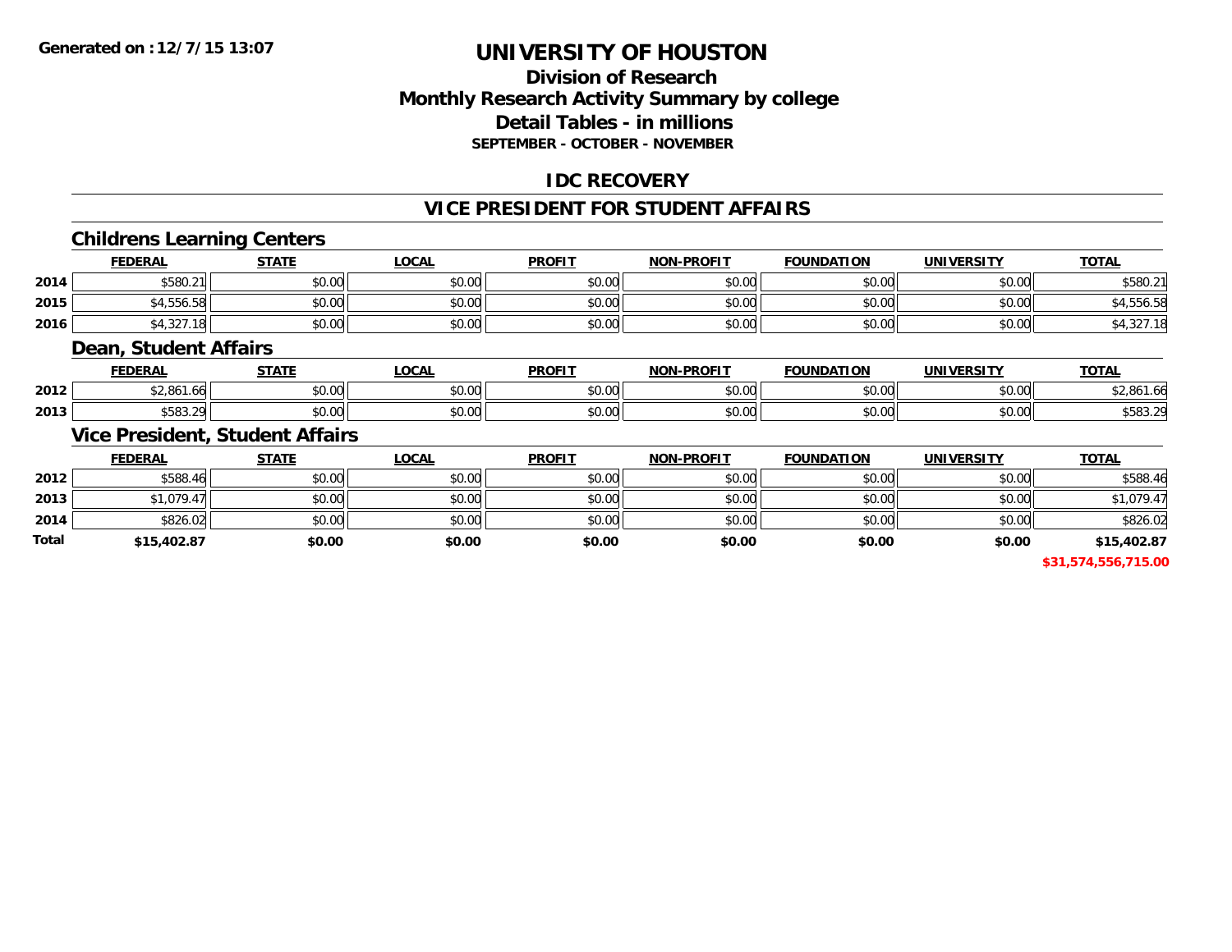Generated on :12/7/15 13:07

# UNIVERSITY OF HOUSTON

## Division of Research
## Monthly Research Activity Summary by college
## Detail Tables - in millions
**SEPTEMBER - OCTOBER - NOVEMBER**

### IDC RECOVERY

### VICE PRESIDENT FOR STUDENT AFFAIRS

#### Childrens Learning Centers

| | FEDERAL | STATE | LOCAL | PROFIT | NON-PROFIT | FOUNDATION | UNIVERSITY | TOTAL |
|---|---|---|---|---|---|---|---|---|
| 2014 | $580.21 | $0.00 | $0.00 | $0.00 | $0.00 | $0.00 | $0.00 | $580.21 |
| 2015 | $4,556.58 | $0.00 | $0.00 | $0.00 | $0.00 | $0.00 | $0.00 | $4,556.58 |
| 2016 | $4,327.18 | $0.00 | $0.00 | $0.00 | $0.00 | $0.00 | $0.00 | $4,327.18 |

#### Dean, Student Affairs

| | FEDERAL | STATE | LOCAL | PROFIT | NON-PROFIT | FOUNDATION | UNIVERSITY | TOTAL |
|---|---|---|---|---|---|---|---|---|
| 2012 | $2,861.66 | $0.00 | $0.00 | $0.00 | $0.00 | $0.00 | $0.00 | $2,861.66 |
| 2013 | $583.29 | $0.00 | $0.00 | $0.00 | $0.00 | $0.00 | $0.00 | $583.29 |

#### Vice President, Student Affairs

| | FEDERAL | STATE | LOCAL | PROFIT | NON-PROFIT | FOUNDATION | UNIVERSITY | TOTAL |
|---|---|---|---|---|---|---|---|---|
| 2012 | $588.46 | $0.00 | $0.00 | $0.00 | $0.00 | $0.00 | $0.00 | $588.46 |
| 2013 | $1,079.47 | $0.00 | $0.00 | $0.00 | $0.00 | $0.00 | $0.00 | $1,079.47 |
| 2014 | $826.02 | $0.00 | $0.00 | $0.00 | $0.00 | $0.00 | $0.00 | $826.02 |
| **Total** | **$15,402.87** | **$0.00** | **$0.00** | **$0.00** | **$0.00** | **$0.00** | **$0.00** | **$15,402.87** |

**$31,574,556,715.00**